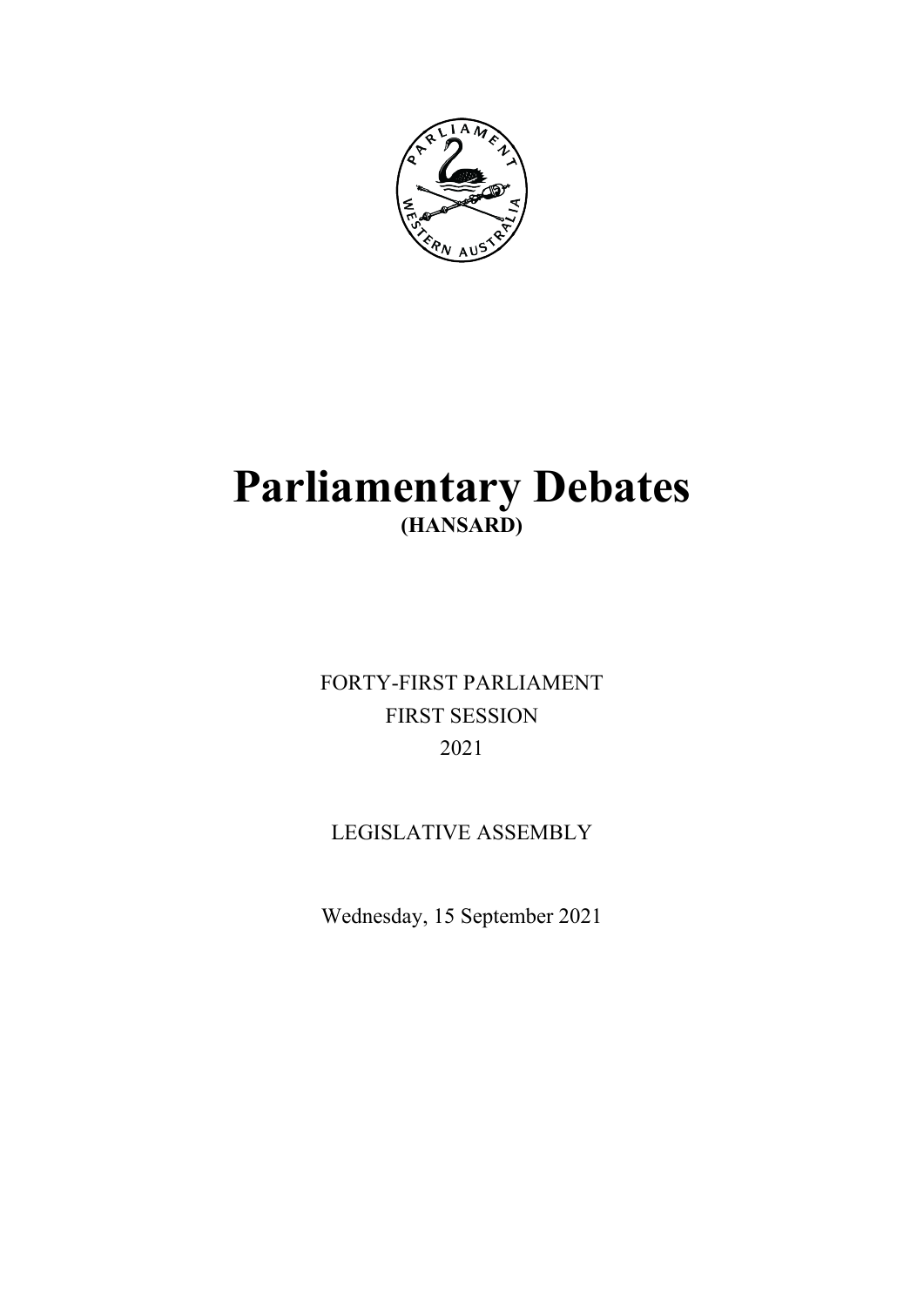# Parliamentary Debates

**(HANSARD)**

FORTY-FIRST PARLIAMENT

FIRST SESSION

2021

LEGISLATIVE ASSEMBLY

Wednesday, 15 September 2021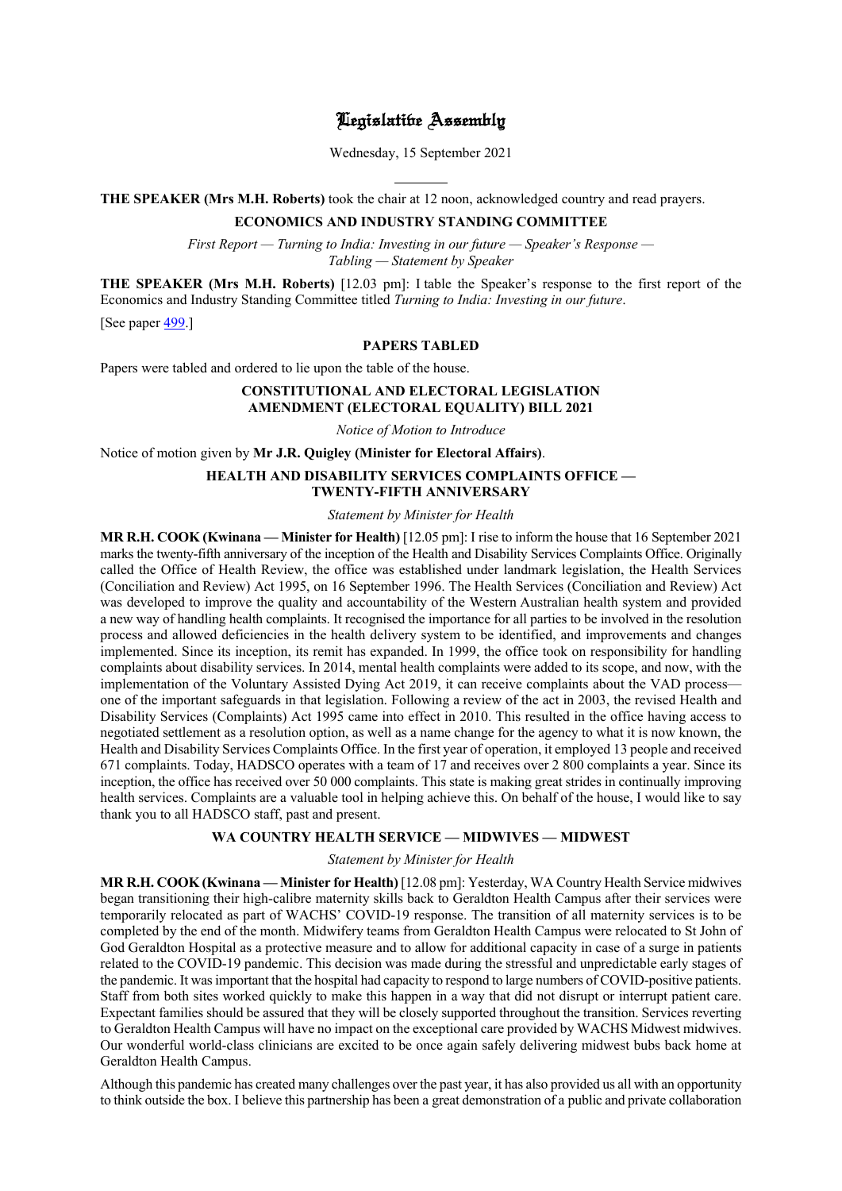# Legislative Assembly

Wednesday, 15 September 2021

**THE SPEAKER (Mrs M.H. Roberts)** took the chair at 12 noon, acknowledged country and read prayers.

## ECONOMICS AND INDUSTRY STANDING COMMITTEE

*First Report — Turning to India: Investing in our future — Speaker's Response — Tabling — Statement by Speaker*

**THE SPEAKER (Mrs M.H. Roberts)** [12.03 pm]: I table the Speaker's response to the first report of the Economics and Industry Standing Committee titled *Turning to India: Investing in our future*.

[See paper 499.]

## PAPERS TABLED

Papers were tabled and ordered to lie upon the table of the house.

## CONSTITUTIONAL AND ELECTORAL LEGISLATION AMENDMENT (ELECTORAL EQUALITY) BILL 2021

*Notice of Motion to Introduce*

Notice of motion given by **Mr J.R. Quigley (Minister for Electoral Affairs)**.

## HEALTH AND DISABILITY SERVICES COMPLAINTS OFFICE — TWENTY-FIFTH ANNIVERSARY

*Statement by Minister for Health*

**MR R.H. COOK (Kwinana — Minister for Health)** [12.05 pm]: I rise to inform the house that 16 September 2021 marks the twenty-fifth anniversary of the inception of the Health and Disability Services Complaints Office. Originally called the Office of Health Review, the office was established under landmark legislation, the Health Services (Conciliation and Review) Act 1995, on 16 September 1996. The Health Services (Conciliation and Review) Act was developed to improve the quality and accountability of the Western Australian health system and provided a new way of handling health complaints. It recognised the importance for all parties to be involved in the resolution process and allowed deficiencies in the health delivery system to be identified, and improvements and changes implemented. Since its inception, its remit has expanded. In 1999, the office took on responsibility for handling complaints about disability services. In 2014, mental health complaints were added to its scope, and now, with the implementation of the Voluntary Assisted Dying Act 2019, it can receive complaints about the VAD process— one of the important safeguards in that legislation. Following a review of the act in 2003, the revised Health and Disability Services (Complaints) Act 1995 came into effect in 2010. This resulted in the office having access to negotiated settlement as a resolution option, as well as a name change for the agency to what it is now known, the Health and Disability Services Complaints Office. In the first year of operation, it employed 13 people and received 671 complaints. Today, HADSCO operates with a team of 17 and receives over 2 800 complaints a year. Since its inception, the office has received over 50 000 complaints. This state is making great strides in continually improving health services. Complaints are a valuable tool in helping achieve this. On behalf of the house, I would like to say thank you to all HADSCO staff, past and present.

## WA COUNTRY HEALTH SERVICE — MIDWIVES — MIDWEST

*Statement by Minister for Health*

**MR R.H. COOK (Kwinana — Minister for Health)** [12.08 pm]: Yesterday, WA Country Health Service midwives began transitioning their high-calibre maternity skills back to Geraldton Health Campus after their services were temporarily relocated as part of WACHS' COVID-19 response. The transition of all maternity services is to be completed by the end of the month. Midwifery teams from Geraldton Health Campus were relocated to St John of God Geraldton Hospital as a protective measure and to allow for additional capacity in case of a surge in patients related to the COVID-19 pandemic. This decision was made during the stressful and unpredictable early stages of the pandemic. It was important that the hospital had capacity to respond to large numbers of COVID-positive patients. Staff from both sites worked quickly to make this happen in a way that did not disrupt or interrupt patient care. Expectant families should be assured that they will be closely supported throughout the transition. Services reverting to Geraldton Health Campus will have no impact on the exceptional care provided by WACHS Midwest midwives. Our wonderful world-class clinicians are excited to be once again safely delivering midwest bubs back home at Geraldton Health Campus.

Although this pandemic has created many challenges over the past year, it has also provided us all with an opportunity to think outside the box. I believe this partnership has been a great demonstration of a public and private collaboration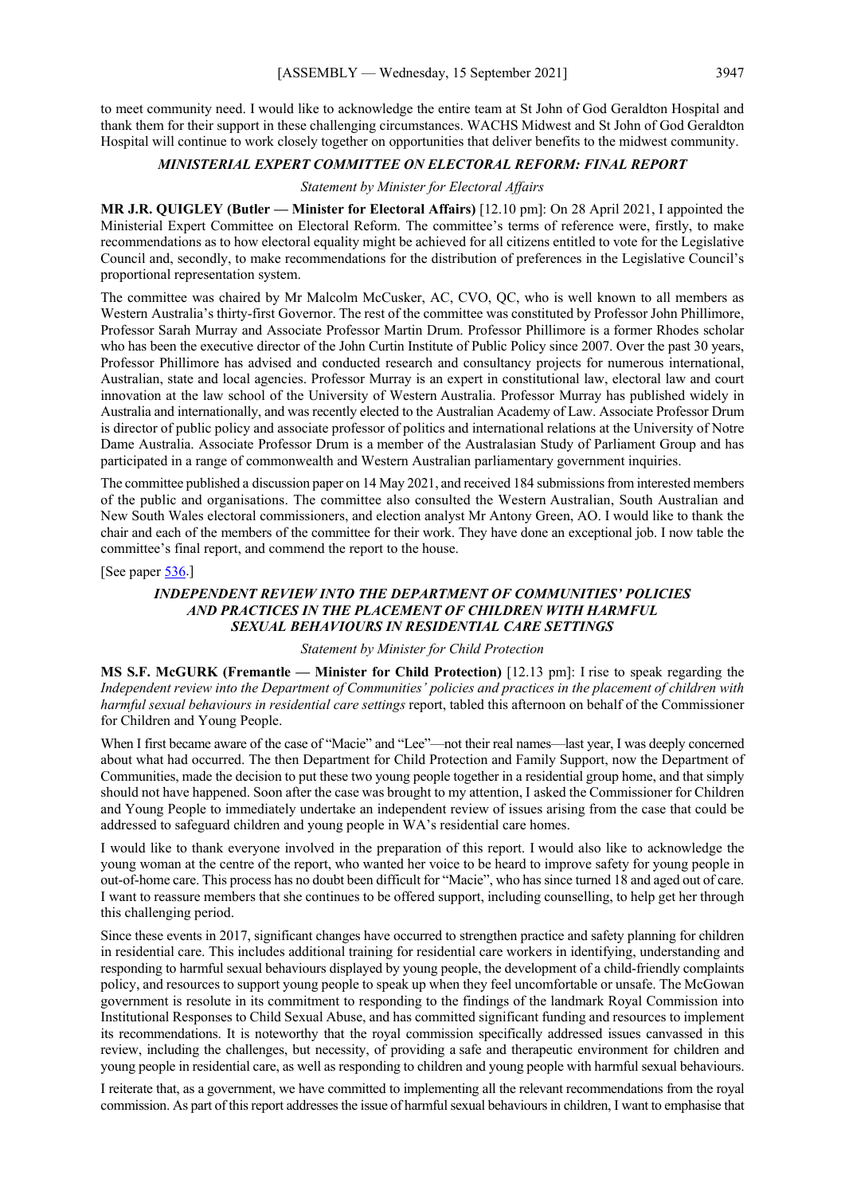to meet community need. I would like to acknowledge the entire team at St John of God Geraldton Hospital and thank them for their support in these challenging circumstances. WACHS Midwest and St John of God Geraldton Hospital will continue to work closely together on opportunities that deliver benefits to the midwest community.

### *MINISTERIAL EXPERT COMMITTEE ON ELECTORAL REFORM: FINAL REPORT*

*Statement by Minister for Electoral Affairs*

**MR J.R. QUIGLEY (Butler — Minister for Electoral Affairs)** [12.10 pm]: On 28 April 2021, I appointed the Ministerial Expert Committee on Electoral Reform. The committee's terms of reference were, firstly, to make recommendations as to how electoral equality might be achieved for all citizens entitled to vote for the Legislative Council and, secondly, to make recommendations for the distribution of preferences in the Legislative Council's proportional representation system.

The committee was chaired by Mr Malcolm McCusker, AC, CVO, QC, who is well known to all members as Western Australia's thirty-first Governor. The rest of the committee was constituted by Professor John Phillimore, Professor Sarah Murray and Associate Professor Martin Drum. Professor Phillimore is a former Rhodes scholar who has been the executive director of the John Curtin Institute of Public Policy since 2007. Over the past 30 years, Professor Phillimore has advised and conducted research and consultancy projects for numerous international, Australian, state and local agencies. Professor Murray is an expert in constitutional law, electoral law and court innovation at the law school of the University of Western Australia. Professor Murray has published widely in Australia and internationally, and was recently elected to the Australian Academy of Law. Associate Professor Drum is director of public policy and associate professor of politics and international relations at the University of Notre Dame Australia. Associate Professor Drum is a member of the Australasian Study of Parliament Group and has participated in a range of commonwealth and Western Australian parliamentary government inquiries.

The committee published a discussion paper on 14 May 2021, and received 184 submissions from interested members of the public and organisations. The committee also consulted the Western Australian, South Australian and New South Wales electoral commissioners, and election analyst Mr Antony Green, AO. I would like to thank the chair and each of the members of the committee for their work. They have done an exceptional job. I now table the committee's final report, and commend the report to the house.

[See paper 536.]

### *INDEPENDENT REVIEW INTO THE DEPARTMENT OF COMMUNITIES' POLICIES AND PRACTICES IN THE PLACEMENT OF CHILDREN WITH HARMFUL SEXUAL BEHAVIOURS IN RESIDENTIAL CARE SETTINGS*

*Statement by Minister for Child Protection*

**MS S.F. McGURK (Fremantle — Minister for Child Protection)** [12.13 pm]: I rise to speak regarding the *Independent review into the Department of Communities' policies and practices in the placement of children with harmful sexual behaviours in residential care settings* report, tabled this afternoon on behalf of the Commissioner for Children and Young People.

When I first became aware of the case of "Macie" and "Lee"—not their real names—last year, I was deeply concerned about what had occurred. The then Department for Child Protection and Family Support, now the Department of Communities, made the decision to put these two young people together in a residential group home, and that simply should not have happened. Soon after the case was brought to my attention, I asked the Commissioner for Children and Young People to immediately undertake an independent review of issues arising from the case that could be addressed to safeguard children and young people in WA's residential care homes.

I would like to thank everyone involved in the preparation of this report. I would also like to acknowledge the young woman at the centre of the report, who wanted her voice to be heard to improve safety for young people in out-of-home care. This process has no doubt been difficult for "Macie", who has since turned 18 and aged out of care. I want to reassure members that she continues to be offered support, including counselling, to help get her through this challenging period.

Since these events in 2017, significant changes have occurred to strengthen practice and safety planning for children in residential care. This includes additional training for residential care workers in identifying, understanding and responding to harmful sexual behaviours displayed by young people, the development of a child-friendly complaints policy, and resources to support young people to speak up when they feel uncomfortable or unsafe. The McGowan government is resolute in its commitment to responding to the findings of the landmark Royal Commission into Institutional Responses to Child Sexual Abuse, and has committed significant funding and resources to implement its recommendations. It is noteworthy that the royal commission specifically addressed issues canvassed in this review, including the challenges, but necessity, of providing a safe and therapeutic environment for children and young people in residential care, as well as responding to children and young people with harmful sexual behaviours.

I reiterate that, as a government, we have committed to implementing all the relevant recommendations from the royal commission. As part of this report addresses the issue of harmful sexual behaviours in children, I want to emphasise that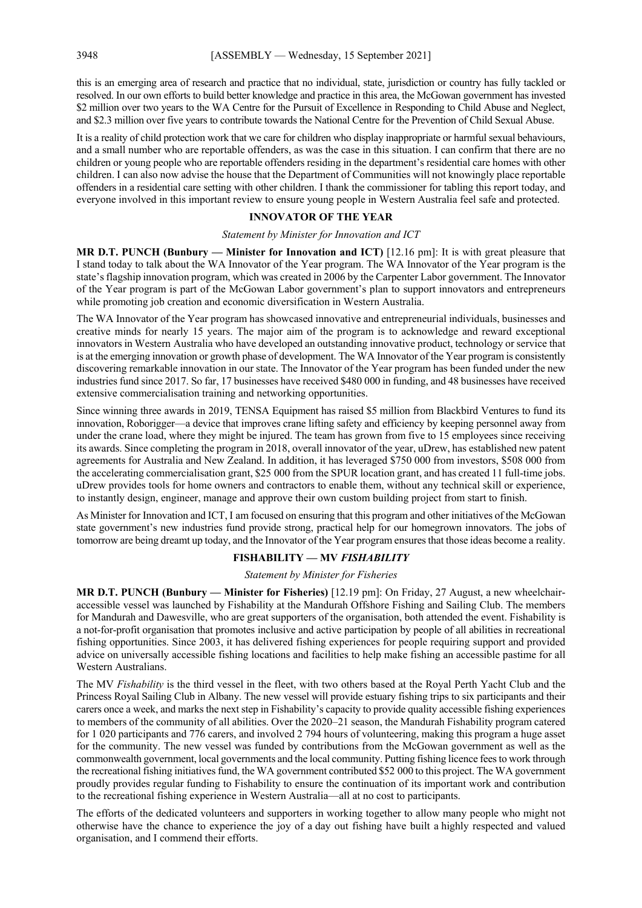this is an emerging area of research and practice that no individual, state, jurisdiction or country has fully tackled or resolved. In our own efforts to build better knowledge and practice in this area, the McGowan government has invested $2 million over two years to the WA Centre for the Pursuit of Excellence in Responding to Child Abuse and Neglect, and $2.3 million over five years to contribute towards the National Centre for the Prevention of Child Sexual Abuse.

It is a reality of child protection work that we care for children who display inappropriate or harmful sexual behaviours, and a small number who are reportable offenders, as was the case in this situation. I can confirm that there are no children or young people who are reportable offenders residing in the department's residential care homes with other children. I can also now advise the house that the Department of Communities will not knowingly place reportable offenders in a residential care setting with other children. I thank the commissioner for tabling this report today, and everyone involved in this important review to ensure young people in Western Australia feel safe and protected.

## INNOVATOR OF THE YEAR

*Statement by Minister for Innovation and ICT*

**MR D.T. PUNCH (Bunbury — Minister for Innovation and ICT)** [12.16 pm]: It is with great pleasure that I stand today to talk about the WA Innovator of the Year program. The WA Innovator of the Year program is the state's flagship innovation program, which was created in 2006 by the Carpenter Labor government. The Innovator of the Year program is part of the McGowan Labor government's plan to support innovators and entrepreneurs while promoting job creation and economic diversification in Western Australia.

The WA Innovator of the Year program has showcased innovative and entrepreneurial individuals, businesses and creative minds for nearly 15 years. The major aim of the program is to acknowledge and reward exceptional innovators in Western Australia who have developed an outstanding innovative product, technology or service that is at the emerging innovation or growth phase of development. The WA Innovator of the Year program is consistently discovering remarkable innovation in our state. The Innovator of the Year program has been funded under the new industries fund since 2017. So far, 17 businesses have received $480 000 in funding, and 48 businesses have received extensive commercialisation training and networking opportunities.

Since winning three awards in 2019, TENSA Equipment has raised $5 million from Blackbird Ventures to fund its innovation, Roborigger—a device that improves crane lifting safety and efficiency by keeping personnel away from under the crane load, where they might be injured. The team has grown from five to 15 employees since receiving its awards. Since completing the program in 2018, overall innovator of the year, uDrew, has established new patent agreements for Australia and New Zealand. In addition, it has leveraged $750 000 from investors, $508 000 from the accelerating commercialisation grant, $25 000 from the SPUR location grant, and has created 11 full-time jobs. uDrew provides tools for home owners and contractors to enable them, without any technical skill or experience, to instantly design, engineer, manage and approve their own custom building project from start to finish.

As Minister for Innovation and ICT, I am focused on ensuring that this program and other initiatives of the McGowan state government's new industries fund provide strong, practical help for our homegrown innovators. The jobs of tomorrow are being dreamt up today, and the Innovator of the Year program ensures that those ideas become a reality.

## FISHABILITY — MV *FISHABILITY*

*Statement by Minister for Fisheries*

**MR D.T. PUNCH (Bunbury — Minister for Fisheries)** [12.19 pm]: On Friday, 27 August, a new wheelchair-accessible vessel was launched by Fishability at the Mandurah Offshore Fishing and Sailing Club. The members for Mandurah and Dawesville, who are great supporters of the organisation, both attended the event. Fishability is a not-for-profit organisation that promotes inclusive and active participation by people of all abilities in recreational fishing opportunities. Since 2003, it has delivered fishing experiences for people requiring support and provided advice on universally accessible fishing locations and facilities to help make fishing an accessible pastime for all Western Australians.

The MV *Fishability* is the third vessel in the fleet, with two others based at the Royal Perth Yacht Club and the Princess Royal Sailing Club in Albany. The new vessel will provide estuary fishing trips to six participants and their carers once a week, and marks the next step in Fishability's capacity to provide quality accessible fishing experiences to members of the community of all abilities. Over the 2020–21 season, the Mandurah Fishability program catered for 1 020 participants and 776 carers, and involved 2 794 hours of volunteering, making this program a huge asset for the community. The new vessel was funded by contributions from the McGowan government as well as the commonwealth government, local governments and the local community. Putting fishing licence fees to work through the recreational fishing initiatives fund, the WA government contributed $52 000 to this project. The WA government proudly provides regular funding to Fishability to ensure the continuation of its important work and contribution to the recreational fishing experience in Western Australia—all at no cost to participants.

The efforts of the dedicated volunteers and supporters in working together to allow many people who might not otherwise have the chance to experience the joy of a day out fishing have built a highly respected and valued organisation, and I commend their efforts.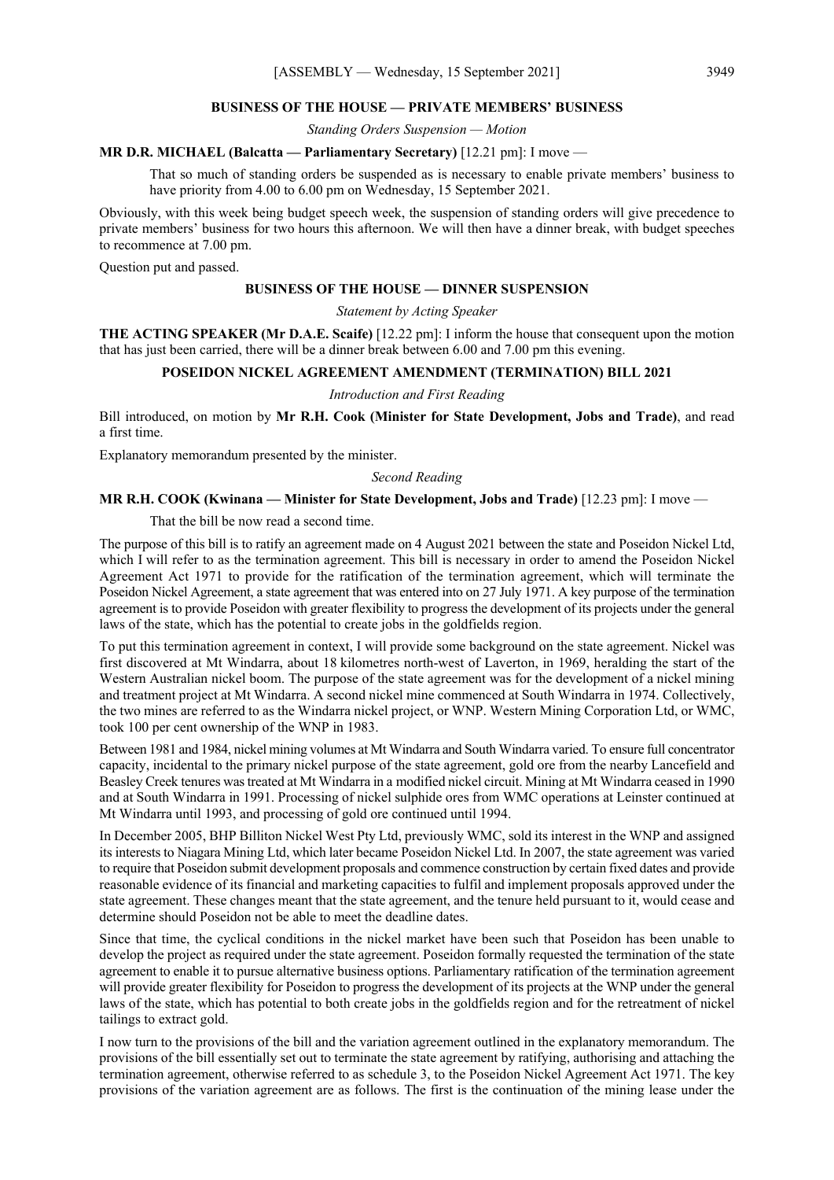## BUSINESS OF THE HOUSE — PRIVATE MEMBERS' BUSINESS

*Standing Orders Suspension — Motion*

**MR D.R. MICHAEL (Balcatta — Parliamentary Secretary)** [12.21 pm]: I move —

> That so much of standing orders be suspended as is necessary to enable private members' business to have priority from 4.00 to 6.00 pm on Wednesday, 15 September 2021.

Obviously, with this week being budget speech week, the suspension of standing orders will give precedence to private members' business for two hours this afternoon. We will then have a dinner break, with budget speeches to recommence at 7.00 pm.

Question put and passed.

## BUSINESS OF THE HOUSE — DINNER SUSPENSION

*Statement by Acting Speaker*

**THE ACTING SPEAKER (Mr D.A.E. Scaife)** [12.22 pm]: I inform the house that consequent upon the motion that has just been carried, there will be a dinner break between 6.00 and 7.00 pm this evening.

## POSEIDON NICKEL AGREEMENT AMENDMENT (TERMINATION) BILL 2021

*Introduction and First Reading*

Bill introduced, on motion by **Mr R.H. Cook (Minister for State Development, Jobs and Trade)**, and read a first time.

Explanatory memorandum presented by the minister.

*Second Reading*

**MR R.H. COOK (Kwinana — Minister for State Development, Jobs and Trade)** [12.23 pm]: I move —

> That the bill be now read a second time.

The purpose of this bill is to ratify an agreement made on 4 August 2021 between the state and Poseidon Nickel Ltd, which I will refer to as the termination agreement. This bill is necessary in order to amend the Poseidon Nickel Agreement Act 1971 to provide for the ratification of the termination agreement, which will terminate the Poseidon Nickel Agreement, a state agreement that was entered into on 27 July 1971. A key purpose of the termination agreement is to provide Poseidon with greater flexibility to progress the development of its projects under the general laws of the state, which has the potential to create jobs in the goldfields region.

To put this termination agreement in context, I will provide some background on the state agreement. Nickel was first discovered at Mt Windarra, about 18 kilometres north-west of Laverton, in 1969, heralding the start of the Western Australian nickel boom. The purpose of the state agreement was for the development of a nickel mining and treatment project at Mt Windarra. A second nickel mine commenced at South Windarra in 1974. Collectively, the two mines are referred to as the Windarra nickel project, or WNP. Western Mining Corporation Ltd, or WMC, took 100 per cent ownership of the WNP in 1983.

Between 1981 and 1984, nickel mining volumes at Mt Windarra and South Windarra varied. To ensure full concentrator capacity, incidental to the primary nickel purpose of the state agreement, gold ore from the nearby Lancefield and Beasley Creek tenures was treated at Mt Windarra in a modified nickel circuit. Mining at Mt Windarra ceased in 1990 and at South Windarra in 1991. Processing of nickel sulphide ores from WMC operations at Leinster continued at Mt Windarra until 1993, and processing of gold ore continued until 1994.

In December 2005, BHP Billiton Nickel West Pty Ltd, previously WMC, sold its interest in the WNP and assigned its interests to Niagara Mining Ltd, which later became Poseidon Nickel Ltd. In 2007, the state agreement was varied to require that Poseidon submit development proposals and commence construction by certain fixed dates and provide reasonable evidence of its financial and marketing capacities to fulfil and implement proposals approved under the state agreement. These changes meant that the state agreement, and the tenure held pursuant to it, would cease and determine should Poseidon not be able to meet the deadline dates.

Since that time, the cyclical conditions in the nickel market have been such that Poseidon has been unable to develop the project as required under the state agreement. Poseidon formally requested the termination of the state agreement to enable it to pursue alternative business options. Parliamentary ratification of the termination agreement will provide greater flexibility for Poseidon to progress the development of its projects at the WNP under the general laws of the state, which has potential to both create jobs in the goldfields region and for the retreatment of nickel tailings to extract gold.

I now turn to the provisions of the bill and the variation agreement outlined in the explanatory memorandum. The provisions of the bill essentially set out to terminate the state agreement by ratifying, authorising and attaching the termination agreement, otherwise referred to as schedule 3, to the Poseidon Nickel Agreement Act 1971. The key provisions of the variation agreement are as follows. The first is the continuation of the mining lease under the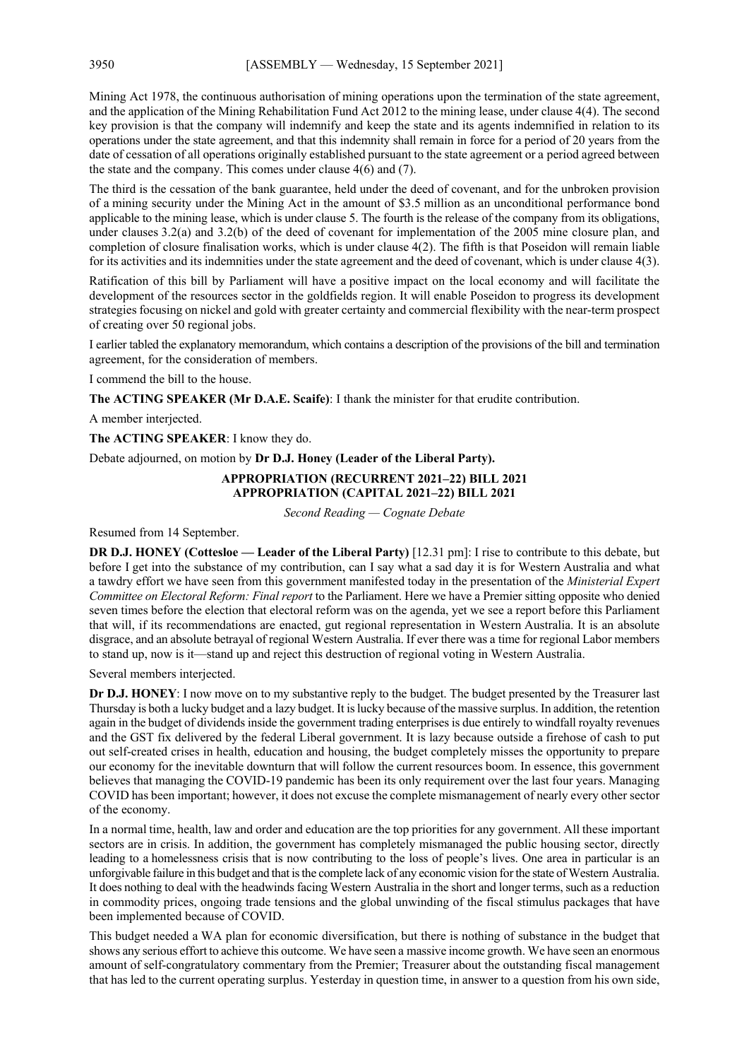Mining Act 1978, the continuous authorisation of mining operations upon the termination of the state agreement, and the application of the Mining Rehabilitation Fund Act 2012 to the mining lease, under clause 4(4). The second key provision is that the company will indemnify and keep the state and its agents indemnified in relation to its operations under the state agreement, and that this indemnity shall remain in force for a period of 20 years from the date of cessation of all operations originally established pursuant to the state agreement or a period agreed between the state and the company. This comes under clause 4(6) and (7).

The third is the cessation of the bank guarantee, held under the deed of covenant, and for the unbroken provision of a mining security under the Mining Act in the amount of $3.5 million as an unconditional performance bond applicable to the mining lease, which is under clause 5. The fourth is the release of the company from its obligations, under clauses 3.2(a) and 3.2(b) of the deed of covenant for implementation of the 2005 mine closure plan, and completion of closure finalisation works, which is under clause 4(2). The fifth is that Poseidon will remain liable for its activities and its indemnities under the state agreement and the deed of covenant, which is under clause 4(3).

Ratification of this bill by Parliament will have a positive impact on the local economy and will facilitate the development of the resources sector in the goldfields region. It will enable Poseidon to progress its development strategies focusing on nickel and gold with greater certainty and commercial flexibility with the near-term prospect of creating over 50 regional jobs.

I earlier tabled the explanatory memorandum, which contains a description of the provisions of the bill and termination agreement, for the consideration of members.

I commend the bill to the house.

**The ACTING SPEAKER (Mr D.A.E. Scaife)**: I thank the minister for that erudite contribution.

A member interjected.

**The ACTING SPEAKER**: I know they do.

Debate adjourned, on motion by **Dr D.J. Honey (Leader of the Liberal Party).**

## APPROPRIATION (RECURRENT 2021–22) BILL 2021
## APPROPRIATION (CAPITAL 2021–22) BILL 2021

*Second Reading — Cognate Debate*

Resumed from 14 September.

**DR D.J. HONEY (Cottesloe — Leader of the Liberal Party)** [12.31 pm]: I rise to contribute to this debate, but before I get into the substance of my contribution, can I say what a sad day it is for Western Australia and what a tawdry effort we have seen from this government manifested today in the presentation of the *Ministerial Expert Committee on Electoral Reform: Final report* to the Parliament. Here we have a Premier sitting opposite who denied seven times before the election that electoral reform was on the agenda, yet we see a report before this Parliament that will, if its recommendations are enacted, gut regional representation in Western Australia. It is an absolute disgrace, and an absolute betrayal of regional Western Australia. If ever there was a time for regional Labor members to stand up, now is it—stand up and reject this destruction of regional voting in Western Australia.

Several members interjected.

**Dr D.J. HONEY**: I now move on to my substantive reply to the budget. The budget presented by the Treasurer last Thursday is both a lucky budget and a lazy budget. It is lucky because of the massive surplus. In addition, the retention again in the budget of dividends inside the government trading enterprises is due entirely to windfall royalty revenues and the GST fix delivered by the federal Liberal government. It is lazy because outside a firehose of cash to put out self-created crises in health, education and housing, the budget completely misses the opportunity to prepare our economy for the inevitable downturn that will follow the current resources boom. In essence, this government believes that managing the COVID-19 pandemic has been its only requirement over the last four years. Managing COVID has been important; however, it does not excuse the complete mismanagement of nearly every other sector of the economy.

In a normal time, health, law and order and education are the top priorities for any government. All these important sectors are in crisis. In addition, the government has completely mismanaged the public housing sector, directly leading to a homelessness crisis that is now contributing to the loss of people's lives. One area in particular is an unforgivable failure in this budget and that is the complete lack of any economic vision for the state of Western Australia. It does nothing to deal with the headwinds facing Western Australia in the short and longer terms, such as a reduction in commodity prices, ongoing trade tensions and the global unwinding of the fiscal stimulus packages that have been implemented because of COVID.

This budget needed a WA plan for economic diversification, but there is nothing of substance in the budget that shows any serious effort to achieve this outcome. We have seen a massive income growth. We have seen an enormous amount of self-congratulatory commentary from the Premier; Treasurer about the outstanding fiscal management that has led to the current operating surplus. Yesterday in question time, in answer to a question from his own side,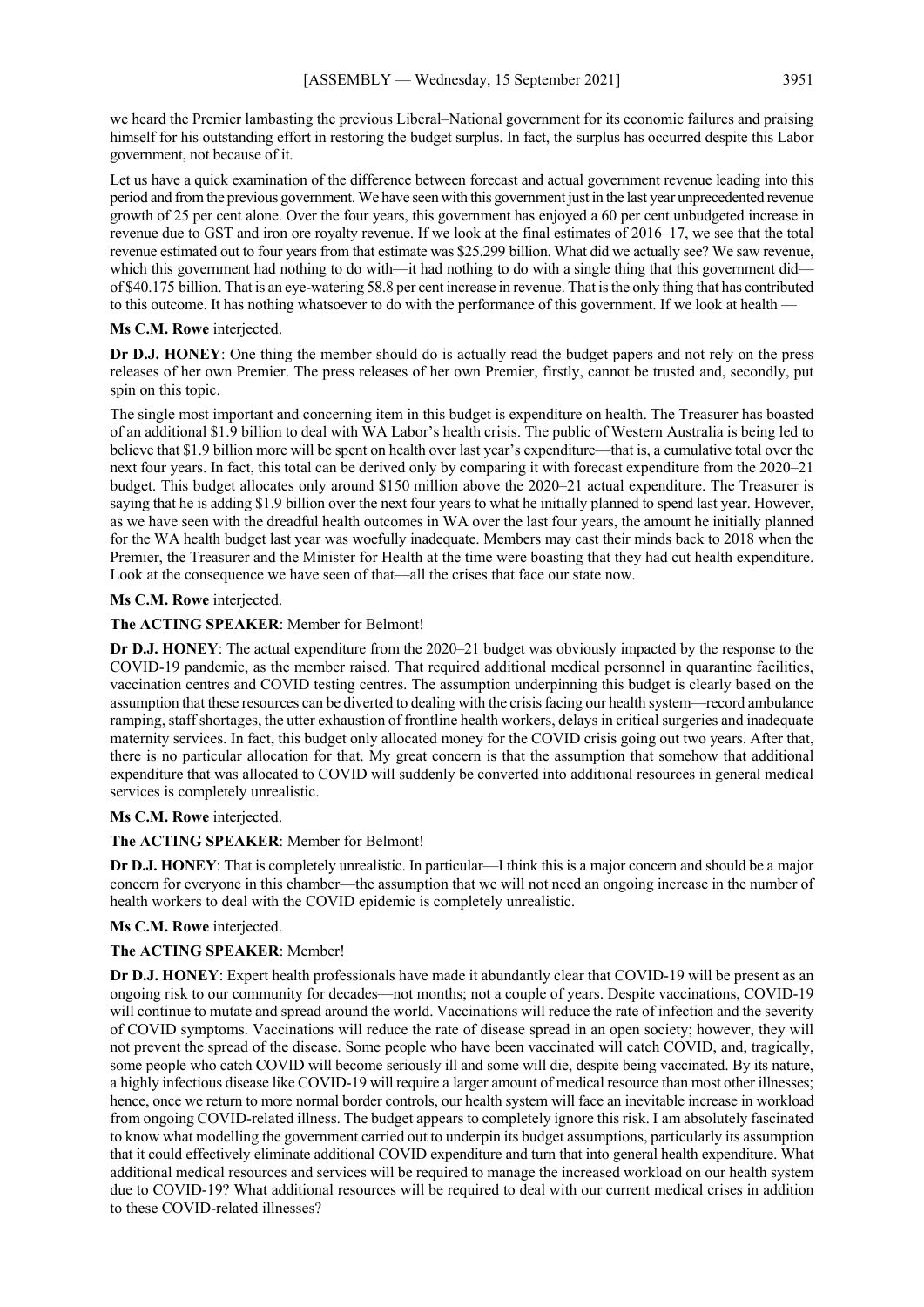we heard the Premier lambasting the previous Liberal–National government for its economic failures and praising himself for his outstanding effort in restoring the budget surplus. In fact, the surplus has occurred despite this Labor government, not because of it.

Let us have a quick examination of the difference between forecast and actual government revenue leading into this period and from the previous government. We have seen with this government just in the last year unprecedented revenue growth of 25 per cent alone. Over the four years, this government has enjoyed a 60 per cent unbudgeted increase in revenue due to GST and iron ore royalty revenue. If we look at the final estimates of 2016–17, we see that the total revenue estimated out to four years from that estimate was $25.299 billion. What did we actually see? We saw revenue, which this government had nothing to do with—it had nothing to do with a single thing that this government did—of $40.175 billion. That is an eye-watering 58.8 per cent increase in revenue. That is the only thing that has contributed to this outcome. It has nothing whatsoever to do with the performance of this government. If we look at health —

**Ms C.M. Rowe** interjected.

**Dr D.J. HONEY**: One thing the member should do is actually read the budget papers and not rely on the press releases of her own Premier. The press releases of her own Premier, firstly, cannot be trusted and, secondly, put spin on this topic.

The single most important and concerning item in this budget is expenditure on health. The Treasurer has boasted of an additional $1.9 billion to deal with WA Labor's health crisis. The public of Western Australia is being led to believe that $1.9 billion more will be spent on health over last year's expenditure—that is, a cumulative total over the next four years. In fact, this total can be derived only by comparing it with forecast expenditure from the 2020–21 budget. This budget allocates only around $150 million above the 2020–21 actual expenditure. The Treasurer is saying that he is adding $1.9 billion over the next four years to what he initially planned to spend last year. However, as we have seen with the dreadful health outcomes in WA over the last four years, the amount he initially planned for the WA health budget last year was woefully inadequate. Members may cast their minds back to 2018 when the Premier, the Treasurer and the Minister for Health at the time were boasting that they had cut health expenditure. Look at the consequence we have seen of that—all the crises that face our state now.

**Ms C.M. Rowe** interjected.

**The ACTING SPEAKER**: Member for Belmont!

**Dr D.J. HONEY**: The actual expenditure from the 2020–21 budget was obviously impacted by the response to the COVID-19 pandemic, as the member raised. That required additional medical personnel in quarantine facilities, vaccination centres and COVID testing centres. The assumption underpinning this budget is clearly based on the assumption that these resources can be diverted to dealing with the crisis facing our health system—record ambulance ramping, staff shortages, the utter exhaustion of frontline health workers, delays in critical surgeries and inadequate maternity services. In fact, this budget only allocated money for the COVID crisis going out two years. After that, there is no particular allocation for that. My great concern is that the assumption that somehow that additional expenditure that was allocated to COVID will suddenly be converted into additional resources in general medical services is completely unrealistic.

**Ms C.M. Rowe** interjected.

**The ACTING SPEAKER**: Member for Belmont!

**Dr D.J. HONEY**: That is completely unrealistic. In particular—I think this is a major concern and should be a major concern for everyone in this chamber—the assumption that we will not need an ongoing increase in the number of health workers to deal with the COVID epidemic is completely unrealistic.

**Ms C.M. Rowe** interjected.

**The ACTING SPEAKER**: Member!

**Dr D.J. HONEY**: Expert health professionals have made it abundantly clear that COVID-19 will be present as an ongoing risk to our community for decades—not months; not a couple of years. Despite vaccinations, COVID-19 will continue to mutate and spread around the world. Vaccinations will reduce the rate of infection and the severity of COVID symptoms. Vaccinations will reduce the rate of disease spread in an open society; however, they will not prevent the spread of the disease. Some people who have been vaccinated will catch COVID, and, tragically, some people who catch COVID will become seriously ill and some will die, despite being vaccinated. By its nature, a highly infectious disease like COVID-19 will require a larger amount of medical resource than most other illnesses; hence, once we return to more normal border controls, our health system will face an inevitable increase in workload from ongoing COVID-related illness. The budget appears to completely ignore this risk. I am absolutely fascinated to know what modelling the government carried out to underpin its budget assumptions, particularly its assumption that it could effectively eliminate additional COVID expenditure and turn that into general health expenditure. What additional medical resources and services will be required to manage the increased workload on our health system due to COVID-19? What additional resources will be required to deal with our current medical crises in addition to these COVID-related illnesses?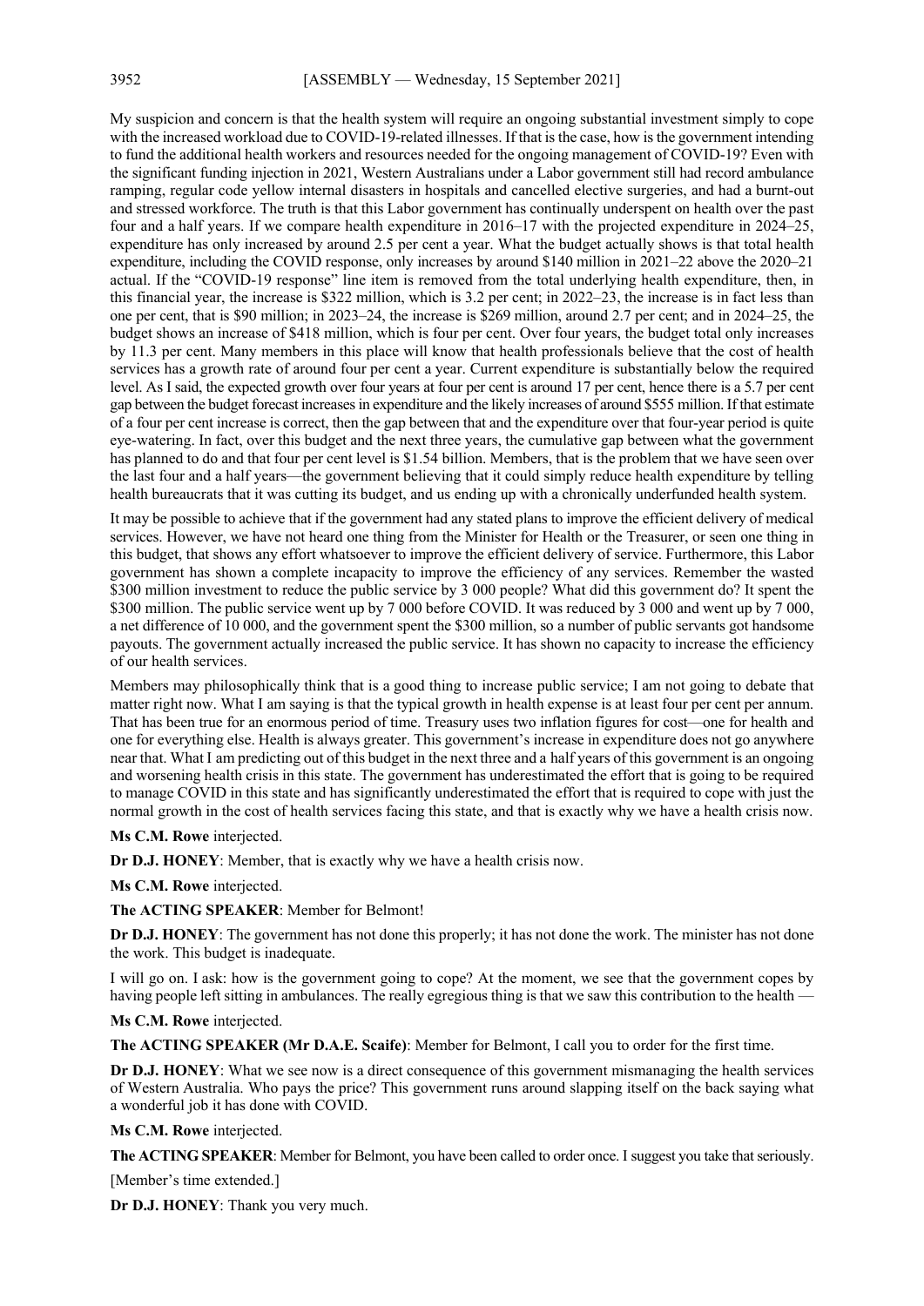My suspicion and concern is that the health system will require an ongoing substantial investment simply to cope with the increased workload due to COVID-19-related illnesses. If that is the case, how is the government intending to fund the additional health workers and resources needed for the ongoing management of COVID-19? Even with the significant funding injection in 2021, Western Australians under a Labor government still had record ambulance ramping, regular code yellow internal disasters in hospitals and cancelled elective surgeries, and had a burnt-out and stressed workforce. The truth is that this Labor government has continually underspent on health over the past four and a half years. If we compare health expenditure in 2016–17 with the projected expenditure in 2024–25, expenditure has only increased by around 2.5 per cent a year. What the budget actually shows is that total health expenditure, including the COVID response, only increases by around $140 million in 2021–22 above the 2020–21 actual. If the "COVID-19 response" line item is removed from the total underlying health expenditure, then, in this financial year, the increase is $322 million, which is 3.2 per cent; in 2022–23, the increase is in fact less than one per cent, that is $90 million; in 2023–24, the increase is $269 million, around 2.7 per cent; and in 2024–25, the budget shows an increase of $418 million, which is four per cent. Over four years, the budget total only increases by 11.3 per cent. Many members in this place will know that health professionals believe that the cost of health services has a growth rate of around four per cent a year. Current expenditure is substantially below the required level. As I said, the expected growth over four years at four per cent is around 17 per cent, hence there is a 5.7 per cent gap between the budget forecast increases in expenditure and the likely increases of around $555 million. If that estimate of a four per cent increase is correct, then the gap between that and the expenditure over that four-year period is quite eye-watering. In fact, over this budget and the next three years, the cumulative gap between what the government has planned to do and that four per cent level is $1.54 billion. Members, that is the problem that we have seen over the last four and a half years—the government believing that it could simply reduce health expenditure by telling health bureaucrats that it was cutting its budget, and us ending up with a chronically underfunded health system.

It may be possible to achieve that if the government had any stated plans to improve the efficient delivery of medical services. However, we have not heard one thing from the Minister for Health or the Treasurer, or seen one thing in this budget, that shows any effort whatsoever to improve the efficient delivery of service. Furthermore, this Labor government has shown a complete incapacity to improve the efficiency of any services. Remember the wasted $300 million investment to reduce the public service by 3 000 people? What did this government do? It spent the $300 million. The public service went up by 7 000 before COVID. It was reduced by 3 000 and went up by 7 000, a net difference of 10 000, and the government spent the $300 million, so a number of public servants got handsome payouts. The government actually increased the public service. It has shown no capacity to increase the efficiency of our health services.

Members may philosophically think that is a good thing to increase public service; I am not going to debate that matter right now. What I am saying is that the typical growth in health expense is at least four per cent per annum. That has been true for an enormous period of time. Treasury uses two inflation figures for cost—one for health and one for everything else. Health is always greater. This government's increase in expenditure does not go anywhere near that. What I am predicting out of this budget in the next three and a half years of this government is an ongoing and worsening health crisis in this state. The government has underestimated the effort that is going to be required to manage COVID in this state and has significantly underestimated the effort that is required to cope with just the normal growth in the cost of health services facing this state, and that is exactly why we have a health crisis now.

**Ms C.M. Rowe** interjected.

**Dr D.J. HONEY**: Member, that is exactly why we have a health crisis now.

**Ms C.M. Rowe** interjected.

**The ACTING SPEAKER**: Member for Belmont!

**Dr D.J. HONEY**: The government has not done this properly; it has not done the work. The minister has not done the work. This budget is inadequate.

I will go on. I ask: how is the government going to cope? At the moment, we see that the government copes by having people left sitting in ambulances. The really egregious thing is that we saw this contribution to the health —

**Ms C.M. Rowe** interjected.

**The ACTING SPEAKER (Mr D.A.E. Scaife)**: Member for Belmont, I call you to order for the first time.

**Dr D.J. HONEY**: What we see now is a direct consequence of this government mismanaging the health services of Western Australia. Who pays the price? This government runs around slapping itself on the back saying what a wonderful job it has done with COVID.

**Ms C.M. Rowe** interjected.

**The ACTING SPEAKER**: Member for Belmont, you have been called to order once. I suggest you take that seriously.

[Member's time extended.]

**Dr D.J. HONEY**: Thank you very much.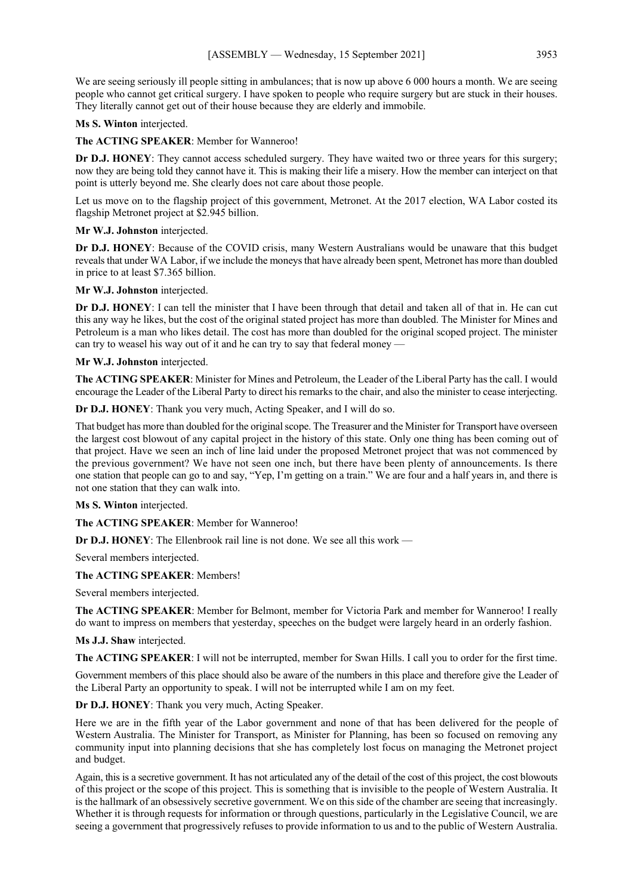We are seeing seriously ill people sitting in ambulances; that is now up above 6 000 hours a month. We are seeing people who cannot get critical surgery. I have spoken to people who require surgery but are stuck in their houses. They literally cannot get out of their house because they are elderly and immobile.

**Ms S. Winton** interjected.

**The ACTING SPEAKER**: Member for Wanneroo!

**Dr D.J. HONEY**: They cannot access scheduled surgery. They have waited two or three years for this surgery; now they are being told they cannot have it. This is making their life a misery. How the member can interject on that point is utterly beyond me. She clearly does not care about those people.

Let us move on to the flagship project of this government, Metronet. At the 2017 election, WA Labor costed its flagship Metronet project at $2.945 billion.

**Mr W.J. Johnston** interjected.

**Dr D.J. HONEY**: Because of the COVID crisis, many Western Australians would be unaware that this budget reveals that under WA Labor, if we include the moneys that have already been spent, Metronet has more than doubled in price to at least $7.365 billion.

**Mr W.J. Johnston** interjected.

**Dr D.J. HONEY**: I can tell the minister that I have been through that detail and taken all of that in. He can cut this any way he likes, but the cost of the original stated project has more than doubled. The Minister for Mines and Petroleum is a man who likes detail. The cost has more than doubled for the original scoped project. The minister can try to weasel his way out of it and he can try to say that federal money —

**Mr W.J. Johnston** interjected.

**The ACTING SPEAKER**: Minister for Mines and Petroleum, the Leader of the Liberal Party has the call. I would encourage the Leader of the Liberal Party to direct his remarks to the chair, and also the minister to cease interjecting.

**Dr D.J. HONEY**: Thank you very much, Acting Speaker, and I will do so.

That budget has more than doubled for the original scope. The Treasurer and the Minister for Transport have overseen the largest cost blowout of any capital project in the history of this state. Only one thing has been coming out of that project. Have we seen an inch of line laid under the proposed Metronet project that was not commenced by the previous government? We have not seen one inch, but there have been plenty of announcements. Is there one station that people can go to and say, "Yep, I'm getting on a train." We are four and a half years in, and there is not one station that they can walk into.

**Ms S. Winton** interjected.

**The ACTING SPEAKER**: Member for Wanneroo!

**Dr D.J. HONEY**: The Ellenbrook rail line is not done. We see all this work —

Several members interjected.

**The ACTING SPEAKER**: Members!

Several members interjected.

**The ACTING SPEAKER**: Member for Belmont, member for Victoria Park and member for Wanneroo! I really do want to impress on members that yesterday, speeches on the budget were largely heard in an orderly fashion.

**Ms J.J. Shaw** interjected.

**The ACTING SPEAKER**: I will not be interrupted, member for Swan Hills. I call you to order for the first time.

Government members of this place should also be aware of the numbers in this place and therefore give the Leader of the Liberal Party an opportunity to speak. I will not be interrupted while I am on my feet.

**Dr D.J. HONEY**: Thank you very much, Acting Speaker.

Here we are in the fifth year of the Labor government and none of that has been delivered for the people of Western Australia. The Minister for Transport, as Minister for Planning, has been so focused on removing any community input into planning decisions that she has completely lost focus on managing the Metronet project and budget.

Again, this is a secretive government. It has not articulated any of the detail of the cost of this project, the cost blowouts of this project or the scope of this project. This is something that is invisible to the people of Western Australia. It is the hallmark of an obsessively secretive government. We on this side of the chamber are seeing that increasingly. Whether it is through requests for information or through questions, particularly in the Legislative Council, we are seeing a government that progressively refuses to provide information to us and to the public of Western Australia.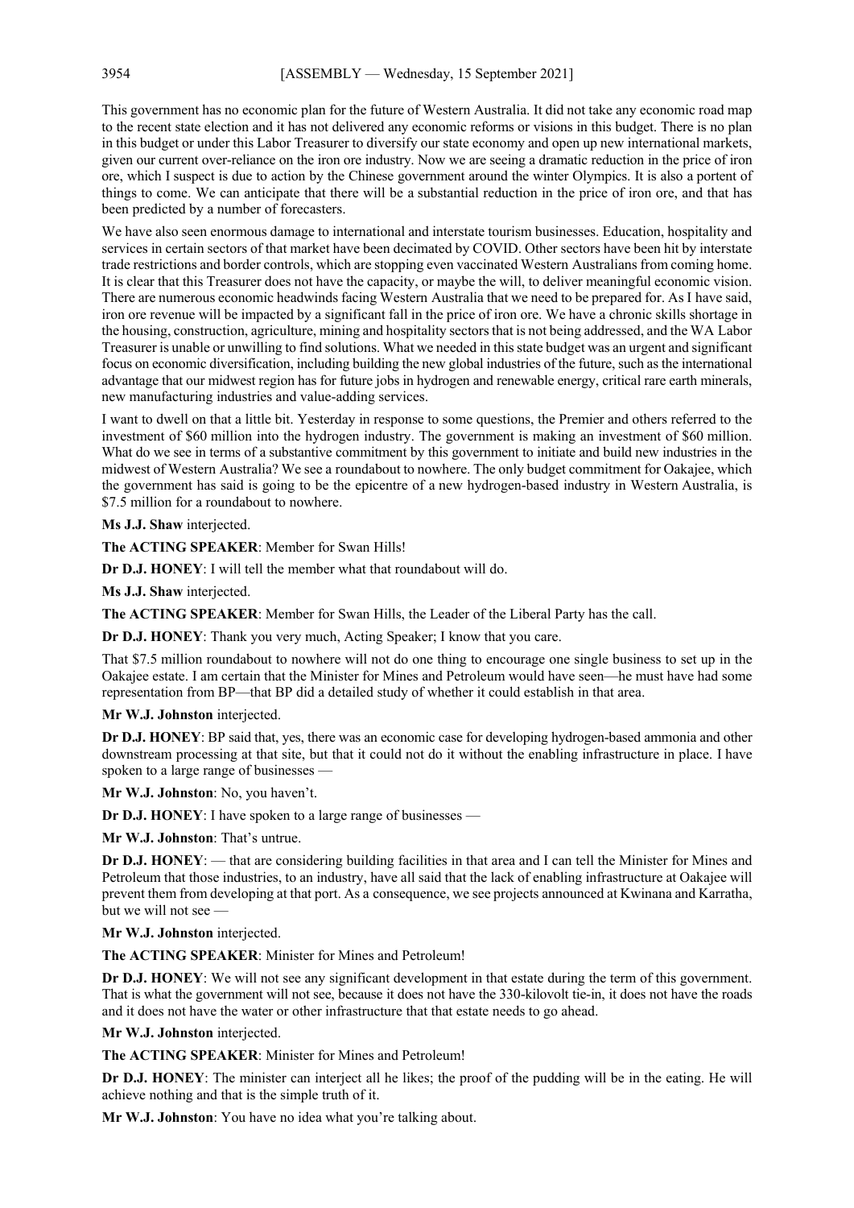This government has no economic plan for the future of Western Australia. It did not take any economic road map to the recent state election and it has not delivered any economic reforms or visions in this budget. There is no plan in this budget or under this Labor Treasurer to diversify our state economy and open up new international markets, given our current over-reliance on the iron ore industry. Now we are seeing a dramatic reduction in the price of iron ore, which I suspect is due to action by the Chinese government around the winter Olympics. It is also a portent of things to come. We can anticipate that there will be a substantial reduction in the price of iron ore, and that has been predicted by a number of forecasters.

We have also seen enormous damage to international and interstate tourism businesses. Education, hospitality and services in certain sectors of that market have been decimated by COVID. Other sectors have been hit by interstate trade restrictions and border controls, which are stopping even vaccinated Western Australians from coming home. It is clear that this Treasurer does not have the capacity, or maybe the will, to deliver meaningful economic vision. There are numerous economic headwinds facing Western Australia that we need to be prepared for. As I have said, iron ore revenue will be impacted by a significant fall in the price of iron ore. We have a chronic skills shortage in the housing, construction, agriculture, mining and hospitality sectors that is not being addressed, and the WA Labor Treasurer is unable or unwilling to find solutions. What we needed in this state budget was an urgent and significant focus on economic diversification, including building the new global industries of the future, such as the international advantage that our midwest region has for future jobs in hydrogen and renewable energy, critical rare earth minerals, new manufacturing industries and value-adding services.

I want to dwell on that a little bit. Yesterday in response to some questions, the Premier and others referred to the investment of $60 million into the hydrogen industry. The government is making an investment of $60 million. What do we see in terms of a substantive commitment by this government to initiate and build new industries in the midwest of Western Australia? We see a roundabout to nowhere. The only budget commitment for Oakajee, which the government has said is going to be the epicentre of a new hydrogen-based industry in Western Australia, is $7.5 million for a roundabout to nowhere.

**Ms J.J. Shaw** interjected.

**The ACTING SPEAKER**: Member for Swan Hills!

**Dr D.J. HONEY**: I will tell the member what that roundabout will do.

**Ms J.J. Shaw** interjected.

**The ACTING SPEAKER**: Member for Swan Hills, the Leader of the Liberal Party has the call.

**Dr D.J. HONEY**: Thank you very much, Acting Speaker; I know that you care.

That $7.5 million roundabout to nowhere will not do one thing to encourage one single business to set up in the Oakajee estate. I am certain that the Minister for Mines and Petroleum would have seen—he must have had some representation from BP—that BP did a detailed study of whether it could establish in that area.

**Mr W.J. Johnston** interjected.

**Dr D.J. HONEY**: BP said that, yes, there was an economic case for developing hydrogen-based ammonia and other downstream processing at that site, but that it could not do it without the enabling infrastructure in place. I have spoken to a large range of businesses —

**Mr W.J. Johnston**: No, you haven't.

**Dr D.J. HONEY**: I have spoken to a large range of businesses —

**Mr W.J. Johnston**: That's untrue.

**Dr D.J. HONEY**: — that are considering building facilities in that area and I can tell the Minister for Mines and Petroleum that those industries, to an industry, have all said that the lack of enabling infrastructure at Oakajee will prevent them from developing at that port. As a consequence, we see projects announced at Kwinana and Karratha, but we will not see —

**Mr W.J. Johnston** interjected.

**The ACTING SPEAKER**: Minister for Mines and Petroleum!

**Dr D.J. HONEY**: We will not see any significant development in that estate during the term of this government. That is what the government will not see, because it does not have the 330-kilovolt tie-in, it does not have the roads and it does not have the water or other infrastructure that that estate needs to go ahead.

**Mr W.J. Johnston** interjected.

**The ACTING SPEAKER**: Minister for Mines and Petroleum!

**Dr D.J. HONEY**: The minister can interject all he likes; the proof of the pudding will be in the eating. He will achieve nothing and that is the simple truth of it.

**Mr W.J. Johnston**: You have no idea what you're talking about.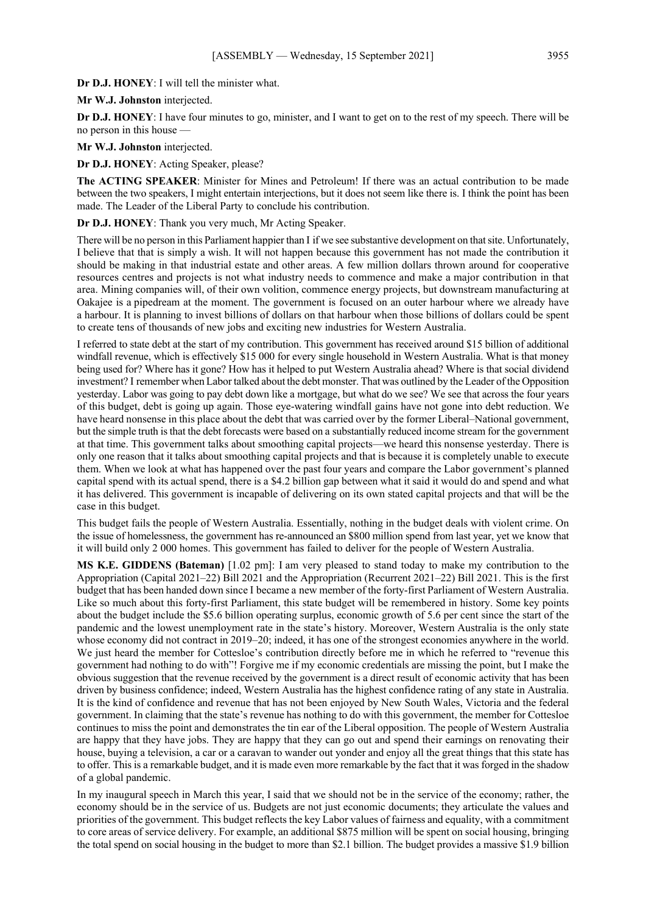**Dr D.J. HONEY**: I will tell the minister what.

**Mr W.J. Johnston** interjected.

**Dr D.J. HONEY**: I have four minutes to go, minister, and I want to get on to the rest of my speech. There will be no person in this house —

**Mr W.J. Johnston** interjected.

**Dr D.J. HONEY**: Acting Speaker, please?

**The ACTING SPEAKER**: Minister for Mines and Petroleum! If there was an actual contribution to be made between the two speakers, I might entertain interjections, but it does not seem like there is. I think the point has been made. The Leader of the Liberal Party to conclude his contribution.

**Dr D.J. HONEY**: Thank you very much, Mr Acting Speaker.

There will be no person in this Parliament happier than I if we see substantive development on that site. Unfortunately, I believe that that is simply a wish. It will not happen because this government has not made the contribution it should be making in that industrial estate and other areas. A few million dollars thrown around for cooperative resources centres and projects is not what industry needs to commence and make a major contribution in that area. Mining companies will, of their own volition, commence energy projects, but downstream manufacturing at Oakajee is a pipedream at the moment. The government is focused on an outer harbour where we already have a harbour. It is planning to invest billions of dollars on that harbour when those billions of dollars could be spent to create tens of thousands of new jobs and exciting new industries for Western Australia.

I referred to state debt at the start of my contribution. This government has received around $15 billion of additional windfall revenue, which is effectively $15 000 for every single household in Western Australia. What is that money being used for? Where has it gone? How has it helped to put Western Australia ahead? Where is that social dividend investment? I remember when Labor talked about the debt monster. That was outlined by the Leader of the Opposition yesterday. Labor was going to pay debt down like a mortgage, but what do we see? We see that across the four years of this budget, debt is going up again. Those eye-watering windfall gains have not gone into debt reduction. We have heard nonsense in this place about the debt that was carried over by the former Liberal–National government, but the simple truth is that the debt forecasts were based on a substantially reduced income stream for the government at that time. This government talks about smoothing capital projects—we heard this nonsense yesterday. There is only one reason that it talks about smoothing capital projects and that is because it is completely unable to execute them. When we look at what has happened over the past four years and compare the Labor government's planned capital spend with its actual spend, there is a $4.2 billion gap between what it said it would do and spend and what it has delivered. This government is incapable of delivering on its own stated capital projects and that will be the case in this budget.

This budget fails the people of Western Australia. Essentially, nothing in the budget deals with violent crime. On the issue of homelessness, the government has re-announced an $800 million spend from last year, yet we know that it will build only 2 000 homes. This government has failed to deliver for the people of Western Australia.

**MS K.E. GIDDENS (Bateman)** [1.02 pm]: I am very pleased to stand today to make my contribution to the Appropriation (Capital 2021–22) Bill 2021 and the Appropriation (Recurrent 2021–22) Bill 2021. This is the first budget that has been handed down since I became a new member of the forty-first Parliament of Western Australia. Like so much about this forty-first Parliament, this state budget will be remembered in history. Some key points about the budget include the $5.6 billion operating surplus, economic growth of 5.6 per cent since the start of the pandemic and the lowest unemployment rate in the state's history. Moreover, Western Australia is the only state whose economy did not contract in 2019–20; indeed, it has one of the strongest economies anywhere in the world. We just heard the member for Cottesloe's contribution directly before me in which he referred to "revenue this government had nothing to do with"! Forgive me if my economic credentials are missing the point, but I make the obvious suggestion that the revenue received by the government is a direct result of economic activity that has been driven by business confidence; indeed, Western Australia has the highest confidence rating of any state in Australia. It is the kind of confidence and revenue that has not been enjoyed by New South Wales, Victoria and the federal government. In claiming that the state's revenue has nothing to do with this government, the member for Cottesloe continues to miss the point and demonstrates the tin ear of the Liberal opposition. The people of Western Australia are happy that they have jobs. They are happy that they can go out and spend their earnings on renovating their house, buying a television, a car or a caravan to wander out yonder and enjoy all the great things that this state has to offer. This is a remarkable budget, and it is made even more remarkable by the fact that it was forged in the shadow of a global pandemic.

In my inaugural speech in March this year, I said that we should not be in the service of the economy; rather, the economy should be in the service of us. Budgets are not just economic documents; they articulate the values and priorities of the government. This budget reflects the key Labor values of fairness and equality, with a commitment to core areas of service delivery. For example, an additional $875 million will be spent on social housing, bringing the total spend on social housing in the budget to more than $2.1 billion. The budget provides a massive $1.9 billion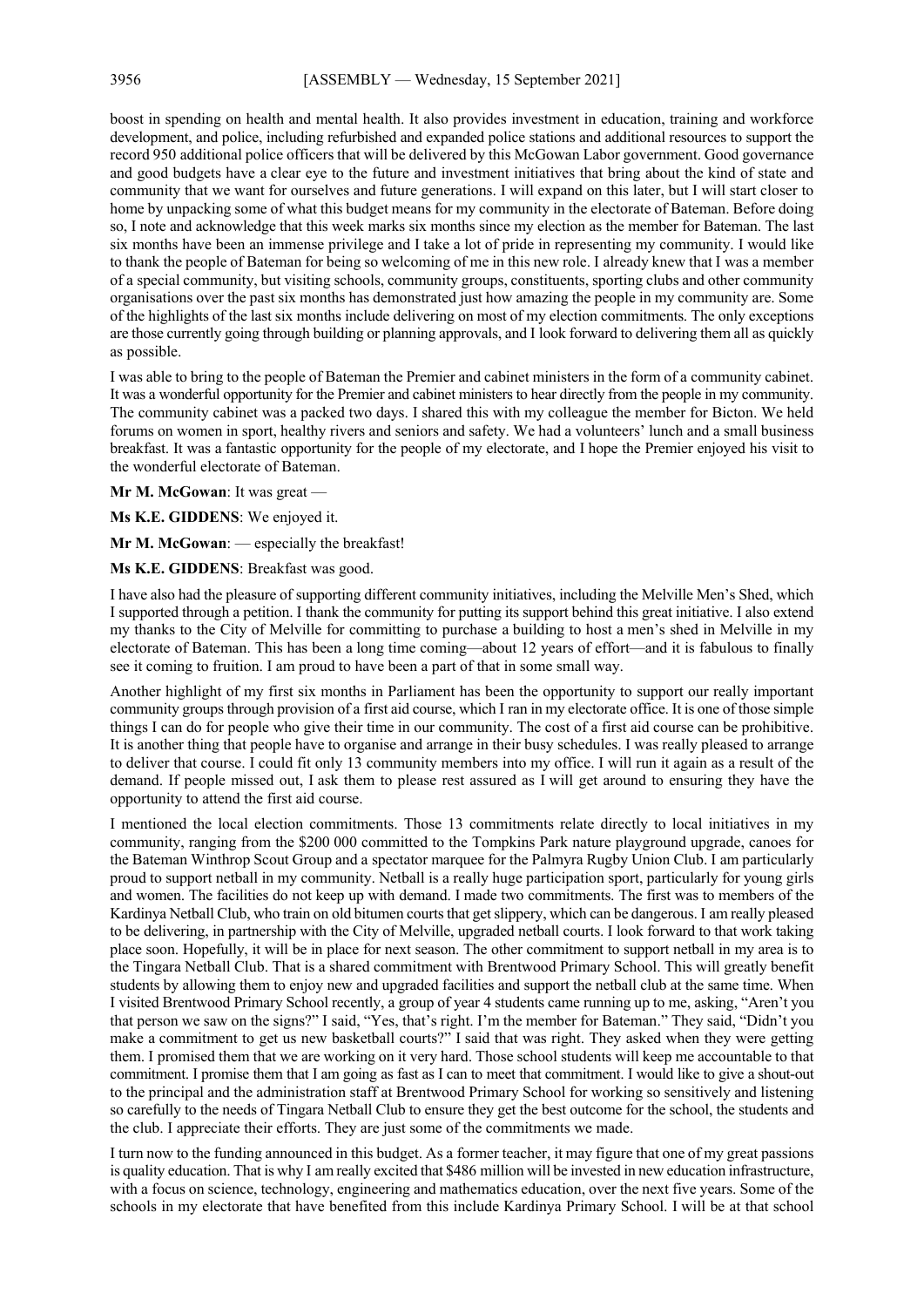boost in spending on health and mental health. It also provides investment in education, training and workforce development, and police, including refurbished and expanded police stations and additional resources to support the record 950 additional police officers that will be delivered by this McGowan Labor government. Good governance and good budgets have a clear eye to the future and investment initiatives that bring about the kind of state and community that we want for ourselves and future generations. I will expand on this later, but I will start closer to home by unpacking some of what this budget means for my community in the electorate of Bateman. Before doing so, I note and acknowledge that this week marks six months since my election as the member for Bateman. The last six months have been an immense privilege and I take a lot of pride in representing my community. I would like to thank the people of Bateman for being so welcoming of me in this new role. I already knew that I was a member of a special community, but visiting schools, community groups, constituents, sporting clubs and other community organisations over the past six months has demonstrated just how amazing the people in my community are. Some of the highlights of the last six months include delivering on most of my election commitments. The only exceptions are those currently going through building or planning approvals, and I look forward to delivering them all as quickly as possible.

I was able to bring to the people of Bateman the Premier and cabinet ministers in the form of a community cabinet. It was a wonderful opportunity for the Premier and cabinet ministers to hear directly from the people in my community. The community cabinet was a packed two days. I shared this with my colleague the member for Bicton. We held forums on women in sport, healthy rivers and seniors and safety. We had a volunteers' lunch and a small business breakfast. It was a fantastic opportunity for the people of my electorate, and I hope the Premier enjoyed his visit to the wonderful electorate of Bateman.

**Mr M. McGowan**: It was great —

**Ms K.E. GIDDENS**: We enjoyed it.

**Mr M. McGowan**: — especially the breakfast!

**Ms K.E. GIDDENS**: Breakfast was good.

I have also had the pleasure of supporting different community initiatives, including the Melville Men's Shed, which I supported through a petition. I thank the community for putting its support behind this great initiative. I also extend my thanks to the City of Melville for committing to purchase a building to host a men's shed in Melville in my electorate of Bateman. This has been a long time coming—about 12 years of effort—and it is fabulous to finally see it coming to fruition. I am proud to have been a part of that in some small way.

Another highlight of my first six months in Parliament has been the opportunity to support our really important community groups through provision of a first aid course, which I ran in my electorate office. It is one of those simple things I can do for people who give their time in our community. The cost of a first aid course can be prohibitive. It is another thing that people have to organise and arrange in their busy schedules. I was really pleased to arrange to deliver that course. I could fit only 13 community members into my office. I will run it again as a result of the demand. If people missed out, I ask them to please rest assured as I will get around to ensuring they have the opportunity to attend the first aid course.

I mentioned the local election commitments. Those 13 commitments relate directly to local initiatives in my community, ranging from the \$200 000 committed to the Tompkins Park nature playground upgrade, canoes for the Bateman Winthrop Scout Group and a spectator marquee for the Palmyra Rugby Union Club. I am particularly proud to support netball in my community. Netball is a really huge participation sport, particularly for young girls and women. The facilities do not keep up with demand. I made two commitments. The first was to members of the Kardinya Netball Club, who train on old bitumen courts that get slippery, which can be dangerous. I am really pleased to be delivering, in partnership with the City of Melville, upgraded netball courts. I look forward to that work taking place soon. Hopefully, it will be in place for next season. The other commitment to support netball in my area is to the Tingara Netball Club. That is a shared commitment with Brentwood Primary School. This will greatly benefit students by allowing them to enjoy new and upgraded facilities and support the netball club at the same time. When I visited Brentwood Primary School recently, a group of year 4 students came running up to me, asking, "Aren't you that person we saw on the signs?" I said, "Yes, that's right. I'm the member for Bateman." They said, "Didn't you make a commitment to get us new basketball courts?" I said that was right. They asked when they were getting them. I promised them that we are working on it very hard. Those school students will keep me accountable to that commitment. I promise them that I am going as fast as I can to meet that commitment. I would like to give a shout-out to the principal and the administration staff at Brentwood Primary School for working so sensitively and listening so carefully to the needs of Tingara Netball Club to ensure they get the best outcome for the school, the students and the club. I appreciate their efforts. They are just some of the commitments we made.

I turn now to the funding announced in this budget. As a former teacher, it may figure that one of my great passions is quality education. That is why I am really excited that \$486 million will be invested in new education infrastructure, with a focus on science, technology, engineering and mathematics education, over the next five years. Some of the schools in my electorate that have benefited from this include Kardinya Primary School. I will be at that school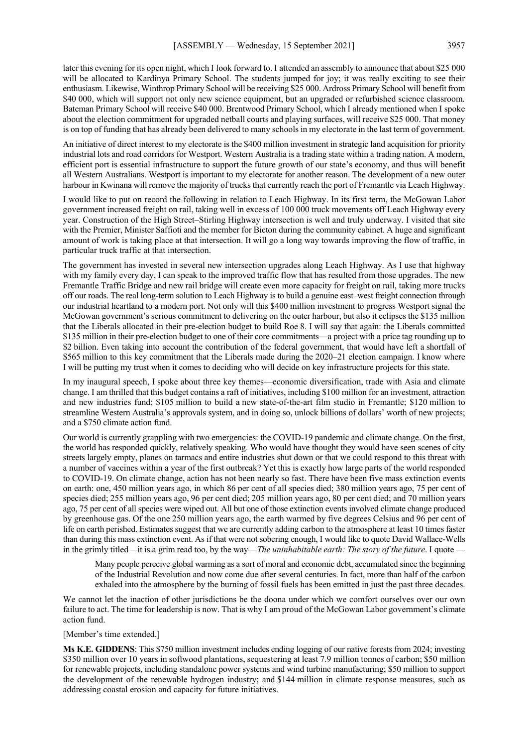later this evening for its open night, which I look forward to. I attended an assembly to announce that about $25 000 will be allocated to Kardinya Primary School. The students jumped for joy; it was really exciting to see their enthusiasm. Likewise, Winthrop Primary School will be receiving $25 000. Ardross Primary School will benefit from $40 000, which will support not only new science equipment, but an upgraded or refurbished science classroom. Bateman Primary School will receive $40 000. Brentwood Primary School, which I already mentioned when I spoke about the election commitment for upgraded netball courts and playing surfaces, will receive $25 000. That money is on top of funding that has already been delivered to many schools in my electorate in the last term of government.

An initiative of direct interest to my electorate is the $400 million investment in strategic land acquisition for priority industrial lots and road corridors for Westport. Western Australia is a trading state within a trading nation. A modern, efficient port is essential infrastructure to support the future growth of our state's economy, and thus will benefit all Western Australians. Westport is important to my electorate for another reason. The development of a new outer harbour in Kwinana will remove the majority of trucks that currently reach the port of Fremantle via Leach Highway.

I would like to put on record the following in relation to Leach Highway. In its first term, the McGowan Labor government increased freight on rail, taking well in excess of 100 000 truck movements off Leach Highway every year. Construction of the High Street–Stirling Highway intersection is well and truly underway. I visited that site with the Premier, Minister Saffioti and the member for Bicton during the community cabinet. A huge and significant amount of work is taking place at that intersection. It will go a long way towards improving the flow of traffic, in particular truck traffic at that intersection.

The government has invested in several new intersection upgrades along Leach Highway. As I use that highway with my family every day, I can speak to the improved traffic flow that has resulted from those upgrades. The new Fremantle Traffic Bridge and new rail bridge will create even more capacity for freight on rail, taking more trucks off our roads. The real long-term solution to Leach Highway is to build a genuine east–west freight connection through our industrial heartland to a modern port. Not only will this $400 million investment to progress Westport signal the McGowan government's serious commitment to delivering on the outer harbour, but also it eclipses the $135 million that the Liberals allocated in their pre-election budget to build Roe 8. I will say that again: the Liberals committed $135 million in their pre-election budget to one of their core commitments—a project with a price tag rounding up to $2 billion. Even taking into account the contribution of the federal government, that would have left a shortfall of $565 million to this key commitment that the Liberals made during the 2020–21 election campaign. I know where I will be putting my trust when it comes to deciding who will decide on key infrastructure projects for this state.

In my inaugural speech, I spoke about three key themes—economic diversification, trade with Asia and climate change. I am thrilled that this budget contains a raft of initiatives, including $100 million for an investment, attraction and new industries fund; $105 million to build a new state-of-the-art film studio in Fremantle; $120 million to streamline Western Australia's approvals system, and in doing so, unlock billions of dollars' worth of new projects; and a $750 climate action fund.

Our world is currently grappling with two emergencies: the COVID-19 pandemic and climate change. On the first, the world has responded quickly, relatively speaking. Who would have thought they would have seen scenes of city streets largely empty, planes on tarmacs and entire industries shut down or that we could respond to this threat with a number of vaccines within a year of the first outbreak? Yet this is exactly how large parts of the world responded to COVID-19. On climate change, action has not been nearly so fast. There have been five mass extinction events on earth: one, 450 million years ago, in which 86 per cent of all species died; 380 million years ago, 75 per cent of species died; 255 million years ago, 96 per cent died; 205 million years ago, 80 per cent died; and 70 million years ago, 75 per cent of all species were wiped out. All but one of those extinction events involved climate change produced by greenhouse gas. Of the one 250 million years ago, the earth warmed by five degrees Celsius and 96 per cent of life on earth perished. Estimates suggest that we are currently adding carbon to the atmosphere at least 10 times faster than during this mass extinction event. As if that were not sobering enough, I would like to quote David Wallace-Wells in the grimly titled—it is a grim read too, by the way—*The uninhabitable earth: The story of the future*. I quote —

> Many people perceive global warming as a sort of moral and economic debt, accumulated since the beginning of the Industrial Revolution and now come due after several centuries. In fact, more than half of the carbon exhaled into the atmosphere by the burning of fossil fuels has been emitted in just the past three decades.

We cannot let the inaction of other jurisdictions be the doona under which we comfort ourselves over our own failure to act. The time for leadership is now. That is why I am proud of the McGowan Labor government's climate action fund.

[Member's time extended.]

**Ms K.E. GIDDENS**: This $750 million investment includes ending logging of our native forests from 2024; investing $350 million over 10 years in softwood plantations, sequestering at least 7.9 million tonnes of carbon; $50 million for renewable projects, including standalone power systems and wind turbine manufacturing; $50 million to support the development of the renewable hydrogen industry; and $144 million in climate response measures, such as addressing coastal erosion and capacity for future initiatives.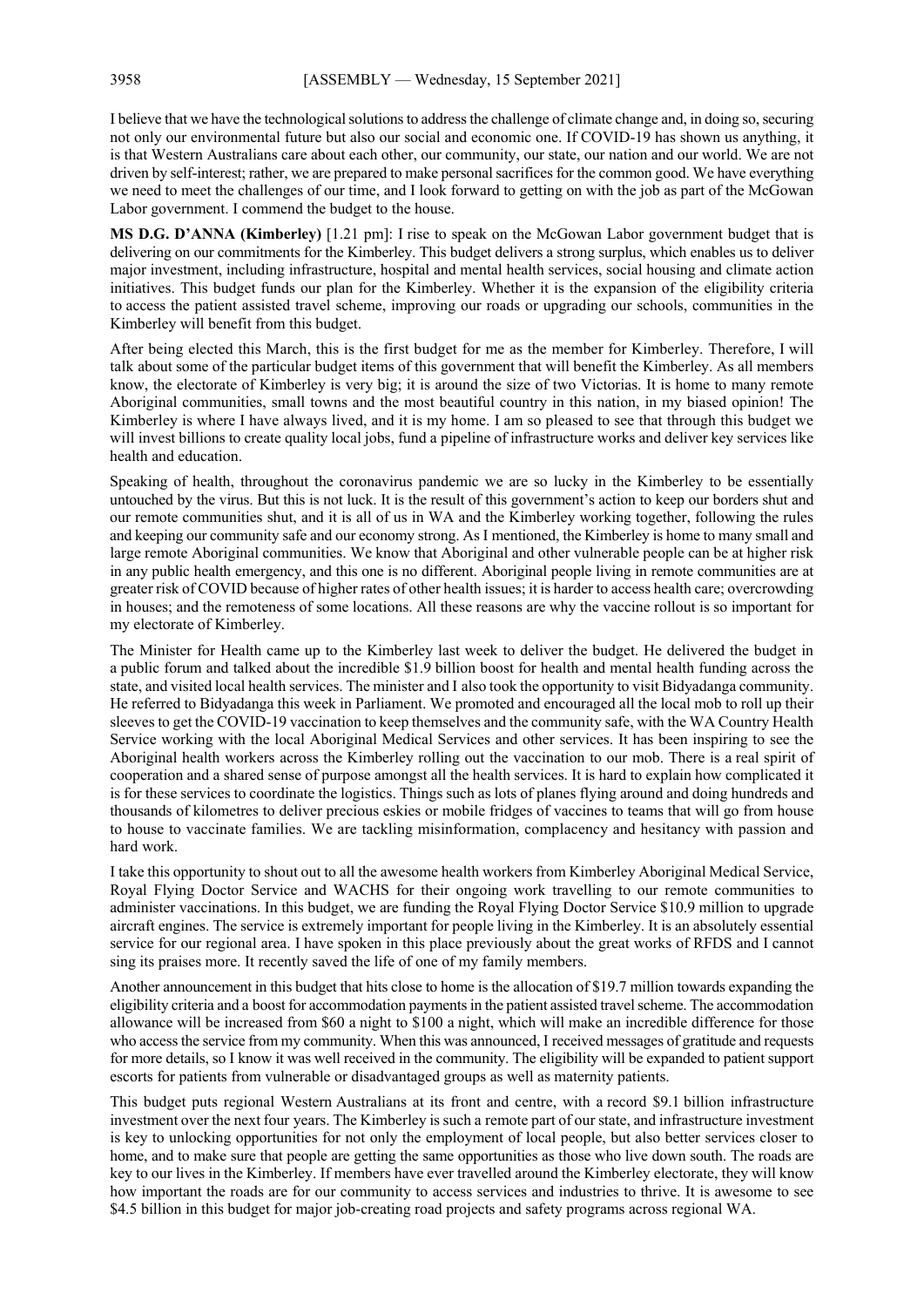I believe that we have the technological solutions to address the challenge of climate change and, in doing so, securing not only our environmental future but also our social and economic one. If COVID-19 has shown us anything, it is that Western Australians care about each other, our community, our state, our nation and our world. We are not driven by self-interest; rather, we are prepared to make personal sacrifices for the common good. We have everything we need to meet the challenges of our time, and I look forward to getting on with the job as part of the McGowan Labor government. I commend the budget to the house.

**MS D.G. D'ANNA (Kimberley)** [1.21 pm]: I rise to speak on the McGowan Labor government budget that is delivering on our commitments for the Kimberley. This budget delivers a strong surplus, which enables us to deliver major investment, including infrastructure, hospital and mental health services, social housing and climate action initiatives. This budget funds our plan for the Kimberley. Whether it is the expansion of the eligibility criteria to access the patient assisted travel scheme, improving our roads or upgrading our schools, communities in the Kimberley will benefit from this budget.

After being elected this March, this is the first budget for me as the member for Kimberley. Therefore, I will talk about some of the particular budget items of this government that will benefit the Kimberley. As all members know, the electorate of Kimberley is very big; it is around the size of two Victorias. It is home to many remote Aboriginal communities, small towns and the most beautiful country in this nation, in my biased opinion! The Kimberley is where I have always lived, and it is my home. I am so pleased to see that through this budget we will invest billions to create quality local jobs, fund a pipeline of infrastructure works and deliver key services like health and education.

Speaking of health, throughout the coronavirus pandemic we are so lucky in the Kimberley to be essentially untouched by the virus. But this is not luck. It is the result of this government's action to keep our borders shut and our remote communities shut, and it is all of us in WA and the Kimberley working together, following the rules and keeping our community safe and our economy strong. As I mentioned, the Kimberley is home to many small and large remote Aboriginal communities. We know that Aboriginal and other vulnerable people can be at higher risk in any public health emergency, and this one is no different. Aboriginal people living in remote communities are at greater risk of COVID because of higher rates of other health issues; it is harder to access health care; overcrowding in houses; and the remoteness of some locations. All these reasons are why the vaccine rollout is so important for my electorate of Kimberley.

The Minister for Health came up to the Kimberley last week to deliver the budget. He delivered the budget in a public forum and talked about the incredible $1.9 billion boost for health and mental health funding across the state, and visited local health services. The minister and I also took the opportunity to visit Bidyadanga community. He referred to Bidyadanga this week in Parliament. We promoted and encouraged all the local mob to roll up their sleeves to get the COVID-19 vaccination to keep themselves and the community safe, with the WA Country Health Service working with the local Aboriginal Medical Services and other services. It has been inspiring to see the Aboriginal health workers across the Kimberley rolling out the vaccination to our mob. There is a real spirit of cooperation and a shared sense of purpose amongst all the health services. It is hard to explain how complicated it is for these services to coordinate the logistics. Things such as lots of planes flying around and doing hundreds and thousands of kilometres to deliver precious eskies or mobile fridges of vaccines to teams that will go from house to house to vaccinate families. We are tackling misinformation, complacency and hesitancy with passion and hard work.

I take this opportunity to shout out to all the awesome health workers from Kimberley Aboriginal Medical Service, Royal Flying Doctor Service and WACHS for their ongoing work travelling to our remote communities to administer vaccinations. In this budget, we are funding the Royal Flying Doctor Service $10.9 million to upgrade aircraft engines. The service is extremely important for people living in the Kimberley. It is an absolutely essential service for our regional area. I have spoken in this place previously about the great works of RFDS and I cannot sing its praises more. It recently saved the life of one of my family members.

Another announcement in this budget that hits close to home is the allocation of $19.7 million towards expanding the eligibility criteria and a boost for accommodation payments in the patient assisted travel scheme. The accommodation allowance will be increased from $60 a night to $100 a night, which will make an incredible difference for those who access the service from my community. When this was announced, I received messages of gratitude and requests for more details, so I know it was well received in the community. The eligibility will be expanded to patient support escorts for patients from vulnerable or disadvantaged groups as well as maternity patients.

This budget puts regional Western Australians at its front and centre, with a record $9.1 billion infrastructure investment over the next four years. The Kimberley is such a remote part of our state, and infrastructure investment is key to unlocking opportunities for not only the employment of local people, but also better services closer to home, and to make sure that people are getting the same opportunities as those who live down south. The roads are key to our lives in the Kimberley. If members have ever travelled around the Kimberley electorate, they will know how important the roads are for our community to access services and industries to thrive. It is awesome to see $4.5 billion in this budget for major job-creating road projects and safety programs across regional WA.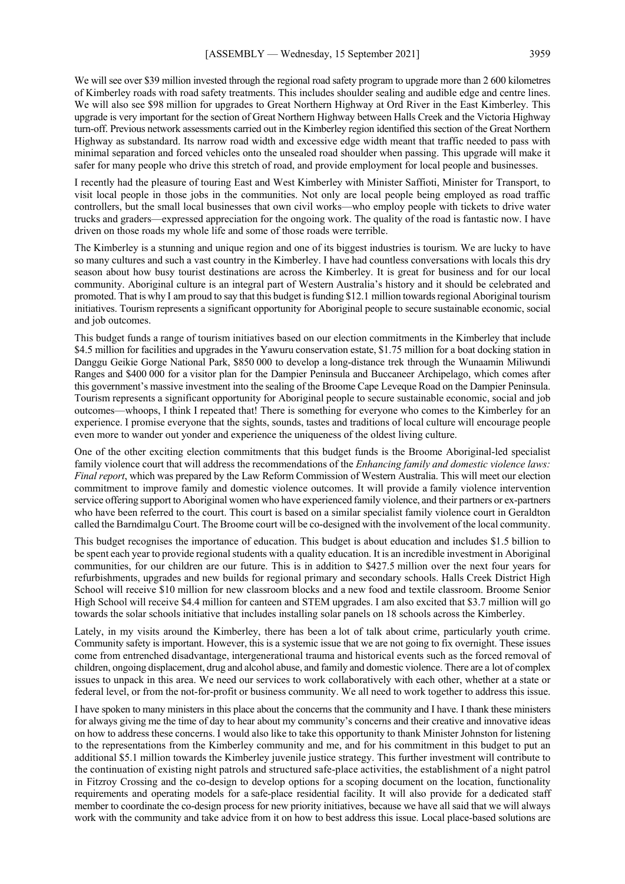We will see over $39 million invested through the regional road safety program to upgrade more than 2 600 kilometres of Kimberley roads with road safety treatments. This includes shoulder sealing and audible edge and centre lines. We will also see $98 million for upgrades to Great Northern Highway at Ord River in the East Kimberley. This upgrade is very important for the section of Great Northern Highway between Halls Creek and the Victoria Highway turn-off. Previous network assessments carried out in the Kimberley region identified this section of the Great Northern Highway as substandard. Its narrow road width and excessive edge width meant that traffic needed to pass with minimal separation and forced vehicles onto the unsealed road shoulder when passing. This upgrade will make it safer for many people who drive this stretch of road, and provide employment for local people and businesses.

I recently had the pleasure of touring East and West Kimberley with Minister Saffioti, Minister for Transport, to visit local people in those jobs in the communities. Not only are local people being employed as road traffic controllers, but the small local businesses that own civil works—who employ people with tickets to drive water trucks and graders—expressed appreciation for the ongoing work. The quality of the road is fantastic now. I have driven on those roads my whole life and some of those roads were terrible.

The Kimberley is a stunning and unique region and one of its biggest industries is tourism. We are lucky to have so many cultures and such a vast country in the Kimberley. I have had countless conversations with locals this dry season about how busy tourist destinations are across the Kimberley. It is great for business and for our local community. Aboriginal culture is an integral part of Western Australia's history and it should be celebrated and promoted. That is why I am proud to say that this budget is funding $12.1 million towards regional Aboriginal tourism initiatives. Tourism represents a significant opportunity for Aboriginal people to secure sustainable economic, social and job outcomes.

This budget funds a range of tourism initiatives based on our election commitments in the Kimberley that include $4.5 million for facilities and upgrades in the Yawuru conservation estate, $1.75 million for a boat docking station in Danggu Geikie Gorge National Park, $850 000 to develop a long-distance trek through the Wunaamin Miliwundi Ranges and $400 000 for a visitor plan for the Dampier Peninsula and Buccaneer Archipelago, which comes after this government's massive investment into the sealing of the Broome Cape Leveque Road on the Dampier Peninsula. Tourism represents a significant opportunity for Aboriginal people to secure sustainable economic, social and job outcomes—whoops, I think I repeated that! There is something for everyone who comes to the Kimberley for an experience. I promise everyone that the sights, sounds, tastes and traditions of local culture will encourage people even more to wander out yonder and experience the uniqueness of the oldest living culture.

One of the other exciting election commitments that this budget funds is the Broome Aboriginal-led specialist family violence court that will address the recommendations of the *Enhancing family and domestic violence laws: Final report*, which was prepared by the Law Reform Commission of Western Australia. This will meet our election commitment to improve family and domestic violence outcomes. It will provide a family violence intervention service offering support to Aboriginal women who have experienced family violence, and their partners or ex-partners who have been referred to the court. This court is based on a similar specialist family violence court in Geraldton called the Barndimalgu Court. The Broome court will be co-designed with the involvement of the local community.

This budget recognises the importance of education. This budget is about education and includes $1.5 billion to be spent each year to provide regional students with a quality education. It is an incredible investment in Aboriginal communities, for our children are our future. This is in addition to $427.5 million over the next four years for refurbishments, upgrades and new builds for regional primary and secondary schools. Halls Creek District High School will receive $10 million for new classroom blocks and a new food and textile classroom. Broome Senior High School will receive $4.4 million for canteen and STEM upgrades. I am also excited that $3.7 million will go towards the solar schools initiative that includes installing solar panels on 18 schools across the Kimberley.

Lately, in my visits around the Kimberley, there has been a lot of talk about crime, particularly youth crime. Community safety is important. However, this is a systemic issue that we are not going to fix overnight. These issues come from entrenched disadvantage, intergenerational trauma and historical events such as the forced removal of children, ongoing displacement, drug and alcohol abuse, and family and domestic violence. There are a lot of complex issues to unpack in this area. We need our services to work collaboratively with each other, whether at a state or federal level, or from the not-for-profit or business community. We all need to work together to address this issue.

I have spoken to many ministers in this place about the concerns that the community and I have. I thank these ministers for always giving me the time of day to hear about my community's concerns and their creative and innovative ideas on how to address these concerns. I would also like to take this opportunity to thank Minister Johnston for listening to the representations from the Kimberley community and me, and for his commitment in this budget to put an additional $5.1 million towards the Kimberley juvenile justice strategy. This further investment will contribute to the continuation of existing night patrols and structured safe-place activities, the establishment of a night patrol in Fitzroy Crossing and the co-design to develop options for a scoping document on the location, functionality requirements and operating models for a safe-place residential facility. It will also provide for a dedicated staff member to coordinate the co-design process for new priority initiatives, because we have all said that we will always work with the community and take advice from it on how to best address this issue. Local place-based solutions are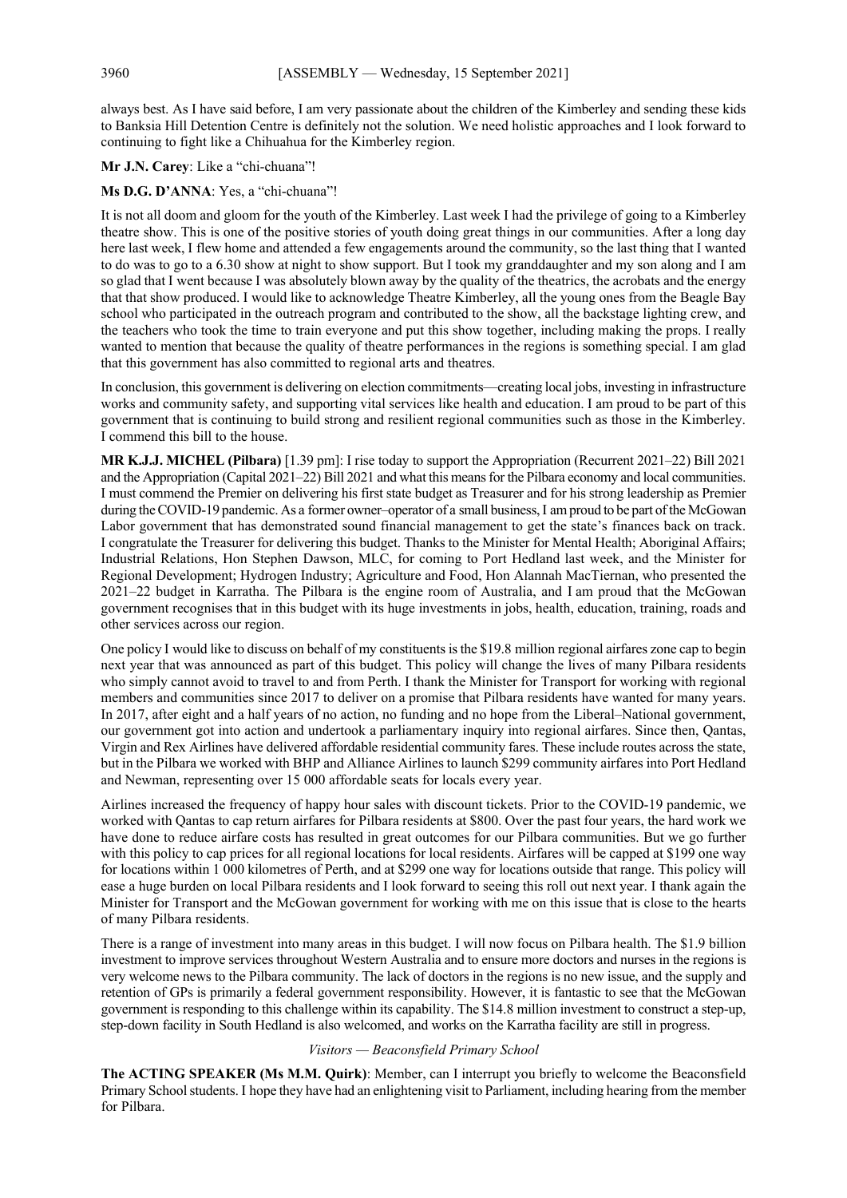always best. As I have said before, I am very passionate about the children of the Kimberley and sending these kids to Banksia Hill Detention Centre is definitely not the solution. We need holistic approaches and I look forward to continuing to fight like a Chihuahua for the Kimberley region.

**Mr J.N. Carey**: Like a "chi-chuana"!

**Ms D.G. D'ANNA**: Yes, a "chi-chuana"!

It is not all doom and gloom for the youth of the Kimberley. Last week I had the privilege of going to a Kimberley theatre show. This is one of the positive stories of youth doing great things in our communities. After a long day here last week, I flew home and attended a few engagements around the community, so the last thing that I wanted to do was to go to a 6.30 show at night to show support. But I took my granddaughter and my son along and I am so glad that I went because I was absolutely blown away by the quality of the theatrics, the acrobats and the energy that that show produced. I would like to acknowledge Theatre Kimberley, all the young ones from the Beagle Bay school who participated in the outreach program and contributed to the show, all the backstage lighting crew, and the teachers who took the time to train everyone and put this show together, including making the props. I really wanted to mention that because the quality of theatre performances in the regions is something special. I am glad that this government has also committed to regional arts and theatres.

In conclusion, this government is delivering on election commitments—creating local jobs, investing in infrastructure works and community safety, and supporting vital services like health and education. I am proud to be part of this government that is continuing to build strong and resilient regional communities such as those in the Kimberley. I commend this bill to the house.

**MR K.J.J. MICHEL (Pilbara)** [1.39 pm]: I rise today to support the Appropriation (Recurrent 2021–22) Bill 2021 and the Appropriation (Capital 2021–22) Bill 2021 and what this means for the Pilbara economy and local communities. I must commend the Premier on delivering his first state budget as Treasurer and for his strong leadership as Premier during the COVID-19 pandemic. As a former owner–operator of a small business, I am proud to be part of the McGowan Labor government that has demonstrated sound financial management to get the state's finances back on track. I congratulate the Treasurer for delivering this budget. Thanks to the Minister for Mental Health; Aboriginal Affairs; Industrial Relations, Hon Stephen Dawson, MLC, for coming to Port Hedland last week, and the Minister for Regional Development; Hydrogen Industry; Agriculture and Food, Hon Alannah MacTiernan, who presented the 2021–22 budget in Karratha. The Pilbara is the engine room of Australia, and I am proud that the McGowan government recognises that in this budget with its huge investments in jobs, health, education, training, roads and other services across our region.

One policy I would like to discuss on behalf of my constituents is the $19.8 million regional airfares zone cap to begin next year that was announced as part of this budget. This policy will change the lives of many Pilbara residents who simply cannot avoid to travel to and from Perth. I thank the Minister for Transport for working with regional members and communities since 2017 to deliver on a promise that Pilbara residents have wanted for many years. In 2017, after eight and a half years of no action, no funding and no hope from the Liberal–National government, our government got into action and undertook a parliamentary inquiry into regional airfares. Since then, Qantas, Virgin and Rex Airlines have delivered affordable residential community fares. These include routes across the state, but in the Pilbara we worked with BHP and Alliance Airlines to launch $299 community airfares into Port Hedland and Newman, representing over 15 000 affordable seats for locals every year.

Airlines increased the frequency of happy hour sales with discount tickets. Prior to the COVID-19 pandemic, we worked with Qantas to cap return airfares for Pilbara residents at $800. Over the past four years, the hard work we have done to reduce airfare costs has resulted in great outcomes for our Pilbara communities. But we go further with this policy to cap prices for all regional locations for local residents. Airfares will be capped at $199 one way for locations within 1 000 kilometres of Perth, and at $299 one way for locations outside that range. This policy will ease a huge burden on local Pilbara residents and I look forward to seeing this roll out next year. I thank again the Minister for Transport and the McGowan government for working with me on this issue that is close to the hearts of many Pilbara residents.

There is a range of investment into many areas in this budget. I will now focus on Pilbara health. The $1.9 billion investment to improve services throughout Western Australia and to ensure more doctors and nurses in the regions is very welcome news to the Pilbara community. The lack of doctors in the regions is no new issue, and the supply and retention of GPs is primarily a federal government responsibility. However, it is fantastic to see that the McGowan government is responding to this challenge within its capability. The $14.8 million investment to construct a step-up, step-down facility in South Hedland is also welcomed, and works on the Karratha facility are still in progress.

*Visitors — Beaconsfield Primary School*

**The ACTING SPEAKER (Ms M.M. Quirk)**: Member, can I interrupt you briefly to welcome the Beaconsfield Primary School students. I hope they have had an enlightening visit to Parliament, including hearing from the member for Pilbara.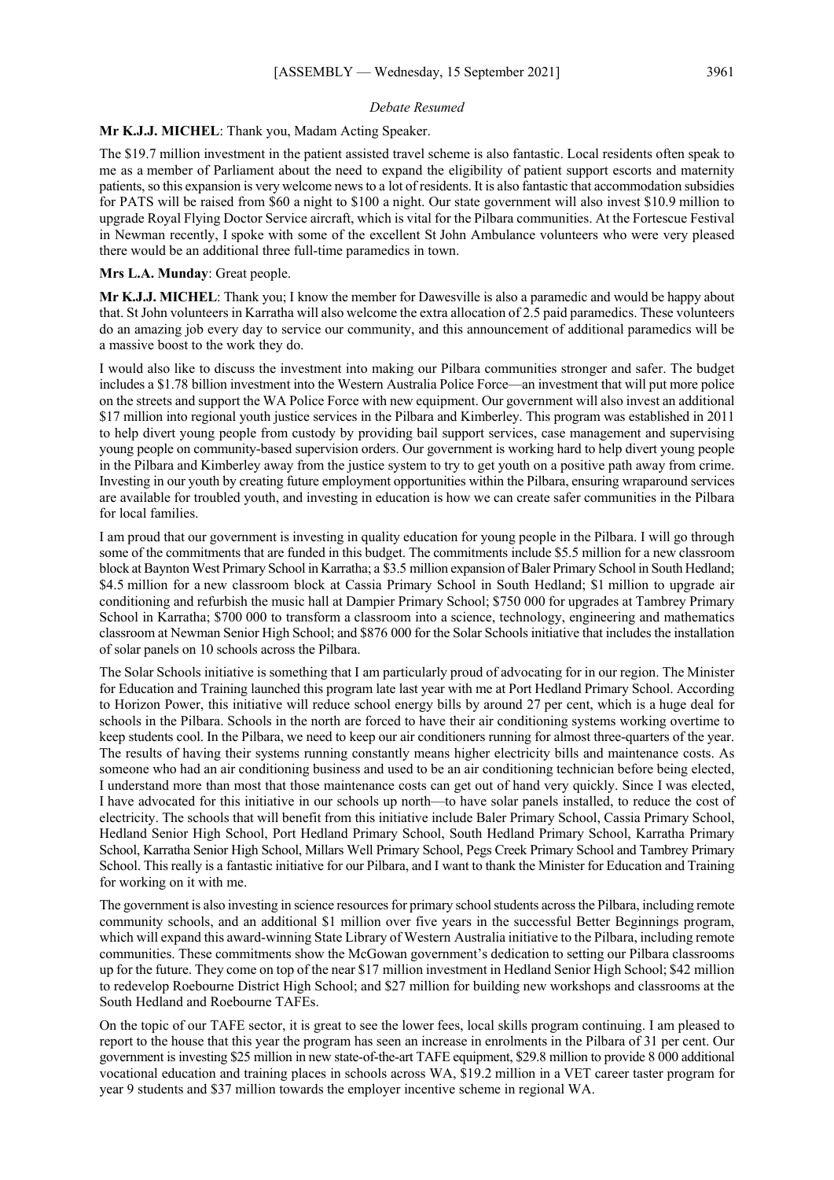*Debate Resumed*

**Mr K.J.J. MICHEL**: Thank you, Madam Acting Speaker.

The $19.7 million investment in the patient assisted travel scheme is also fantastic. Local residents often speak to me as a member of Parliament about the need to expand the eligibility of patient support escorts and maternity patients, so this expansion is very welcome news to a lot of residents. It is also fantastic that accommodation subsidies for PATS will be raised from $60 a night to $100 a night. Our state government will also invest $10.9 million to upgrade Royal Flying Doctor Service aircraft, which is vital for the Pilbara communities. At the Fortescue Festival in Newman recently, I spoke with some of the excellent St John Ambulance volunteers who were very pleased there would be an additional three full-time paramedics in town.

**Mrs L.A. Munday**: Great people.

**Mr K.J.J. MICHEL**: Thank you; I know the member for Dawesville is also a paramedic and would be happy about that. St John volunteers in Karratha will also welcome the extra allocation of 2.5 paid paramedics. These volunteers do an amazing job every day to service our community, and this announcement of additional paramedics will be a massive boost to the work they do.

I would also like to discuss the investment into making our Pilbara communities stronger and safer. The budget includes a $1.78 billion investment into the Western Australia Police Force—an investment that will put more police on the streets and support the WA Police Force with new equipment. Our government will also invest an additional $17 million into regional youth justice services in the Pilbara and Kimberley. This program was established in 2011 to help divert young people from custody by providing bail support services, case management and supervising young people on community-based supervision orders. Our government is working hard to help divert young people in the Pilbara and Kimberley away from the justice system to try to get youth on a positive path away from crime. Investing in our youth by creating future employment opportunities within the Pilbara, ensuring wraparound services are available for troubled youth, and investing in education is how we can create safer communities in the Pilbara for local families.

I am proud that our government is investing in quality education for young people in the Pilbara. I will go through some of the commitments that are funded in this budget. The commitments include $5.5 million for a new classroom block at Baynton West Primary School in Karratha; a $3.5 million expansion of Baler Primary School in South Hedland; $4.5 million for a new classroom block at Cassia Primary School in South Hedland; $1 million to upgrade air conditioning and refurbish the music hall at Dampier Primary School; $750 000 for upgrades at Tambrey Primary School in Karratha; $700 000 to transform a classroom into a science, technology, engineering and mathematics classroom at Newman Senior High School; and $876 000 for the Solar Schools initiative that includes the installation of solar panels on 10 schools across the Pilbara.

The Solar Schools initiative is something that I am particularly proud of advocating for in our region. The Minister for Education and Training launched this program late last year with me at Port Hedland Primary School. According to Horizon Power, this initiative will reduce school energy bills by around 27 per cent, which is a huge deal for schools in the Pilbara. Schools in the north are forced to have their air conditioning systems working overtime to keep students cool. In the Pilbara, we need to keep our air conditioners running for almost three-quarters of the year. The results of having their systems running constantly means higher electricity bills and maintenance costs. As someone who had an air conditioning business and used to be an air conditioning technician before being elected, I understand more than most that those maintenance costs can get out of hand very quickly. Since I was elected, I have advocated for this initiative in our schools up north—to have solar panels installed, to reduce the cost of electricity. The schools that will benefit from this initiative include Baler Primary School, Cassia Primary School, Hedland Senior High School, Port Hedland Primary School, South Hedland Primary School, Karratha Primary School, Karratha Senior High School, Millars Well Primary School, Pegs Creek Primary School and Tambrey Primary School. This really is a fantastic initiative for our Pilbara, and I want to thank the Minister for Education and Training for working on it with me.

The government is also investing in science resources for primary school students across the Pilbara, including remote community schools, and an additional $1 million over five years in the successful Better Beginnings program, which will expand this award-winning State Library of Western Australia initiative to the Pilbara, including remote communities. These commitments show the McGowan government's dedication to setting our Pilbara classrooms up for the future. They come on top of the near $17 million investment in Hedland Senior High School; $42 million to redevelop Roebourne District High School; and $27 million for building new workshops and classrooms at the South Hedland and Roebourne TAFEs.

On the topic of our TAFE sector, it is great to see the lower fees, local skills program continuing. I am pleased to report to the house that this year the program has seen an increase in enrolments in the Pilbara of 31 per cent. Our government is investing $25 million in new state-of-the-art TAFE equipment, $29.8 million to provide 8 000 additional vocational education and training places in schools across WA, $19.2 million in a VET career taster program for year 9 students and $37 million towards the employer incentive scheme in regional WA.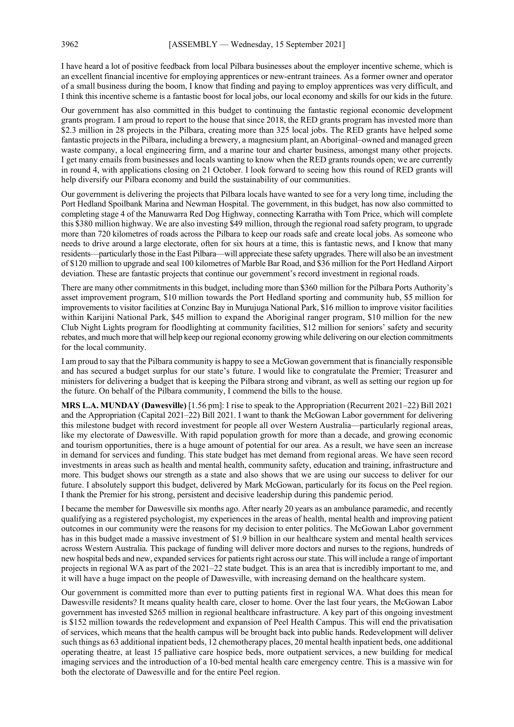I have heard a lot of positive feedback from local Pilbara businesses about the employer incentive scheme, which is an excellent financial incentive for employing apprentices or new-entrant trainees. As a former owner and operator of a small business during the boom, I know that finding and paying to employ apprentices was very difficult, and I think this incentive scheme is a fantastic boost for local jobs, our local economy and skills for our kids in the future.

Our government has also committed in this budget to continuing the fantastic regional economic development grants program. I am proud to report to the house that since 2018, the RED grants program has invested more than $2.3 million in 28 projects in the Pilbara, creating more than 325 local jobs. The RED grants have helped some fantastic projects in the Pilbara, including a brewery, a magnesium plant, an Aboriginal–owned and managed green waste company, a local engineering firm, and a marine tour and charter business, amongst many other projects. I get many emails from businesses and locals wanting to know when the RED grants rounds open; we are currently in round 4, with applications closing on 21 October. I look forward to seeing how this round of RED grants will help diversify our Pilbara economy and build the sustainability of our communities.

Our government is delivering the projects that Pilbara locals have wanted to see for a very long time, including the Port Hedland Spoilbank Marina and Newman Hospital. The government, in this budget, has now also committed to completing stage 4 of the Manuwarra Red Dog Highway, connecting Karratha with Tom Price, which will complete this $380 million highway. We are also investing $49 million, through the regional road safety program, to upgrade more than 720 kilometres of roads across the Pilbara to keep our roads safe and create local jobs. As someone who needs to drive around a large electorate, often for six hours at a time, this is fantastic news, and I know that many residents—particularly those in the East Pilbara—will appreciate these safety upgrades. There will also be an investment of $120 million to upgrade and seal 100 kilometres of Marble Bar Road, and $36 million for the Port Hedland Airport deviation. These are fantastic projects that continue our government's record investment in regional roads.

There are many other commitments in this budget, including more than $360 million for the Pilbara Ports Authority's asset improvement program, $10 million towards the Port Hedland sporting and community hub, $5 million for improvements to visitor facilities at Conzinc Bay in Murujuga National Park, $16 million to improve visitor facilities within Karijini National Park, $45 million to expand the Aboriginal ranger program, $10 million for the new Club Night Lights program for floodlighting at community facilities, $12 million for seniors' safety and security rebates, and much more that will help keep our regional economy growing while delivering on our election commitments for the local community.

I am proud to say that the Pilbara community is happy to see a McGowan government that is financially responsible and has secured a budget surplus for our state's future. I would like to congratulate the Premier; Treasurer and ministers for delivering a budget that is keeping the Pilbara strong and vibrant, as well as setting our region up for the future. On behalf of the Pilbara community, I commend the bills to the house.

**MRS L.A. MUNDAY (Dawesville)** [1.56 pm]: I rise to speak to the Appropriation (Recurrent 2021–22) Bill 2021 and the Appropriation (Capital 2021–22) Bill 2021. I want to thank the McGowan Labor government for delivering this milestone budget with record investment for people all over Western Australia—particularly regional areas, like my electorate of Dawesville. With rapid population growth for more than a decade, and growing economic and tourism opportunities, there is a huge amount of potential for our area. As a result, we have seen an increase in demand for services and funding. This state budget has met demand from regional areas. We have seen record investments in areas such as health and mental health, community safety, education and training, infrastructure and more. This budget shows our strength as a state and also shows that we are using our success to deliver for our future. I absolutely support this budget, delivered by Mark McGowan, particularly for its focus on the Peel region. I thank the Premier for his strong, persistent and decisive leadership during this pandemic period.

I became the member for Dawesville six months ago. After nearly 20 years as an ambulance paramedic, and recently qualifying as a registered psychologist, my experiences in the areas of health, mental health and improving patient outcomes in our community were the reasons for my decision to enter politics. The McGowan Labor government has in this budget made a massive investment of $1.9 billion in our healthcare system and mental health services across Western Australia. This package of funding will deliver more doctors and nurses to the regions, hundreds of new hospital beds and new, expanded services for patients right across our state. This will include a range of important projects in regional WA as part of the 2021–22 state budget. This is an area that is incredibly important to me, and it will have a huge impact on the people of Dawesville, with increasing demand on the healthcare system.

Our government is committed more than ever to putting patients first in regional WA. What does this mean for Dawesville residents? It means quality health care, closer to home. Over the last four years, the McGowan Labor government has invested $265 million in regional healthcare infrastructure. A key part of this ongoing investment is $152 million towards the redevelopment and expansion of Peel Health Campus. This will end the privatisation of services, which means that the health campus will be brought back into public hands. Redevelopment will deliver such things as 63 additional inpatient beds, 12 chemotherapy places, 20 mental health inpatient beds, one additional operating theatre, at least 15 palliative care hospice beds, more outpatient services, a new building for medical imaging services and the introduction of a 10-bed mental health care emergency centre. This is a massive win for both the electorate of Dawesville and for the entire Peel region.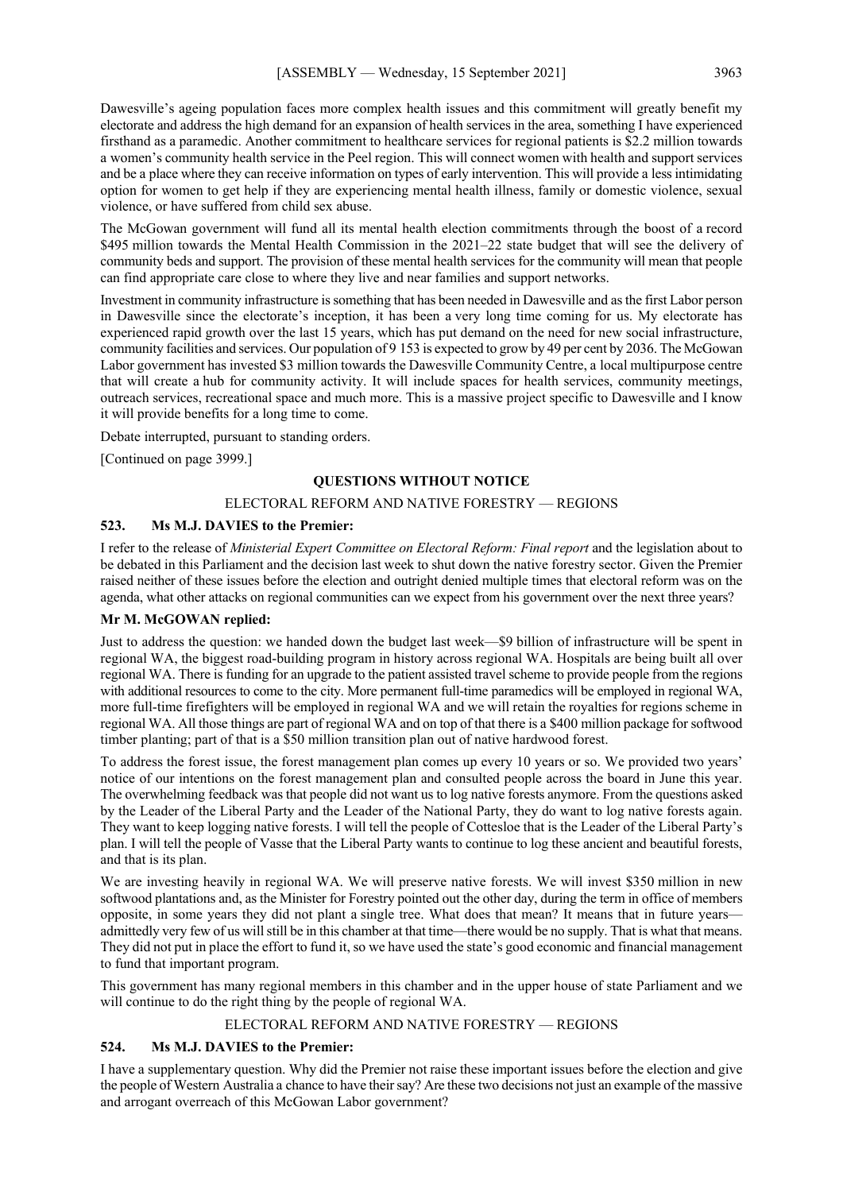Dawesville's ageing population faces more complex health issues and this commitment will greatly benefit my electorate and address the high demand for an expansion of health services in the area, something I have experienced firsthand as a paramedic. Another commitment to healthcare services for regional patients is $2.2 million towards a women's community health service in the Peel region. This will connect women with health and support services and be a place where they can receive information on types of early intervention. This will provide a less intimidating option for women to get help if they are experiencing mental health illness, family or domestic violence, sexual violence, or have suffered from child sex abuse.

The McGowan government will fund all its mental health election commitments through the boost of a record $495 million towards the Mental Health Commission in the 2021–22 state budget that will see the delivery of community beds and support. The provision of these mental health services for the community will mean that people can find appropriate care close to where they live and near families and support networks.

Investment in community infrastructure is something that has been needed in Dawesville and as the first Labor person in Dawesville since the electorate's inception, it has been a very long time coming for us. My electorate has experienced rapid growth over the last 15 years, which has put demand on the need for new social infrastructure, community facilities and services. Our population of 9 153 is expected to grow by 49 per cent by 2036. The McGowan Labor government has invested $3 million towards the Dawesville Community Centre, a local multipurpose centre that will create a hub for community activity. It will include spaces for health services, community meetings, outreach services, recreational space and much more. This is a massive project specific to Dawesville and I know it will provide benefits for a long time to come.

Debate interrupted, pursuant to standing orders.

[Continued on page 3999.]

## QUESTIONS WITHOUT NOTICE

### ELECTORAL REFORM AND NATIVE FORESTRY — REGIONS

**523. Ms M.J. DAVIES to the Premier:**

I refer to the release of *Ministerial Expert Committee on Electoral Reform: Final report* and the legislation about to be debated in this Parliament and the decision last week to shut down the native forestry sector. Given the Premier raised neither of these issues before the election and outright denied multiple times that electoral reform was on the agenda, what other attacks on regional communities can we expect from his government over the next three years?

**Mr M. McGOWAN replied:**

Just to address the question: we handed down the budget last week—$9 billion of infrastructure will be spent in regional WA, the biggest road-building program in history across regional WA. Hospitals are being built all over regional WA. There is funding for an upgrade to the patient assisted travel scheme to provide people from the regions with additional resources to come to the city. More permanent full-time paramedics will be employed in regional WA, more full-time firefighters will be employed in regional WA and we will retain the royalties for regions scheme in regional WA. All those things are part of regional WA and on top of that there is a $400 million package for softwood timber planting; part of that is a $50 million transition plan out of native hardwood forest.

To address the forest issue, the forest management plan comes up every 10 years or so. We provided two years' notice of our intentions on the forest management plan and consulted people across the board in June this year. The overwhelming feedback was that people did not want us to log native forests anymore. From the questions asked by the Leader of the Liberal Party and the Leader of the National Party, they do want to log native forests again. They want to keep logging native forests. I will tell the people of Cottesloe that is the Leader of the Liberal Party's plan. I will tell the people of Vasse that the Liberal Party wants to continue to log these ancient and beautiful forests, and that is its plan.

We are investing heavily in regional WA. We will preserve native forests. We will invest $350 million in new softwood plantations and, as the Minister for Forestry pointed out the other day, during the term in office of members opposite, in some years they did not plant a single tree. What does that mean? It means that in future years—admittedly very few of us will still be in this chamber at that time—there would be no supply. That is what that means. They did not put in place the effort to fund it, so we have used the state's good economic and financial management to fund that important program.

This government has many regional members in this chamber and in the upper house of state Parliament and we will continue to do the right thing by the people of regional WA.

### ELECTORAL REFORM AND NATIVE FORESTRY — REGIONS

**524. Ms M.J. DAVIES to the Premier:**

I have a supplementary question. Why did the Premier not raise these important issues before the election and give the people of Western Australia a chance to have their say? Are these two decisions not just an example of the massive and arrogant overreach of this McGowan Labor government?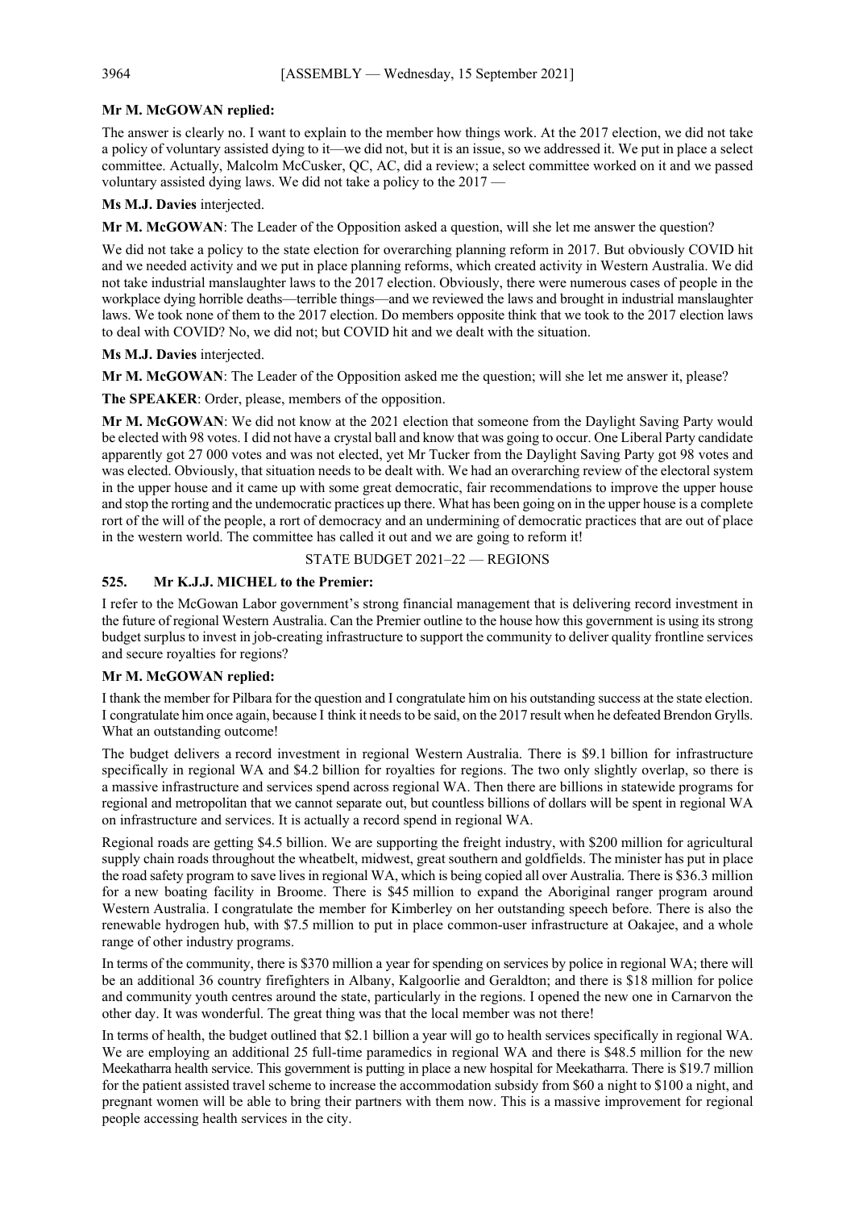**Mr M. McGOWAN replied:**

The answer is clearly no. I want to explain to the member how things work. At the 2017 election, we did not take a policy of voluntary assisted dying to it—we did not, but it is an issue, so we addressed it. We put in place a select committee. Actually, Malcolm McCusker, QC, AC, did a review; a select committee worked on it and we passed voluntary assisted dying laws. We did not take a policy to the 2017 —

**Ms M.J. Davies** interjected.

**Mr M. McGOWAN**: The Leader of the Opposition asked a question, will she let me answer the question?

We did not take a policy to the state election for overarching planning reform in 2017. But obviously COVID hit and we needed activity and we put in place planning reforms, which created activity in Western Australia. We did not take industrial manslaughter laws to the 2017 election. Obviously, there were numerous cases of people in the workplace dying horrible deaths—terrible things—and we reviewed the laws and brought in industrial manslaughter laws. We took none of them to the 2017 election. Do members opposite think that we took to the 2017 election laws to deal with COVID? No, we did not; but COVID hit and we dealt with the situation.

**Ms M.J. Davies** interjected.

**Mr M. McGOWAN**: The Leader of the Opposition asked me the question; will she let me answer it, please?

**The SPEAKER**: Order, please, members of the opposition.

**Mr M. McGOWAN**: We did not know at the 2021 election that someone from the Daylight Saving Party would be elected with 98 votes. I did not have a crystal ball and know that was going to occur. One Liberal Party candidate apparently got 27 000 votes and was not elected, yet Mr Tucker from the Daylight Saving Party got 98 votes and was elected. Obviously, that situation needs to be dealt with. We had an overarching review of the electoral system in the upper house and it came up with some great democratic, fair recommendations to improve the upper house and stop the rorting and the undemocratic practices up there. What has been going on in the upper house is a complete rort of the will of the people, a rort of democracy and an undermining of democratic practices that are out of place in the western world. The committee has called it out and we are going to reform it!

## STATE BUDGET 2021–22 — REGIONS

### 525. Mr K.J.J. MICHEL to the Premier:

I refer to the McGowan Labor government's strong financial management that is delivering record investment in the future of regional Western Australia. Can the Premier outline to the house how this government is using its strong budget surplus to invest in job-creating infrastructure to support the community to deliver quality frontline services and secure royalties for regions?

**Mr M. McGOWAN replied:**

I thank the member for Pilbara for the question and I congratulate him on his outstanding success at the state election. I congratulate him once again, because I think it needs to be said, on the 2017 result when he defeated Brendon Grylls. What an outstanding outcome!

The budget delivers a record investment in regional Western Australia. There is $9.1 billion for infrastructure specifically in regional WA and $4.2 billion for royalties for regions. The two only slightly overlap, so there is a massive infrastructure and services spend across regional WA. Then there are billions in statewide programs for regional and metropolitan that we cannot separate out, but countless billions of dollars will be spent in regional WA on infrastructure and services. It is actually a record spend in regional WA.

Regional roads are getting $4.5 billion. We are supporting the freight industry, with $200 million for agricultural supply chain roads throughout the wheatbelt, midwest, great southern and goldfields. The minister has put in place the road safety program to save lives in regional WA, which is being copied all over Australia. There is $36.3 million for a new boating facility in Broome. There is $45 million to expand the Aboriginal ranger program around Western Australia. I congratulate the member for Kimberley on her outstanding speech before. There is also the renewable hydrogen hub, with $7.5 million to put in place common-user infrastructure at Oakajee, and a whole range of other industry programs.

In terms of the community, there is $370 million a year for spending on services by police in regional WA; there will be an additional 36 country firefighters in Albany, Kalgoorlie and Geraldton; and there is $18 million for police and community youth centres around the state, particularly in the regions. I opened the new one in Carnarvon the other day. It was wonderful. The great thing was that the local member was not there!

In terms of health, the budget outlined that $2.1 billion a year will go to health services specifically in regional WA. We are employing an additional 25 full-time paramedics in regional WA and there is $48.5 million for the new Meekatharra health service. This government is putting in place a new hospital for Meekatharra. There is $19.7 million for the patient assisted travel scheme to increase the accommodation subsidy from $60 a night to $100 a night, and pregnant women will be able to bring their partners with them now. This is a massive improvement for regional people accessing health services in the city.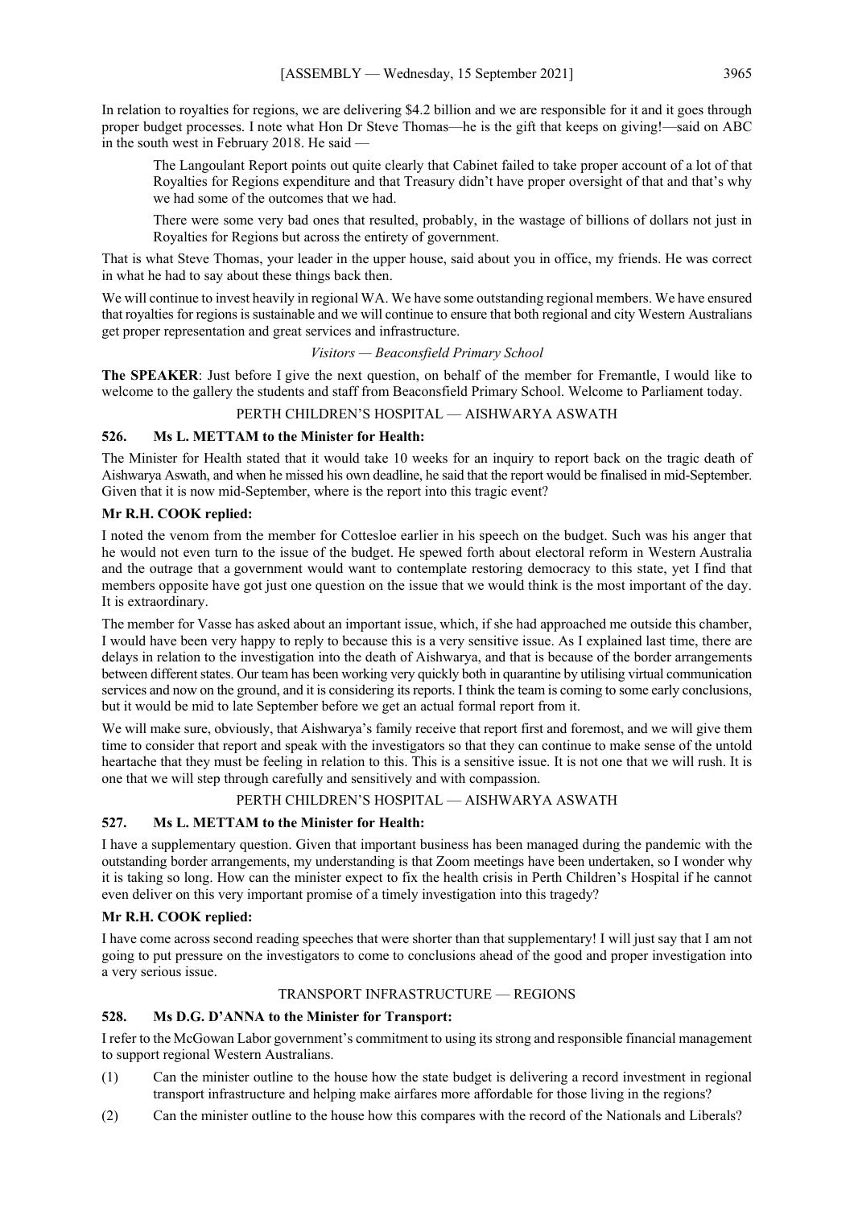In relation to royalties for regions, we are delivering $4.2 billion and we are responsible for it and it goes through proper budget processes. I note what Hon Dr Steve Thomas—he is the gift that keeps on giving!—said on ABC in the south west in February 2018. He said —

> The Langoulant Report points out quite clearly that Cabinet failed to take proper account of a lot of that Royalties for Regions expenditure and that Treasury didn't have proper oversight of that and that's why we had some of the outcomes that we had.
>
> There were some very bad ones that resulted, probably, in the wastage of billions of dollars not just in Royalties for Regions but across the entirety of government.

That is what Steve Thomas, your leader in the upper house, said about you in office, my friends. He was correct in what he had to say about these things back then.

We will continue to invest heavily in regional WA. We have some outstanding regional members. We have ensured that royalties for regions is sustainable and we will continue to ensure that both regional and city Western Australians get proper representation and great services and infrastructure.

*Visitors — Beaconsfield Primary School*

**The SPEAKER**: Just before I give the next question, on behalf of the member for Fremantle, I would like to welcome to the gallery the students and staff from Beaconsfield Primary School. Welcome to Parliament today.

PERTH CHILDREN'S HOSPITAL — AISHWARYA ASWATH

### 526. Ms L. METTAM to the Minister for Health:

The Minister for Health stated that it would take 10 weeks for an inquiry to report back on the tragic death of Aishwarya Aswath, and when he missed his own deadline, he said that the report would be finalised in mid-September. Given that it is now mid-September, where is the report into this tragic event?

**Mr R.H. COOK replied:**

I noted the venom from the member for Cottesloe earlier in his speech on the budget. Such was his anger that he would not even turn to the issue of the budget. He spewed forth about electoral reform in Western Australia and the outrage that a government would want to contemplate restoring democracy to this state, yet I find that members opposite have got just one question on the issue that we would think is the most important of the day. It is extraordinary.

The member for Vasse has asked about an important issue, which, if she had approached me outside this chamber, I would have been very happy to reply to because this is a very sensitive issue. As I explained last time, there are delays in relation to the investigation into the death of Aishwarya, and that is because of the border arrangements between different states. Our team has been working very quickly both in quarantine by utilising virtual communication services and now on the ground, and it is considering its reports. I think the team is coming to some early conclusions, but it would be mid to late September before we get an actual formal report from it.

We will make sure, obviously, that Aishwarya's family receive that report first and foremost, and we will give them time to consider that report and speak with the investigators so that they can continue to make sense of the untold heartache that they must be feeling in relation to this. This is a sensitive issue. It is not one that we will rush. It is one that we will step through carefully and sensitively and with compassion.

PERTH CHILDREN'S HOSPITAL — AISHWARYA ASWATH

### 527. Ms L. METTAM to the Minister for Health:

I have a supplementary question. Given that important business has been managed during the pandemic with the outstanding border arrangements, my understanding is that Zoom meetings have been undertaken, so I wonder why it is taking so long. How can the minister expect to fix the health crisis in Perth Children's Hospital if he cannot even deliver on this very important promise of a timely investigation into this tragedy?

**Mr R.H. COOK replied:**

I have come across second reading speeches that were shorter than that supplementary! I will just say that I am not going to put pressure on the investigators to come to conclusions ahead of the good and proper investigation into a very serious issue.

TRANSPORT INFRASTRUCTURE — REGIONS

### 528. Ms D.G. D'ANNA to the Minister for Transport:

I refer to the McGowan Labor government's commitment to using its strong and responsible financial management to support regional Western Australians.

(1) Can the minister outline to the house how the state budget is delivering a record investment in regional transport infrastructure and helping make airfares more affordable for those living in the regions?

(2) Can the minister outline to the house how this compares with the record of the Nationals and Liberals?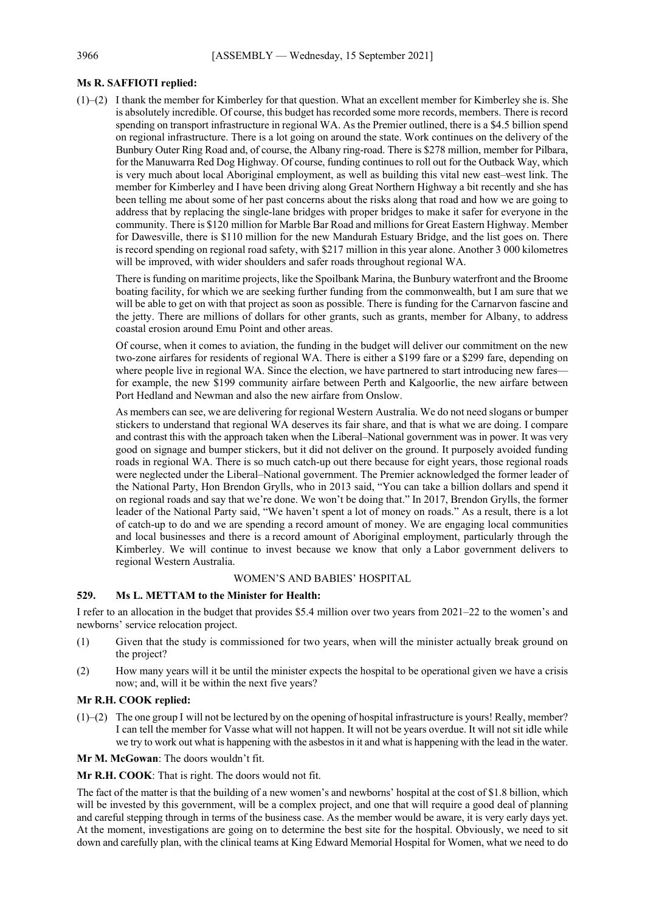**Ms R. SAFFIOTI replied:**

(1)–(2) I thank the member for Kimberley for that question. What an excellent member for Kimberley she is. She is absolutely incredible. Of course, this budget has recorded some more records, members. There is record spending on transport infrastructure in regional WA. As the Premier outlined, there is a $4.5 billion spend on regional infrastructure. There is a lot going on around the state. Work continues on the delivery of the Bunbury Outer Ring Road and, of course, the Albany ring-road. There is $278 million, member for Pilbara, for the Manuwarra Red Dog Highway. Of course, funding continues to roll out for the Outback Way, which is very much about local Aboriginal employment, as well as building this vital new east–west link. The member for Kimberley and I have been driving along Great Northern Highway a bit recently and she has been telling me about some of her past concerns about the risks along that road and how we are going to address that by replacing the single-lane bridges with proper bridges to make it safer for everyone in the community. There is $120 million for Marble Bar Road and millions for Great Eastern Highway. Member for Dawesville, there is $110 million for the new Mandurah Estuary Bridge, and the list goes on. There is record spending on regional road safety, with $217 million in this year alone. Another 3 000 kilometres will be improved, with wider shoulders and safer roads throughout regional WA.

There is funding on maritime projects, like the Spoilbank Marina, the Bunbury waterfront and the Broome boating facility, for which we are seeking further funding from the commonwealth, but I am sure that we will be able to get on with that project as soon as possible. There is funding for the Carnarvon fascine and the jetty. There are millions of dollars for other grants, such as grants, member for Albany, to address coastal erosion around Emu Point and other areas.

Of course, when it comes to aviation, the funding in the budget will deliver our commitment on the new two-zone airfares for residents of regional WA. There is either a $199 fare or a $299 fare, depending on where people live in regional WA. Since the election, we have partnered to start introducing new fares—for example, the new $199 community airfare between Perth and Kalgoorlie, the new airfare between Port Hedland and Newman and also the new airfare from Onslow.

As members can see, we are delivering for regional Western Australia. We do not need slogans or bumper stickers to understand that regional WA deserves its fair share, and that is what we are doing. I compare and contrast this with the approach taken when the Liberal–National government was in power. It was very good on signage and bumper stickers, but it did not deliver on the ground. It purposely avoided funding roads in regional WA. There is so much catch-up out there because for eight years, those regional roads were neglected under the Liberal–National government. The Premier acknowledged the former leader of the National Party, Hon Brendon Grylls, who in 2013 said, "You can take a billion dollars and spend it on regional roads and say that we're done. We won't be doing that." In 2017, Brendon Grylls, the former leader of the National Party said, "We haven't spent a lot of money on roads." As a result, there is a lot of catch-up to do and we are spending a record amount of money. We are engaging local communities and local businesses and there is a record amount of Aboriginal employment, particularly through the Kimberley. We will continue to invest because we know that only a Labor government delivers to regional Western Australia.

## WOMEN'S AND BABIES' HOSPITAL

**529. Ms L. METTAM to the Minister for Health:**

I refer to an allocation in the budget that provides $5.4 million over two years from 2021–22 to the women's and newborns' service relocation project.

(1) Given that the study is commissioned for two years, when will the minister actually break ground on the project?

(2) How many years will it be until the minister expects the hospital to be operational given we have a crisis now; and, will it be within the next five years?

**Mr R.H. COOK replied:**

(1)–(2) The one group I will not be lectured by on the opening of hospital infrastructure is yours! Really, member? I can tell the member for Vasse what will not happen. It will not be years overdue. It will not sit idle while we try to work out what is happening with the asbestos in it and what is happening with the lead in the water.

**Mr M. McGowan**: The doors wouldn't fit.

**Mr R.H. COOK**: That is right. The doors would not fit.

The fact of the matter is that the building of a new women's and newborns' hospital at the cost of $1.8 billion, which will be invested by this government, will be a complex project, and one that will require a good deal of planning and careful stepping through in terms of the business case. As the member would be aware, it is very early days yet. At the moment, investigations are going on to determine the best site for the hospital. Obviously, we need to sit down and carefully plan, with the clinical teams at King Edward Memorial Hospital for Women, what we need to do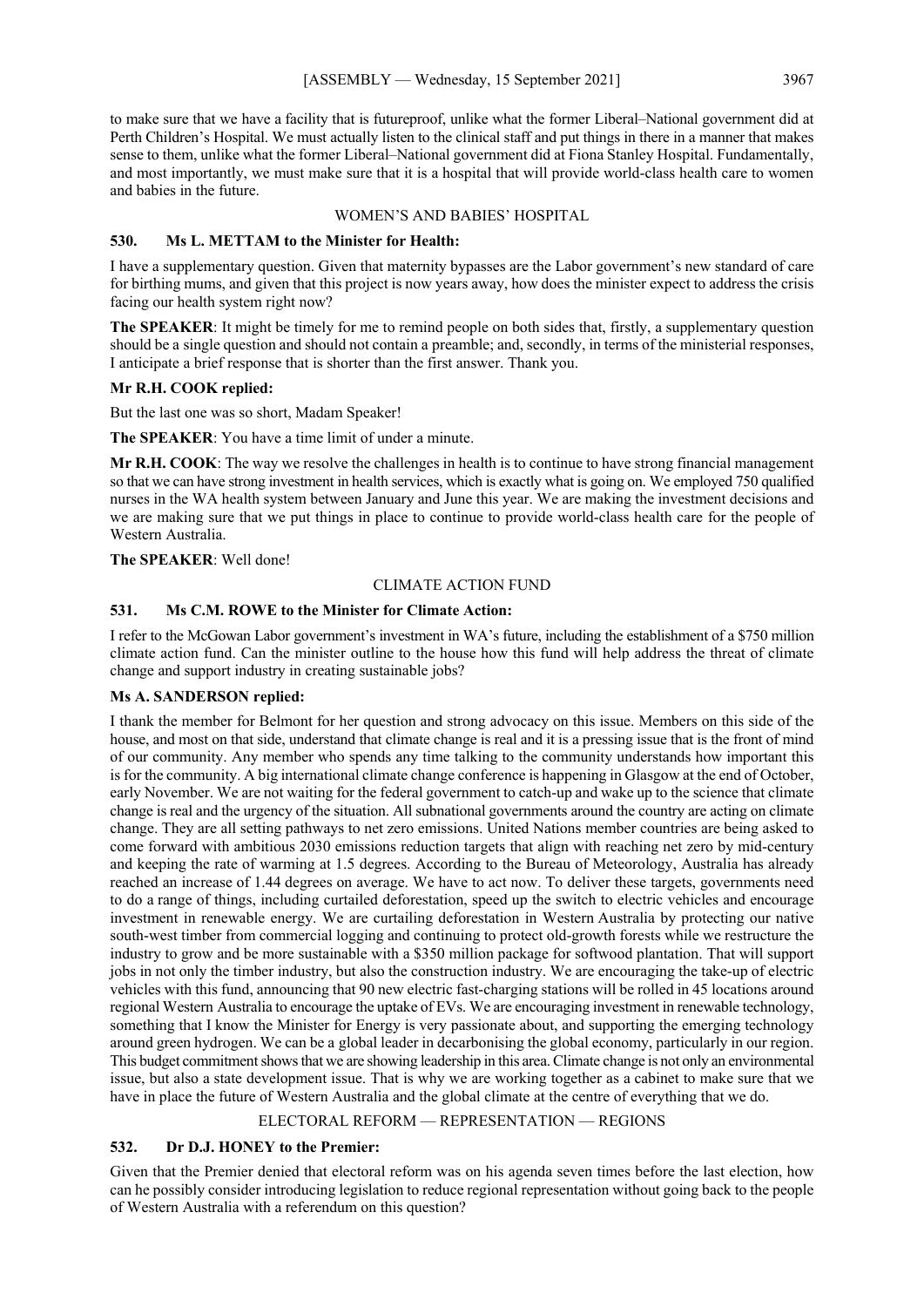to make sure that we have a facility that is futureproof, unlike what the former Liberal–National government did at Perth Children's Hospital. We must actually listen to the clinical staff and put things in there in a manner that makes sense to them, unlike what the former Liberal–National government did at Fiona Stanley Hospital. Fundamentally, and most importantly, we must make sure that it is a hospital that will provide world-class health care to women and babies in the future.

### WOMEN'S AND BABIES' HOSPITAL

### 530. Ms L. METTAM to the Minister for Health:

I have a supplementary question. Given that maternity bypasses are the Labor government's new standard of care for birthing mums, and given that this project is now years away, how does the minister expect to address the crisis facing our health system right now?

**The SPEAKER**: It might be timely for me to remind people on both sides that, firstly, a supplementary question should be a single question and should not contain a preamble; and, secondly, in terms of the ministerial responses, I anticipate a brief response that is shorter than the first answer. Thank you.

**Mr R.H. COOK replied:**

But the last one was so short, Madam Speaker!

**The SPEAKER**: You have a time limit of under a minute.

**Mr R.H. COOK**: The way we resolve the challenges in health is to continue to have strong financial management so that we can have strong investment in health services, which is exactly what is going on. We employed 750 qualified nurses in the WA health system between January and June this year. We are making the investment decisions and we are making sure that we put things in place to continue to provide world-class health care for the people of Western Australia.

**The SPEAKER**: Well done!

### CLIMATE ACTION FUND

### 531. Ms C.M. ROWE to the Minister for Climate Action:

I refer to the McGowan Labor government's investment in WA's future, including the establishment of a $750 million climate action fund. Can the minister outline to the house how this fund will help address the threat of climate change and support industry in creating sustainable jobs?

**Ms A. SANDERSON replied:**

I thank the member for Belmont for her question and strong advocacy on this issue. Members on this side of the house, and most on that side, understand that climate change is real and it is a pressing issue that is the front of mind of our community. Any member who spends any time talking to the community understands how important this is for the community. A big international climate change conference is happening in Glasgow at the end of October, early November. We are not waiting for the federal government to catch-up and wake up to the science that climate change is real and the urgency of the situation. All subnational governments around the country are acting on climate change. They are all setting pathways to net zero emissions. United Nations member countries are being asked to come forward with ambitious 2030 emissions reduction targets that align with reaching net zero by mid-century and keeping the rate of warming at 1.5 degrees. According to the Bureau of Meteorology, Australia has already reached an increase of 1.44 degrees on average. We have to act now. To deliver these targets, governments need to do a range of things, including curtailed deforestation, speed up the switch to electric vehicles and encourage investment in renewable energy. We are curtailing deforestation in Western Australia by protecting our native south-west timber from commercial logging and continuing to protect old-growth forests while we restructure the industry to grow and be more sustainable with a $350 million package for softwood plantation. That will support jobs in not only the timber industry, but also the construction industry. We are encouraging the take-up of electric vehicles with this fund, announcing that 90 new electric fast-charging stations will be rolled in 45 locations around regional Western Australia to encourage the uptake of EVs. We are encouraging investment in renewable technology, something that I know the Minister for Energy is very passionate about, and supporting the emerging technology around green hydrogen. We can be a global leader in decarbonising the global economy, particularly in our region. This budget commitment shows that we are showing leadership in this area. Climate change is not only an environmental issue, but also a state development issue. That is why we are working together as a cabinet to make sure that we have in place the future of Western Australia and the global climate at the centre of everything that we do.

### ELECTORAL REFORM — REPRESENTATION — REGIONS

### 532. Dr D.J. HONEY to the Premier:

Given that the Premier denied that electoral reform was on his agenda seven times before the last election, how can he possibly consider introducing legislation to reduce regional representation without going back to the people of Western Australia with a referendum on this question?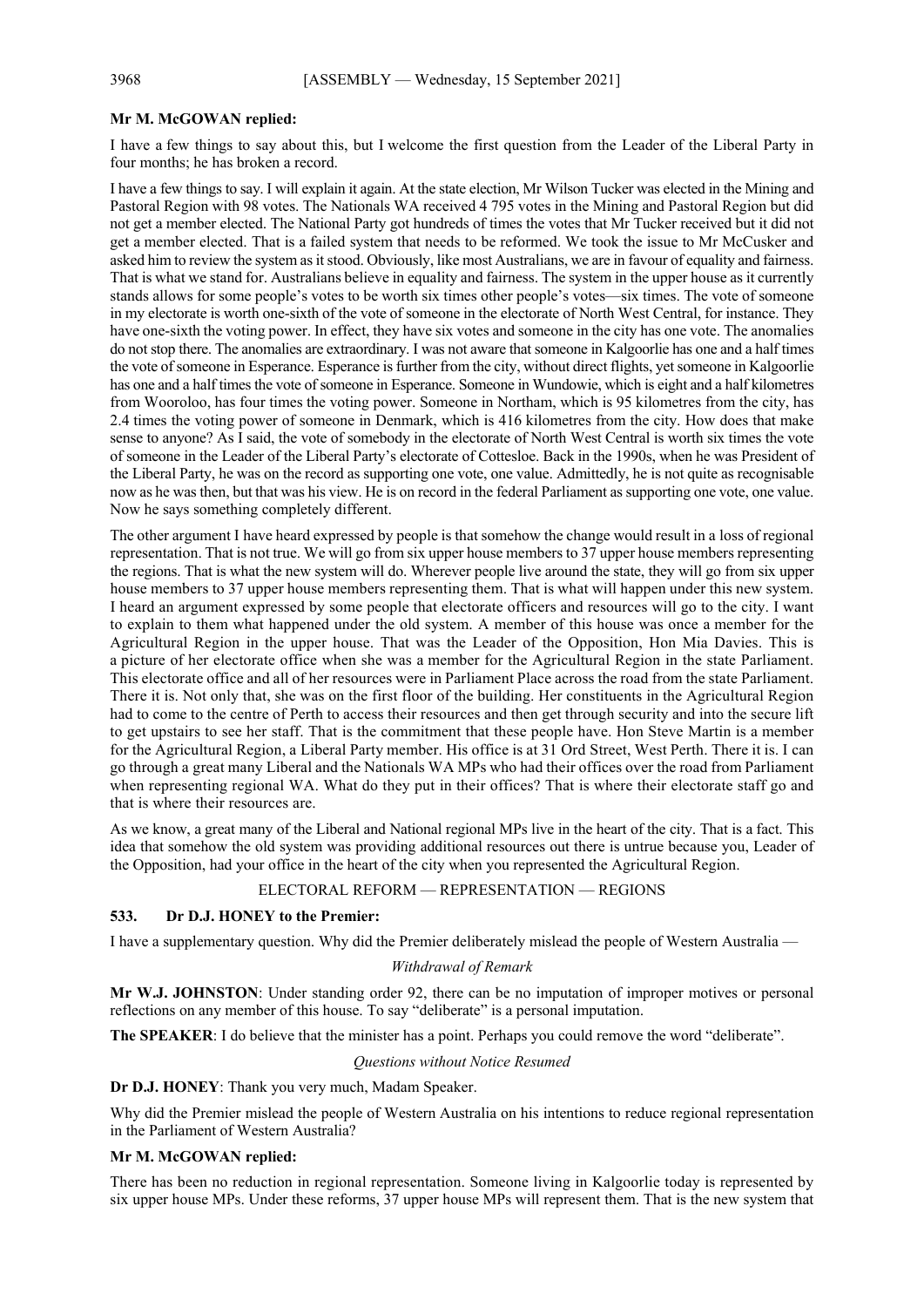**Mr M. McGOWAN replied:**

I have a few things to say about this, but I welcome the first question from the Leader of the Liberal Party in four months; he has broken a record.

I have a few things to say. I will explain it again. At the state election, Mr Wilson Tucker was elected in the Mining and Pastoral Region with 98 votes. The Nationals WA received 4 795 votes in the Mining and Pastoral Region but did not get a member elected. The National Party got hundreds of times the votes that Mr Tucker received but it did not get a member elected. That is a failed system that needs to be reformed. We took the issue to Mr McCusker and asked him to review the system as it stood. Obviously, like most Australians, we are in favour of equality and fairness. That is what we stand for. Australians believe in equality and fairness. The system in the upper house as it currently stands allows for some people's votes to be worth six times other people's votes—six times. The vote of someone in my electorate is worth one-sixth of the vote of someone in the electorate of North West Central, for instance. They have one-sixth the voting power. In effect, they have six votes and someone in the city has one vote. The anomalies do not stop there. The anomalies are extraordinary. I was not aware that someone in Kalgoorlie has one and a half times the vote of someone in Esperance. Esperance is further from the city, without direct flights, yet someone in Kalgoorlie has one and a half times the vote of someone in Esperance. Someone in Wundowie, which is eight and a half kilometres from Wooroloo, has four times the voting power. Someone in Northam, which is 95 kilometres from the city, has 2.4 times the voting power of someone in Denmark, which is 416 kilometres from the city. How does that make sense to anyone? As I said, the vote of somebody in the electorate of North West Central is worth six times the vote of someone in the Leader of the Liberal Party's electorate of Cottesloe. Back in the 1990s, when he was President of the Liberal Party, he was on the record as supporting one vote, one value. Admittedly, he is not quite as recognisable now as he was then, but that was his view. He is on record in the federal Parliament as supporting one vote, one value. Now he says something completely different.

The other argument I have heard expressed by people is that somehow the change would result in a loss of regional representation. That is not true. We will go from six upper house members to 37 upper house members representing the regions. That is what the new system will do. Wherever people live around the state, they will go from six upper house members to 37 upper house members representing them. That is what will happen under this new system. I heard an argument expressed by some people that electorate officers and resources will go to the city. I want to explain to them what happened under the old system. A member of this house was once a member for the Agricultural Region in the upper house. That was the Leader of the Opposition, Hon Mia Davies. This is a picture of her electorate office when she was a member for the Agricultural Region in the state Parliament. This electorate office and all of her resources were in Parliament Place across the road from the state Parliament. There it is. Not only that, she was on the first floor of the building. Her constituents in the Agricultural Region had to come to the centre of Perth to access their resources and then get through security and into the secure lift to get upstairs to see her staff. That is the commitment that these people have. Hon Steve Martin is a member for the Agricultural Region, a Liberal Party member. His office is at 31 Ord Street, West Perth. There it is. I can go through a great many Liberal and the Nationals WA MPs who had their offices over the road from Parliament when representing regional WA. What do they put in their offices? That is where their electorate staff go and that is where their resources are.

As we know, a great many of the Liberal and National regional MPs live in the heart of the city. That is a fact. This idea that somehow the old system was providing additional resources out there is untrue because you, Leader of the Opposition, had your office in the heart of the city when you represented the Agricultural Region.

ELECTORAL REFORM — REPRESENTATION — REGIONS

**533. Dr D.J. HONEY to the Premier:**

I have a supplementary question. Why did the Premier deliberately mislead the people of Western Australia —

*Withdrawal of Remark*

**Mr W.J. JOHNSTON**: Under standing order 92, there can be no imputation of improper motives or personal reflections on any member of this house. To say "deliberate" is a personal imputation.

**The SPEAKER**: I do believe that the minister has a point. Perhaps you could remove the word "deliberate".

*Questions without Notice Resumed*

**Dr D.J. HONEY**: Thank you very much, Madam Speaker.

Why did the Premier mislead the people of Western Australia on his intentions to reduce regional representation in the Parliament of Western Australia?

**Mr M. McGOWAN replied:**

There has been no reduction in regional representation. Someone living in Kalgoorlie today is represented by six upper house MPs. Under these reforms, 37 upper house MPs will represent them. That is the new system that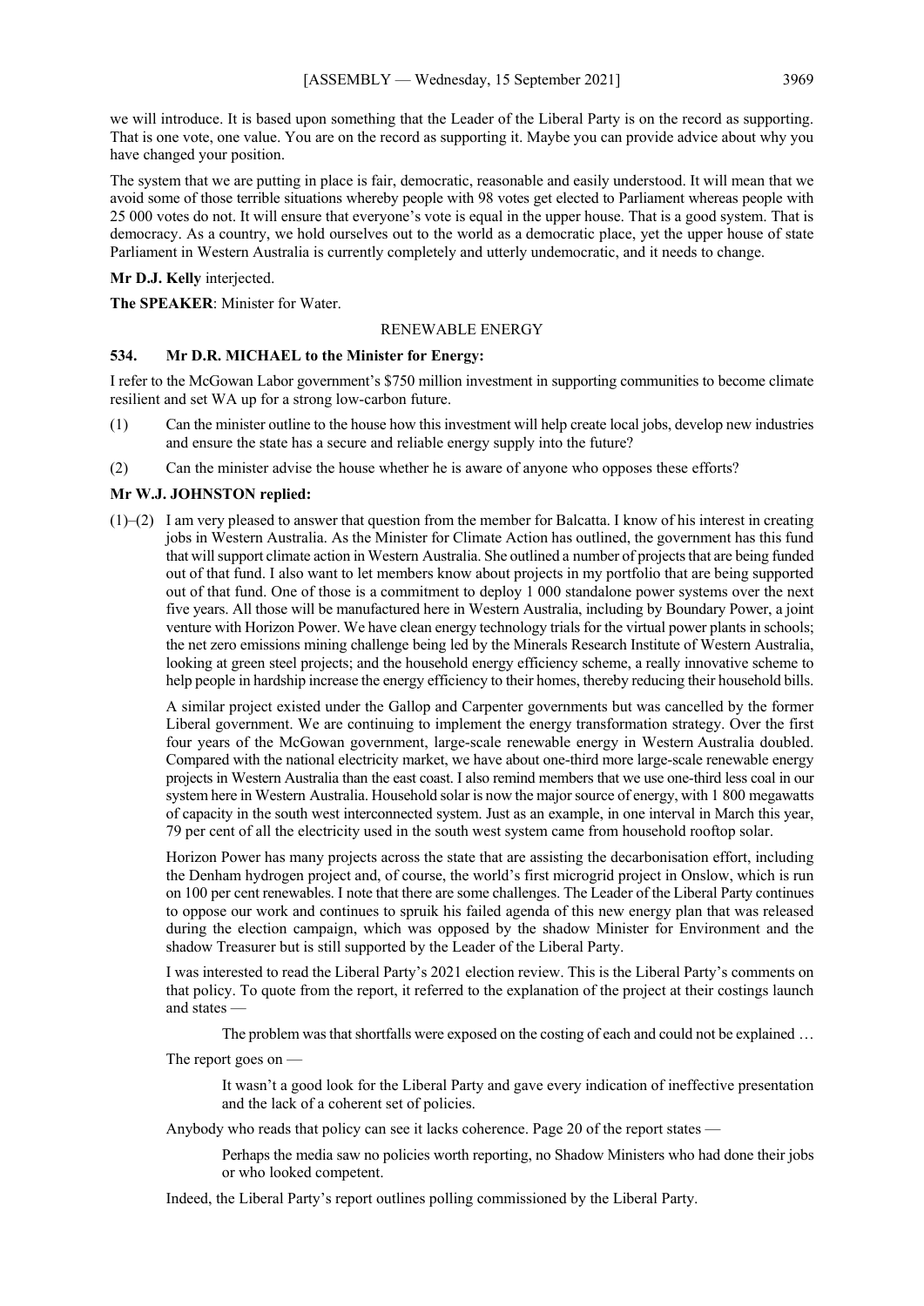we will introduce. It is based upon something that the Leader of the Liberal Party is on the record as supporting. That is one vote, one value. You are on the record as supporting it. Maybe you can provide advice about why you have changed your position.

The system that we are putting in place is fair, democratic, reasonable and easily understood. It will mean that we avoid some of those terrible situations whereby people with 98 votes get elected to Parliament whereas people with 25 000 votes do not. It will ensure that everyone's vote is equal in the upper house. That is a good system. That is democracy. As a country, we hold ourselves out to the world as a democratic place, yet the upper house of state Parliament in Western Australia is currently completely and utterly undemocratic, and it needs to change.

**Mr D.J. Kelly** interjected.

**The SPEAKER**: Minister for Water.

## RENEWABLE ENERGY

### 534. Mr D.R. MICHAEL to the Minister for Energy:

I refer to the McGowan Labor government's $750 million investment in supporting communities to become climate resilient and set WA up for a strong low-carbon future.

(1) Can the minister outline to the house how this investment will help create local jobs, develop new industries and ensure the state has a secure and reliable energy supply into the future?

(2) Can the minister advise the house whether he is aware of anyone who opposes these efforts?

**Mr W.J. JOHNSTON replied:**

(1)–(2) I am very pleased to answer that question from the member for Balcatta. I know of his interest in creating jobs in Western Australia. As the Minister for Climate Action has outlined, the government has this fund that will support climate action in Western Australia. She outlined a number of projects that are being funded out of that fund. I also want to let members know about projects in my portfolio that are being supported out of that fund. One of those is a commitment to deploy 1 000 standalone power systems over the next five years. All those will be manufactured here in Western Australia, including by Boundary Power, a joint venture with Horizon Power. We have clean energy technology trials for the virtual power plants in schools; the net zero emissions mining challenge being led by the Minerals Research Institute of Western Australia, looking at green steel projects; and the household energy efficiency scheme, a really innovative scheme to help people in hardship increase the energy efficiency to their homes, thereby reducing their household bills.

A similar project existed under the Gallop and Carpenter governments but was cancelled by the former Liberal government. We are continuing to implement the energy transformation strategy. Over the first four years of the McGowan government, large-scale renewable energy in Western Australia doubled. Compared with the national electricity market, we have about one-third more large-scale renewable energy projects in Western Australia than the east coast. I also remind members that we use one-third less coal in our system here in Western Australia. Household solar is now the major source of energy, with 1 800 megawatts of capacity in the south west interconnected system. Just as an example, in one interval in March this year, 79 per cent of all the electricity used in the south west system came from household rooftop solar.

Horizon Power has many projects across the state that are assisting the decarbonisation effort, including the Denham hydrogen project and, of course, the world's first microgrid project in Onslow, which is run on 100 per cent renewables. I note that there are some challenges. The Leader of the Liberal Party continues to oppose our work and continues to spruik his failed agenda of this new energy plan that was released during the election campaign, which was opposed by the shadow Minister for Environment and the shadow Treasurer but is still supported by the Leader of the Liberal Party.

I was interested to read the Liberal Party's 2021 election review. This is the Liberal Party's comments on that policy. To quote from the report, it referred to the explanation of the project at their costings launch and states —

> The problem was that shortfalls were exposed on the costing of each and could not be explained …

The report goes on —

> It wasn't a good look for the Liberal Party and gave every indication of ineffective presentation and the lack of a coherent set of policies.

Anybody who reads that policy can see it lacks coherence. Page 20 of the report states —

> Perhaps the media saw no policies worth reporting, no Shadow Ministers who had done their jobs or who looked competent.

Indeed, the Liberal Party's report outlines polling commissioned by the Liberal Party.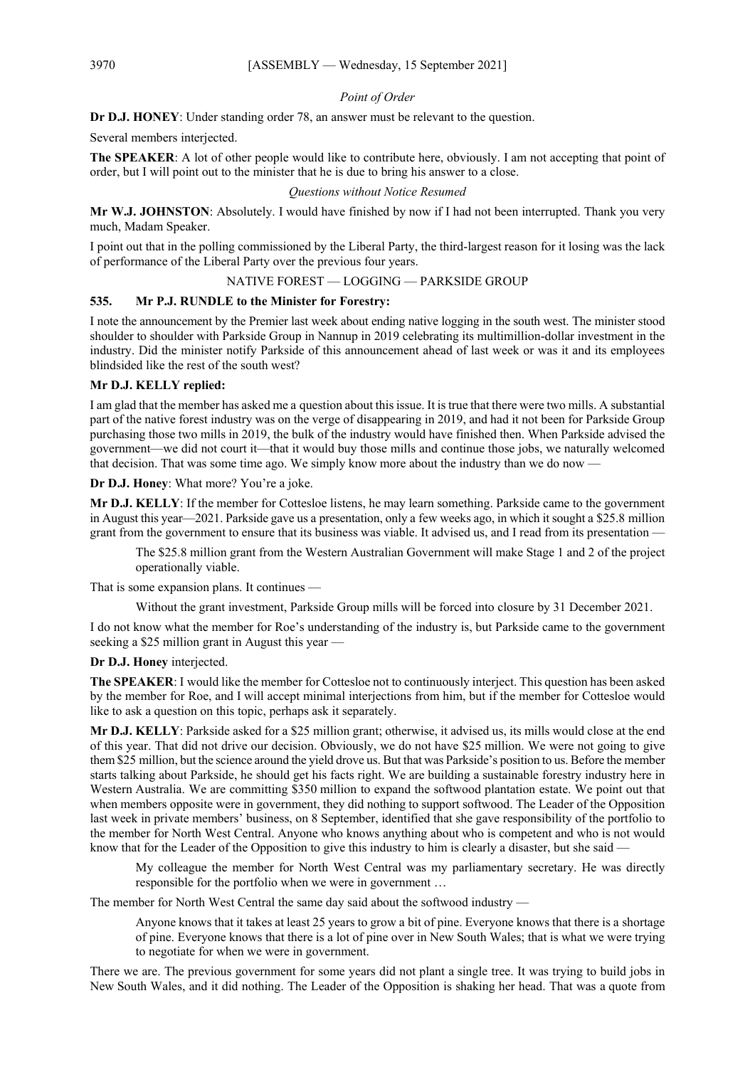*Point of Order*

**Dr D.J. HONEY**: Under standing order 78, an answer must be relevant to the question.

Several members interjected.

**The SPEAKER**: A lot of other people would like to contribute here, obviously. I am not accepting that point of order, but I will point out to the minister that he is due to bring his answer to a close.

*Questions without Notice Resumed*

**Mr W.J. JOHNSTON**: Absolutely. I would have finished by now if I had not been interrupted. Thank you very much, Madam Speaker.

I point out that in the polling commissioned by the Liberal Party, the third-largest reason for it losing was the lack of performance of the Liberal Party over the previous four years.

NATIVE FOREST — LOGGING — PARKSIDE GROUP

**535. Mr P.J. RUNDLE to the Minister for Forestry:**

I note the announcement by the Premier last week about ending native logging in the south west. The minister stood shoulder to shoulder with Parkside Group in Nannup in 2019 celebrating its multimillion-dollar investment in the industry. Did the minister notify Parkside of this announcement ahead of last week or was it and its employees blindsided like the rest of the south west?

**Mr D.J. KELLY replied:**

I am glad that the member has asked me a question about this issue. It is true that there were two mills. A substantial part of the native forest industry was on the verge of disappearing in 2019, and had it not been for Parkside Group purchasing those two mills in 2019, the bulk of the industry would have finished then. When Parkside advised the government—we did not court it—that it would buy those mills and continue those jobs, we naturally welcomed that decision. That was some time ago. We simply know more about the industry than we do now —

**Dr D.J. Honey**: What more? You're a joke.

**Mr D.J. KELLY**: If the member for Cottesloe listens, he may learn something. Parkside came to the government in August this year—2021. Parkside gave us a presentation, only a few weeks ago, in which it sought a $25.8 million grant from the government to ensure that its business was viable. It advised us, and I read from its presentation —

> The $25.8 million grant from the Western Australian Government will make Stage 1 and 2 of the project operationally viable.

That is some expansion plans. It continues —

> Without the grant investment, Parkside Group mills will be forced into closure by 31 December 2021.

I do not know what the member for Roe's understanding of the industry is, but Parkside came to the government seeking a $25 million grant in August this year —

**Dr D.J. Honey** interjected.

**The SPEAKER**: I would like the member for Cottesloe not to continuously interject. This question has been asked by the member for Roe, and I will accept minimal interjections from him, but if the member for Cottesloe would like to ask a question on this topic, perhaps ask it separately.

**Mr D.J. KELLY**: Parkside asked for a $25 million grant; otherwise, it advised us, its mills would close at the end of this year. That did not drive our decision. Obviously, we do not have $25 million. We were not going to give them $25 million, but the science around the yield drove us. But that was Parkside's position to us. Before the member starts talking about Parkside, he should get his facts right. We are building a sustainable forestry industry here in Western Australia. We are committing $350 million to expand the softwood plantation estate. We point out that when members opposite were in government, they did nothing to support softwood. The Leader of the Opposition last week in private members' business, on 8 September, identified that she gave responsibility of the portfolio to the member for North West Central. Anyone who knows anything about who is competent and who is not would know that for the Leader of the Opposition to give this industry to him is clearly a disaster, but she said —

> My colleague the member for North West Central was my parliamentary secretary. He was directly responsible for the portfolio when we were in government …

The member for North West Central the same day said about the softwood industry —

> Anyone knows that it takes at least 25 years to grow a bit of pine. Everyone knows that there is a shortage of pine. Everyone knows that there is a lot of pine over in New South Wales; that is what we were trying to negotiate for when we were in government.

There we are. The previous government for some years did not plant a single tree. It was trying to build jobs in New South Wales, and it did nothing. The Leader of the Opposition is shaking her head. That was a quote from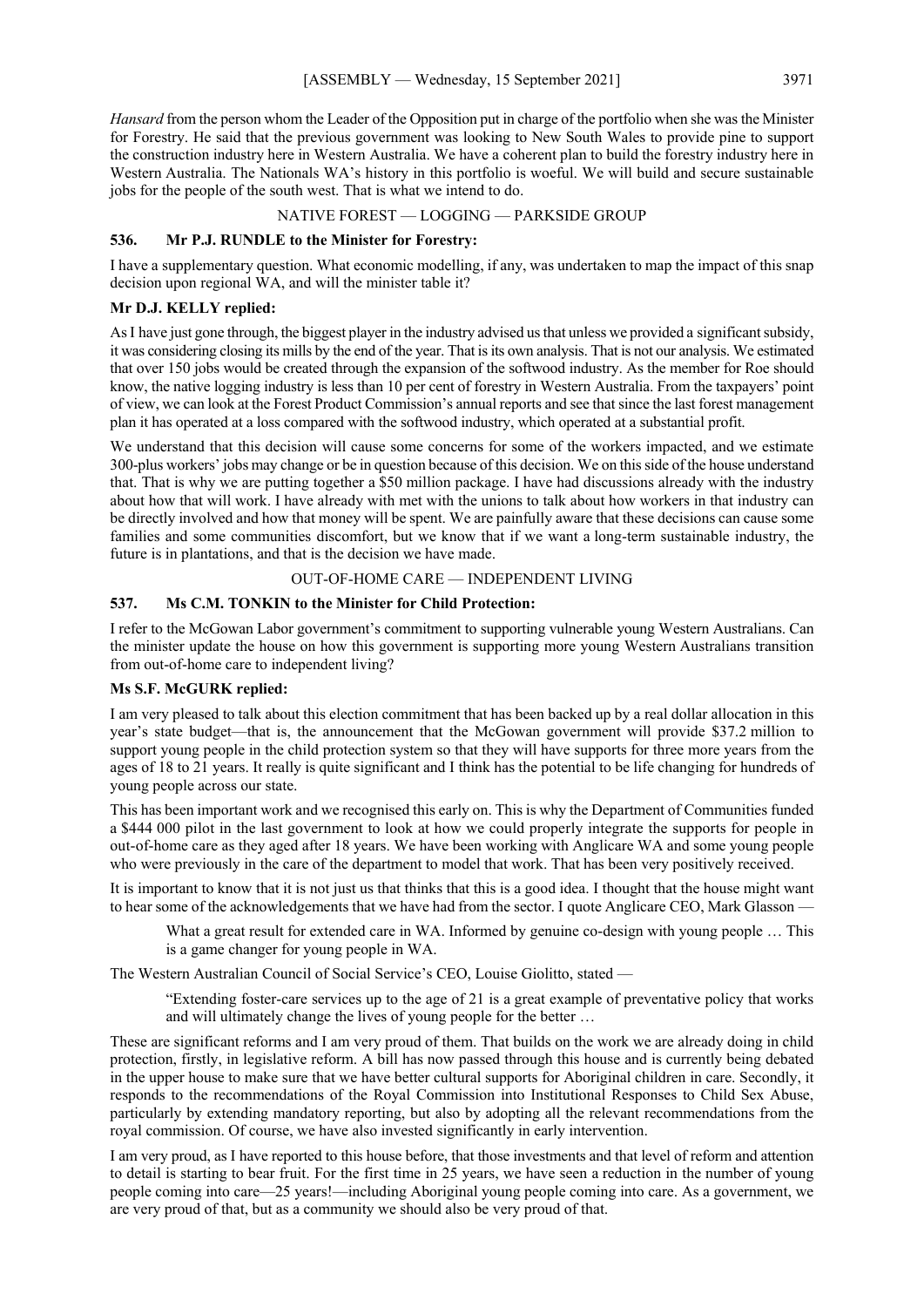*Hansard* from the person whom the Leader of the Opposition put in charge of the portfolio when she was the Minister for Forestry. He said that the previous government was looking to New South Wales to provide pine to support the construction industry here in Western Australia. We have a coherent plan to build the forestry industry here in Western Australia. The Nationals WA's history in this portfolio is woeful. We will build and secure sustainable jobs for the people of the south west. That is what we intend to do.

NATIVE FOREST — LOGGING — PARKSIDE GROUP

**536. Mr P.J. RUNDLE to the Minister for Forestry:**

I have a supplementary question. What economic modelling, if any, was undertaken to map the impact of this snap decision upon regional WA, and will the minister table it?

**Mr D.J. KELLY replied:**

As I have just gone through, the biggest player in the industry advised us that unless we provided a significant subsidy, it was considering closing its mills by the end of the year. That is its own analysis. That is not our analysis. We estimated that over 150 jobs would be created through the expansion of the softwood industry. As the member for Roe should know, the native logging industry is less than 10 per cent of forestry in Western Australia. From the taxpayers' point of view, we can look at the Forest Product Commission's annual reports and see that since the last forest management plan it has operated at a loss compared with the softwood industry, which operated at a substantial profit.

We understand that this decision will cause some concerns for some of the workers impacted, and we estimate 300-plus workers' jobs may change or be in question because of this decision. We on this side of the house understand that. That is why we are putting together a $50 million package. I have had discussions already with the industry about how that will work. I have already with met with the unions to talk about how workers in that industry can be directly involved and how that money will be spent. We are painfully aware that these decisions can cause some families and some communities discomfort, but we know that if we want a long-term sustainable industry, the future is in plantations, and that is the decision we have made.

OUT-OF-HOME CARE — INDEPENDENT LIVING

**537. Ms C.M. TONKIN to the Minister for Child Protection:**

I refer to the McGowan Labor government's commitment to supporting vulnerable young Western Australians. Can the minister update the house on how this government is supporting more young Western Australians transition from out-of-home care to independent living?

**Ms S.F. McGURK replied:**

I am very pleased to talk about this election commitment that has been backed up by a real dollar allocation in this year's state budget—that is, the announcement that the McGowan government will provide $37.2 million to support young people in the child protection system so that they will have supports for three more years from the ages of 18 to 21 years. It really is quite significant and I think has the potential to be life changing for hundreds of young people across our state.

This has been important work and we recognised this early on. This is why the Department of Communities funded a $444 000 pilot in the last government to look at how we could properly integrate the supports for people in out-of-home care as they aged after 18 years. We have been working with Anglicare WA and some young people who were previously in the care of the department to model that work. That has been very positively received.

It is important to know that it is not just us that thinks that this is a good idea. I thought that the house might want to hear some of the acknowledgements that we have had from the sector. I quote Anglicare CEO, Mark Glasson —

> What a great result for extended care in WA. Informed by genuine co-design with young people … This is a game changer for young people in WA.

The Western Australian Council of Social Service's CEO, Louise Giolitto, stated —

> "Extending foster-care services up to the age of 21 is a great example of preventative policy that works and will ultimately change the lives of young people for the better …

These are significant reforms and I am very proud of them. That builds on the work we are already doing in child protection, firstly, in legislative reform. A bill has now passed through this house and is currently being debated in the upper house to make sure that we have better cultural supports for Aboriginal children in care. Secondly, it responds to the recommendations of the Royal Commission into Institutional Responses to Child Sex Abuse, particularly by extending mandatory reporting, but also by adopting all the relevant recommendations from the royal commission. Of course, we have also invested significantly in early intervention.

I am very proud, as I have reported to this house before, that those investments and that level of reform and attention to detail is starting to bear fruit. For the first time in 25 years, we have seen a reduction in the number of young people coming into care—25 years!—including Aboriginal young people coming into care. As a government, we are very proud of that, but as a community we should also be very proud of that.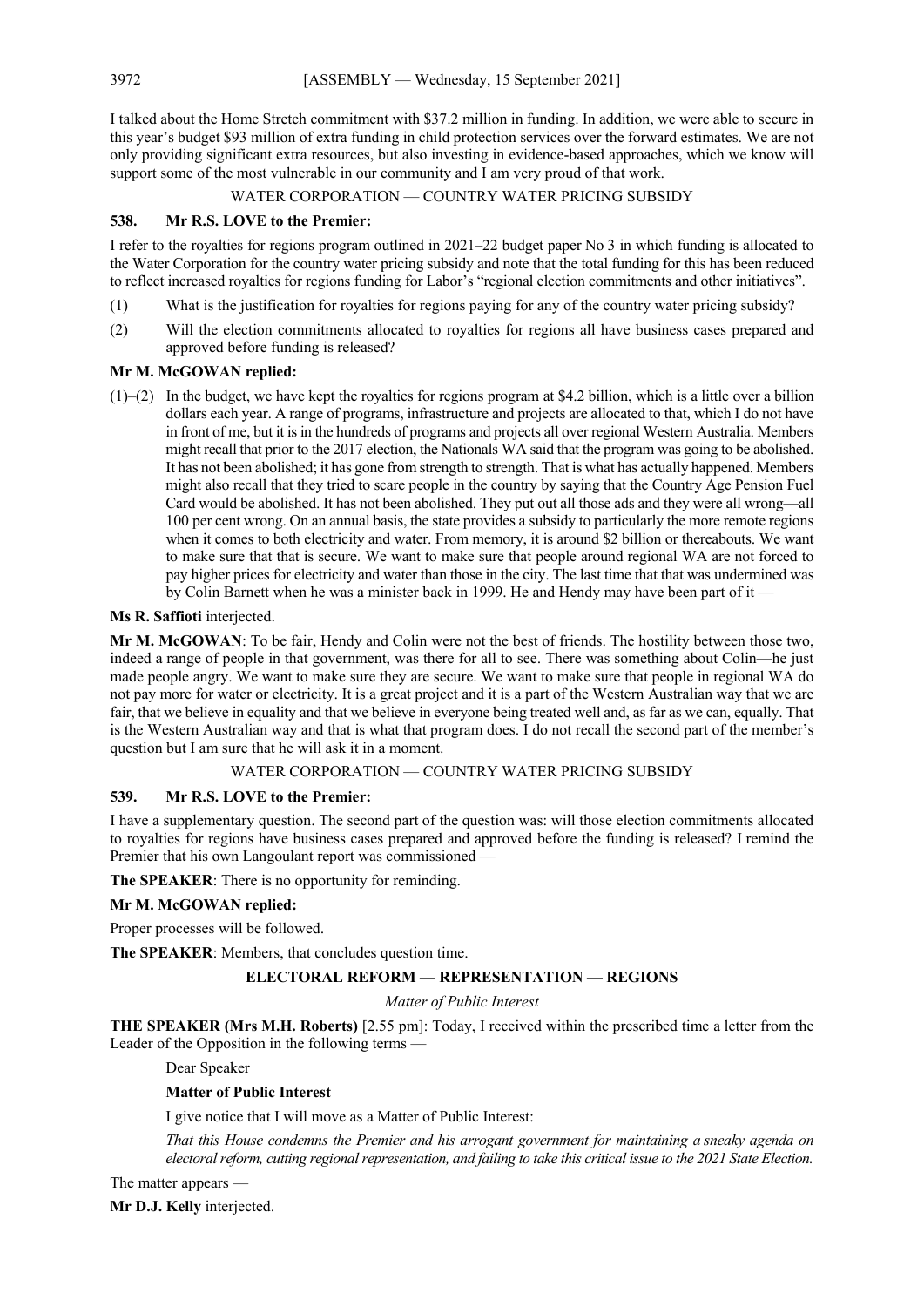I talked about the Home Stretch commitment with $37.2 million in funding. In addition, we were able to secure in this year's budget $93 million of extra funding in child protection services over the forward estimates. We are not only providing significant extra resources, but also investing in evidence-based approaches, which we know will support some of the most vulnerable in our community and I am very proud of that work.

WATER CORPORATION — COUNTRY WATER PRICING SUBSIDY

**538. Mr R.S. LOVE to the Premier:**

I refer to the royalties for regions program outlined in 2021–22 budget paper No 3 in which funding is allocated to the Water Corporation for the country water pricing subsidy and note that the total funding for this has been reduced to reflect increased royalties for regions funding for Labor's "regional election commitments and other initiatives".

(1) What is the justification for royalties for regions paying for any of the country water pricing subsidy?

(2) Will the election commitments allocated to royalties for regions all have business cases prepared and approved before funding is released?

**Mr M. McGOWAN replied:**

(1)–(2) In the budget, we have kept the royalties for regions program at $4.2 billion, which is a little over a billion dollars each year. A range of programs, infrastructure and projects are allocated to that, which I do not have in front of me, but it is in the hundreds of programs and projects all over regional Western Australia. Members might recall that prior to the 2017 election, the Nationals WA said that the program was going to be abolished. It has not been abolished; it has gone from strength to strength. That is what has actually happened. Members might also recall that they tried to scare people in the country by saying that the Country Age Pension Fuel Card would be abolished. It has not been abolished. They put out all those ads and they were all wrong—all 100 per cent wrong. On an annual basis, the state provides a subsidy to particularly the more remote regions when it comes to both electricity and water. From memory, it is around $2 billion or thereabouts. We want to make sure that that is secure. We want to make sure that people around regional WA are not forced to pay higher prices for electricity and water than those in the city. The last time that that was undermined was by Colin Barnett when he was a minister back in 1999. He and Hendy may have been part of it —

**Ms R. Saffioti** interjected.

**Mr M. McGOWAN**: To be fair, Hendy and Colin were not the best of friends. The hostility between those two, indeed a range of people in that government, was there for all to see. There was something about Colin—he just made people angry. We want to make sure they are secure. We want to make sure that people in regional WA do not pay more for water or electricity. It is a great project and it is a part of the Western Australian way that we are fair, that we believe in equality and that we believe in everyone being treated well and, as far as we can, equally. That is the Western Australian way and that is what that program does. I do not recall the second part of the member's question but I am sure that he will ask it in a moment.

WATER CORPORATION — COUNTRY WATER PRICING SUBSIDY

**539. Mr R.S. LOVE to the Premier:**

I have a supplementary question. The second part of the question was: will those election commitments allocated to royalties for regions have business cases prepared and approved before the funding is released? I remind the Premier that his own Langoulant report was commissioned —

**The SPEAKER**: There is no opportunity for reminding.

**Mr M. McGOWAN replied:**

Proper processes will be followed.

**The SPEAKER**: Members, that concludes question time.

## ELECTORAL REFORM — REPRESENTATION — REGIONS

*Matter of Public Interest*

**THE SPEAKER (Mrs M.H. Roberts)** [2.55 pm]: Today, I received within the prescribed time a letter from the Leader of the Opposition in the following terms —

> Dear Speaker
>
> **Matter of Public Interest**
>
> I give notice that I will move as a Matter of Public Interest:
>
> *That this House condemns the Premier and his arrogant government for maintaining a sneaky agenda on electoral reform, cutting regional representation, and failing to take this critical issue to the 2021 State Election.*

The matter appears —

**Mr D.J. Kelly** interjected.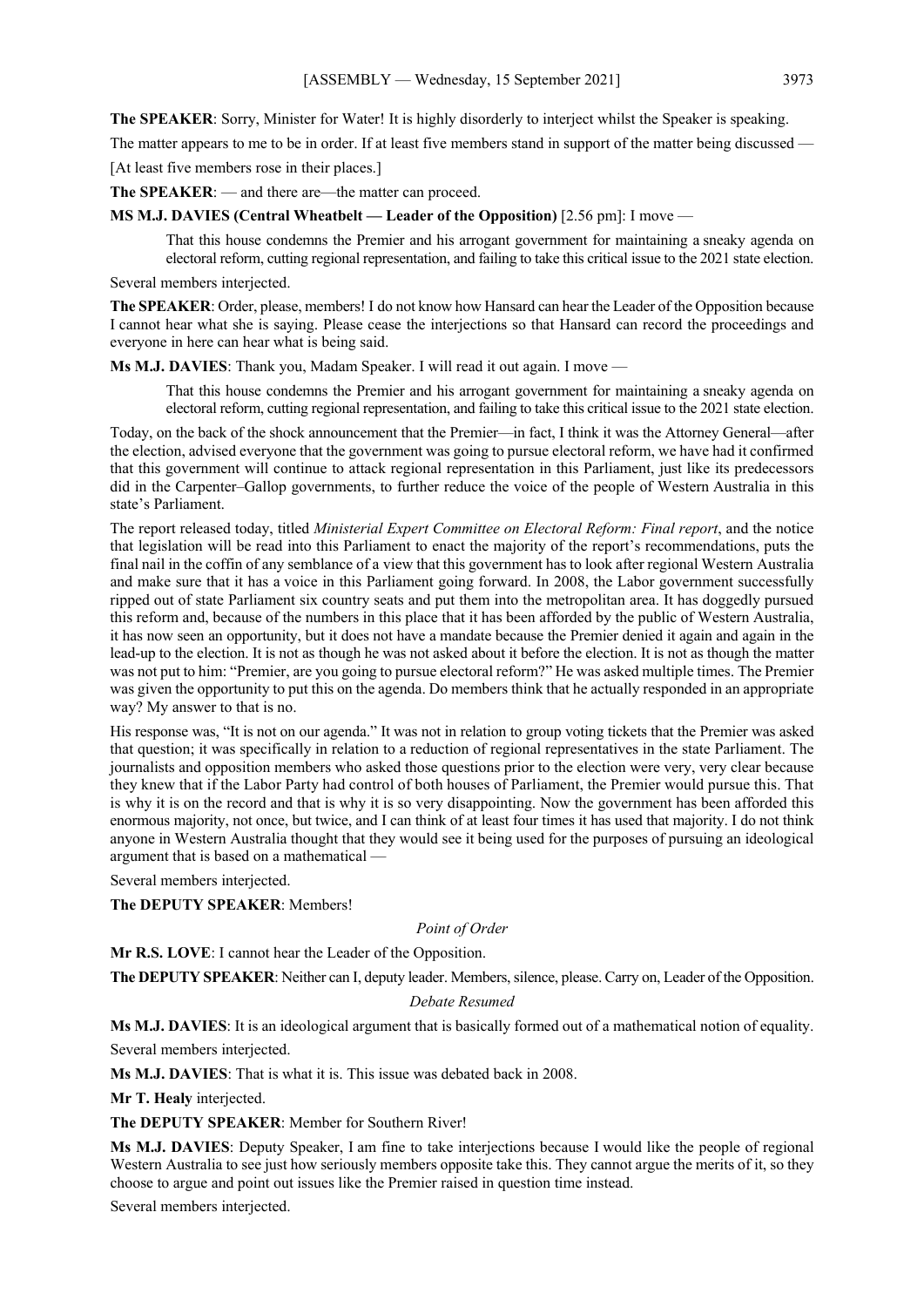**The SPEAKER**: Sorry, Minister for Water! It is highly disorderly to interject whilst the Speaker is speaking.

The matter appears to me to be in order. If at least five members stand in support of the matter being discussed —

[At least five members rose in their places.]

**The SPEAKER**: — and there are—the matter can proceed.

**MS M.J. DAVIES (Central Wheatbelt — Leader of the Opposition)** [2.56 pm]: I move —

> That this house condemns the Premier and his arrogant government for maintaining a sneaky agenda on electoral reform, cutting regional representation, and failing to take this critical issue to the 2021 state election.

Several members interjected.

**The SPEAKER**: Order, please, members! I do not know how Hansard can hear the Leader of the Opposition because I cannot hear what she is saying. Please cease the interjections so that Hansard can record the proceedings and everyone in here can hear what is being said.

**Ms M.J. DAVIES**: Thank you, Madam Speaker. I will read it out again. I move —

> That this house condemns the Premier and his arrogant government for maintaining a sneaky agenda on electoral reform, cutting regional representation, and failing to take this critical issue to the 2021 state election.

Today, on the back of the shock announcement that the Premier—in fact, I think it was the Attorney General—after the election, advised everyone that the government was going to pursue electoral reform, we have had it confirmed that this government will continue to attack regional representation in this Parliament, just like its predecessors did in the Carpenter–Gallop governments, to further reduce the voice of the people of Western Australia in this state's Parliament.

The report released today, titled *Ministerial Expert Committee on Electoral Reform: Final report*, and the notice that legislation will be read into this Parliament to enact the majority of the report's recommendations, puts the final nail in the coffin of any semblance of a view that this government has to look after regional Western Australia and make sure that it has a voice in this Parliament going forward. In 2008, the Labor government successfully ripped out of state Parliament six country seats and put them into the metropolitan area. It has doggedly pursued this reform and, because of the numbers in this place that it has been afforded by the public of Western Australia, it has now seen an opportunity, but it does not have a mandate because the Premier denied it again and again in the lead-up to the election. It is not as though he was not asked about it before the election. It is not as though the matter was not put to him: "Premier, are you going to pursue electoral reform?" He was asked multiple times. The Premier was given the opportunity to put this on the agenda. Do members think that he actually responded in an appropriate way? My answer to that is no.

His response was, "It is not on our agenda." It was not in relation to group voting tickets that the Premier was asked that question; it was specifically in relation to a reduction of regional representatives in the state Parliament. The journalists and opposition members who asked those questions prior to the election were very, very clear because they knew that if the Labor Party had control of both houses of Parliament, the Premier would pursue this. That is why it is on the record and that is why it is so very disappointing. Now the government has been afforded this enormous majority, not once, but twice, and I can think of at least four times it has used that majority. I do not think anyone in Western Australia thought that they would see it being used for the purposes of pursuing an ideological argument that is based on a mathematical —

Several members interjected.

**The DEPUTY SPEAKER**: Members!

*Point of Order*

**Mr R.S. LOVE**: I cannot hear the Leader of the Opposition.

**The DEPUTY SPEAKER**: Neither can I, deputy leader. Members, silence, please. Carry on, Leader of the Opposition.

*Debate Resumed*

**Ms M.J. DAVIES**: It is an ideological argument that is basically formed out of a mathematical notion of equality.

Several members interjected.

**Ms M.J. DAVIES**: That is what it is. This issue was debated back in 2008.

**Mr T. Healy** interjected.

**The DEPUTY SPEAKER**: Member for Southern River!

**Ms M.J. DAVIES**: Deputy Speaker, I am fine to take interjections because I would like the people of regional Western Australia to see just how seriously members opposite take this. They cannot argue the merits of it, so they choose to argue and point out issues like the Premier raised in question time instead.

Several members interjected.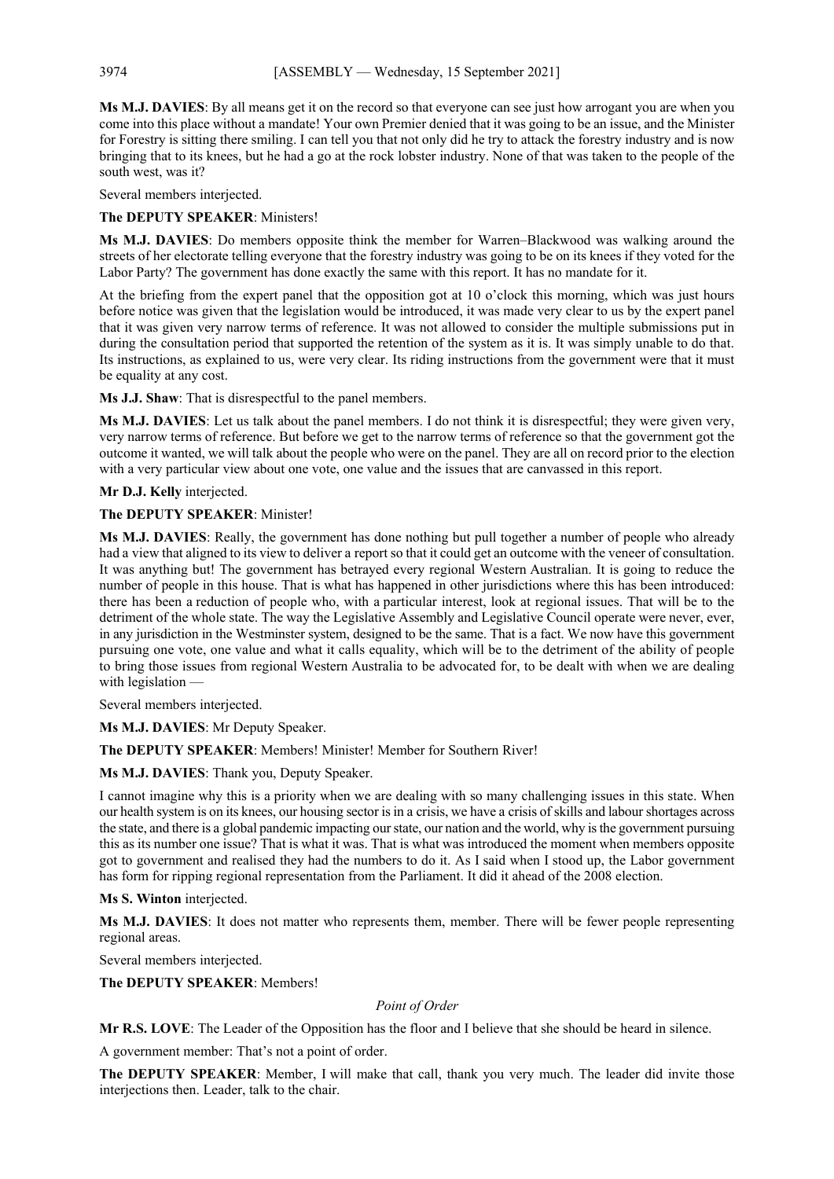**Ms M.J. DAVIES**: By all means get it on the record so that everyone can see just how arrogant you are when you come into this place without a mandate! Your own Premier denied that it was going to be an issue, and the Minister for Forestry is sitting there smiling. I can tell you that not only did he try to attack the forestry industry and is now bringing that to its knees, but he had a go at the rock lobster industry. None of that was taken to the people of the south west, was it?

Several members interjected.

**The DEPUTY SPEAKER**: Ministers!

**Ms M.J. DAVIES**: Do members opposite think the member for Warren–Blackwood was walking around the streets of her electorate telling everyone that the forestry industry was going to be on its knees if they voted for the Labor Party? The government has done exactly the same with this report. It has no mandate for it.

At the briefing from the expert panel that the opposition got at 10 o'clock this morning, which was just hours before notice was given that the legislation would be introduced, it was made very clear to us by the expert panel that it was given very narrow terms of reference. It was not allowed to consider the multiple submissions put in during the consultation period that supported the retention of the system as it is. It was simply unable to do that. Its instructions, as explained to us, were very clear. Its riding instructions from the government were that it must be equality at any cost.

**Ms J.J. Shaw**: That is disrespectful to the panel members.

**Ms M.J. DAVIES**: Let us talk about the panel members. I do not think it is disrespectful; they were given very, very narrow terms of reference. But before we get to the narrow terms of reference so that the government got the outcome it wanted, we will talk about the people who were on the panel. They are all on record prior to the election with a very particular view about one vote, one value and the issues that are canvassed in this report.

**Mr D.J. Kelly** interjected.

**The DEPUTY SPEAKER**: Minister!

**Ms M.J. DAVIES**: Really, the government has done nothing but pull together a number of people who already had a view that aligned to its view to deliver a report so that it could get an outcome with the veneer of consultation. It was anything but! The government has betrayed every regional Western Australian. It is going to reduce the number of people in this house. That is what has happened in other jurisdictions where this has been introduced: there has been a reduction of people who, with a particular interest, look at regional issues. That will be to the detriment of the whole state. The way the Legislative Assembly and Legislative Council operate were never, ever, in any jurisdiction in the Westminster system, designed to be the same. That is a fact. We now have this government pursuing one vote, one value and what it calls equality, which will be to the detriment of the ability of people to bring those issues from regional Western Australia to be advocated for, to be dealt with when we are dealing with legislation —

Several members interjected.

**Ms M.J. DAVIES**: Mr Deputy Speaker.

**The DEPUTY SPEAKER**: Members! Minister! Member for Southern River!

**Ms M.J. DAVIES**: Thank you, Deputy Speaker.

I cannot imagine why this is a priority when we are dealing with so many challenging issues in this state. When our health system is on its knees, our housing sector is in a crisis, we have a crisis of skills and labour shortages across the state, and there is a global pandemic impacting our state, our nation and the world, why is the government pursuing this as its number one issue? That is what it was. That is what was introduced the moment when members opposite got to government and realised they had the numbers to do it. As I said when I stood up, the Labor government has form for ripping regional representation from the Parliament. It did it ahead of the 2008 election.

**Ms S. Winton** interjected.

**Ms M.J. DAVIES**: It does not matter who represents them, member. There will be fewer people representing regional areas.

Several members interjected.

**The DEPUTY SPEAKER**: Members!

*Point of Order*

**Mr R.S. LOVE**: The Leader of the Opposition has the floor and I believe that she should be heard in silence.

A government member: That's not a point of order.

**The DEPUTY SPEAKER**: Member, I will make that call, thank you very much. The leader did invite those interjections then. Leader, talk to the chair.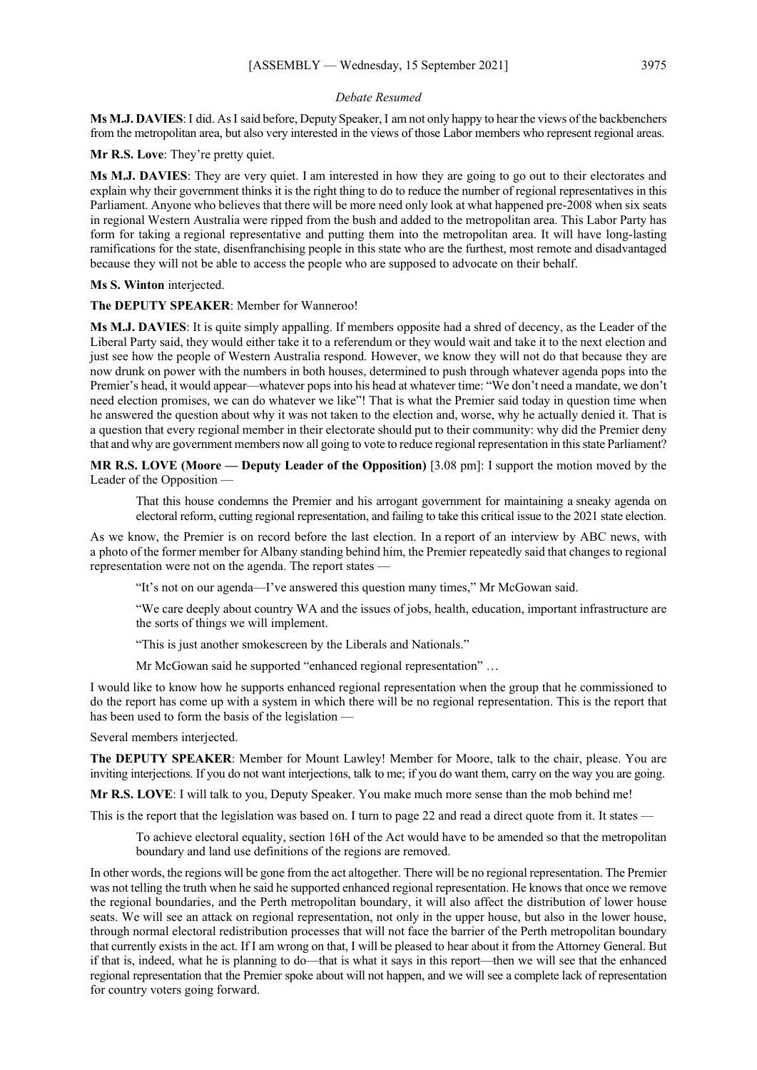*Debate Resumed*

**Ms M.J. DAVIES**: I did. As I said before, Deputy Speaker, I am not only happy to hear the views of the backbenchers from the metropolitan area, but also very interested in the views of those Labor members who represent regional areas.

**Mr R.S. Love**: They're pretty quiet.

**Ms M.J. DAVIES**: They are very quiet. I am interested in how they are going to go out to their electorates and explain why their government thinks it is the right thing to do to reduce the number of regional representatives in this Parliament. Anyone who believes that there will be more need only look at what happened pre-2008 when six seats in regional Western Australia were ripped from the bush and added to the metropolitan area. This Labor Party has form for taking a regional representative and putting them into the metropolitan area. It will have long-lasting ramifications for the state, disenfranchising people in this state who are the furthest, most remote and disadvantaged because they will not be able to access the people who are supposed to advocate on their behalf.

**Ms S. Winton** interjected.

**The DEPUTY SPEAKER**: Member for Wanneroo!

**Ms M.J. DAVIES**: It is quite simply appalling. If members opposite had a shred of decency, as the Leader of the Liberal Party said, they would either take it to a referendum or they would wait and take it to the next election and just see how the people of Western Australia respond. However, we know they will not do that because they are now drunk on power with the numbers in both houses, determined to push through whatever agenda pops into the Premier's head, it would appear—whatever pops into his head at whatever time: "We don't need a mandate, we don't need election promises, we can do whatever we like"! That is what the Premier said today in question time when he answered the question about why it was not taken to the election and, worse, why he actually denied it. That is a question that every regional member in their electorate should put to their community: why did the Premier deny that and why are government members now all going to vote to reduce regional representation in this state Parliament?

**MR R.S. LOVE (Moore — Deputy Leader of the Opposition)** [3.08 pm]: I support the motion moved by the Leader of the Opposition —

> That this house condemns the Premier and his arrogant government for maintaining a sneaky agenda on electoral reform, cutting regional representation, and failing to take this critical issue to the 2021 state election.

As we know, the Premier is on record before the last election. In a report of an interview by ABC news, with a photo of the former member for Albany standing behind him, the Premier repeatedly said that changes to regional representation were not on the agenda. The report states —

> "It's not on our agenda—I've answered this question many times," Mr McGowan said.
>
> "We care deeply about country WA and the issues of jobs, health, education, important infrastructure are the sorts of things we will implement.
>
> "This is just another smokescreen by the Liberals and Nationals."
>
> Mr McGowan said he supported "enhanced regional representation" …

I would like to know how he supports enhanced regional representation when the group that he commissioned to do the report has come up with a system in which there will be no regional representation. This is the report that has been used to form the basis of the legislation —

Several members interjected.

**The DEPUTY SPEAKER**: Member for Mount Lawley! Member for Moore, talk to the chair, please. You are inviting interjections. If you do not want interjections, talk to me; if you do want them, carry on the way you are going.

**Mr R.S. LOVE**: I will talk to you, Deputy Speaker. You make much more sense than the mob behind me!

This is the report that the legislation was based on. I turn to page 22 and read a direct quote from it. It states —

> To achieve electoral equality, section 16H of the Act would have to be amended so that the metropolitan boundary and land use definitions of the regions are removed.

In other words, the regions will be gone from the act altogether. There will be no regional representation. The Premier was not telling the truth when he said he supported enhanced regional representation. He knows that once we remove the regional boundaries, and the Perth metropolitan boundary, it will also affect the distribution of lower house seats. We will see an attack on regional representation, not only in the upper house, but also in the lower house, through normal electoral redistribution processes that will not face the barrier of the Perth metropolitan boundary that currently exists in the act. If I am wrong on that, I will be pleased to hear about it from the Attorney General. But if that is, indeed, what he is planning to do—that is what it says in this report—then we will see that the enhanced regional representation that the Premier spoke about will not happen, and we will see a complete lack of representation for country voters going forward.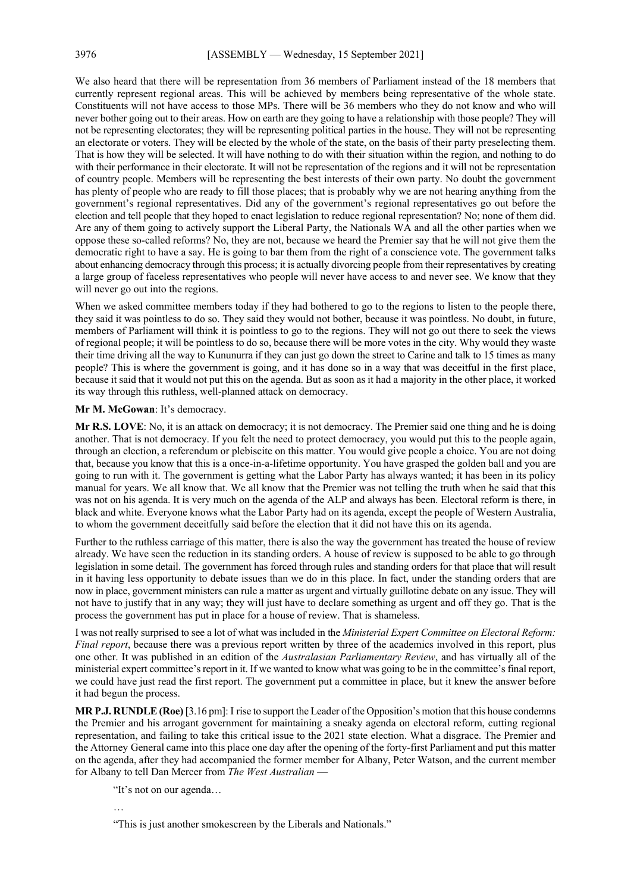We also heard that there will be representation from 36 members of Parliament instead of the 18 members that currently represent regional areas. This will be achieved by members being representative of the whole state. Constituents will not have access to those MPs. There will be 36 members who they do not know and who will never bother going out to their areas. How on earth are they going to have a relationship with those people? They will not be representing electorates; they will be representing political parties in the house. They will not be representing an electorate or voters. They will be elected by the whole of the state, on the basis of their party preselecting them. That is how they will be selected. It will have nothing to do with their situation within the region, and nothing to do with their performance in their electorate. It will not be representation of the regions and it will not be representation of country people. Members will be representing the best interests of their own party. No doubt the government has plenty of people who are ready to fill those places; that is probably why we are not hearing anything from the government's regional representatives. Did any of the government's regional representatives go out before the election and tell people that they hoped to enact legislation to reduce regional representation? No; none of them did. Are any of them going to actively support the Liberal Party, the Nationals WA and all the other parties when we oppose these so-called reforms? No, they are not, because we heard the Premier say that he will not give them the democratic right to have a say. He is going to bar them from the right of a conscience vote. The government talks about enhancing democracy through this process; it is actually divorcing people from their representatives by creating a large group of faceless representatives who people will never have access to and never see. We know that they will never go out into the regions.

When we asked committee members today if they had bothered to go to the regions to listen to the people there, they said it was pointless to do so. They said they would not bother, because it was pointless. No doubt, in future, members of Parliament will think it is pointless to go to the regions. They will not go out there to seek the views of regional people; it will be pointless to do so, because there will be more votes in the city. Why would they waste their time driving all the way to Kununurra if they can just go down the street to Carine and talk to 15 times as many people? This is where the government is going, and it has done so in a way that was deceitful in the first place, because it said that it would not put this on the agenda. But as soon as it had a majority in the other place, it worked its way through this ruthless, well-planned attack on democracy.

**Mr M. McGowan**: It's democracy.

**Mr R.S. LOVE**: No, it is an attack on democracy; it is not democracy. The Premier said one thing and he is doing another. That is not democracy. If you felt the need to protect democracy, you would put this to the people again, through an election, a referendum or plebiscite on this matter. You would give people a choice. You are not doing that, because you know that this is a once-in-a-lifetime opportunity. You have grasped the golden ball and you are going to run with it. The government is getting what the Labor Party has always wanted; it has been in its policy manual for years. We all know that. We all know that the Premier was not telling the truth when he said that this was not on his agenda. It is very much on the agenda of the ALP and always has been. Electoral reform is there, in black and white. Everyone knows what the Labor Party had on its agenda, except the people of Western Australia, to whom the government deceitfully said before the election that it did not have this on its agenda.

Further to the ruthless carriage of this matter, there is also the way the government has treated the house of review already. We have seen the reduction in its standing orders. A house of review is supposed to be able to go through legislation in some detail. The government has forced through rules and standing orders for that place that will result in it having less opportunity to debate issues than we do in this place. In fact, under the standing orders that are now in place, government ministers can rule a matter as urgent and virtually guillotine debate on any issue. They will not have to justify that in any way; they will just have to declare something as urgent and off they go. That is the process the government has put in place for a house of review. That is shameless.

I was not really surprised to see a lot of what was included in the *Ministerial Expert Committee on Electoral Reform: Final report*, because there was a previous report written by three of the academics involved in this report, plus one other. It was published in an edition of the *Australasian Parliamentary Review*, and has virtually all of the ministerial expert committee's report in it. If we wanted to know what was going to be in the committee's final report, we could have just read the first report. The government put a committee in place, but it knew the answer before it had begun the process.

**MR P.J. RUNDLE (Roe)** [3.16 pm]: I rise to support the Leader of the Opposition's motion that this house condemns the Premier and his arrogant government for maintaining a sneaky agenda on electoral reform, cutting regional representation, and failing to take this critical issue to the 2021 state election. What a disgrace. The Premier and the Attorney General came into this place one day after the opening of the forty-first Parliament and put this matter on the agenda, after they had accompanied the former member for Albany, Peter Watson, and the current member for Albany to tell Dan Mercer from *The West Australian* —

> "It's not on our agenda…
>
> …
>
> "This is just another smokescreen by the Liberals and Nationals."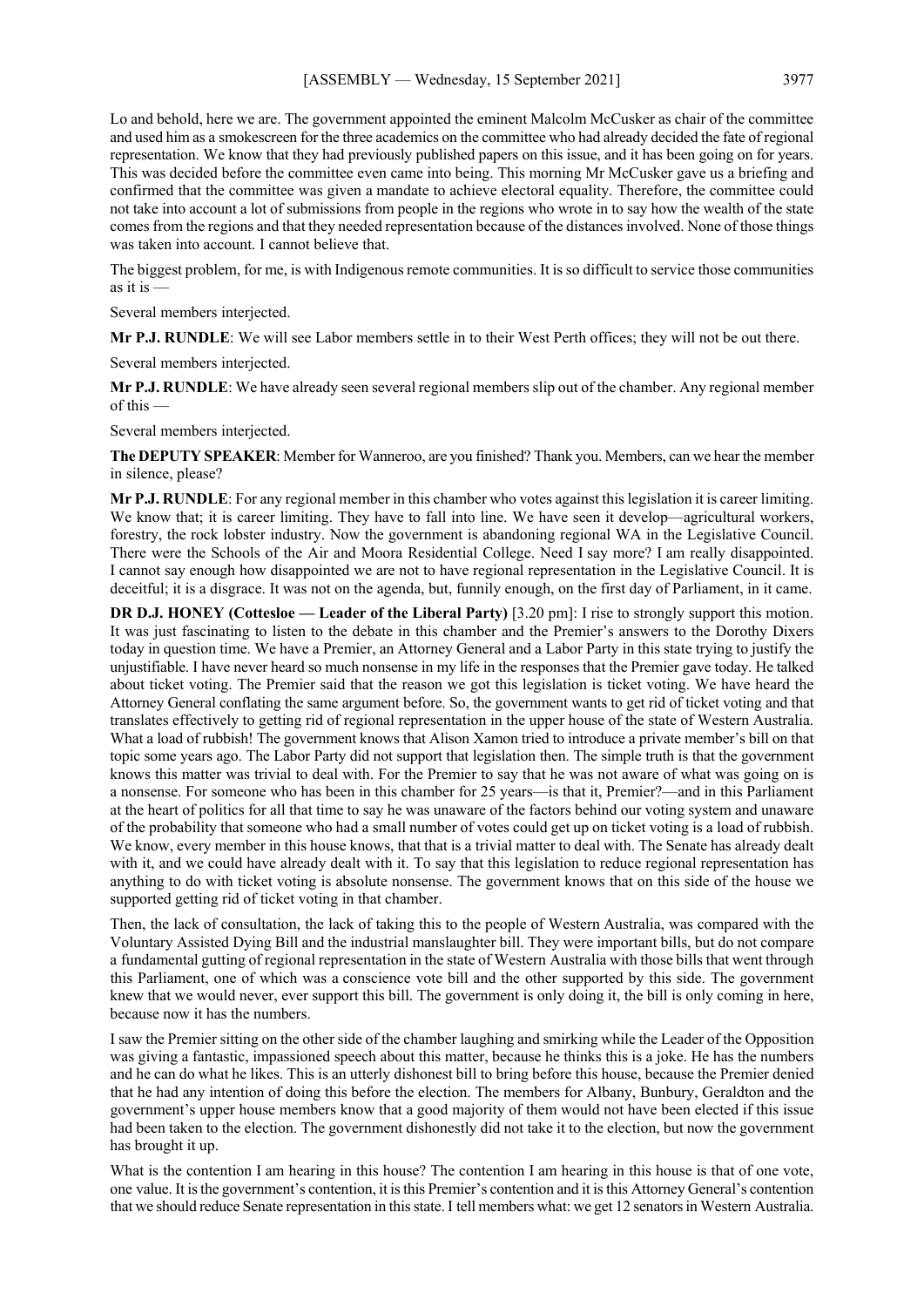Lo and behold, here we are. The government appointed the eminent Malcolm McCusker as chair of the committee and used him as a smokescreen for the three academics on the committee who had already decided the fate of regional representation. We know that they had previously published papers on this issue, and it has been going on for years. This was decided before the committee even came into being. This morning Mr McCusker gave us a briefing and confirmed that the committee was given a mandate to achieve electoral equality. Therefore, the committee could not take into account a lot of submissions from people in the regions who wrote in to say how the wealth of the state comes from the regions and that they needed representation because of the distances involved. None of those things was taken into account. I cannot believe that.

The biggest problem, for me, is with Indigenous remote communities. It is so difficult to service those communities as it is —

Several members interjected.

**Mr P.J. RUNDLE**: We will see Labor members settle in to their West Perth offices; they will not be out there.

Several members interjected.

**Mr P.J. RUNDLE**: We have already seen several regional members slip out of the chamber. Any regional member of this —

Several members interjected.

**The DEPUTY SPEAKER**: Member for Wanneroo, are you finished? Thank you. Members, can we hear the member in silence, please?

**Mr P.J. RUNDLE**: For any regional member in this chamber who votes against this legislation it is career limiting. We know that; it is career limiting. They have to fall into line. We have seen it develop—agricultural workers, forestry, the rock lobster industry. Now the government is abandoning regional WA in the Legislative Council. There were the Schools of the Air and Moora Residential College. Need I say more? I am really disappointed. I cannot say enough how disappointed we are not to have regional representation in the Legislative Council. It is deceitful; it is a disgrace. It was not on the agenda, but, funnily enough, on the first day of Parliament, in it came.

**DR D.J. HONEY (Cottesloe — Leader of the Liberal Party)** [3.20 pm]: I rise to strongly support this motion. It was just fascinating to listen to the debate in this chamber and the Premier's answers to the Dorothy Dixers today in question time. We have a Premier, an Attorney General and a Labor Party in this state trying to justify the unjustifiable. I have never heard so much nonsense in my life in the responses that the Premier gave today. He talked about ticket voting. The Premier said that the reason we got this legislation is ticket voting. We have heard the Attorney General conflating the same argument before. So, the government wants to get rid of ticket voting and that translates effectively to getting rid of regional representation in the upper house of the state of Western Australia. What a load of rubbish! The government knows that Alison Xamon tried to introduce a private member's bill on that topic some years ago. The Labor Party did not support that legislation then. The simple truth is that the government knows this matter was trivial to deal with. For the Premier to say that he was not aware of what was going on is a nonsense. For someone who has been in this chamber for 25 years—is that it, Premier?—and in this Parliament at the heart of politics for all that time to say he was unaware of the factors behind our voting system and unaware of the probability that someone who had a small number of votes could get up on ticket voting is a load of rubbish. We know, every member in this house knows, that that is a trivial matter to deal with. The Senate has already dealt with it, and we could have already dealt with it. To say that this legislation to reduce regional representation has anything to do with ticket voting is absolute nonsense. The government knows that on this side of the house we supported getting rid of ticket voting in that chamber.

Then, the lack of consultation, the lack of taking this to the people of Western Australia, was compared with the Voluntary Assisted Dying Bill and the industrial manslaughter bill. They were important bills, but do not compare a fundamental gutting of regional representation in the state of Western Australia with those bills that went through this Parliament, one of which was a conscience vote bill and the other supported by this side. The government knew that we would never, ever support this bill. The government is only doing it, the bill is only coming in here, because now it has the numbers.

I saw the Premier sitting on the other side of the chamber laughing and smirking while the Leader of the Opposition was giving a fantastic, impassioned speech about this matter, because he thinks this is a joke. He has the numbers and he can do what he likes. This is an utterly dishonest bill to bring before this house, because the Premier denied that he had any intention of doing this before the election. The members for Albany, Bunbury, Geraldton and the government's upper house members know that a good majority of them would not have been elected if this issue had been taken to the election. The government dishonestly did not take it to the election, but now the government has brought it up.

What is the contention I am hearing in this house? The contention I am hearing in this house is that of one vote, one value. It is the government's contention, it is this Premier's contention and it is this Attorney General's contention that we should reduce Senate representation in this state. I tell members what: we get 12 senators in Western Australia.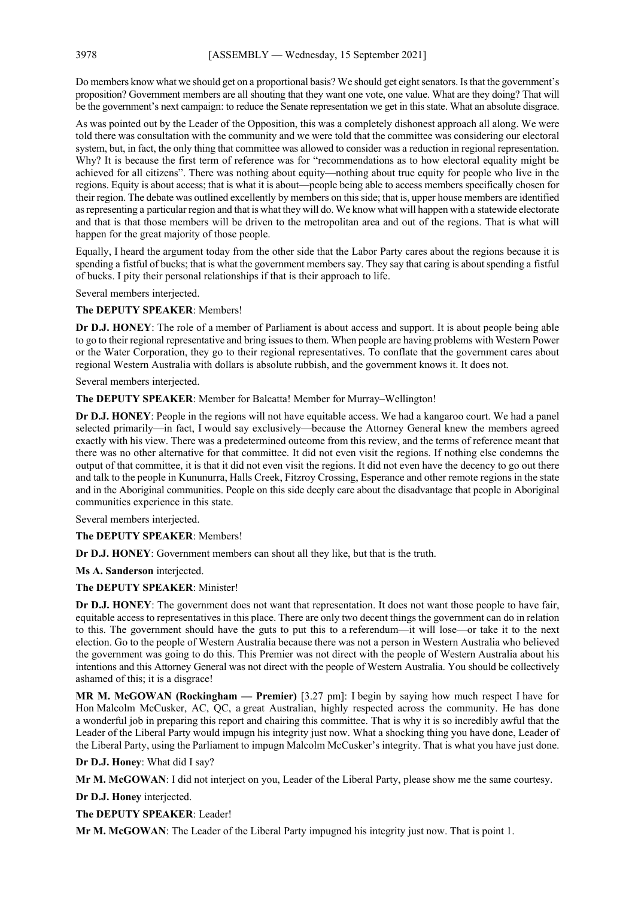Do members know what we should get on a proportional basis? We should get eight senators. Is that the government's proposition? Government members are all shouting that they want one vote, one value. What are they doing? That will be the government's next campaign: to reduce the Senate representation we get in this state. What an absolute disgrace.

As was pointed out by the Leader of the Opposition, this was a completely dishonest approach all along. We were told there was consultation with the community and we were told that the committee was considering our electoral system, but, in fact, the only thing that committee was allowed to consider was a reduction in regional representation. Why? It is because the first term of reference was for "recommendations as to how electoral equality might be achieved for all citizens". There was nothing about equity—nothing about true equity for people who live in the regions. Equity is about access; that is what it is about—people being able to access members specifically chosen for their region. The debate was outlined excellently by members on this side; that is, upper house members are identified as representing a particular region and that is what they will do. We know what will happen with a statewide electorate and that is that those members will be driven to the metropolitan area and out of the regions. That is what will happen for the great majority of those people.

Equally, I heard the argument today from the other side that the Labor Party cares about the regions because it is spending a fistful of bucks; that is what the government members say. They say that caring is about spending a fistful of bucks. I pity their personal relationships if that is their approach to life.

Several members interjected.

**The DEPUTY SPEAKER**: Members!

**Dr D.J. HONEY**: The role of a member of Parliament is about access and support. It is about people being able to go to their regional representative and bring issues to them. When people are having problems with Western Power or the Water Corporation, they go to their regional representatives. To conflate that the government cares about regional Western Australia with dollars is absolute rubbish, and the government knows it. It does not.

Several members interjected.

**The DEPUTY SPEAKER**: Member for Balcatta! Member for Murray–Wellington!

**Dr D.J. HONEY**: People in the regions will not have equitable access. We had a kangaroo court. We had a panel selected primarily—in fact, I would say exclusively—because the Attorney General knew the members agreed exactly with his view. There was a predetermined outcome from this review, and the terms of reference meant that there was no other alternative for that committee. It did not even visit the regions. If nothing else condemns the output of that committee, it is that it did not even visit the regions. It did not even have the decency to go out there and talk to the people in Kununurra, Halls Creek, Fitzroy Crossing, Esperance and other remote regions in the state and in the Aboriginal communities. People on this side deeply care about the disadvantage that people in Aboriginal communities experience in this state.

Several members interjected.

**The DEPUTY SPEAKER**: Members!

**Dr D.J. HONEY**: Government members can shout all they like, but that is the truth.

**Ms A. Sanderson** interjected.

**The DEPUTY SPEAKER**: Minister!

**Dr D.J. HONEY**: The government does not want that representation. It does not want those people to have fair, equitable access to representatives in this place. There are only two decent things the government can do in relation to this. The government should have the guts to put this to a referendum—it will lose—or take it to the next election. Go to the people of Western Australia because there was not a person in Western Australia who believed the government was going to do this. This Premier was not direct with the people of Western Australia about his intentions and this Attorney General was not direct with the people of Western Australia. You should be collectively ashamed of this; it is a disgrace!

**MR M. McGOWAN (Rockingham — Premier)** [3.27 pm]: I begin by saying how much respect I have for Hon Malcolm McCusker, AC, QC, a great Australian, highly respected across the community. He has done a wonderful job in preparing this report and chairing this committee. That is why it is so incredibly awful that the Leader of the Liberal Party would impugn his integrity just now. What a shocking thing you have done, Leader of the Liberal Party, using the Parliament to impugn Malcolm McCusker's integrity. That is what you have just done.

**Dr D.J. Honey**: What did I say?

**Mr M. McGOWAN**: I did not interject on you, Leader of the Liberal Party, please show me the same courtesy.

**Dr D.J. Honey** interjected.

**The DEPUTY SPEAKER**: Leader!

**Mr M. McGOWAN**: The Leader of the Liberal Party impugned his integrity just now. That is point 1.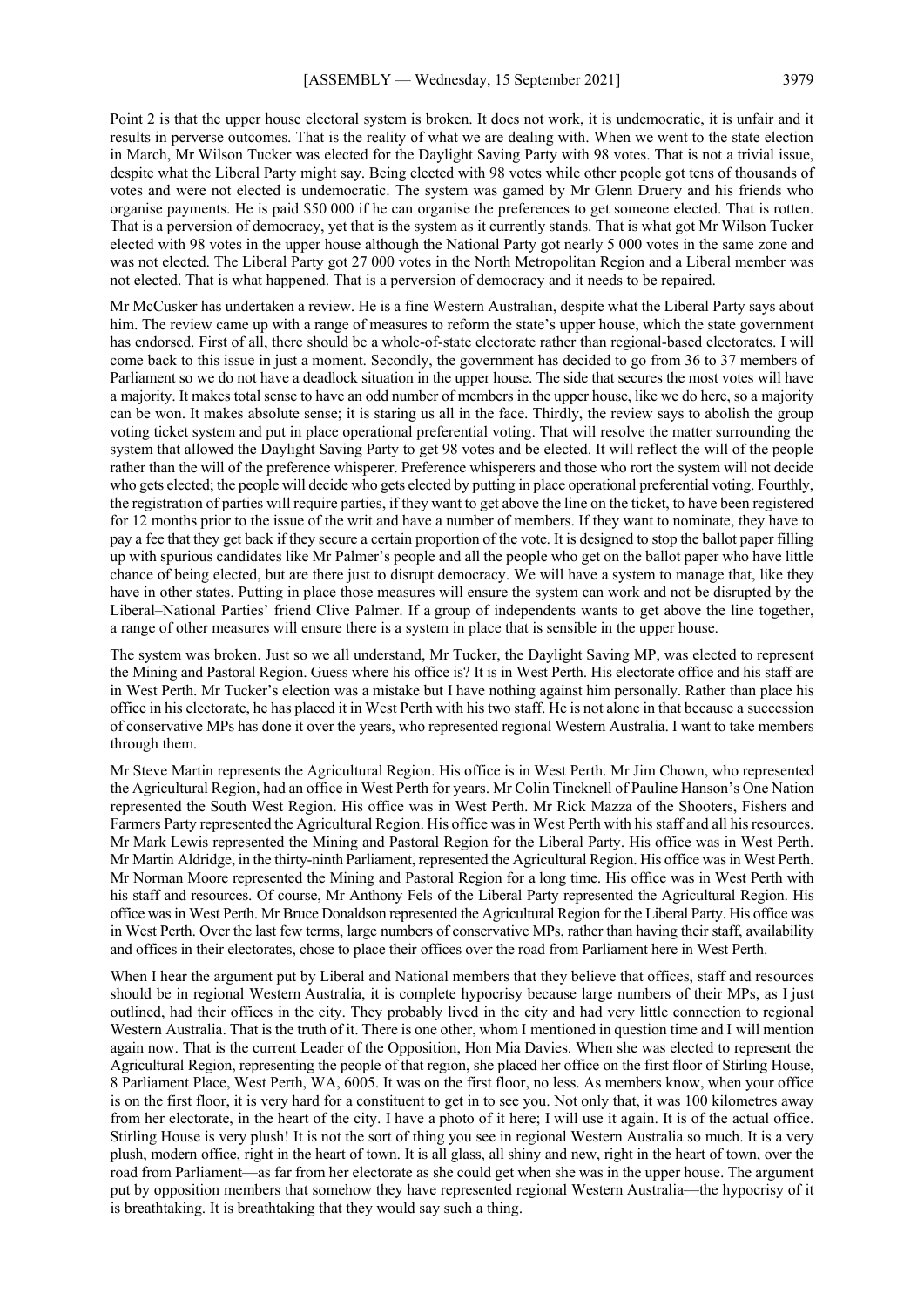Point 2 is that the upper house electoral system is broken. It does not work, it is undemocratic, it is unfair and it results in perverse outcomes. That is the reality of what we are dealing with. When we went to the state election in March, Mr Wilson Tucker was elected for the Daylight Saving Party with 98 votes. That is not a trivial issue, despite what the Liberal Party might say. Being elected with 98 votes while other people got tens of thousands of votes and were not elected is undemocratic. The system was gamed by Mr Glenn Druery and his friends who organise payments. He is paid $50 000 if he can organise the preferences to get someone elected. That is rotten. That is a perversion of democracy, yet that is the system as it currently stands. That is what got Mr Wilson Tucker elected with 98 votes in the upper house although the National Party got nearly 5 000 votes in the same zone and was not elected. The Liberal Party got 27 000 votes in the North Metropolitan Region and a Liberal member was not elected. That is what happened. That is a perversion of democracy and it needs to be repaired.

Mr McCusker has undertaken a review. He is a fine Western Australian, despite what the Liberal Party says about him. The review came up with a range of measures to reform the state's upper house, which the state government has endorsed. First of all, there should be a whole-of-state electorate rather than regional-based electorates. I will come back to this issue in just a moment. Secondly, the government has decided to go from 36 to 37 members of Parliament so we do not have a deadlock situation in the upper house. The side that secures the most votes will have a majority. It makes total sense to have an odd number of members in the upper house, like we do here, so a majority can be won. It makes absolute sense; it is staring us all in the face. Thirdly, the review says to abolish the group voting ticket system and put in place operational preferential voting. That will resolve the matter surrounding the system that allowed the Daylight Saving Party to get 98 votes and be elected. It will reflect the will of the people rather than the will of the preference whisperer. Preference whisperers and those who rort the system will not decide who gets elected; the people will decide who gets elected by putting in place operational preferential voting. Fourthly, the registration of parties will require parties, if they want to get above the line on the ticket, to have been registered for 12 months prior to the issue of the writ and have a number of members. If they want to nominate, they have to pay a fee that they get back if they secure a certain proportion of the vote. It is designed to stop the ballot paper filling up with spurious candidates like Mr Palmer's people and all the people who get on the ballot paper who have little chance of being elected, but are there just to disrupt democracy. We will have a system to manage that, like they have in other states. Putting in place those measures will ensure the system can work and not be disrupted by the Liberal–National Parties' friend Clive Palmer. If a group of independents wants to get above the line together, a range of other measures will ensure there is a system in place that is sensible in the upper house.

The system was broken. Just so we all understand, Mr Tucker, the Daylight Saving MP, was elected to represent the Mining and Pastoral Region. Guess where his office is? It is in West Perth. His electorate office and his staff are in West Perth. Mr Tucker's election was a mistake but I have nothing against him personally. Rather than place his office in his electorate, he has placed it in West Perth with his two staff. He is not alone in that because a succession of conservative MPs has done it over the years, who represented regional Western Australia. I want to take members through them.

Mr Steve Martin represents the Agricultural Region. His office is in West Perth. Mr Jim Chown, who represented the Agricultural Region, had an office in West Perth for years. Mr Colin Tincknell of Pauline Hanson's One Nation represented the South West Region. His office was in West Perth. Mr Rick Mazza of the Shooters, Fishers and Farmers Party represented the Agricultural Region. His office was in West Perth with his staff and all his resources. Mr Mark Lewis represented the Mining and Pastoral Region for the Liberal Party. His office was in West Perth. Mr Martin Aldridge, in the thirty-ninth Parliament, represented the Agricultural Region. His office was in West Perth. Mr Norman Moore represented the Mining and Pastoral Region for a long time. His office was in West Perth with his staff and resources. Of course, Mr Anthony Fels of the Liberal Party represented the Agricultural Region. His office was in West Perth. Mr Bruce Donaldson represented the Agricultural Region for the Liberal Party. His office was in West Perth. Over the last few terms, large numbers of conservative MPs, rather than having their staff, availability and offices in their electorates, chose to place their offices over the road from Parliament here in West Perth.

When I hear the argument put by Liberal and National members that they believe that offices, staff and resources should be in regional Western Australia, it is complete hypocrisy because large numbers of their MPs, as I just outlined, had their offices in the city. They probably lived in the city and had very little connection to regional Western Australia. That is the truth of it. There is one other, whom I mentioned in question time and I will mention again now. That is the current Leader of the Opposition, Hon Mia Davies. When she was elected to represent the Agricultural Region, representing the people of that region, she placed her office on the first floor of Stirling House, 8 Parliament Place, West Perth, WA, 6005. It was on the first floor, no less. As members know, when your office is on the first floor, it is very hard for a constituent to get in to see you. Not only that, it was 100 kilometres away from her electorate, in the heart of the city. I have a photo of it here; I will use it again. It is of the actual office. Stirling House is very plush! It is not the sort of thing you see in regional Western Australia so much. It is a very plush, modern office, right in the heart of town. It is all glass, all shiny and new, right in the heart of town, over the road from Parliament—as far from her electorate as she could get when she was in the upper house. The argument put by opposition members that somehow they have represented regional Western Australia—the hypocrisy of it is breathtaking. It is breathtaking that they would say such a thing.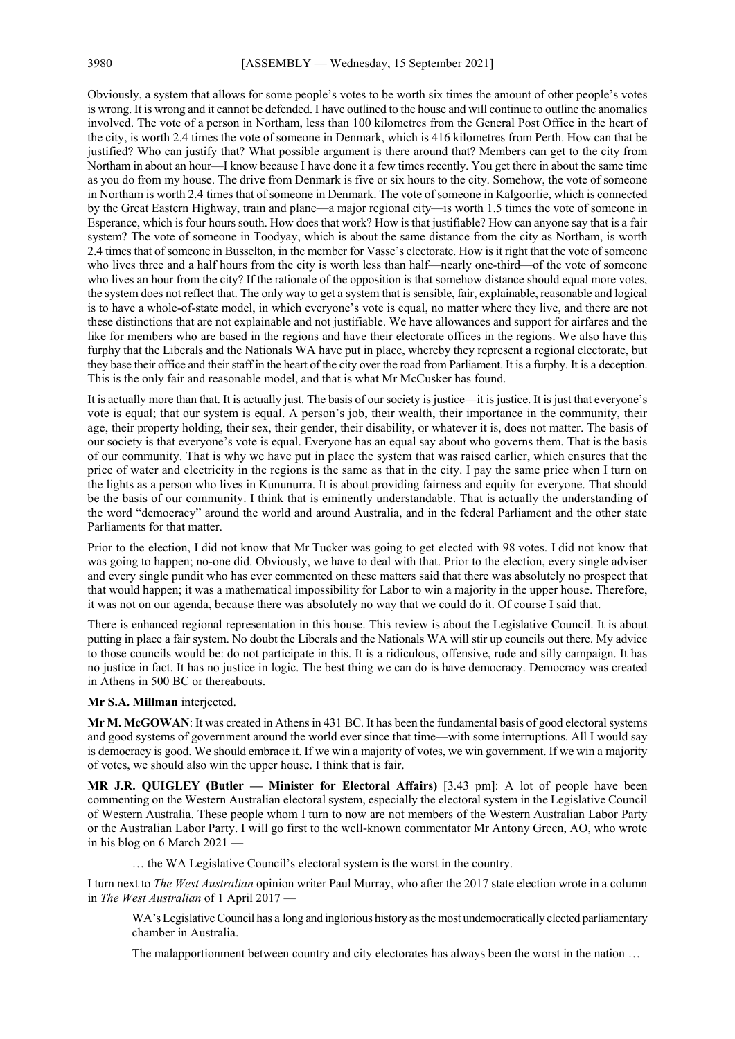Obviously, a system that allows for some people's votes to be worth six times the amount of other people's votes is wrong. It is wrong and it cannot be defended. I have outlined to the house and will continue to outline the anomalies involved. The vote of a person in Northam, less than 100 kilometres from the General Post Office in the heart of the city, is worth 2.4 times the vote of someone in Denmark, which is 416 kilometres from Perth. How can that be justified? Who can justify that? What possible argument is there around that? Members can get to the city from Northam in about an hour—I know because I have done it a few times recently. You get there in about the same time as you do from my house. The drive from Denmark is five or six hours to the city. Somehow, the vote of someone in Northam is worth 2.4 times that of someone in Denmark. The vote of someone in Kalgoorlie, which is connected by the Great Eastern Highway, train and plane—a major regional city—is worth 1.5 times the vote of someone in Esperance, which is four hours south. How does that work? How is that justifiable? How can anyone say that is a fair system? The vote of someone in Toodyay, which is about the same distance from the city as Northam, is worth 2.4 times that of someone in Busselton, in the member for Vasse's electorate. How is it right that the vote of someone who lives three and a half hours from the city is worth less than half—nearly one-third—of the vote of someone who lives an hour from the city? If the rationale of the opposition is that somehow distance should equal more votes, the system does not reflect that. The only way to get a system that is sensible, fair, explainable, reasonable and logical is to have a whole-of-state model, in which everyone's vote is equal, no matter where they live, and there are not these distinctions that are not explainable and not justifiable. We have allowances and support for airfares and the like for members who are based in the regions and have their electorate offices in the regions. We also have this furphy that the Liberals and the Nationals WA have put in place, whereby they represent a regional electorate, but they base their office and their staff in the heart of the city over the road from Parliament. It is a furphy. It is a deception. This is the only fair and reasonable model, and that is what Mr McCusker has found.

It is actually more than that. It is actually just. The basis of our society is justice—it is justice. It is just that everyone's vote is equal; that our system is equal. A person's job, their wealth, their importance in the community, their age, their property holding, their sex, their gender, their disability, or whatever it is, does not matter. The basis of our society is that everyone's vote is equal. Everyone has an equal say about who governs them. That is the basis of our community. That is why we have put in place the system that was raised earlier, which ensures that the price of water and electricity in the regions is the same as that in the city. I pay the same price when I turn on the lights as a person who lives in Kununurra. It is about providing fairness and equity for everyone. That should be the basis of our community. I think that is eminently understandable. That is actually the understanding of the word "democracy" around the world and around Australia, and in the federal Parliament and the other state Parliaments for that matter.

Prior to the election, I did not know that Mr Tucker was going to get elected with 98 votes. I did not know that was going to happen; no-one did. Obviously, we have to deal with that. Prior to the election, every single adviser and every single pundit who has ever commented on these matters said that there was absolutely no prospect that that would happen; it was a mathematical impossibility for Labor to win a majority in the upper house. Therefore, it was not on our agenda, because there was absolutely no way that we could do it. Of course I said that.

There is enhanced regional representation in this house. This review is about the Legislative Council. It is about putting in place a fair system. No doubt the Liberals and the Nationals WA will stir up councils out there. My advice to those councils would be: do not participate in this. It is a ridiculous, offensive, rude and silly campaign. It has no justice in fact. It has no justice in logic. The best thing we can do is have democracy. Democracy was created in Athens in 500 BC or thereabouts.

**Mr S.A. Millman** interjected.

**Mr M. McGOWAN**: It was created in Athens in 431 BC. It has been the fundamental basis of good electoral systems and good systems of government around the world ever since that time—with some interruptions. All I would say is democracy is good. We should embrace it. If we win a majority of votes, we win government. If we win a majority of votes, we should also win the upper house. I think that is fair.

**MR J.R. QUIGLEY (Butler — Minister for Electoral Affairs)** [3.43 pm]: A lot of people have been commenting on the Western Australian electoral system, especially the electoral system in the Legislative Council of Western Australia. These people whom I turn to now are not members of the Western Australian Labor Party or the Australian Labor Party. I will go first to the well-known commentator Mr Antony Green, AO, who wrote in his blog on 6 March 2021 —

> … the WA Legislative Council's electoral system is the worst in the country.

I turn next to *The West Australian* opinion writer Paul Murray, who after the 2017 state election wrote in a column in *The West Australian* of 1 April 2017 —

> WA's Legislative Council has a long and inglorious history as the most undemocratically elected parliamentary chamber in Australia.
>
> The malapportionment between country and city electorates has always been the worst in the nation …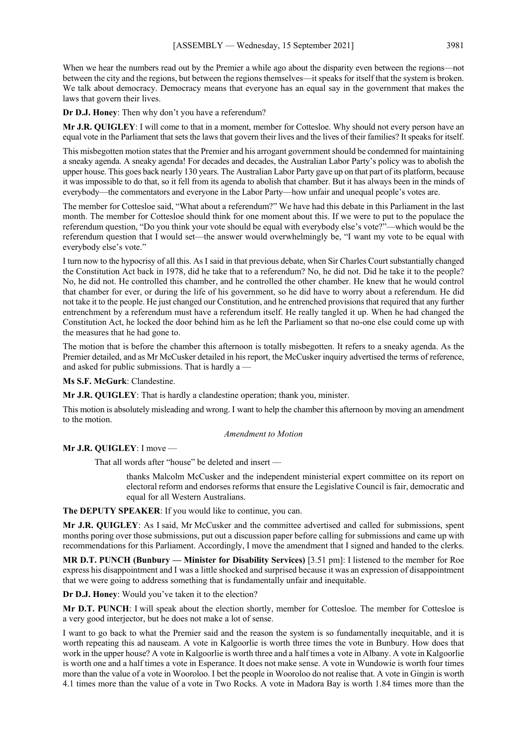When we hear the numbers read out by the Premier a while ago about the disparity even between the regions—not between the city and the regions, but between the regions themselves—it speaks for itself that the system is broken. We talk about democracy. Democracy means that everyone has an equal say in the government that makes the laws that govern their lives.

**Dr D.J. Honey**: Then why don't you have a referendum?

**Mr J.R. QUIGLEY**: I will come to that in a moment, member for Cottesloe. Why should not every person have an equal vote in the Parliament that sets the laws that govern their lives and the lives of their families? It speaks for itself.

This misbegotten motion states that the Premier and his arrogant government should be condemned for maintaining a sneaky agenda. A sneaky agenda! For decades and decades, the Australian Labor Party's policy was to abolish the upper house. This goes back nearly 130 years. The Australian Labor Party gave up on that part of its platform, because it was impossible to do that, so it fell from its agenda to abolish that chamber. But it has always been in the minds of everybody—the commentators and everyone in the Labor Party—how unfair and unequal people's votes are.

The member for Cottesloe said, "What about a referendum?" We have had this debate in this Parliament in the last month. The member for Cottesloe should think for one moment about this. If we were to put to the populace the referendum question, "Do you think your vote should be equal with everybody else's vote?"—which would be the referendum question that I would set—the answer would overwhelmingly be, "I want my vote to be equal with everybody else's vote."

I turn now to the hypocrisy of all this. As I said in that previous debate, when Sir Charles Court substantially changed the Constitution Act back in 1978, did he take that to a referendum? No, he did not. Did he take it to the people? No, he did not. He controlled this chamber, and he controlled the other chamber. He knew that he would control that chamber for ever, or during the life of his government, so he did have to worry about a referendum. He did not take it to the people. He just changed our Constitution, and he entrenched provisions that required that any further entrenchment by a referendum must have a referendum itself. He really tangled it up. When he had changed the Constitution Act, he locked the door behind him as he left the Parliament so that no-one else could come up with the measures that he had gone to.

The motion that is before the chamber this afternoon is totally misbegotten. It refers to a sneaky agenda. As the Premier detailed, and as Mr McCusker detailed in his report, the McCusker inquiry advertised the terms of reference, and asked for public submissions. That is hardly a —

**Ms S.F. McGurk**: Clandestine.

**Mr J.R. QUIGLEY**: That is hardly a clandestine operation; thank you, minister.

This motion is absolutely misleading and wrong. I want to help the chamber this afternoon by moving an amendment to the motion.

*Amendment to Motion*

**Mr J.R. QUIGLEY**: I move —

> That all words after "house" be deleted and insert —
>
> > thanks Malcolm McCusker and the independent ministerial expert committee on its report on electoral reform and endorses reforms that ensure the Legislative Council is fair, democratic and equal for all Western Australians.

**The DEPUTY SPEAKER**: If you would like to continue, you can.

**Mr J.R. QUIGLEY**: As I said, Mr McCusker and the committee advertised and called for submissions, spent months poring over those submissions, put out a discussion paper before calling for submissions and came up with recommendations for this Parliament. Accordingly, I move the amendment that I signed and handed to the clerks.

**MR D.T. PUNCH (Bunbury — Minister for Disability Services)** [3.51 pm]: I listened to the member for Roe express his disappointment and I was a little shocked and surprised because it was an expression of disappointment that we were going to address something that is fundamentally unfair and inequitable.

**Dr D.J. Honey**: Would you've taken it to the election?

**Mr D.T. PUNCH**: I will speak about the election shortly, member for Cottesloe. The member for Cottesloe is a very good interjector, but he does not make a lot of sense.

I want to go back to what the Premier said and the reason the system is so fundamentally inequitable, and it is worth repeating this ad nauseam. A vote in Kalgoorlie is worth three times the vote in Bunbury. How does that work in the upper house? A vote in Kalgoorlie is worth three and a half times a vote in Albany. A vote in Kalgoorlie is worth one and a half times a vote in Esperance. It does not make sense. A vote in Wundowie is worth four times more than the value of a vote in Wooroloo. I bet the people in Wooroloo do not realise that. A vote in Gingin is worth 4.1 times more than the value of a vote in Two Rocks. A vote in Madora Bay is worth 1.84 times more than the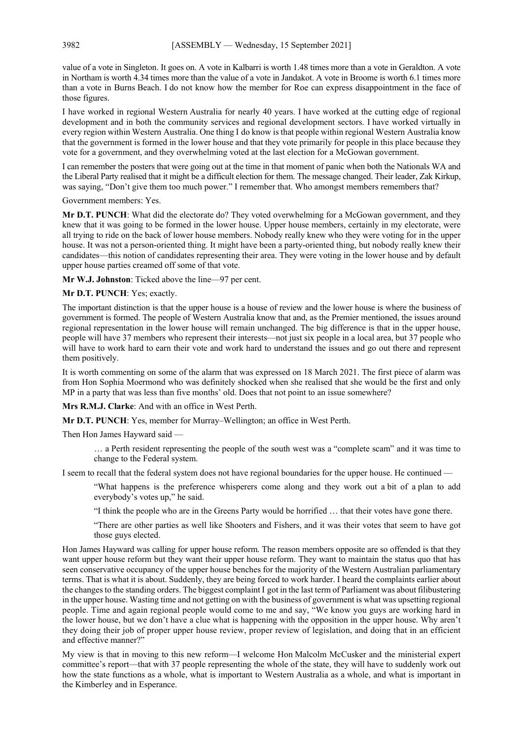value of a vote in Singleton. It goes on. A vote in Kalbarri is worth 1.48 times more than a vote in Geraldton. A vote in Northam is worth 4.34 times more than the value of a vote in Jandakot. A vote in Broome is worth 6.1 times more than a vote in Burns Beach. I do not know how the member for Roe can express disappointment in the face of those figures.

I have worked in regional Western Australia for nearly 40 years. I have worked at the cutting edge of regional development and in both the community services and regional development sectors. I have worked virtually in every region within Western Australia. One thing I do know is that people within regional Western Australia know that the government is formed in the lower house and that they vote primarily for people in this place because they vote for a government, and they overwhelming voted at the last election for a McGowan government.

I can remember the posters that were going out at the time in that moment of panic when both the Nationals WA and the Liberal Party realised that it might be a difficult election for them. The message changed. Their leader, Zak Kirkup, was saying, "Don't give them too much power." I remember that. Who amongst members remembers that?

Government members: Yes.

**Mr D.T. PUNCH**: What did the electorate do? They voted overwhelming for a McGowan government, and they knew that it was going to be formed in the lower house. Upper house members, certainly in my electorate, were all trying to ride on the back of lower house members. Nobody really knew who they were voting for in the upper house. It was not a person-oriented thing. It might have been a party-oriented thing, but nobody really knew their candidates—this notion of candidates representing their area. They were voting in the lower house and by default upper house parties creamed off some of that vote.

**Mr W.J. Johnston**: Ticked above the line—97 per cent.

**Mr D.T. PUNCH**: Yes; exactly.

The important distinction is that the upper house is a house of review and the lower house is where the business of government is formed. The people of Western Australia know that and, as the Premier mentioned, the issues around regional representation in the lower house will remain unchanged. The big difference is that in the upper house, people will have 37 members who represent their interests—not just six people in a local area, but 37 people who will have to work hard to earn their vote and work hard to understand the issues and go out there and represent them positively.

It is worth commenting on some of the alarm that was expressed on 18 March 2021. The first piece of alarm was from Hon Sophia Moermond who was definitely shocked when she realised that she would be the first and only MP in a party that was less than five months' old. Does that not point to an issue somewhere?

**Mrs R.M.J. Clarke**: And with an office in West Perth.

**Mr D.T. PUNCH**: Yes, member for Murray–Wellington; an office in West Perth.

Then Hon James Hayward said —

> … a Perth resident representing the people of the south west was a "complete scam" and it was time to change to the Federal system.

I seem to recall that the federal system does not have regional boundaries for the upper house. He continued —

> "What happens is the preference whisperers come along and they work out a bit of a plan to add everybody's votes up," he said.
>
> "I think the people who are in the Greens Party would be horrified … that their votes have gone there.
>
> "There are other parties as well like Shooters and Fishers, and it was their votes that seem to have got those guys elected.

Hon James Hayward was calling for upper house reform. The reason members opposite are so offended is that they want upper house reform but they want their upper house reform. They want to maintain the status quo that has seen conservative occupancy of the upper house benches for the majority of the Western Australian parliamentary terms. That is what it is about. Suddenly, they are being forced to work harder. I heard the complaints earlier about the changes to the standing orders. The biggest complaint I got in the last term of Parliament was about filibustering in the upper house. Wasting time and not getting on with the business of government is what was upsetting regional people. Time and again regional people would come to me and say, "We know you guys are working hard in the lower house, but we don't have a clue what is happening with the opposition in the upper house. Why aren't they doing their job of proper upper house review, proper review of legislation, and doing that in an efficient and effective manner?"

My view is that in moving to this new reform—I welcome Hon Malcolm McCusker and the ministerial expert committee's report—that with 37 people representing the whole of the state, they will have to suddenly work out how the state functions as a whole, what is important to Western Australia as a whole, and what is important in the Kimberley and in Esperance.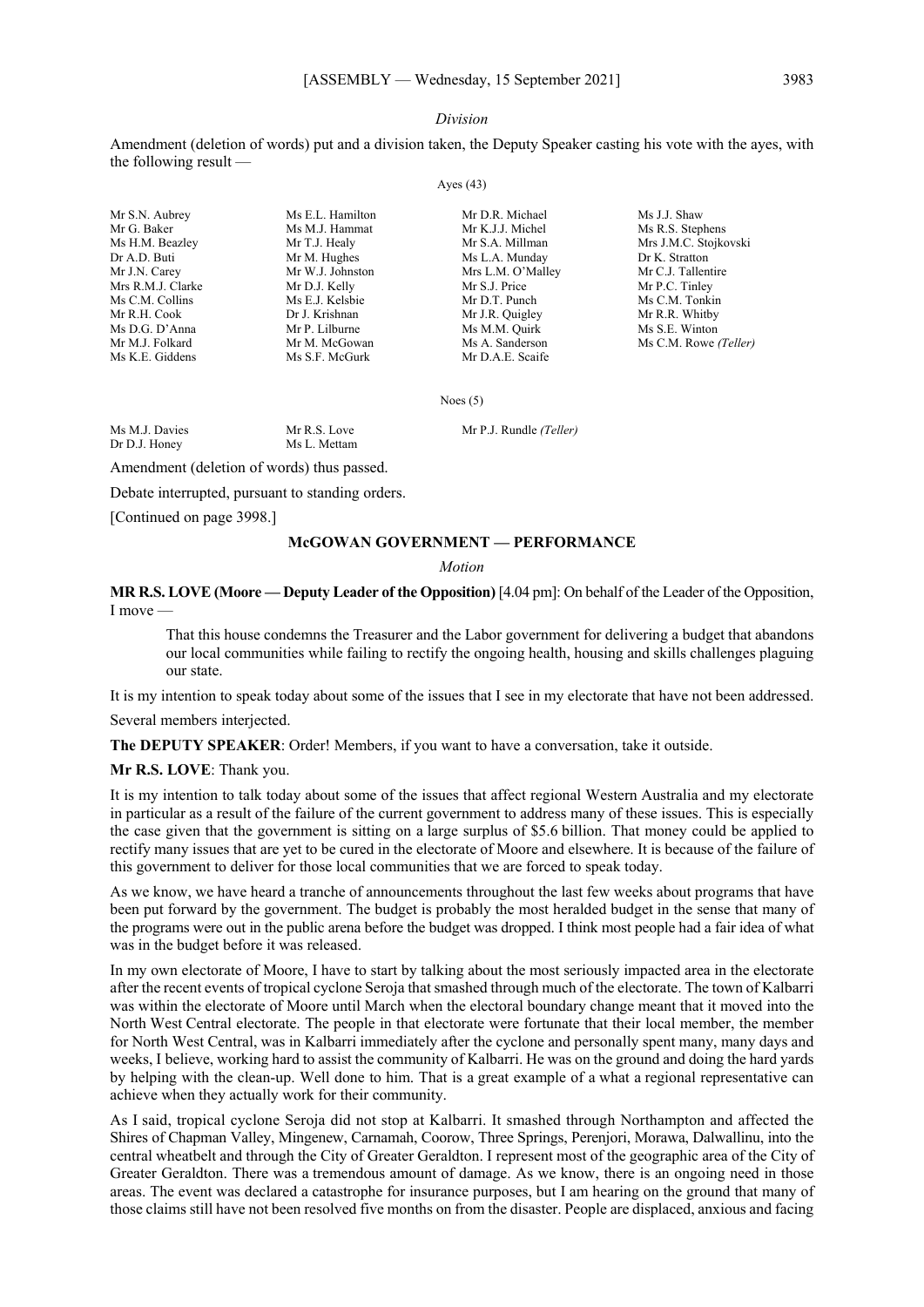*Division*

Amendment (deletion of words) put and a division taken, the Deputy Speaker casting his vote with the ayes, with the following result —

Ayes (43)

| | | | |
|---|---|---|---|
| Mr S.N. Aubrey | Ms E.L. Hamilton | Mr D.R. Michael | Ms J.J. Shaw |
| Mr G. Baker | Ms M.J. Hammat | Mr K.J.J. Michel | Ms R.S. Stephens |
| Ms H.M. Beazley | Mr T.J. Healy | Mr S.A. Millman | Mrs J.M.C. Stojkovski |
| Dr A.D. Buti | Mr M. Hughes | Ms L.A. Munday | Dr K. Stratton |
| Mr J.N. Carey | Mr W.J. Johnston | Mrs L.M. O'Malley | Mr C.J. Tallentire |
| Mrs R.M.J. Clarke | Mr D.J. Kelly | Mr S.J. Price | Mr P.C. Tinley |
| Ms C.M. Collins | Ms E.J. Kelsbie | Mr D.T. Punch | Ms C.M. Tonkin |
| Mr R.H. Cook | Dr J. Krishnan | Mr J.R. Quigley | Mr R.R. Whitby |
| Ms D.G. D'Anna | Mr P. Lilburne | Ms M.M. Quirk | Ms S.E. Winton |
| Mr M.J. Folkard | Mr M. McGowan | Ms A. Sanderson | Ms C.M. Rowe *(Teller)* |
| Ms K.E. Giddens | Ms S.F. McGurk | Mr D.A.E. Scaife | |

Noes (5)

| | | |
|---|---|---|
| Ms M.J. Davies | Mr R.S. Love | Mr P.J. Rundle *(Teller)* |
| Dr D.J. Honey | Ms L. Mettam | |

Amendment (deletion of words) thus passed.

Debate interrupted, pursuant to standing orders.

[Continued on page 3998.]

## McGOWAN GOVERNMENT — PERFORMANCE

*Motion*

**MR R.S. LOVE (Moore — Deputy Leader of the Opposition)** [4.04 pm]: On behalf of the Leader of the Opposition, I move —

> That this house condemns the Treasurer and the Labor government for delivering a budget that abandons our local communities while failing to rectify the ongoing health, housing and skills challenges plaguing our state.

It is my intention to speak today about some of the issues that I see in my electorate that have not been addressed.

Several members interjected.

**The DEPUTY SPEAKER**: Order! Members, if you want to have a conversation, take it outside.

**Mr R.S. LOVE**: Thank you.

It is my intention to talk today about some of the issues that affect regional Western Australia and my electorate in particular as a result of the failure of the current government to address many of these issues. This is especially the case given that the government is sitting on a large surplus of $5.6 billion. That money could be applied to rectify many issues that are yet to be cured in the electorate of Moore and elsewhere. It is because of the failure of this government to deliver for those local communities that we are forced to speak today.

As we know, we have heard a tranche of announcements throughout the last few weeks about programs that have been put forward by the government. The budget is probably the most heralded budget in the sense that many of the programs were out in the public arena before the budget was dropped. I think most people had a fair idea of what was in the budget before it was released.

In my own electorate of Moore, I have to start by talking about the most seriously impacted area in the electorate after the recent events of tropical cyclone Seroja that smashed through much of the electorate. The town of Kalbarri was within the electorate of Moore until March when the electoral boundary change meant that it moved into the North West Central electorate. The people in that electorate were fortunate that their local member, the member for North West Central, was in Kalbarri immediately after the cyclone and personally spent many, many days and weeks, I believe, working hard to assist the community of Kalbarri. He was on the ground and doing the hard yards by helping with the clean-up. Well done to him. That is a great example of a what a regional representative can achieve when they actually work for their community.

As I said, tropical cyclone Seroja did not stop at Kalbarri. It smashed through Northampton and affected the Shires of Chapman Valley, Mingenew, Carnamah, Coorow, Three Springs, Perenjori, Morawa, Dalwallinu, into the central wheatbelt and through the City of Greater Geraldton. I represent most of the geographic area of the City of Greater Geraldton. There was a tremendous amount of damage. As we know, there is an ongoing need in those areas. The event was declared a catastrophe for insurance purposes, but I am hearing on the ground that many of those claims still have not been resolved five months on from the disaster. People are displaced, anxious and facing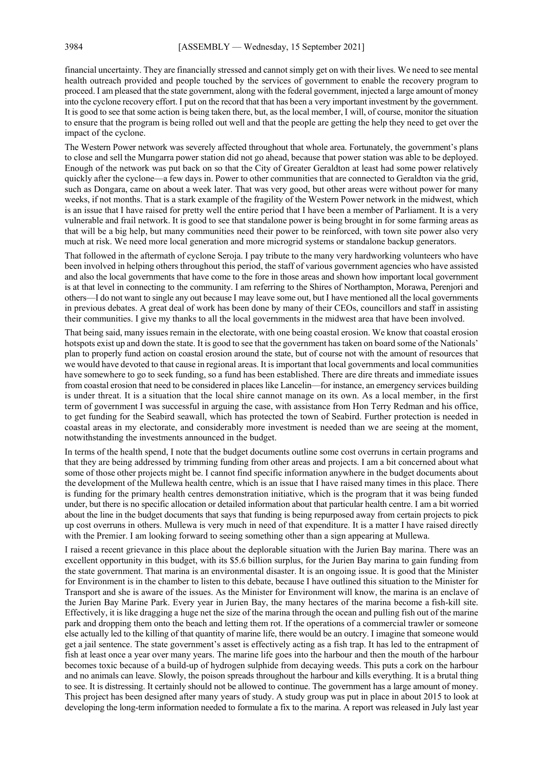financial uncertainty. They are financially stressed and cannot simply get on with their lives. We need to see mental health outreach provided and people touched by the services of government to enable the recovery program to proceed. I am pleased that the state government, along with the federal government, injected a large amount of money into the cyclone recovery effort. I put on the record that that has been a very important investment by the government. It is good to see that some action is being taken there, but, as the local member, I will, of course, monitor the situation to ensure that the program is being rolled out well and that the people are getting the help they need to get over the impact of the cyclone.

The Western Power network was severely affected throughout that whole area. Fortunately, the government's plans to close and sell the Mungarra power station did not go ahead, because that power station was able to be deployed. Enough of the network was put back on so that the City of Greater Geraldton at least had some power relatively quickly after the cyclone—a few days in. Power to other communities that are connected to Geraldton via the grid, such as Dongara, came on about a week later. That was very good, but other areas were without power for many weeks, if not months. That is a stark example of the fragility of the Western Power network in the midwest, which is an issue that I have raised for pretty well the entire period that I have been a member of Parliament. It is a very vulnerable and frail network. It is good to see that standalone power is being brought in for some farming areas as that will be a big help, but many communities need their power to be reinforced, with town site power also very much at risk. We need more local generation and more microgrid systems or standalone backup generators.

That followed in the aftermath of cyclone Seroja. I pay tribute to the many very hardworking volunteers who have been involved in helping others throughout this period, the staff of various government agencies who have assisted and also the local governments that have come to the fore in those areas and shown how important local government is at that level in connecting to the community. I am referring to the Shires of Northampton, Morawa, Perenjori and others—I do not want to single any out because I may leave some out, but I have mentioned all the local governments in previous debates. A great deal of work has been done by many of their CEOs, councillors and staff in assisting their communities. I give my thanks to all the local governments in the midwest area that have been involved.

That being said, many issues remain in the electorate, with one being coastal erosion. We know that coastal erosion hotspots exist up and down the state. It is good to see that the government has taken on board some of the Nationals' plan to properly fund action on coastal erosion around the state, but of course not with the amount of resources that we would have devoted to that cause in regional areas. It is important that local governments and local communities have somewhere to go to seek funding, so a fund has been established. There are dire threats and immediate issues from coastal erosion that need to be considered in places like Lancelin—for instance, an emergency services building is under threat. It is a situation that the local shire cannot manage on its own. As a local member, in the first term of government I was successful in arguing the case, with assistance from Hon Terry Redman and his office, to get funding for the Seabird seawall, which has protected the town of Seabird. Further protection is needed in coastal areas in my electorate, and considerably more investment is needed than we are seeing at the moment, notwithstanding the investments announced in the budget.

In terms of the health spend, I note that the budget documents outline some cost overruns in certain programs and that they are being addressed by trimming funding from other areas and projects. I am a bit concerned about what some of those other projects might be. I cannot find specific information anywhere in the budget documents about the development of the Mullewa health centre, which is an issue that I have raised many times in this place. There is funding for the primary health centres demonstration initiative, which is the program that it was being funded under, but there is no specific allocation or detailed information about that particular health centre. I am a bit worried about the line in the budget documents that says that funding is being repurposed away from certain projects to pick up cost overruns in others. Mullewa is very much in need of that expenditure. It is a matter I have raised directly with the Premier. I am looking forward to seeing something other than a sign appearing at Mullewa.

I raised a recent grievance in this place about the deplorable situation with the Jurien Bay marina. There was an excellent opportunity in this budget, with its $5.6 billion surplus, for the Jurien Bay marina to gain funding from the state government. That marina is an environmental disaster. It is an ongoing issue. It is good that the Minister for Environment is in the chamber to listen to this debate, because I have outlined this situation to the Minister for Transport and she is aware of the issues. As the Minister for Environment will know, the marina is an enclave of the Jurien Bay Marine Park. Every year in Jurien Bay, the many hectares of the marina become a fish-kill site. Effectively, it is like dragging a huge net the size of the marina through the ocean and pulling fish out of the marine park and dropping them onto the beach and letting them rot. If the operations of a commercial trawler or someone else actually led to the killing of that quantity of marine life, there would be an outcry. I imagine that someone would get a jail sentence. The state government's asset is effectively acting as a fish trap. It has led to the entrapment of fish at least once a year over many years. The marine life goes into the harbour and then the mouth of the harbour becomes toxic because of a build-up of hydrogen sulphide from decaying weeds. This puts a cork on the harbour and no animals can leave. Slowly, the poison spreads throughout the harbour and kills everything. It is a brutal thing to see. It is distressing. It certainly should not be allowed to continue. The government has a large amount of money. This project has been designed after many years of study. A study group was put in place in about 2015 to look at developing the long-term information needed to formulate a fix to the marina. A report was released in July last year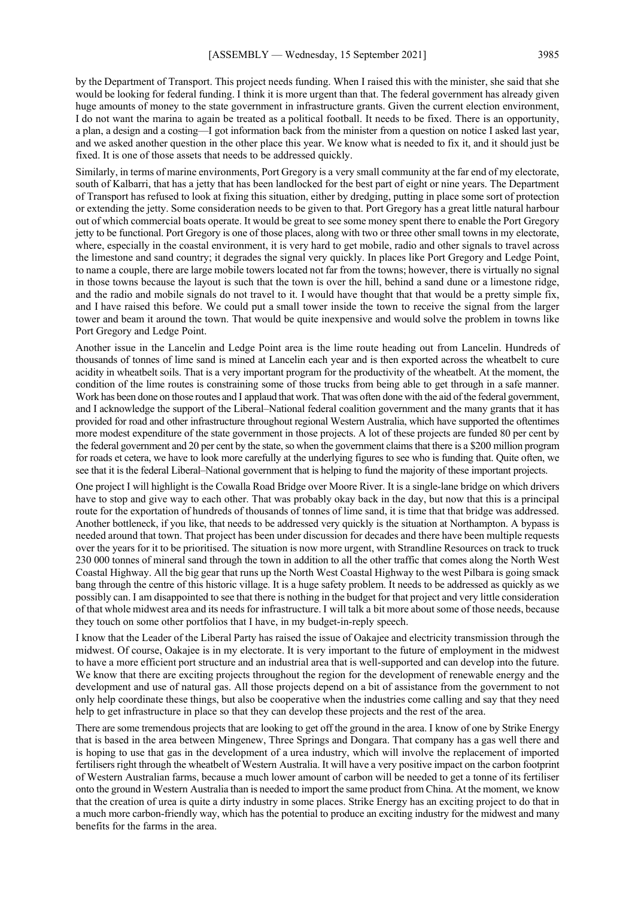by the Department of Transport. This project needs funding. When I raised this with the minister, she said that she would be looking for federal funding. I think it is more urgent than that. The federal government has already given huge amounts of money to the state government in infrastructure grants. Given the current election environment, I do not want the marina to again be treated as a political football. It needs to be fixed. There is an opportunity, a plan, a design and a costing—I got information back from the minister from a question on notice I asked last year, and we asked another question in the other place this year. We know what is needed to fix it, and it should just be fixed. It is one of those assets that needs to be addressed quickly.

Similarly, in terms of marine environments, Port Gregory is a very small community at the far end of my electorate, south of Kalbarri, that has a jetty that has been landlocked for the best part of eight or nine years. The Department of Transport has refused to look at fixing this situation, either by dredging, putting in place some sort of protection or extending the jetty. Some consideration needs to be given to that. Port Gregory has a great little natural harbour out of which commercial boats operate. It would be great to see some money spent there to enable the Port Gregory jetty to be functional. Port Gregory is one of those places, along with two or three other small towns in my electorate, where, especially in the coastal environment, it is very hard to get mobile, radio and other signals to travel across the limestone and sand country; it degrades the signal very quickly. In places like Port Gregory and Ledge Point, to name a couple, there are large mobile towers located not far from the towns; however, there is virtually no signal in those towns because the layout is such that the town is over the hill, behind a sand dune or a limestone ridge, and the radio and mobile signals do not travel to it. I would have thought that that would be a pretty simple fix, and I have raised this before. We could put a small tower inside the town to receive the signal from the larger tower and beam it around the town. That would be quite inexpensive and would solve the problem in towns like Port Gregory and Ledge Point.

Another issue in the Lancelin and Ledge Point area is the lime route heading out from Lancelin. Hundreds of thousands of tonnes of lime sand is mined at Lancelin each year and is then exported across the wheatbelt to cure acidity in wheatbelt soils. That is a very important program for the productivity of the wheatbelt. At the moment, the condition of the lime routes is constraining some of those trucks from being able to get through in a safe manner. Work has been done on those routes and I applaud that work. That was often done with the aid of the federal government, and I acknowledge the support of the Liberal–National federal coalition government and the many grants that it has provided for road and other infrastructure throughout regional Western Australia, which have supported the oftentimes more modest expenditure of the state government in those projects. A lot of these projects are funded 80 per cent by the federal government and 20 per cent by the state, so when the government claims that there is a $200 million program for roads et cetera, we have to look more carefully at the underlying figures to see who is funding that. Quite often, we see that it is the federal Liberal–National government that is helping to fund the majority of these important projects.

One project I will highlight is the Cowalla Road Bridge over Moore River. It is a single-lane bridge on which drivers have to stop and give way to each other. That was probably okay back in the day, but now that this is a principal route for the exportation of hundreds of thousands of tonnes of lime sand, it is time that that bridge was addressed. Another bottleneck, if you like, that needs to be addressed very quickly is the situation at Northampton. A bypass is needed around that town. That project has been under discussion for decades and there have been multiple requests over the years for it to be prioritised. The situation is now more urgent, with Strandline Resources on track to truck 230 000 tonnes of mineral sand through the town in addition to all the other traffic that comes along the North West Coastal Highway. All the big gear that runs up the North West Coastal Highway to the west Pilbara is going smack bang through the centre of this historic village. It is a huge safety problem. It needs to be addressed as quickly as we possibly can. I am disappointed to see that there is nothing in the budget for that project and very little consideration of that whole midwest area and its needs for infrastructure. I will talk a bit more about some of those needs, because they touch on some other portfolios that I have, in my budget-in-reply speech.

I know that the Leader of the Liberal Party has raised the issue of Oakajee and electricity transmission through the midwest. Of course, Oakajee is in my electorate. It is very important to the future of employment in the midwest to have a more efficient port structure and an industrial area that is well-supported and can develop into the future. We know that there are exciting projects throughout the region for the development of renewable energy and the development and use of natural gas. All those projects depend on a bit of assistance from the government to not only help coordinate these things, but also be cooperative when the industries come calling and say that they need help to get infrastructure in place so that they can develop these projects and the rest of the area.

There are some tremendous projects that are looking to get off the ground in the area. I know of one by Strike Energy that is based in the area between Mingenew, Three Springs and Dongara. That company has a gas well there and is hoping to use that gas in the development of a urea industry, which will involve the replacement of imported fertilisers right through the wheatbelt of Western Australia. It will have a very positive impact on the carbon footprint of Western Australian farms, because a much lower amount of carbon will be needed to get a tonne of its fertiliser onto the ground in Western Australia than is needed to import the same product from China. At the moment, we know that the creation of urea is quite a dirty industry in some places. Strike Energy has an exciting project to do that in a much more carbon-friendly way, which has the potential to produce an exciting industry for the midwest and many benefits for the farms in the area.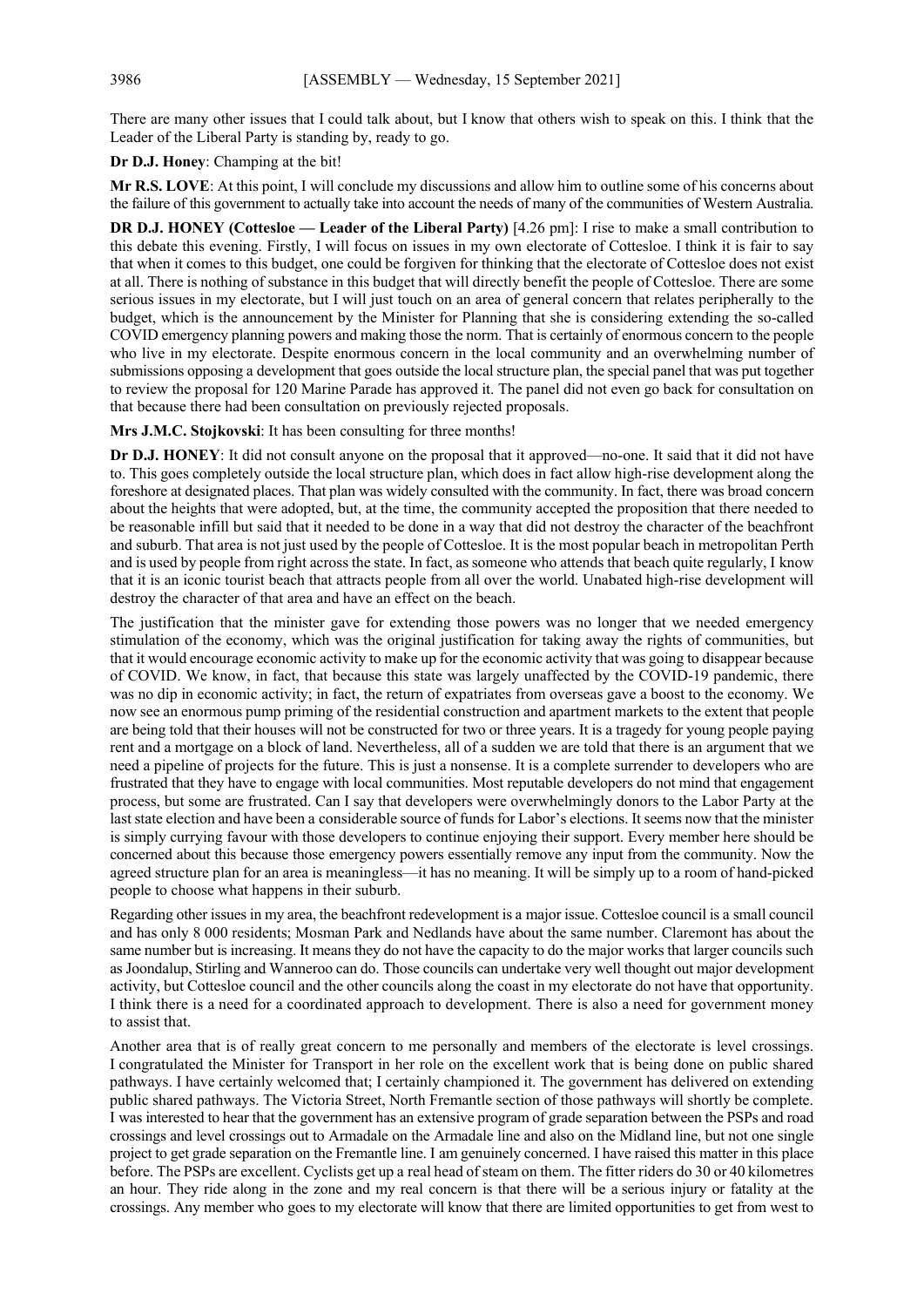There are many other issues that I could talk about, but I know that others wish to speak on this. I think that the Leader of the Liberal Party is standing by, ready to go.

**Dr D.J. Honey**: Champing at the bit!

**Mr R.S. LOVE**: At this point, I will conclude my discussions and allow him to outline some of his concerns about the failure of this government to actually take into account the needs of many of the communities of Western Australia.

**DR D.J. HONEY (Cottesloe — Leader of the Liberal Party)** [4.26 pm]: I rise to make a small contribution to this debate this evening. Firstly, I will focus on issues in my own electorate of Cottesloe. I think it is fair to say that when it comes to this budget, one could be forgiven for thinking that the electorate of Cottesloe does not exist at all. There is nothing of substance in this budget that will directly benefit the people of Cottesloe. There are some serious issues in my electorate, but I will just touch on an area of general concern that relates peripherally to the budget, which is the announcement by the Minister for Planning that she is considering extending the so-called COVID emergency planning powers and making those the norm. That is certainly of enormous concern to the people who live in my electorate. Despite enormous concern in the local community and an overwhelming number of submissions opposing a development that goes outside the local structure plan, the special panel that was put together to review the proposal for 120 Marine Parade has approved it. The panel did not even go back for consultation on that because there had been consultation on previously rejected proposals.

**Mrs J.M.C. Stojkovski**: It has been consulting for three months!

**Dr D.J. HONEY**: It did not consult anyone on the proposal that it approved—no-one. It said that it did not have to. This goes completely outside the local structure plan, which does in fact allow high-rise development along the foreshore at designated places. That plan was widely consulted with the community. In fact, there was broad concern about the heights that were adopted, but, at the time, the community accepted the proposition that there needed to be reasonable infill but said that it needed to be done in a way that did not destroy the character of the beachfront and suburb. That area is not just used by the people of Cottesloe. It is the most popular beach in metropolitan Perth and is used by people from right across the state. In fact, as someone who attends that beach quite regularly, I know that it is an iconic tourist beach that attracts people from all over the world. Unabated high-rise development will destroy the character of that area and have an effect on the beach.

The justification that the minister gave for extending those powers was no longer that we needed emergency stimulation of the economy, which was the original justification for taking away the rights of communities, but that it would encourage economic activity to make up for the economic activity that was going to disappear because of COVID. We know, in fact, that because this state was largely unaffected by the COVID-19 pandemic, there was no dip in economic activity; in fact, the return of expatriates from overseas gave a boost to the economy. We now see an enormous pump priming of the residential construction and apartment markets to the extent that people are being told that their houses will not be constructed for two or three years. It is a tragedy for young people paying rent and a mortgage on a block of land. Nevertheless, all of a sudden we are told that there is an argument that we need a pipeline of projects for the future. This is just a nonsense. It is a complete surrender to developers who are frustrated that they have to engage with local communities. Most reputable developers do not mind that engagement process, but some are frustrated. Can I say that developers were overwhelmingly donors to the Labor Party at the last state election and have been a considerable source of funds for Labor's elections. It seems now that the minister is simply currying favour with those developers to continue enjoying their support. Every member here should be concerned about this because those emergency powers essentially remove any input from the community. Now the agreed structure plan for an area is meaningless—it has no meaning. It will be simply up to a room of hand-picked people to choose what happens in their suburb.

Regarding other issues in my area, the beachfront redevelopment is a major issue. Cottesloe council is a small council and has only 8 000 residents; Mosman Park and Nedlands have about the same number. Claremont has about the same number but is increasing. It means they do not have the capacity to do the major works that larger councils such as Joondalup, Stirling and Wanneroo can do. Those councils can undertake very well thought out major development activity, but Cottesloe council and the other councils along the coast in my electorate do not have that opportunity. I think there is a need for a coordinated approach to development. There is also a need for government money to assist that.

Another area that is of really great concern to me personally and members of the electorate is level crossings. I congratulated the Minister for Transport in her role on the excellent work that is being done on public shared pathways. I have certainly welcomed that; I certainly championed it. The government has delivered on extending public shared pathways. The Victoria Street, North Fremantle section of those pathways will shortly be complete. I was interested to hear that the government has an extensive program of grade separation between the PSPs and road crossings and level crossings out to Armadale on the Armadale line and also on the Midland line, but not one single project to get grade separation on the Fremantle line. I am genuinely concerned. I have raised this matter in this place before. The PSPs are excellent. Cyclists get up a real head of steam on them. The fitter riders do 30 or 40 kilometres an hour. They ride along in the zone and my real concern is that there will be a serious injury or fatality at the crossings. Any member who goes to my electorate will know that there are limited opportunities to get from west to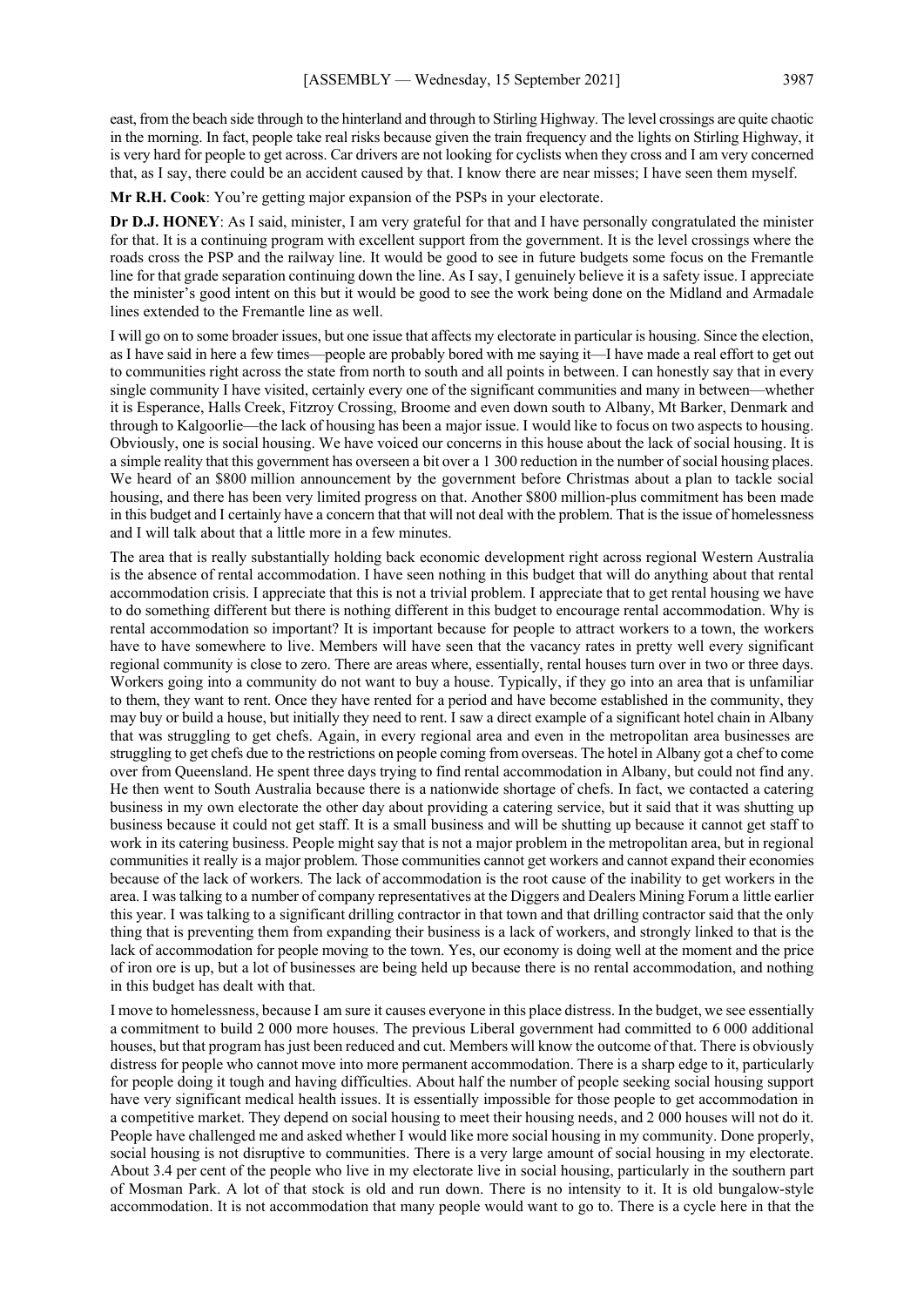east, from the beach side through to the hinterland and through to Stirling Highway. The level crossings are quite chaotic in the morning. In fact, people take real risks because given the train frequency and the lights on Stirling Highway, it is very hard for people to get across. Car drivers are not looking for cyclists when they cross and I am very concerned that, as I say, there could be an accident caused by that. I know there are near misses; I have seen them myself.

**Mr R.H. Cook**: You're getting major expansion of the PSPs in your electorate.

**Dr D.J. HONEY**: As I said, minister, I am very grateful for that and I have personally congratulated the minister for that. It is a continuing program with excellent support from the government. It is the level crossings where the roads cross the PSP and the railway line. It would be good to see in future budgets some focus on the Fremantle line for that grade separation continuing down the line. As I say, I genuinely believe it is a safety issue. I appreciate the minister's good intent on this but it would be good to see the work being done on the Midland and Armadale lines extended to the Fremantle line as well.

I will go on to some broader issues, but one issue that affects my electorate in particular is housing. Since the election, as I have said in here a few times—people are probably bored with me saying it—I have made a real effort to get out to communities right across the state from north to south and all points in between. I can honestly say that in every single community I have visited, certainly every one of the significant communities and many in between—whether it is Esperance, Halls Creek, Fitzroy Crossing, Broome and even down south to Albany, Mt Barker, Denmark and through to Kalgoorlie—the lack of housing has been a major issue. I would like to focus on two aspects to housing. Obviously, one is social housing. We have voiced our concerns in this house about the lack of social housing. It is a simple reality that this government has overseen a bit over a 1 300 reduction in the number of social housing places. We heard of an $800 million announcement by the government before Christmas about a plan to tackle social housing, and there has been very limited progress on that. Another $800 million-plus commitment has been made in this budget and I certainly have a concern that that will not deal with the problem. That is the issue of homelessness and I will talk about that a little more in a few minutes.

The area that is really substantially holding back economic development right across regional Western Australia is the absence of rental accommodation. I have seen nothing in this budget that will do anything about that rental accommodation crisis. I appreciate that this is not a trivial problem. I appreciate that to get rental housing we have to do something different but there is nothing different in this budget to encourage rental accommodation. Why is rental accommodation so important? It is important because for people to attract workers to a town, the workers have to have somewhere to live. Members will have seen that the vacancy rates in pretty well every significant regional community is close to zero. There are areas where, essentially, rental houses turn over in two or three days. Workers going into a community do not want to buy a house. Typically, if they go into an area that is unfamiliar to them, they want to rent. Once they have rented for a period and have become established in the community, they may buy or build a house, but initially they need to rent. I saw a direct example of a significant hotel chain in Albany that was struggling to get chefs. Again, in every regional area and even in the metropolitan area businesses are struggling to get chefs due to the restrictions on people coming from overseas. The hotel in Albany got a chef to come over from Queensland. He spent three days trying to find rental accommodation in Albany, but could not find any. He then went to South Australia because there is a nationwide shortage of chefs. In fact, we contacted a catering business in my own electorate the other day about providing a catering service, but it said that it was shutting up business because it could not get staff. It is a small business and will be shutting up because it cannot get staff to work in its catering business. People might say that is not a major problem in the metropolitan area, but in regional communities it really is a major problem. Those communities cannot get workers and cannot expand their economies because of the lack of workers. The lack of accommodation is the root cause of the inability to get workers in the area. I was talking to a number of company representatives at the Diggers and Dealers Mining Forum a little earlier this year. I was talking to a significant drilling contractor in that town and that drilling contractor said that the only thing that is preventing them from expanding their business is a lack of workers, and strongly linked to that is the lack of accommodation for people moving to the town. Yes, our economy is doing well at the moment and the price of iron ore is up, but a lot of businesses are being held up because there is no rental accommodation, and nothing in this budget has dealt with that.

I move to homelessness, because I am sure it causes everyone in this place distress. In the budget, we see essentially a commitment to build 2 000 more houses. The previous Liberal government had committed to 6 000 additional houses, but that program has just been reduced and cut. Members will know the outcome of that. There is obviously distress for people who cannot move into more permanent accommodation. There is a sharp edge to it, particularly for people doing it tough and having difficulties. About half the number of people seeking social housing support have very significant medical health issues. It is essentially impossible for those people to get accommodation in a competitive market. They depend on social housing to meet their housing needs, and 2 000 houses will not do it. People have challenged me and asked whether I would like more social housing in my community. Done properly, social housing is not disruptive to communities. There is a very large amount of social housing in my electorate. About 3.4 per cent of the people who live in my electorate live in social housing, particularly in the southern part of Mosman Park. A lot of that stock is old and run down. There is no intensity to it. It is old bungalow-style accommodation. It is not accommodation that many people would want to go to. There is a cycle here in that the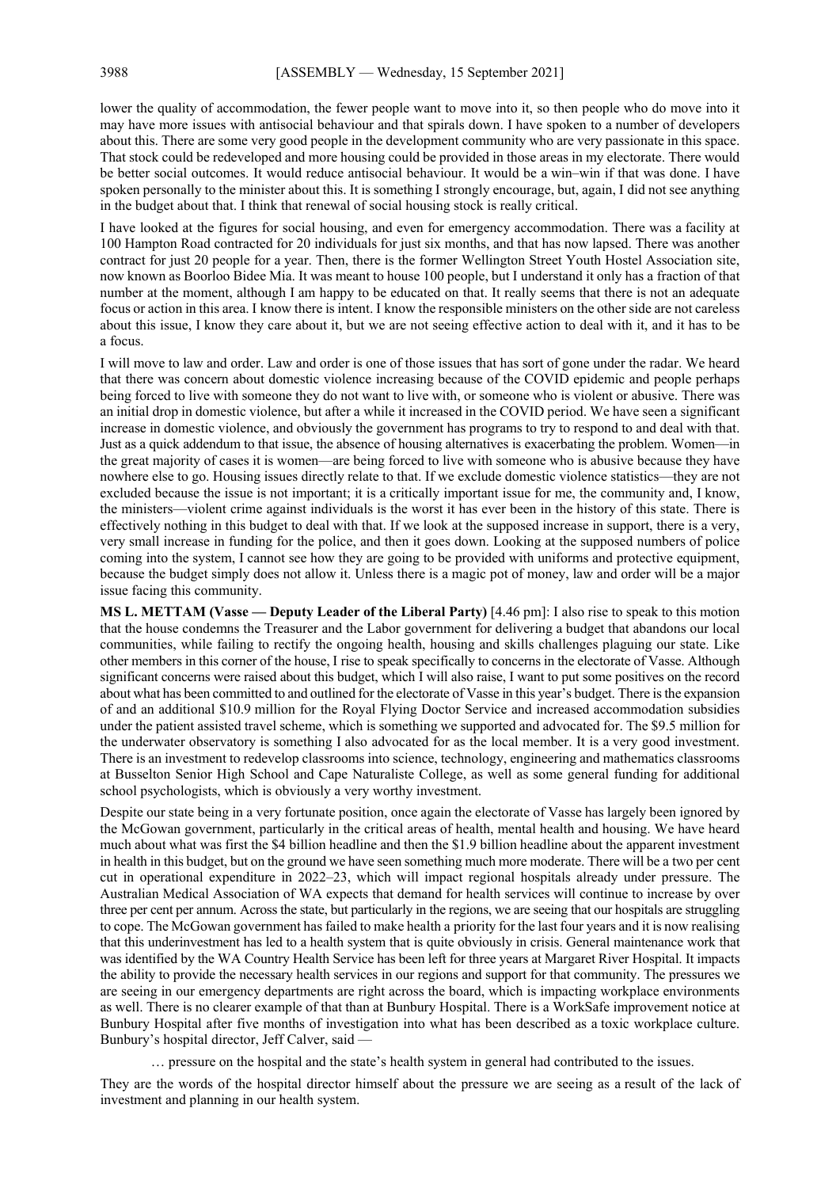lower the quality of accommodation, the fewer people want to move into it, so then people who do move into it may have more issues with antisocial behaviour and that spirals down. I have spoken to a number of developers about this. There are some very good people in the development community who are very passionate in this space. That stock could be redeveloped and more housing could be provided in those areas in my electorate. There would be better social outcomes. It would reduce antisocial behaviour. It would be a win–win if that was done. I have spoken personally to the minister about this. It is something I strongly encourage, but, again, I did not see anything in the budget about that. I think that renewal of social housing stock is really critical.

I have looked at the figures for social housing, and even for emergency accommodation. There was a facility at 100 Hampton Road contracted for 20 individuals for just six months, and that has now lapsed. There was another contract for just 20 people for a year. Then, there is the former Wellington Street Youth Hostel Association site, now known as Boorloo Bidee Mia. It was meant to house 100 people, but I understand it only has a fraction of that number at the moment, although I am happy to be educated on that. It really seems that there is not an adequate focus or action in this area. I know there is intent. I know the responsible ministers on the other side are not careless about this issue, I know they care about it, but we are not seeing effective action to deal with it, and it has to be a focus.

I will move to law and order. Law and order is one of those issues that has sort of gone under the radar. We heard that there was concern about domestic violence increasing because of the COVID epidemic and people perhaps being forced to live with someone they do not want to live with, or someone who is violent or abusive. There was an initial drop in domestic violence, but after a while it increased in the COVID period. We have seen a significant increase in domestic violence, and obviously the government has programs to try to respond to and deal with that. Just as a quick addendum to that issue, the absence of housing alternatives is exacerbating the problem. Women—in the great majority of cases it is women—are being forced to live with someone who is abusive because they have nowhere else to go. Housing issues directly relate to that. If we exclude domestic violence statistics—they are not excluded because the issue is not important; it is a critically important issue for me, the community and, I know, the ministers—violent crime against individuals is the worst it has ever been in the history of this state. There is effectively nothing in this budget to deal with that. If we look at the supposed increase in support, there is a very, very small increase in funding for the police, and then it goes down. Looking at the supposed numbers of police coming into the system, I cannot see how they are going to be provided with uniforms and protective equipment, because the budget simply does not allow it. Unless there is a magic pot of money, law and order will be a major issue facing this community.

**MS L. METTAM (Vasse — Deputy Leader of the Liberal Party)** [4.46 pm]: I also rise to speak to this motion that the house condemns the Treasurer and the Labor government for delivering a budget that abandons our local communities, while failing to rectify the ongoing health, housing and skills challenges plaguing our state. Like other members in this corner of the house, I rise to speak specifically to concerns in the electorate of Vasse. Although significant concerns were raised about this budget, which I will also raise, I want to put some positives on the record about what has been committed to and outlined for the electorate of Vasse in this year's budget. There is the expansion of and an additional $10.9 million for the Royal Flying Doctor Service and increased accommodation subsidies under the patient assisted travel scheme, which is something we supported and advocated for. The $9.5 million for the underwater observatory is something I also advocated for as the local member. It is a very good investment. There is an investment to redevelop classrooms into science, technology, engineering and mathematics classrooms at Busselton Senior High School and Cape Naturaliste College, as well as some general funding for additional school psychologists, which is obviously a very worthy investment.

Despite our state being in a very fortunate position, once again the electorate of Vasse has largely been ignored by the McGowan government, particularly in the critical areas of health, mental health and housing. We have heard much about what was first the $4 billion headline and then the $1.9 billion headline about the apparent investment in health in this budget, but on the ground we have seen something much more moderate. There will be a two per cent cut in operational expenditure in 2022–23, which will impact regional hospitals already under pressure. The Australian Medical Association of WA expects that demand for health services will continue to increase by over three per cent per annum. Across the state, but particularly in the regions, we are seeing that our hospitals are struggling to cope. The McGowan government has failed to make health a priority for the last four years and it is now realising that this underinvestment has led to a health system that is quite obviously in crisis. General maintenance work that was identified by the WA Country Health Service has been left for three years at Margaret River Hospital. It impacts the ability to provide the necessary health services in our regions and support for that community. The pressures we are seeing in our emergency departments are right across the board, which is impacting workplace environments as well. There is no clearer example of that than at Bunbury Hospital. There is a WorkSafe improvement notice at Bunbury Hospital after five months of investigation into what has been described as a toxic workplace culture. Bunbury's hospital director, Jeff Calver, said —

> … pressure on the hospital and the state's health system in general had contributed to the issues.

They are the words of the hospital director himself about the pressure we are seeing as a result of the lack of investment and planning in our health system.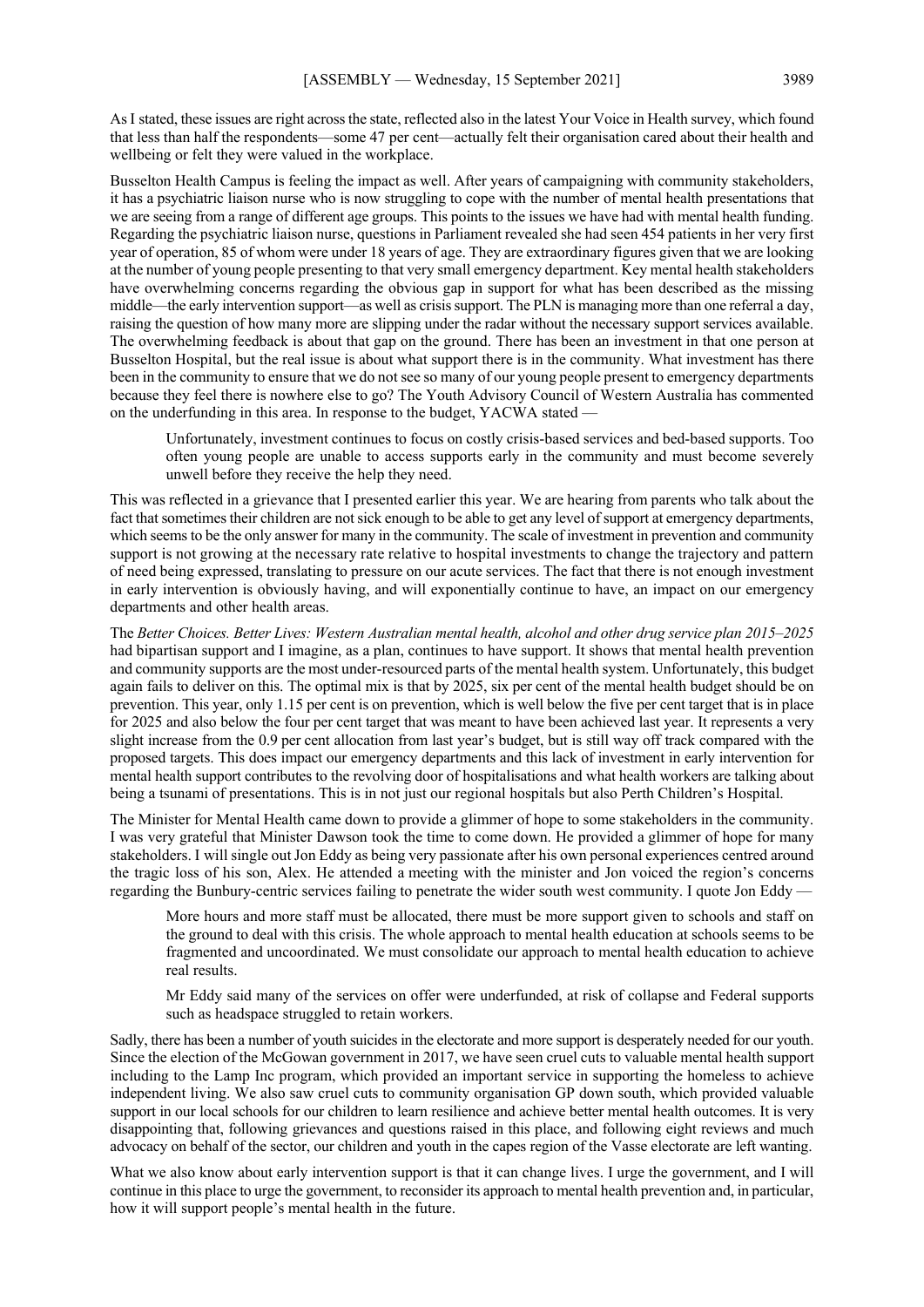As I stated, these issues are right across the state, reflected also in the latest Your Voice in Health survey, which found that less than half the respondents—some 47 per cent—actually felt their organisation cared about their health and wellbeing or felt they were valued in the workplace.

Busselton Health Campus is feeling the impact as well. After years of campaigning with community stakeholders, it has a psychiatric liaison nurse who is now struggling to cope with the number of mental health presentations that we are seeing from a range of different age groups. This points to the issues we have had with mental health funding. Regarding the psychiatric liaison nurse, questions in Parliament revealed she had seen 454 patients in her very first year of operation, 85 of whom were under 18 years of age. They are extraordinary figures given that we are looking at the number of young people presenting to that very small emergency department. Key mental health stakeholders have overwhelming concerns regarding the obvious gap in support for what has been described as the missing middle—the early intervention support—as well as crisis support. The PLN is managing more than one referral a day, raising the question of how many more are slipping under the radar without the necessary support services available. The overwhelming feedback is about that gap on the ground. There has been an investment in that one person at Busselton Hospital, but the real issue is about what support there is in the community. What investment has there been in the community to ensure that we do not see so many of our young people present to emergency departments because they feel there is nowhere else to go? The Youth Advisory Council of Western Australia has commented on the underfunding in this area. In response to the budget, YACWA stated —

> Unfortunately, investment continues to focus on costly crisis-based services and bed-based supports. Too often young people are unable to access supports early in the community and must become severely unwell before they receive the help they need.

This was reflected in a grievance that I presented earlier this year. We are hearing from parents who talk about the fact that sometimes their children are not sick enough to be able to get any level of support at emergency departments, which seems to be the only answer for many in the community. The scale of investment in prevention and community support is not growing at the necessary rate relative to hospital investments to change the trajectory and pattern of need being expressed, translating to pressure on our acute services. The fact that there is not enough investment in early intervention is obviously having, and will exponentially continue to have, an impact on our emergency departments and other health areas.

The *Better Choices. Better Lives: Western Australian mental health, alcohol and other drug service plan 2015–2025* had bipartisan support and I imagine, as a plan, continues to have support. It shows that mental health prevention and community supports are the most under-resourced parts of the mental health system. Unfortunately, this budget again fails to deliver on this. The optimal mix is that by 2025, six per cent of the mental health budget should be on prevention. This year, only 1.15 per cent is on prevention, which is well below the five per cent target that is in place for 2025 and also below the four per cent target that was meant to have been achieved last year. It represents a very slight increase from the 0.9 per cent allocation from last year's budget, but is still way off track compared with the proposed targets. This does impact our emergency departments and this lack of investment in early intervention for mental health support contributes to the revolving door of hospitalisations and what health workers are talking about being a tsunami of presentations. This is in not just our regional hospitals but also Perth Children's Hospital.

The Minister for Mental Health came down to provide a glimmer of hope to some stakeholders in the community. I was very grateful that Minister Dawson took the time to come down. He provided a glimmer of hope for many stakeholders. I will single out Jon Eddy as being very passionate after his own personal experiences centred around the tragic loss of his son, Alex. He attended a meeting with the minister and Jon voiced the region's concerns regarding the Bunbury-centric services failing to penetrate the wider south west community. I quote Jon Eddy —

> More hours and more staff must be allocated, there must be more support given to schools and staff on the ground to deal with this crisis. The whole approach to mental health education at schools seems to be fragmented and uncoordinated. We must consolidate our approach to mental health education to achieve real results.
>
> Mr Eddy said many of the services on offer were underfunded, at risk of collapse and Federal supports such as headspace struggled to retain workers.

Sadly, there has been a number of youth suicides in the electorate and more support is desperately needed for our youth. Since the election of the McGowan government in 2017, we have seen cruel cuts to valuable mental health support including to the Lamp Inc program, which provided an important service in supporting the homeless to achieve independent living. We also saw cruel cuts to community organisation GP down south, which provided valuable support in our local schools for our children to learn resilience and achieve better mental health outcomes. It is very disappointing that, following grievances and questions raised in this place, and following eight reviews and much advocacy on behalf of the sector, our children and youth in the capes region of the Vasse electorate are left wanting.

What we also know about early intervention support is that it can change lives. I urge the government, and I will continue in this place to urge the government, to reconsider its approach to mental health prevention and, in particular, how it will support people's mental health in the future.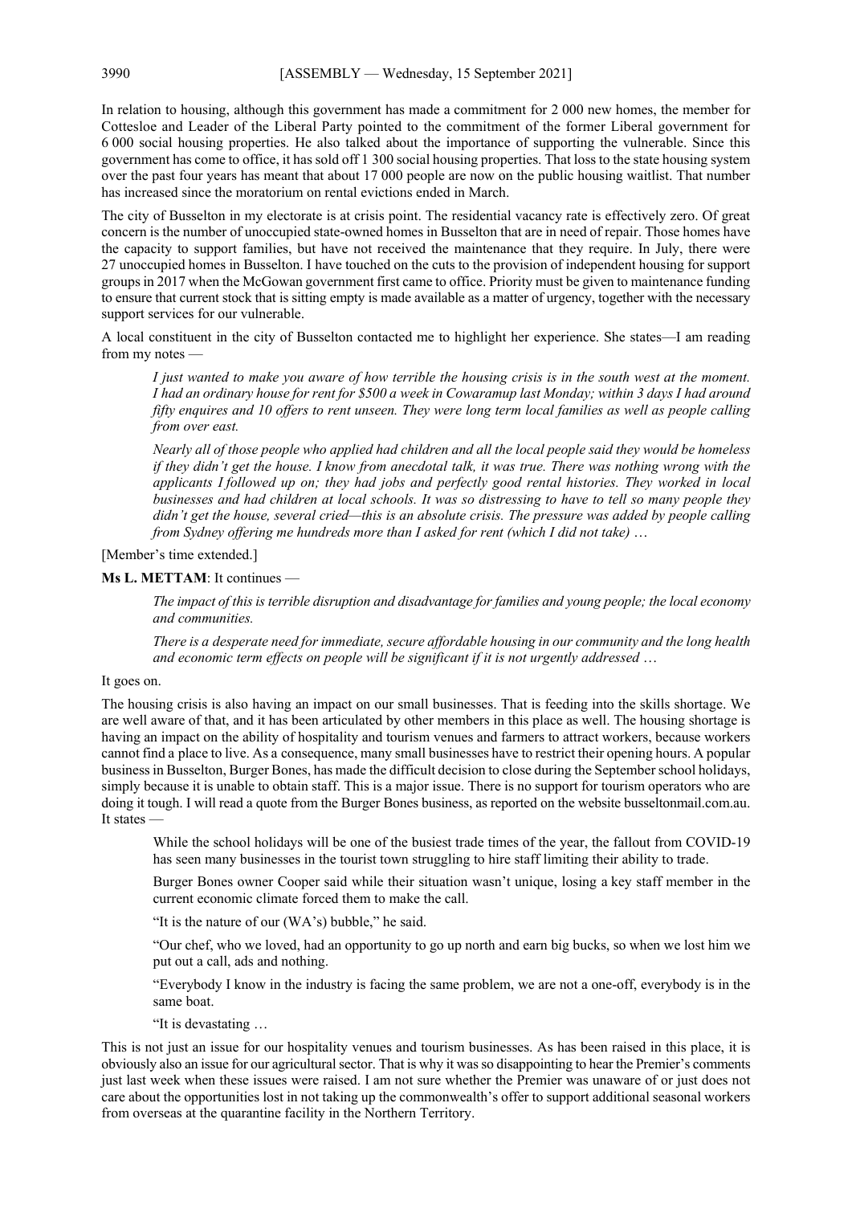In relation to housing, although this government has made a commitment for 2 000 new homes, the member for Cottesloe and Leader of the Liberal Party pointed to the commitment of the former Liberal government for 6 000 social housing properties. He also talked about the importance of supporting the vulnerable. Since this government has come to office, it has sold off 1 300 social housing properties. That loss to the state housing system over the past four years has meant that about 17 000 people are now on the public housing waitlist. That number has increased since the moratorium on rental evictions ended in March.

The city of Busselton in my electorate is at crisis point. The residential vacancy rate is effectively zero. Of great concern is the number of unoccupied state-owned homes in Busselton that are in need of repair. Those homes have the capacity to support families, but have not received the maintenance that they require. In July, there were 27 unoccupied homes in Busselton. I have touched on the cuts to the provision of independent housing for support groups in 2017 when the McGowan government first came to office. Priority must be given to maintenance funding to ensure that current stock that is sitting empty is made available as a matter of urgency, together with the necessary support services for our vulnerable.

A local constituent in the city of Busselton contacted me to highlight her experience. She states—I am reading from my notes —

> *I just wanted to make you aware of how terrible the housing crisis is in the south west at the moment. I had an ordinary house for rent for $500 a week in Cowaramup last Monday; within 3 days I had around fifty enquires and 10 offers to rent unseen. They were long term local families as well as people calling from over east.*
>
> *Nearly all of those people who applied had children and all the local people said they would be homeless if they didn't get the house. I know from anecdotal talk, it was true. There was nothing wrong with the applicants I followed up on; they had jobs and perfectly good rental histories. They worked in local businesses and had children at local schools. It was so distressing to have to tell so many people they didn't get the house, several cried—this is an absolute crisis. The pressure was added by people calling from Sydney offering me hundreds more than I asked for rent (which I did not take) …*

[Member's time extended.]

**Ms L. METTAM**: It continues —

> *The impact of this is terrible disruption and disadvantage for families and young people; the local economy and communities.*
>
> *There is a desperate need for immediate, secure affordable housing in our community and the long health and economic term effects on people will be significant if it is not urgently addressed …*

It goes on.

The housing crisis is also having an impact on our small businesses. That is feeding into the skills shortage. We are well aware of that, and it has been articulated by other members in this place as well. The housing shortage is having an impact on the ability of hospitality and tourism venues and farmers to attract workers, because workers cannot find a place to live. As a consequence, many small businesses have to restrict their opening hours. A popular business in Busselton, Burger Bones, has made the difficult decision to close during the September school holidays, simply because it is unable to obtain staff. This is a major issue. There is no support for tourism operators who are doing it tough. I will read a quote from the Burger Bones business, as reported on the website busseltonmail.com.au. It states —

> While the school holidays will be one of the busiest trade times of the year, the fallout from COVID-19 has seen many businesses in the tourist town struggling to hire staff limiting their ability to trade.
>
> Burger Bones owner Cooper said while their situation wasn't unique, losing a key staff member in the current economic climate forced them to make the call.
>
> "It is the nature of our (WA's) bubble," he said.
>
> "Our chef, who we loved, had an opportunity to go up north and earn big bucks, so when we lost him we put out a call, ads and nothing.
>
> "Everybody I know in the industry is facing the same problem, we are not a one-off, everybody is in the same boat.
>
> "It is devastating …

This is not just an issue for our hospitality venues and tourism businesses. As has been raised in this place, it is obviously also an issue for our agricultural sector. That is why it was so disappointing to hear the Premier's comments just last week when these issues were raised. I am not sure whether the Premier was unaware of or just does not care about the opportunities lost in not taking up the commonwealth's offer to support additional seasonal workers from overseas at the quarantine facility in the Northern Territory.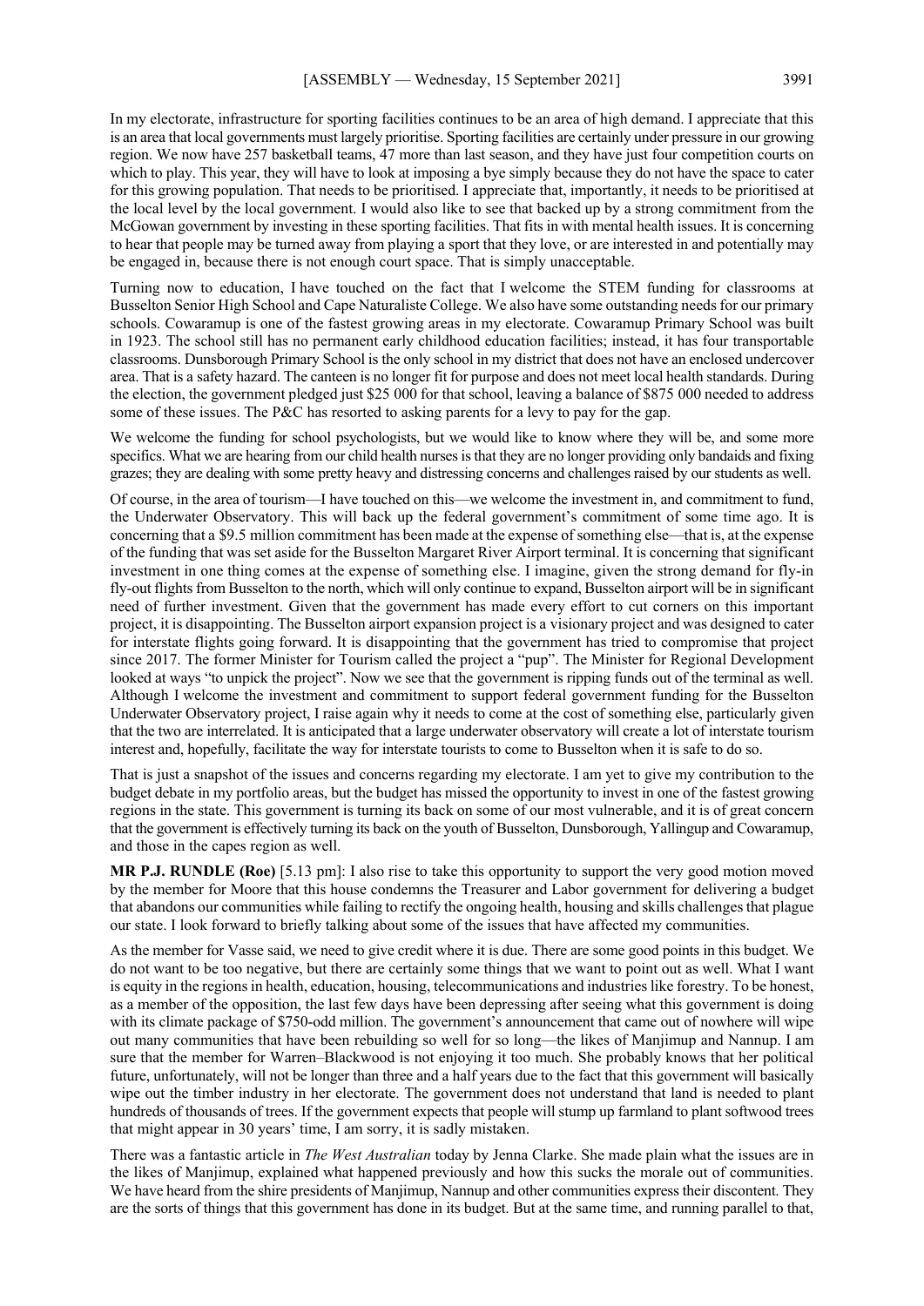In my electorate, infrastructure for sporting facilities continues to be an area of high demand. I appreciate that this is an area that local governments must largely prioritise. Sporting facilities are certainly under pressure in our growing region. We now have 257 basketball teams, 47 more than last season, and they have just four competition courts on which to play. This year, they will have to look at imposing a bye simply because they do not have the space to cater for this growing population. That needs to be prioritised. I appreciate that, importantly, it needs to be prioritised at the local level by the local government. I would also like to see that backed up by a strong commitment from the McGowan government by investing in these sporting facilities. That fits in with mental health issues. It is concerning to hear that people may be turned away from playing a sport that they love, or are interested in and potentially may be engaged in, because there is not enough court space. That is simply unacceptable.

Turning now to education, I have touched on the fact that I welcome the STEM funding for classrooms at Busselton Senior High School and Cape Naturaliste College. We also have some outstanding needs for our primary schools. Cowaramup is one of the fastest growing areas in my electorate. Cowaramup Primary School was built in 1923. The school still has no permanent early childhood education facilities; instead, it has four transportable classrooms. Dunsborough Primary School is the only school in my district that does not have an enclosed undercover area. That is a safety hazard. The canteen is no longer fit for purpose and does not meet local health standards. During the election, the government pledged just $25 000 for that school, leaving a balance of $875 000 needed to address some of these issues. The P&C has resorted to asking parents for a levy to pay for the gap.

We welcome the funding for school psychologists, but we would like to know where they will be, and some more specifics. What we are hearing from our child health nurses is that they are no longer providing only bandaids and fixing grazes; they are dealing with some pretty heavy and distressing concerns and challenges raised by our students as well.

Of course, in the area of tourism—I have touched on this—we welcome the investment in, and commitment to fund, the Underwater Observatory. This will back up the federal government's commitment of some time ago. It is concerning that a $9.5 million commitment has been made at the expense of something else—that is, at the expense of the funding that was set aside for the Busselton Margaret River Airport terminal. It is concerning that significant investment in one thing comes at the expense of something else. I imagine, given the strong demand for fly-in fly-out flights from Busselton to the north, which will only continue to expand, Busselton airport will be in significant need of further investment. Given that the government has made every effort to cut corners on this important project, it is disappointing. The Busselton airport expansion project is a visionary project and was designed to cater for interstate flights going forward. It is disappointing that the government has tried to compromise that project since 2017. The former Minister for Tourism called the project a "pup". The Minister for Regional Development looked at ways "to unpick the project". Now we see that the government is ripping funds out of the terminal as well. Although I welcome the investment and commitment to support federal government funding for the Busselton Underwater Observatory project, I raise again why it needs to come at the cost of something else, particularly given that the two are interrelated. It is anticipated that a large underwater observatory will create a lot of interstate tourism interest and, hopefully, facilitate the way for interstate tourists to come to Busselton when it is safe to do so.

That is just a snapshot of the issues and concerns regarding my electorate. I am yet to give my contribution to the budget debate in my portfolio areas, but the budget has missed the opportunity to invest in one of the fastest growing regions in the state. This government is turning its back on some of our most vulnerable, and it is of great concern that the government is effectively turning its back on the youth of Busselton, Dunsborough, Yallingup and Cowaramup, and those in the capes region as well.

**MR P.J. RUNDLE (Roe)** [5.13 pm]: I also rise to take this opportunity to support the very good motion moved by the member for Moore that this house condemns the Treasurer and Labor government for delivering a budget that abandons our communities while failing to rectify the ongoing health, housing and skills challenges that plague our state. I look forward to briefly talking about some of the issues that have affected my communities.

As the member for Vasse said, we need to give credit where it is due. There are some good points in this budget. We do not want to be too negative, but there are certainly some things that we want to point out as well. What I want is equity in the regions in health, education, housing, telecommunications and industries like forestry. To be honest, as a member of the opposition, the last few days have been depressing after seeing what this government is doing with its climate package of $750-odd million. The government's announcement that came out of nowhere will wipe out many communities that have been rebuilding so well for so long—the likes of Manjimup and Nannup. I am sure that the member for Warren–Blackwood is not enjoying it too much. She probably knows that her political future, unfortunately, will not be longer than three and a half years due to the fact that this government will basically wipe out the timber industry in her electorate. The government does not understand that land is needed to plant hundreds of thousands of trees. If the government expects that people will stump up farmland to plant softwood trees that might appear in 30 years' time, I am sorry, it is sadly mistaken.

There was a fantastic article in *The West Australian* today by Jenna Clarke. She made plain what the issues are in the likes of Manjimup, explained what happened previously and how this sucks the morale out of communities. We have heard from the shire presidents of Manjimup, Nannup and other communities express their discontent. They are the sorts of things that this government has done in its budget. But at the same time, and running parallel to that,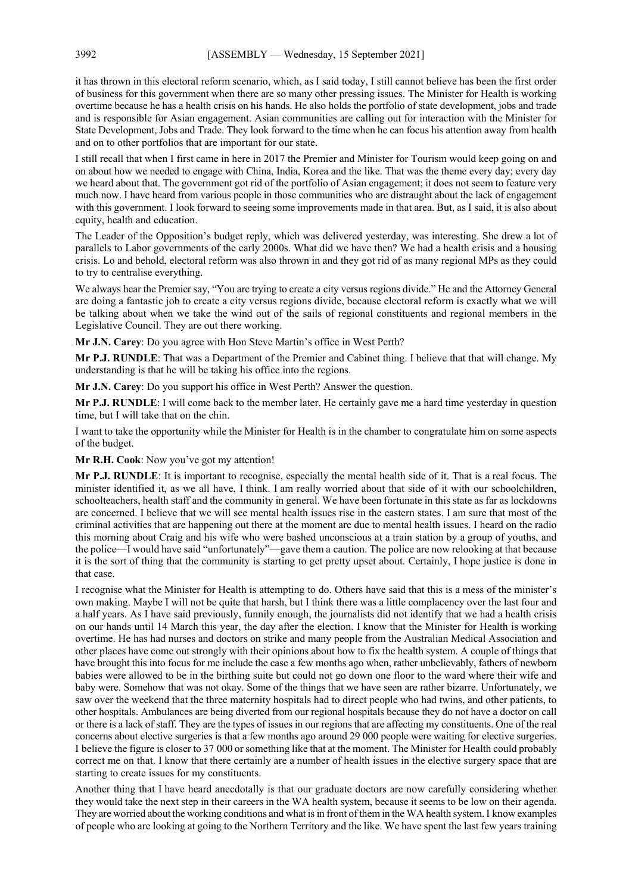it has thrown in this electoral reform scenario, which, as I said today, I still cannot believe has been the first order of business for this government when there are so many other pressing issues. The Minister for Health is working overtime because he has a health crisis on his hands. He also holds the portfolio of state development, jobs and trade and is responsible for Asian engagement. Asian communities are calling out for interaction with the Minister for State Development, Jobs and Trade. They look forward to the time when he can focus his attention away from health and on to other portfolios that are important for our state.

I still recall that when I first came in here in 2017 the Premier and Minister for Tourism would keep going on and on about how we needed to engage with China, India, Korea and the like. That was the theme every day; every day we heard about that. The government got rid of the portfolio of Asian engagement; it does not seem to feature very much now. I have heard from various people in those communities who are distraught about the lack of engagement with this government. I look forward to seeing some improvements made in that area. But, as I said, it is also about equity, health and education.

The Leader of the Opposition's budget reply, which was delivered yesterday, was interesting. She drew a lot of parallels to Labor governments of the early 2000s. What did we have then? We had a health crisis and a housing crisis. Lo and behold, electoral reform was also thrown in and they got rid of as many regional MPs as they could to try to centralise everything.

We always hear the Premier say, "You are trying to create a city versus regions divide." He and the Attorney General are doing a fantastic job to create a city versus regions divide, because electoral reform is exactly what we will be talking about when we take the wind out of the sails of regional constituents and regional members in the Legislative Council. They are out there working.

**Mr J.N. Carey**: Do you agree with Hon Steve Martin's office in West Perth?

**Mr P.J. RUNDLE**: That was a Department of the Premier and Cabinet thing. I believe that that will change. My understanding is that he will be taking his office into the regions.

**Mr J.N. Carey**: Do you support his office in West Perth? Answer the question.

**Mr P.J. RUNDLE**: I will come back to the member later. He certainly gave me a hard time yesterday in question time, but I will take that on the chin.

I want to take the opportunity while the Minister for Health is in the chamber to congratulate him on some aspects of the budget.

**Mr R.H. Cook**: Now you've got my attention!

**Mr P.J. RUNDLE**: It is important to recognise, especially the mental health side of it. That is a real focus. The minister identified it, as we all have, I think. I am really worried about that side of it with our schoolchildren, schoolteachers, health staff and the community in general. We have been fortunate in this state as far as lockdowns are concerned. I believe that we will see mental health issues rise in the eastern states. I am sure that most of the criminal activities that are happening out there at the moment are due to mental health issues. I heard on the radio this morning about Craig and his wife who were bashed unconscious at a train station by a group of youths, and the police—I would have said "unfortunately"—gave them a caution. The police are now relooking at that because it is the sort of thing that the community is starting to get pretty upset about. Certainly, I hope justice is done in that case.

I recognise what the Minister for Health is attempting to do. Others have said that this is a mess of the minister's own making. Maybe I will not be quite that harsh, but I think there was a little complacency over the last four and a half years. As I have said previously, funnily enough, the journalists did not identify that we had a health crisis on our hands until 14 March this year, the day after the election. I know that the Minister for Health is working overtime. He has had nurses and doctors on strike and many people from the Australian Medical Association and other places have come out strongly with their opinions about how to fix the health system. A couple of things that have brought this into focus for me include the case a few months ago when, rather unbelievably, fathers of newborn babies were allowed to be in the birthing suite but could not go down one floor to the ward where their wife and baby were. Somehow that was not okay. Some of the things that we have seen are rather bizarre. Unfortunately, we saw over the weekend that the three maternity hospitals had to direct people who had twins, and other patients, to other hospitals. Ambulances are being diverted from our regional hospitals because they do not have a doctor on call or there is a lack of staff. They are the types of issues in our regions that are affecting my constituents. One of the real concerns about elective surgeries is that a few months ago around 29 000 people were waiting for elective surgeries. I believe the figure is closer to 37 000 or something like that at the moment. The Minister for Health could probably correct me on that. I know that there certainly are a number of health issues in the elective surgery space that are starting to create issues for my constituents.

Another thing that I have heard anecdotally is that our graduate doctors are now carefully considering whether they would take the next step in their careers in the WA health system, because it seems to be low on their agenda. They are worried about the working conditions and what is in front of them in the WA health system. I know examples of people who are looking at going to the Northern Territory and the like. We have spent the last few years training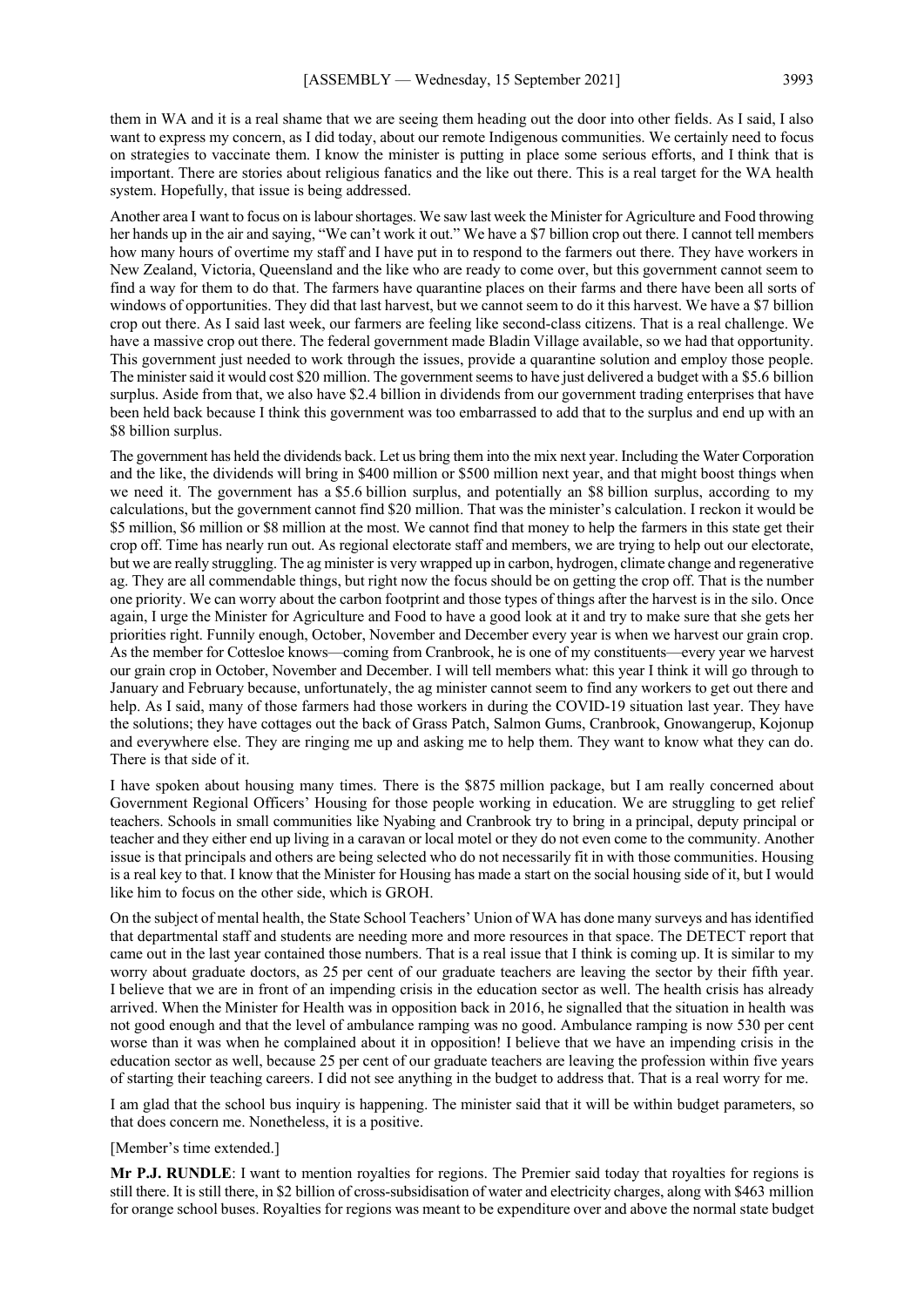them in WA and it is a real shame that we are seeing them heading out the door into other fields. As I said, I also want to express my concern, as I did today, about our remote Indigenous communities. We certainly need to focus on strategies to vaccinate them. I know the minister is putting in place some serious efforts, and I think that is important. There are stories about religious fanatics and the like out there. This is a real target for the WA health system. Hopefully, that issue is being addressed.

Another area I want to focus on is labour shortages. We saw last week the Minister for Agriculture and Food throwing her hands up in the air and saying, "We can't work it out." We have a $7 billion crop out there. I cannot tell members how many hours of overtime my staff and I have put in to respond to the farmers out there. They have workers in New Zealand, Victoria, Queensland and the like who are ready to come over, but this government cannot seem to find a way for them to do that. The farmers have quarantine places on their farms and there have been all sorts of windows of opportunities. They did that last harvest, but we cannot seem to do it this harvest. We have a $7 billion crop out there. As I said last week, our farmers are feeling like second-class citizens. That is a real challenge. We have a massive crop out there. The federal government made Bladin Village available, so we had that opportunity. This government just needed to work through the issues, provide a quarantine solution and employ those people. The minister said it would cost $20 million. The government seems to have just delivered a budget with a $5.6 billion surplus. Aside from that, we also have $2.4 billion in dividends from our government trading enterprises that have been held back because I think this government was too embarrassed to add that to the surplus and end up with an $8 billion surplus.

The government has held the dividends back. Let us bring them into the mix next year. Including the Water Corporation and the like, the dividends will bring in $400 million or $500 million next year, and that might boost things when we need it. The government has a $5.6 billion surplus, and potentially an $8 billion surplus, according to my calculations, but the government cannot find $20 million. That was the minister's calculation. I reckon it would be $5 million, $6 million or $8 million at the most. We cannot find that money to help the farmers in this state get their crop off. Time has nearly run out. As regional electorate staff and members, we are trying to help out our electorate, but we are really struggling. The ag minister is very wrapped up in carbon, hydrogen, climate change and regenerative ag. They are all commendable things, but right now the focus should be on getting the crop off. That is the number one priority. We can worry about the carbon footprint and those types of things after the harvest is in the silo. Once again, I urge the Minister for Agriculture and Food to have a good look at it and try to make sure that she gets her priorities right. Funnily enough, October, November and December every year is when we harvest our grain crop. As the member for Cottesloe knows—coming from Cranbrook, he is one of my constituents—every year we harvest our grain crop in October, November and December. I will tell members what: this year I think it will go through to January and February because, unfortunately, the ag minister cannot seem to find any workers to get out there and help. As I said, many of those farmers had those workers in during the COVID-19 situation last year. They have the solutions; they have cottages out the back of Grass Patch, Salmon Gums, Cranbrook, Gnowangerup, Kojonup and everywhere else. They are ringing me up and asking me to help them. They want to know what they can do. There is that side of it.

I have spoken about housing many times. There is the $875 million package, but I am really concerned about Government Regional Officers' Housing for those people working in education. We are struggling to get relief teachers. Schools in small communities like Nyabing and Cranbrook try to bring in a principal, deputy principal or teacher and they either end up living in a caravan or local motel or they do not even come to the community. Another issue is that principals and others are being selected who do not necessarily fit in with those communities. Housing is a real key to that. I know that the Minister for Housing has made a start on the social housing side of it, but I would like him to focus on the other side, which is GROH.

On the subject of mental health, the State School Teachers' Union of WA has done many surveys and has identified that departmental staff and students are needing more and more resources in that space. The DETECT report that came out in the last year contained those numbers. That is a real issue that I think is coming up. It is similar to my worry about graduate doctors, as 25 per cent of our graduate teachers are leaving the sector by their fifth year. I believe that we are in front of an impending crisis in the education sector as well. The health crisis has already arrived. When the Minister for Health was in opposition back in 2016, he signalled that the situation in health was not good enough and that the level of ambulance ramping was no good. Ambulance ramping is now 530 per cent worse than it was when he complained about it in opposition! I believe that we have an impending crisis in the education sector as well, because 25 per cent of our graduate teachers are leaving the profession within five years of starting their teaching careers. I did not see anything in the budget to address that. That is a real worry for me.

I am glad that the school bus inquiry is happening. The minister said that it will be within budget parameters, so that does concern me. Nonetheless, it is a positive.

[Member's time extended.]

**Mr P.J. RUNDLE**: I want to mention royalties for regions. The Premier said today that royalties for regions is still there. It is still there, in $2 billion of cross-subsidisation of water and electricity charges, along with $463 million for orange school buses. Royalties for regions was meant to be expenditure over and above the normal state budget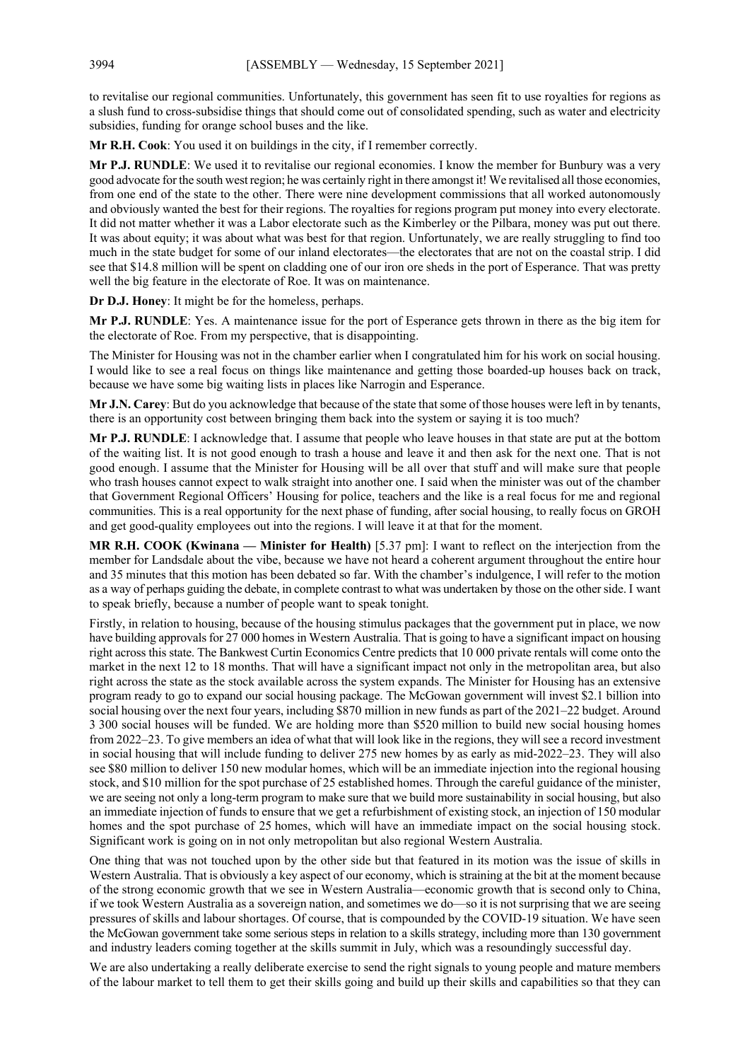to revitalise our regional communities. Unfortunately, this government has seen fit to use royalties for regions as a slush fund to cross-subsidise things that should come out of consolidated spending, such as water and electricity subsidies, funding for orange school buses and the like.

**Mr R.H. Cook**: You used it on buildings in the city, if I remember correctly.

**Mr P.J. RUNDLE**: We used it to revitalise our regional economies. I know the member for Bunbury was a very good advocate for the south west region; he was certainly right in there amongst it! We revitalised all those economies, from one end of the state to the other. There were nine development commissions that all worked autonomously and obviously wanted the best for their regions. The royalties for regions program put money into every electorate. It did not matter whether it was a Labor electorate such as the Kimberley or the Pilbara, money was put out there. It was about equity; it was about what was best for that region. Unfortunately, we are really struggling to find too much in the state budget for some of our inland electorates—the electorates that are not on the coastal strip. I did see that $14.8 million will be spent on cladding one of our iron ore sheds in the port of Esperance. That was pretty well the big feature in the electorate of Roe. It was on maintenance.

**Dr D.J. Honey**: It might be for the homeless, perhaps.

**Mr P.J. RUNDLE**: Yes. A maintenance issue for the port of Esperance gets thrown in there as the big item for the electorate of Roe. From my perspective, that is disappointing.

The Minister for Housing was not in the chamber earlier when I congratulated him for his work on social housing. I would like to see a real focus on things like maintenance and getting those boarded-up houses back on track, because we have some big waiting lists in places like Narrogin and Esperance.

**Mr J.N. Carey**: But do you acknowledge that because of the state that some of those houses were left in by tenants, there is an opportunity cost between bringing them back into the system or saying it is too much?

**Mr P.J. RUNDLE**: I acknowledge that. I assume that people who leave houses in that state are put at the bottom of the waiting list. It is not good enough to trash a house and leave it and then ask for the next one. That is not good enough. I assume that the Minister for Housing will be all over that stuff and will make sure that people who trash houses cannot expect to walk straight into another one. I said when the minister was out of the chamber that Government Regional Officers' Housing for police, teachers and the like is a real focus for me and regional communities. This is a real opportunity for the next phase of funding, after social housing, to really focus on GROH and get good-quality employees out into the regions. I will leave it at that for the moment.

**MR R.H. COOK (Kwinana — Minister for Health)** [5.37 pm]: I want to reflect on the interjection from the member for Landsdale about the vibe, because we have not heard a coherent argument throughout the entire hour and 35 minutes that this motion has been debated so far. With the chamber's indulgence, I will refer to the motion as a way of perhaps guiding the debate, in complete contrast to what was undertaken by those on the other side. I want to speak briefly, because a number of people want to speak tonight.

Firstly, in relation to housing, because of the housing stimulus packages that the government put in place, we now have building approvals for 27 000 homes in Western Australia. That is going to have a significant impact on housing right across this state. The Bankwest Curtin Economics Centre predicts that 10 000 private rentals will come onto the market in the next 12 to 18 months. That will have a significant impact not only in the metropolitan area, but also right across the state as the stock available across the system expands. The Minister for Housing has an extensive program ready to go to expand our social housing package. The McGowan government will invest $2.1 billion into social housing over the next four years, including $870 million in new funds as part of the 2021–22 budget. Around 3 300 social houses will be funded. We are holding more than $520 million to build new social housing homes from 2022–23. To give members an idea of what that will look like in the regions, they will see a record investment in social housing that will include funding to deliver 275 new homes by as early as mid-2022–23. They will also see $80 million to deliver 150 new modular homes, which will be an immediate injection into the regional housing stock, and $10 million for the spot purchase of 25 established homes. Through the careful guidance of the minister, we are seeing not only a long-term program to make sure that we build more sustainability in social housing, but also an immediate injection of funds to ensure that we get a refurbishment of existing stock, an injection of 150 modular homes and the spot purchase of 25 homes, which will have an immediate impact on the social housing stock. Significant work is going on in not only metropolitan but also regional Western Australia.

One thing that was not touched upon by the other side but that featured in its motion was the issue of skills in Western Australia. That is obviously a key aspect of our economy, which is straining at the bit at the moment because of the strong economic growth that we see in Western Australia—economic growth that is second only to China, if we took Western Australia as a sovereign nation, and sometimes we do—so it is not surprising that we are seeing pressures of skills and labour shortages. Of course, that is compounded by the COVID-19 situation. We have seen the McGowan government take some serious steps in relation to a skills strategy, including more than 130 government and industry leaders coming together at the skills summit in July, which was a resoundingly successful day.

We are also undertaking a really deliberate exercise to send the right signals to young people and mature members of the labour market to tell them to get their skills going and build up their skills and capabilities so that they can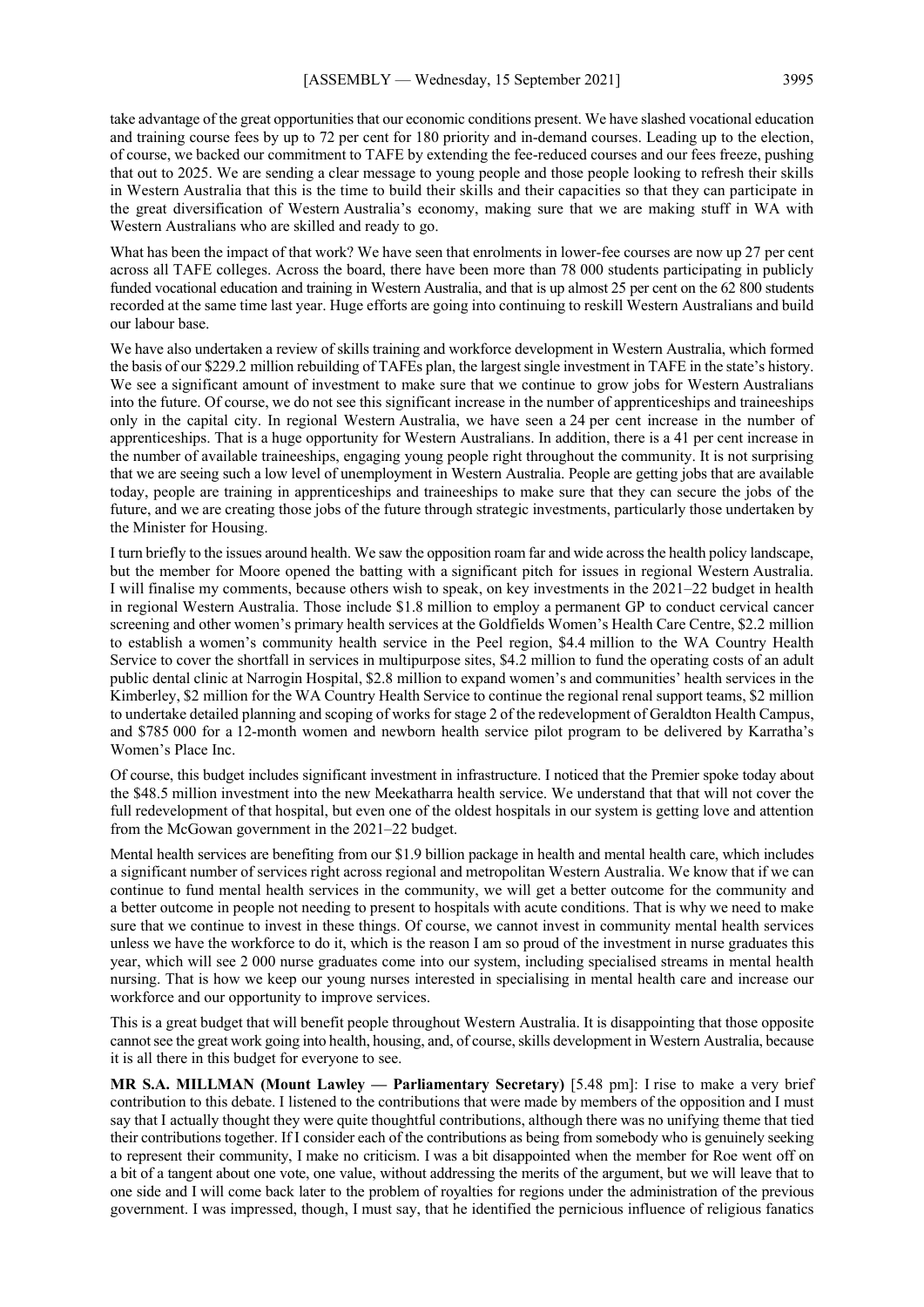take advantage of the great opportunities that our economic conditions present. We have slashed vocational education and training course fees by up to 72 per cent for 180 priority and in-demand courses. Leading up to the election, of course, we backed our commitment to TAFE by extending the fee-reduced courses and our fees freeze, pushing that out to 2025. We are sending a clear message to young people and those people looking to refresh their skills in Western Australia that this is the time to build their skills and their capacities so that they can participate in the great diversification of Western Australia's economy, making sure that we are making stuff in WA with Western Australians who are skilled and ready to go.

What has been the impact of that work? We have seen that enrolments in lower-fee courses are now up 27 per cent across all TAFE colleges. Across the board, there have been more than 78 000 students participating in publicly funded vocational education and training in Western Australia, and that is up almost 25 per cent on the 62 800 students recorded at the same time last year. Huge efforts are going into continuing to reskill Western Australians and build our labour base.

We have also undertaken a review of skills training and workforce development in Western Australia, which formed the basis of our $229.2 million rebuilding of TAFEs plan, the largest single investment in TAFE in the state's history. We see a significant amount of investment to make sure that we continue to grow jobs for Western Australians into the future. Of course, we do not see this significant increase in the number of apprenticeships and traineeships only in the capital city. In regional Western Australia, we have seen a 24 per cent increase in the number of apprenticeships. That is a huge opportunity for Western Australians. In addition, there is a 41 per cent increase in the number of available traineeships, engaging young people right throughout the community. It is not surprising that we are seeing such a low level of unemployment in Western Australia. People are getting jobs that are available today, people are training in apprenticeships and traineeships to make sure that they can secure the jobs of the future, and we are creating those jobs of the future through strategic investments, particularly those undertaken by the Minister for Housing.

I turn briefly to the issues around health. We saw the opposition roam far and wide across the health policy landscape, but the member for Moore opened the batting with a significant pitch for issues in regional Western Australia. I will finalise my comments, because others wish to speak, on key investments in the 2021–22 budget in health in regional Western Australia. Those include $1.8 million to employ a permanent GP to conduct cervical cancer screening and other women's primary health services at the Goldfields Women's Health Care Centre, $2.2 million to establish a women's community health service in the Peel region, $4.4 million to the WA Country Health Service to cover the shortfall in services in multipurpose sites, $4.2 million to fund the operating costs of an adult public dental clinic at Narrogin Hospital, $2.8 million to expand women's and communities' health services in the Kimberley, $2 million for the WA Country Health Service to continue the regional renal support teams, $2 million to undertake detailed planning and scoping of works for stage 2 of the redevelopment of Geraldton Health Campus, and $785 000 for a 12-month women and newborn health service pilot program to be delivered by Karratha's Women's Place Inc.

Of course, this budget includes significant investment in infrastructure. I noticed that the Premier spoke today about the $48.5 million investment into the new Meekatharra health service. We understand that that will not cover the full redevelopment of that hospital, but even one of the oldest hospitals in our system is getting love and attention from the McGowan government in the 2021–22 budget.

Mental health services are benefiting from our $1.9 billion package in health and mental health care, which includes a significant number of services right across regional and metropolitan Western Australia. We know that if we can continue to fund mental health services in the community, we will get a better outcome for the community and a better outcome in people not needing to present to hospitals with acute conditions. That is why we need to make sure that we continue to invest in these things. Of course, we cannot invest in community mental health services unless we have the workforce to do it, which is the reason I am so proud of the investment in nurse graduates this year, which will see 2 000 nurse graduates come into our system, including specialised streams in mental health nursing. That is how we keep our young nurses interested in specialising in mental health care and increase our workforce and our opportunity to improve services.

This is a great budget that will benefit people throughout Western Australia. It is disappointing that those opposite cannot see the great work going into health, housing, and, of course, skills development in Western Australia, because it is all there in this budget for everyone to see.

**MR S.A. MILLMAN (Mount Lawley — Parliamentary Secretary)** [5.48 pm]: I rise to make a very brief contribution to this debate. I listened to the contributions that were made by members of the opposition and I must say that I actually thought they were quite thoughtful contributions, although there was no unifying theme that tied their contributions together. If I consider each of the contributions as being from somebody who is genuinely seeking to represent their community, I make no criticism. I was a bit disappointed when the member for Roe went off on a bit of a tangent about one vote, one value, without addressing the merits of the argument, but we will leave that to one side and I will come back later to the problem of royalties for regions under the administration of the previous government. I was impressed, though, I must say, that he identified the pernicious influence of religious fanatics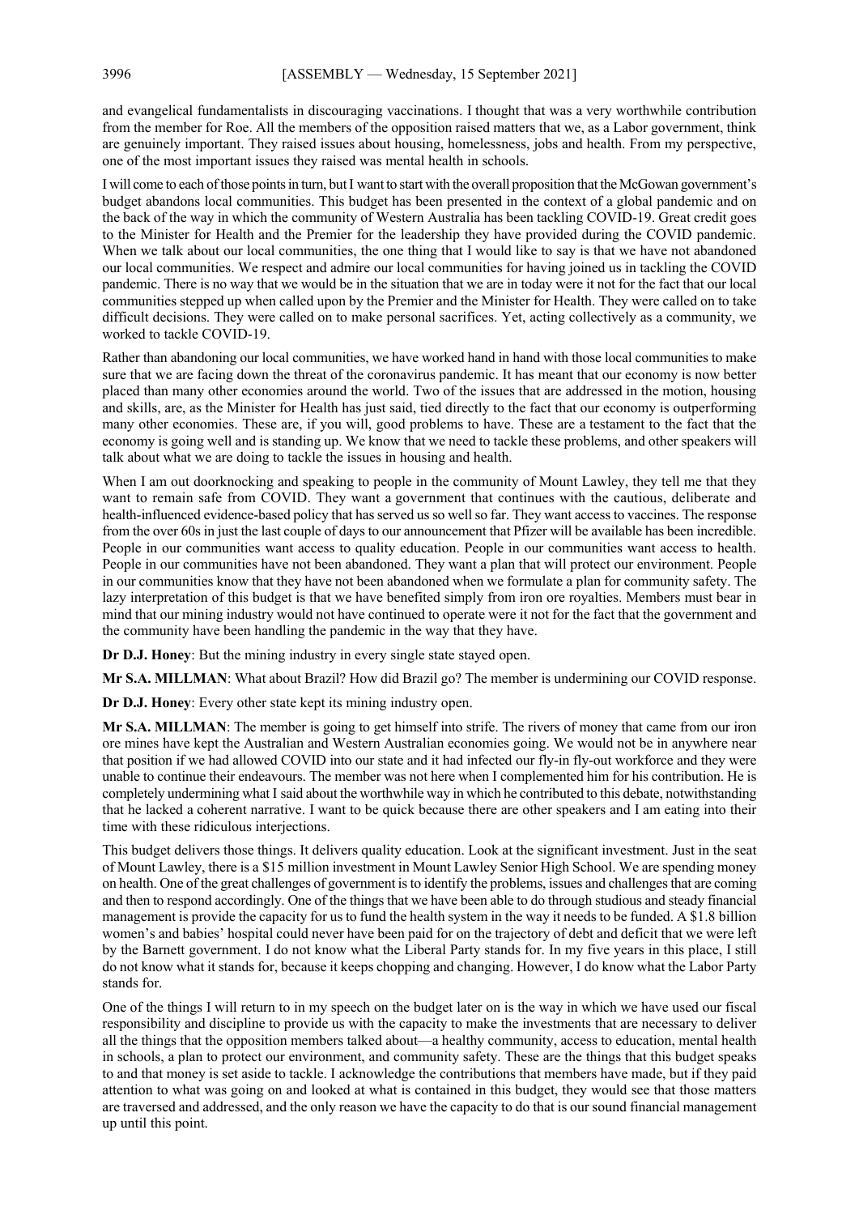and evangelical fundamentalists in discouraging vaccinations. I thought that was a very worthwhile contribution from the member for Roe. All the members of the opposition raised matters that we, as a Labor government, think are genuinely important. They raised issues about housing, homelessness, jobs and health. From my perspective, one of the most important issues they raised was mental health in schools.

I will come to each of those points in turn, but I want to start with the overall proposition that the McGowan government's budget abandons local communities. This budget has been presented in the context of a global pandemic and on the back of the way in which the community of Western Australia has been tackling COVID-19. Great credit goes to the Minister for Health and the Premier for the leadership they have provided during the COVID pandemic. When we talk about our local communities, the one thing that I would like to say is that we have not abandoned our local communities. We respect and admire our local communities for having joined us in tackling the COVID pandemic. There is no way that we would be in the situation that we are in today were it not for the fact that our local communities stepped up when called upon by the Premier and the Minister for Health. They were called on to take difficult decisions. They were called on to make personal sacrifices. Yet, acting collectively as a community, we worked to tackle COVID-19.

Rather than abandoning our local communities, we have worked hand in hand with those local communities to make sure that we are facing down the threat of the coronavirus pandemic. It has meant that our economy is now better placed than many other economies around the world. Two of the issues that are addressed in the motion, housing and skills, are, as the Minister for Health has just said, tied directly to the fact that our economy is outperforming many other economies. These are, if you will, good problems to have. These are a testament to the fact that the economy is going well and is standing up. We know that we need to tackle these problems, and other speakers will talk about what we are doing to tackle the issues in housing and health.

When I am out doorknocking and speaking to people in the community of Mount Lawley, they tell me that they want to remain safe from COVID. They want a government that continues with the cautious, deliberate and health-influenced evidence-based policy that has served us so well so far. They want access to vaccines. The response from the over 60s in just the last couple of days to our announcement that Pfizer will be available has been incredible. People in our communities want access to quality education. People in our communities want access to health. People in our communities have not been abandoned. They want a plan that will protect our environment. People in our communities know that they have not been abandoned when we formulate a plan for community safety. The lazy interpretation of this budget is that we have benefited simply from iron ore royalties. Members must bear in mind that our mining industry would not have continued to operate were it not for the fact that the government and the community have been handling the pandemic in the way that they have.

**Dr D.J. Honey**: But the mining industry in every single state stayed open.

**Mr S.A. MILLMAN**: What about Brazil? How did Brazil go? The member is undermining our COVID response.

**Dr D.J. Honey**: Every other state kept its mining industry open.

**Mr S.A. MILLMAN**: The member is going to get himself into strife. The rivers of money that came from our iron ore mines have kept the Australian and Western Australian economies going. We would not be in anywhere near that position if we had allowed COVID into our state and it had infected our fly-in fly-out workforce and they were unable to continue their endeavours. The member was not here when I complemented him for his contribution. He is completely undermining what I said about the worthwhile way in which he contributed to this debate, notwithstanding that he lacked a coherent narrative. I want to be quick because there are other speakers and I am eating into their time with these ridiculous interjections.

This budget delivers those things. It delivers quality education. Look at the significant investment. Just in the seat of Mount Lawley, there is a $15 million investment in Mount Lawley Senior High School. We are spending money on health. One of the great challenges of government is to identify the problems, issues and challenges that are coming and then to respond accordingly. One of the things that we have been able to do through studious and steady financial management is provide the capacity for us to fund the health system in the way it needs to be funded. A $1.8 billion women's and babies' hospital could never have been paid for on the trajectory of debt and deficit that we were left by the Barnett government. I do not know what the Liberal Party stands for. In my five years in this place, I still do not know what it stands for, because it keeps chopping and changing. However, I do know what the Labor Party stands for.

One of the things I will return to in my speech on the budget later on is the way in which we have used our fiscal responsibility and discipline to provide us with the capacity to make the investments that are necessary to deliver all the things that the opposition members talked about—a healthy community, access to education, mental health in schools, a plan to protect our environment, and community safety. These are the things that this budget speaks to and that money is set aside to tackle. I acknowledge the contributions that members have made, but if they paid attention to what was going on and looked at what is contained in this budget, they would see that those matters are traversed and addressed, and the only reason we have the capacity to do that is our sound financial management up until this point.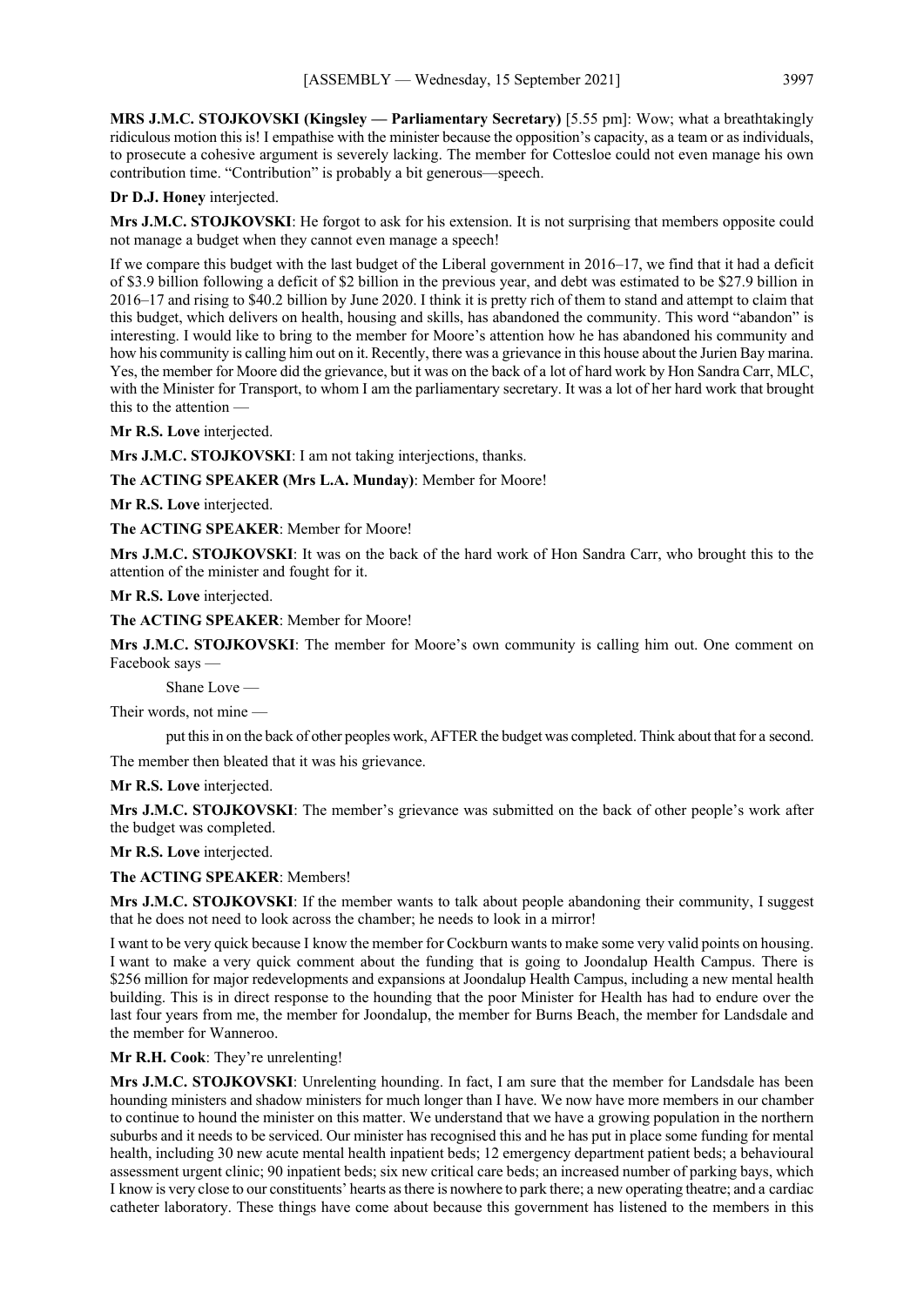**MRS J.M.C. STOJKOVSKI (Kingsley — Parliamentary Secretary)** [5.55 pm]: Wow; what a breathtakingly ridiculous motion this is! I empathise with the minister because the opposition's capacity, as a team or as individuals, to prosecute a cohesive argument is severely lacking. The member for Cottesloe could not even manage his own contribution time. "Contribution" is probably a bit generous—speech.

**Dr D.J. Honey** interjected.

**Mrs J.M.C. STOJKOVSKI**: He forgot to ask for his extension. It is not surprising that members opposite could not manage a budget when they cannot even manage a speech!

If we compare this budget with the last budget of the Liberal government in 2016–17, we find that it had a deficit of $3.9 billion following a deficit of $2 billion in the previous year, and debt was estimated to be $27.9 billion in 2016–17 and rising to $40.2 billion by June 2020. I think it is pretty rich of them to stand and attempt to claim that this budget, which delivers on health, housing and skills, has abandoned the community. This word "abandon" is interesting. I would like to bring to the member for Moore's attention how he has abandoned his community and how his community is calling him out on it. Recently, there was a grievance in this house about the Jurien Bay marina. Yes, the member for Moore did the grievance, but it was on the back of a lot of hard work by Hon Sandra Carr, MLC, with the Minister for Transport, to whom I am the parliamentary secretary. It was a lot of her hard work that brought this to the attention —

**Mr R.S. Love** interjected.

**Mrs J.M.C. STOJKOVSKI**: I am not taking interjections, thanks.

**The ACTING SPEAKER (Mrs L.A. Munday)**: Member for Moore!

**Mr R.S. Love** interjected.

**The ACTING SPEAKER**: Member for Moore!

**Mrs J.M.C. STOJKOVSKI**: It was on the back of the hard work of Hon Sandra Carr, who brought this to the attention of the minister and fought for it.

**Mr R.S. Love** interjected.

**The ACTING SPEAKER**: Member for Moore!

**Mrs J.M.C. STOJKOVSKI**: The member for Moore's own community is calling him out. One comment on Facebook says —

> Shane Love —

Their words, not mine —

> put this in on the back of other peoples work, AFTER the budget was completed. Think about that for a second.

The member then bleated that it was his grievance.

**Mr R.S. Love** interjected.

**Mrs J.M.C. STOJKOVSKI**: The member's grievance was submitted on the back of other people's work after the budget was completed.

**Mr R.S. Love** interjected.

**The ACTING SPEAKER**: Members!

**Mrs J.M.C. STOJKOVSKI**: If the member wants to talk about people abandoning their community, I suggest that he does not need to look across the chamber; he needs to look in a mirror!

I want to be very quick because I know the member for Cockburn wants to make some very valid points on housing. I want to make a very quick comment about the funding that is going to Joondalup Health Campus. There is $256 million for major redevelopments and expansions at Joondalup Health Campus, including a new mental health building. This is in direct response to the hounding that the poor Minister for Health has had to endure over the last four years from me, the member for Joondalup, the member for Burns Beach, the member for Landsdale and the member for Wanneroo.

**Mr R.H. Cook**: They're unrelenting!

**Mrs J.M.C. STOJKOVSKI**: Unrelenting hounding. In fact, I am sure that the member for Landsdale has been hounding ministers and shadow ministers for much longer than I have. We now have more members in our chamber to continue to hound the minister on this matter. We understand that we have a growing population in the northern suburbs and it needs to be serviced. Our minister has recognised this and he has put in place some funding for mental health, including 30 new acute mental health inpatient beds; 12 emergency department patient beds; a behavioural assessment urgent clinic; 90 inpatient beds; six new critical care beds; an increased number of parking bays, which I know is very close to our constituents' hearts as there is nowhere to park there; a new operating theatre; and a cardiac catheter laboratory. These things have come about because this government has listened to the members in this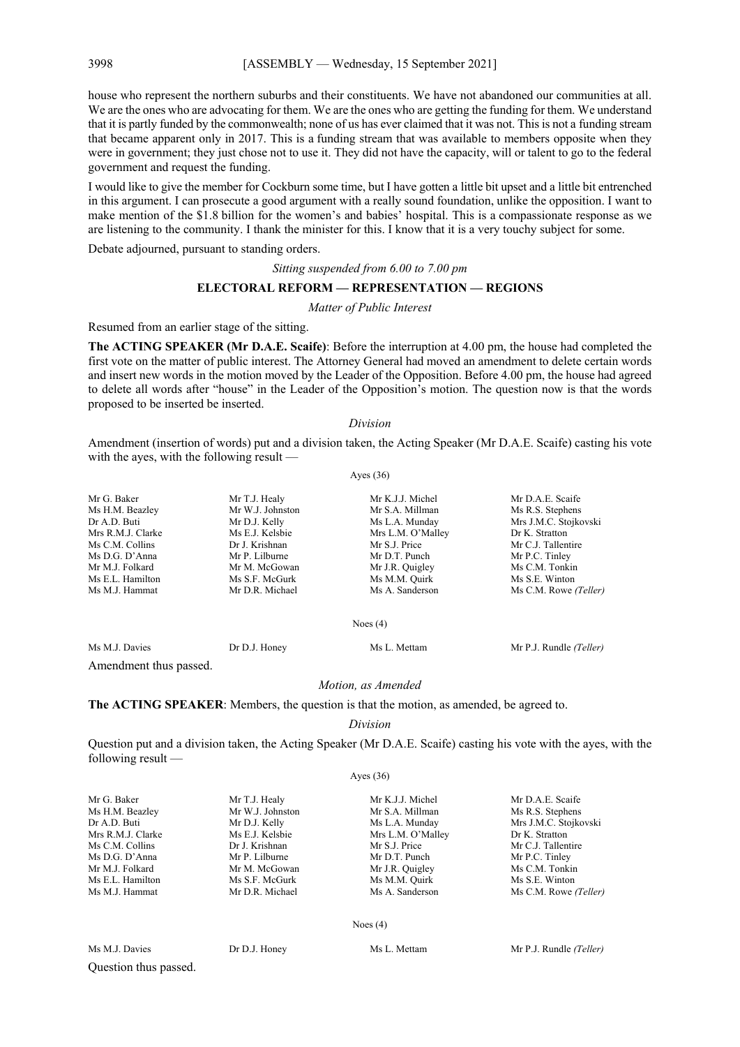house who represent the northern suburbs and their constituents. We have not abandoned our communities at all. We are the ones who are advocating for them. We are the ones who are getting the funding for them. We understand that it is partly funded by the commonwealth; none of us has ever claimed that it was not. This is not a funding stream that became apparent only in 2017. This is a funding stream that was available to members opposite when they were in government; they just chose not to use it. They did not have the capacity, will or talent to go to the federal government and request the funding.

I would like to give the member for Cockburn some time, but I have gotten a little bit upset and a little bit entrenched in this argument. I can prosecute a good argument with a really sound foundation, unlike the opposition. I want to make mention of the $1.8 billion for the women's and babies' hospital. This is a compassionate response as we are listening to the community. I thank the minister for this. I know that it is a very touchy subject for some.

Debate adjourned, pursuant to standing orders.

*Sitting suspended from 6.00 to 7.00 pm*

## ELECTORAL REFORM — REPRESENTATION — REGIONS

*Matter of Public Interest*

Resumed from an earlier stage of the sitting.

**The ACTING SPEAKER (Mr D.A.E. Scaife)**: Before the interruption at 4.00 pm, the house had completed the first vote on the matter of public interest. The Attorney General had moved an amendment to delete certain words and insert new words in the motion moved by the Leader of the Opposition. Before 4.00 pm, the house had agreed to delete all words after "house" in the Leader of the Opposition's motion. The question now is that the words proposed to be inserted be inserted.

*Division*

Amendment (insertion of words) put and a division taken, the Acting Speaker (Mr D.A.E. Scaife) casting his vote with the ayes, with the following result —

Ayes (36)

| | | | |
|---|---|---|---|
| Mr G. Baker | Mr T.J. Healy | Mr K.J.J. Michel | Mr D.A.E. Scaife |
| Ms H.M. Beazley | Mr W.J. Johnston | Mr S.A. Millman | Ms R.S. Stephens |
| Dr A.D. Buti | Mr D.J. Kelly | Ms L.A. Munday | Mrs J.M.C. Stojkovski |
| Mrs R.M.J. Clarke | Ms E.J. Kelsbie | Mrs L.M. O'Malley | Dr K. Stratton |
| Ms C.M. Collins | Dr J. Krishnan | Mr S.J. Price | Mr C.J. Tallentire |
| Ms D.G. D'Anna | Mr P. Lilburne | Mr D.T. Punch | Mr P.C. Tinley |
| Mr M.J. Folkard | Mr M. McGowan | Mr J.R. Quigley | Ms C.M. Tonkin |
| Ms E.L. Hamilton | Ms S.F. McGurk | Ms M.M. Quirk | Ms S.E. Winton |
| Ms M.J. Hammat | Mr D.R. Michael | Ms A. Sanderson | Ms C.M. Rowe *(Teller)* |

Noes (4)

| | | | |
|---|---|---|---|
| Ms M.J. Davies | Dr D.J. Honey | Ms L. Mettam | Mr P.J. Rundle *(Teller)* |

Amendment thus passed.

*Motion, as Amended*

**The ACTING SPEAKER**: Members, the question is that the motion, as amended, be agreed to.

*Division*

Question put and a division taken, the Acting Speaker (Mr D.A.E. Scaife) casting his vote with the ayes, with the following result —

Ayes (36)

| | | | |
|---|---|---|---|
| Mr G. Baker | Mr T.J. Healy | Mr K.J.J. Michel | Mr D.A.E. Scaife |
| Ms H.M. Beazley | Mr W.J. Johnston | Mr S.A. Millman | Ms R.S. Stephens |
| Dr A.D. Buti | Mr D.J. Kelly | Ms L.A. Munday | Mrs J.M.C. Stojkovski |
| Mrs R.M.J. Clarke | Ms E.J. Kelsbie | Mrs L.M. O'Malley | Dr K. Stratton |
| Ms C.M. Collins | Dr J. Krishnan | Mr S.J. Price | Mr C.J. Tallentire |
| Ms D.G. D'Anna | Mr P. Lilburne | Mr D.T. Punch | Mr P.C. Tinley |
| Mr M.J. Folkard | Mr M. McGowan | Mr J.R. Quigley | Ms C.M. Tonkin |
| Ms E.L. Hamilton | Ms S.F. McGurk | Ms M.M. Quirk | Ms S.E. Winton |
| Ms M.J. Hammat | Mr D.R. Michael | Ms A. Sanderson | Ms C.M. Rowe *(Teller)* |

Noes (4)

| | | | |
|---|---|---|---|
| Ms M.J. Davies | Dr D.J. Honey | Ms L. Mettam | Mr P.J. Rundle *(Teller)* |

Question thus passed.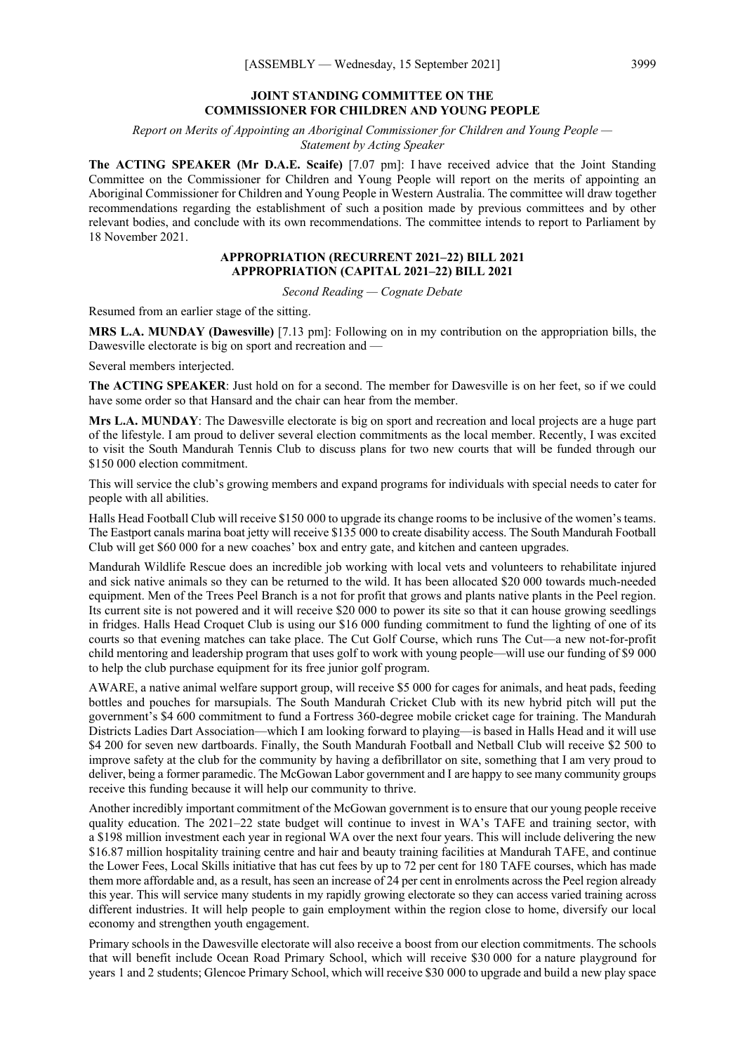## JOINT STANDING COMMITTEE ON THE COMMISSIONER FOR CHILDREN AND YOUNG PEOPLE

*Report on Merits of Appointing an Aboriginal Commissioner for Children and Young People — Statement by Acting Speaker*

**The ACTING SPEAKER (Mr D.A.E. Scaife)** [7.07 pm]: I have received advice that the Joint Standing Committee on the Commissioner for Children and Young People will report on the merits of appointing an Aboriginal Commissioner for Children and Young People in Western Australia. The committee will draw together recommendations regarding the establishment of such a position made by previous committees and by other relevant bodies, and conclude with its own recommendations. The committee intends to report to Parliament by 18 November 2021.

## APPROPRIATION (RECURRENT 2021–22) BILL 2021
## APPROPRIATION (CAPITAL 2021–22) BILL 2021

*Second Reading — Cognate Debate*

Resumed from an earlier stage of the sitting.

**MRS L.A. MUNDAY (Dawesville)** [7.13 pm]: Following on in my contribution on the appropriation bills, the Dawesville electorate is big on sport and recreation and —

Several members interjected.

**The ACTING SPEAKER**: Just hold on for a second. The member for Dawesville is on her feet, so if we could have some order so that Hansard and the chair can hear from the member.

**Mrs L.A. MUNDAY**: The Dawesville electorate is big on sport and recreation and local projects are a huge part of the lifestyle. I am proud to deliver several election commitments as the local member. Recently, I was excited to visit the South Mandurah Tennis Club to discuss plans for two new courts that will be funded through our $150 000 election commitment.

This will service the club's growing members and expand programs for individuals with special needs to cater for people with all abilities.

Halls Head Football Club will receive $150 000 to upgrade its change rooms to be inclusive of the women's teams. The Eastport canals marina boat jetty will receive $135 000 to create disability access. The South Mandurah Football Club will get $60 000 for a new coaches' box and entry gate, and kitchen and canteen upgrades.

Mandurah Wildlife Rescue does an incredible job working with local vets and volunteers to rehabilitate injured and sick native animals so they can be returned to the wild. It has been allocated $20 000 towards much-needed equipment. Men of the Trees Peel Branch is a not for profit that grows and plants native plants in the Peel region. Its current site is not powered and it will receive $20 000 to power its site so that it can house growing seedlings in fridges. Halls Head Croquet Club is using our $16 000 funding commitment to fund the lighting of one of its courts so that evening matches can take place. The Cut Golf Course, which runs The Cut—a new not-for-profit child mentoring and leadership program that uses golf to work with young people—will use our funding of $9 000 to help the club purchase equipment for its free junior golf program.

AWARE, a native animal welfare support group, will receive $5 000 for cages for animals, and heat pads, feeding bottles and pouches for marsupials. The South Mandurah Cricket Club with its new hybrid pitch will put the government's $4 600 commitment to fund a Fortress 360-degree mobile cricket cage for training. The Mandurah Districts Ladies Dart Association—which I am looking forward to playing—is based in Halls Head and it will use $4 200 for seven new dartboards. Finally, the South Mandurah Football and Netball Club will receive $2 500 to improve safety at the club for the community by having a defibrillator on site, something that I am very proud to deliver, being a former paramedic. The McGowan Labor government and I are happy to see many community groups receive this funding because it will help our community to thrive.

Another incredibly important commitment of the McGowan government is to ensure that our young people receive quality education. The 2021–22 state budget will continue to invest in WA's TAFE and training sector, with a $198 million investment each year in regional WA over the next four years. This will include delivering the new $16.87 million hospitality training centre and hair and beauty training facilities at Mandurah TAFE, and continue the Lower Fees, Local Skills initiative that has cut fees by up to 72 per cent for 180 TAFE courses, which has made them more affordable and, as a result, has seen an increase of 24 per cent in enrolments across the Peel region already this year. This will service many students in my rapidly growing electorate so they can access varied training across different industries. It will help people to gain employment within the region close to home, diversify our local economy and strengthen youth engagement.

Primary schools in the Dawesville electorate will also receive a boost from our election commitments. The schools that will benefit include Ocean Road Primary School, which will receive $30 000 for a nature playground for years 1 and 2 students; Glencoe Primary School, which will receive $30 000 to upgrade and build a new play space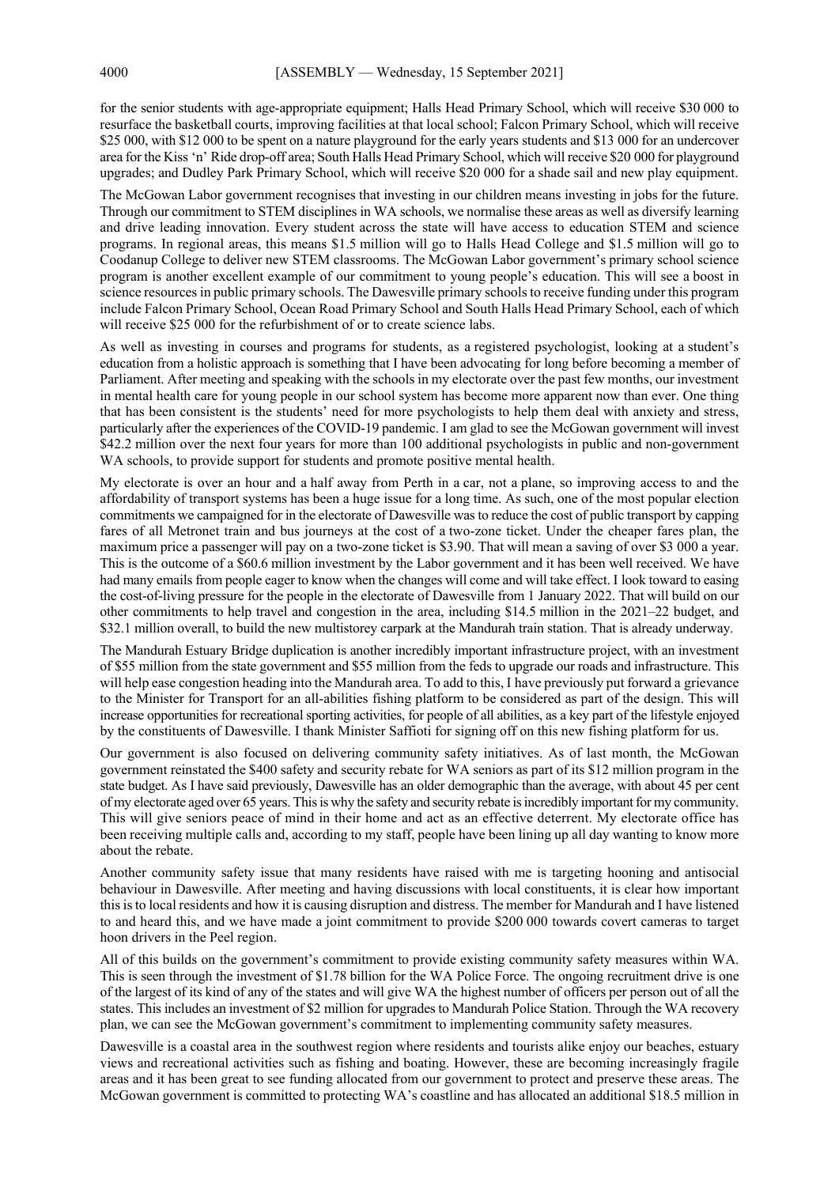for the senior students with age-appropriate equipment; Halls Head Primary School, which will receive $30 000 to resurface the basketball courts, improving facilities at that local school; Falcon Primary School, which will receive $25 000, with $12 000 to be spent on a nature playground for the early years students and $13 000 for an undercover area for the Kiss 'n' Ride drop-off area; South Halls Head Primary School, which will receive $20 000 for playground upgrades; and Dudley Park Primary School, which will receive $20 000 for a shade sail and new play equipment.

The McGowan Labor government recognises that investing in our children means investing in jobs for the future. Through our commitment to STEM disciplines in WA schools, we normalise these areas as well as diversify learning and drive leading innovation. Every student across the state will have access to education STEM and science programs. In regional areas, this means $1.5 million will go to Halls Head College and $1.5 million will go to Coodanup College to deliver new STEM classrooms. The McGowan Labor government's primary school science program is another excellent example of our commitment to young people's education. This will see a boost in science resources in public primary schools. The Dawesville primary schools to receive funding under this program include Falcon Primary School, Ocean Road Primary School and South Halls Head Primary School, each of which will receive $25 000 for the refurbishment of or to create science labs.

As well as investing in courses and programs for students, as a registered psychologist, looking at a student's education from a holistic approach is something that I have been advocating for long before becoming a member of Parliament. After meeting and speaking with the schools in my electorate over the past few months, our investment in mental health care for young people in our school system has become more apparent now than ever. One thing that has been consistent is the students' need for more psychologists to help them deal with anxiety and stress, particularly after the experiences of the COVID-19 pandemic. I am glad to see the McGowan government will invest $42.2 million over the next four years for more than 100 additional psychologists in public and non-government WA schools, to provide support for students and promote positive mental health.

My electorate is over an hour and a half away from Perth in a car, not a plane, so improving access to and the affordability of transport systems has been a huge issue for a long time. As such, one of the most popular election commitments we campaigned for in the electorate of Dawesville was to reduce the cost of public transport by capping fares of all Metronet train and bus journeys at the cost of a two-zone ticket. Under the cheaper fares plan, the maximum price a passenger will pay on a two-zone ticket is $3.90. That will mean a saving of over $3 000 a year. This is the outcome of a $60.6 million investment by the Labor government and it has been well received. We have had many emails from people eager to know when the changes will come and will take effect. I look toward to easing the cost-of-living pressure for the people in the electorate of Dawesville from 1 January 2022. That will build on our other commitments to help travel and congestion in the area, including $14.5 million in the 2021–22 budget, and $32.1 million overall, to build the new multistorey carpark at the Mandurah train station. That is already underway.

The Mandurah Estuary Bridge duplication is another incredibly important infrastructure project, with an investment of $55 million from the state government and $55 million from the feds to upgrade our roads and infrastructure. This will help ease congestion heading into the Mandurah area. To add to this, I have previously put forward a grievance to the Minister for Transport for an all-abilities fishing platform to be considered as part of the design. This will increase opportunities for recreational sporting activities, for people of all abilities, as a key part of the lifestyle enjoyed by the constituents of Dawesville. I thank Minister Saffioti for signing off on this new fishing platform for us.

Our government is also focused on delivering community safety initiatives. As of last month, the McGowan government reinstated the $400 safety and security rebate for WA seniors as part of its $12 million program in the state budget. As I have said previously, Dawesville has an older demographic than the average, with about 45 per cent of my electorate aged over 65 years. This is why the safety and security rebate is incredibly important for my community. This will give seniors peace of mind in their home and act as an effective deterrent. My electorate office has been receiving multiple calls and, according to my staff, people have been lining up all day wanting to know more about the rebate.

Another community safety issue that many residents have raised with me is targeting hooning and antisocial behaviour in Dawesville. After meeting and having discussions with local constituents, it is clear how important this is to local residents and how it is causing disruption and distress. The member for Mandurah and I have listened to and heard this, and we have made a joint commitment to provide $200 000 towards covert cameras to target hoon drivers in the Peel region.

All of this builds on the government's commitment to provide existing community safety measures within WA. This is seen through the investment of $1.78 billion for the WA Police Force. The ongoing recruitment drive is one of the largest of its kind of any of the states and will give WA the highest number of officers per person out of all the states. This includes an investment of $2 million for upgrades to Mandurah Police Station. Through the WA recovery plan, we can see the McGowan government's commitment to implementing community safety measures.

Dawesville is a coastal area in the southwest region where residents and tourists alike enjoy our beaches, estuary views and recreational activities such as fishing and boating. However, these are becoming increasingly fragile areas and it has been great to see funding allocated from our government to protect and preserve these areas. The McGowan government is committed to protecting WA's coastline and has allocated an additional $18.5 million in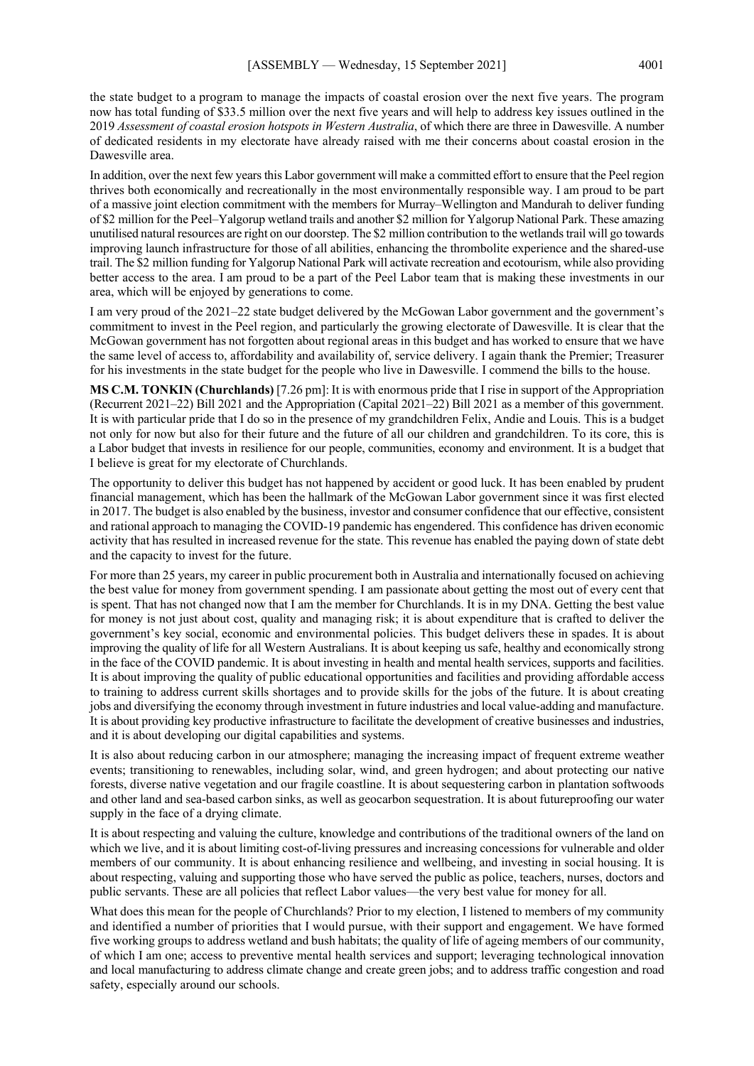the state budget to a program to manage the impacts of coastal erosion over the next five years. The program now has total funding of $33.5 million over the next five years and will help to address key issues outlined in the 2019 *Assessment of coastal erosion hotspots in Western Australia*, of which there are three in Dawesville. A number of dedicated residents in my electorate have already raised with me their concerns about coastal erosion in the Dawesville area.

In addition, over the next few years this Labor government will make a committed effort to ensure that the Peel region thrives both economically and recreationally in the most environmentally responsible way. I am proud to be part of a massive joint election commitment with the members for Murray–Wellington and Mandurah to deliver funding of $2 million for the Peel–Yalgorup wetland trails and another $2 million for Yalgorup National Park. These amazing unutilised natural resources are right on our doorstep. The $2 million contribution to the wetlands trail will go towards improving launch infrastructure for those of all abilities, enhancing the thrombolite experience and the shared-use trail. The $2 million funding for Yalgorup National Park will activate recreation and ecotourism, while also providing better access to the area. I am proud to be a part of the Peel Labor team that is making these investments in our area, which will be enjoyed by generations to come.

I am very proud of the 2021–22 state budget delivered by the McGowan Labor government and the government's commitment to invest in the Peel region, and particularly the growing electorate of Dawesville. It is clear that the McGowan government has not forgotten about regional areas in this budget and has worked to ensure that we have the same level of access to, affordability and availability of, service delivery. I again thank the Premier; Treasurer for his investments in the state budget for the people who live in Dawesville. I commend the bills to the house.

**MS C.M. TONKIN (Churchlands)** [7.26 pm]: It is with enormous pride that I rise in support of the Appropriation (Recurrent 2021–22) Bill 2021 and the Appropriation (Capital 2021–22) Bill 2021 as a member of this government. It is with particular pride that I do so in the presence of my grandchildren Felix, Andie and Louis. This is a budget not only for now but also for their future and the future of all our children and grandchildren. To its core, this is a Labor budget that invests in resilience for our people, communities, economy and environment. It is a budget that I believe is great for my electorate of Churchlands.

The opportunity to deliver this budget has not happened by accident or good luck. It has been enabled by prudent financial management, which has been the hallmark of the McGowan Labor government since it was first elected in 2017. The budget is also enabled by the business, investor and consumer confidence that our effective, consistent and rational approach to managing the COVID-19 pandemic has engendered. This confidence has driven economic activity that has resulted in increased revenue for the state. This revenue has enabled the paying down of state debt and the capacity to invest for the future.

For more than 25 years, my career in public procurement both in Australia and internationally focused on achieving the best value for money from government spending. I am passionate about getting the most out of every cent that is spent. That has not changed now that I am the member for Churchlands. It is in my DNA. Getting the best value for money is not just about cost, quality and managing risk; it is about expenditure that is crafted to deliver the government's key social, economic and environmental policies. This budget delivers these in spades. It is about improving the quality of life for all Western Australians. It is about keeping us safe, healthy and economically strong in the face of the COVID pandemic. It is about investing in health and mental health services, supports and facilities. It is about improving the quality of public educational opportunities and facilities and providing affordable access to training to address current skills shortages and to provide skills for the jobs of the future. It is about creating jobs and diversifying the economy through investment in future industries and local value-adding and manufacture. It is about providing key productive infrastructure to facilitate the development of creative businesses and industries, and it is about developing our digital capabilities and systems.

It is also about reducing carbon in our atmosphere; managing the increasing impact of frequent extreme weather events; transitioning to renewables, including solar, wind, and green hydrogen; and about protecting our native forests, diverse native vegetation and our fragile coastline. It is about sequestering carbon in plantation softwoods and other land and sea-based carbon sinks, as well as geocarbon sequestration. It is about futureproofing our water supply in the face of a drying climate.

It is about respecting and valuing the culture, knowledge and contributions of the traditional owners of the land on which we live, and it is about limiting cost-of-living pressures and increasing concessions for vulnerable and older members of our community. It is about enhancing resilience and wellbeing, and investing in social housing. It is about respecting, valuing and supporting those who have served the public as police, teachers, nurses, doctors and public servants. These are all policies that reflect Labor values—the very best value for money for all.

What does this mean for the people of Churchlands? Prior to my election, I listened to members of my community and identified a number of priorities that I would pursue, with their support and engagement. We have formed five working groups to address wetland and bush habitats; the quality of life of ageing members of our community, of which I am one; access to preventive mental health services and support; leveraging technological innovation and local manufacturing to address climate change and create green jobs; and to address traffic congestion and road safety, especially around our schools.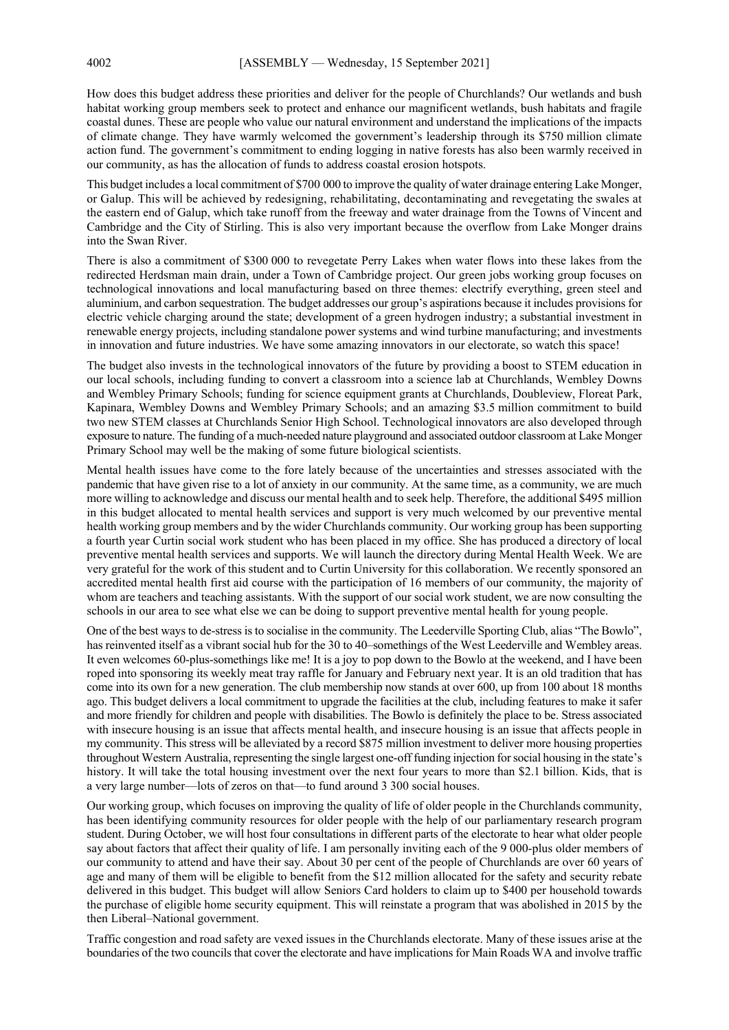How does this budget address these priorities and deliver for the people of Churchlands? Our wetlands and bush habitat working group members seek to protect and enhance our magnificent wetlands, bush habitats and fragile coastal dunes. These are people who value our natural environment and understand the implications of the impacts of climate change. They have warmly welcomed the government's leadership through its $750 million climate action fund. The government's commitment to ending logging in native forests has also been warmly received in our community, as has the allocation of funds to address coastal erosion hotspots.

This budget includes a local commitment of $700 000 to improve the quality of water drainage entering Lake Monger, or Galup. This will be achieved by redesigning, rehabilitating, decontaminating and revegetating the swales at the eastern end of Galup, which take runoff from the freeway and water drainage from the Towns of Vincent and Cambridge and the City of Stirling. This is also very important because the overflow from Lake Monger drains into the Swan River.

There is also a commitment of $300 000 to revegetate Perry Lakes when water flows into these lakes from the redirected Herdsman main drain, under a Town of Cambridge project. Our green jobs working group focuses on technological innovations and local manufacturing based on three themes: electrify everything, green steel and aluminium, and carbon sequestration. The budget addresses our group's aspirations because it includes provisions for electric vehicle charging around the state; development of a green hydrogen industry; a substantial investment in renewable energy projects, including standalone power systems and wind turbine manufacturing; and investments in innovation and future industries. We have some amazing innovators in our electorate, so watch this space!

The budget also invests in the technological innovators of the future by providing a boost to STEM education in our local schools, including funding to convert a classroom into a science lab at Churchlands, Wembley Downs and Wembley Primary Schools; funding for science equipment grants at Churchlands, Doubleview, Floreat Park, Kapinara, Wembley Downs and Wembley Primary Schools; and an amazing $3.5 million commitment to build two new STEM classes at Churchlands Senior High School. Technological innovators are also developed through exposure to nature. The funding of a much-needed nature playground and associated outdoor classroom at Lake Monger Primary School may well be the making of some future biological scientists.

Mental health issues have come to the fore lately because of the uncertainties and stresses associated with the pandemic that have given rise to a lot of anxiety in our community. At the same time, as a community, we are much more willing to acknowledge and discuss our mental health and to seek help. Therefore, the additional $495 million in this budget allocated to mental health services and support is very much welcomed by our preventive mental health working group members and by the wider Churchlands community. Our working group has been supporting a fourth year Curtin social work student who has been placed in my office. She has produced a directory of local preventive mental health services and supports. We will launch the directory during Mental Health Week. We are very grateful for the work of this student and to Curtin University for this collaboration. We recently sponsored an accredited mental health first aid course with the participation of 16 members of our community, the majority of whom are teachers and teaching assistants. With the support of our social work student, we are now consulting the schools in our area to see what else we can be doing to support preventive mental health for young people.

One of the best ways to de-stress is to socialise in the community. The Leederville Sporting Club, alias "The Bowlo", has reinvented itself as a vibrant social hub for the 30 to 40–somethings of the West Leederville and Wembley areas. It even welcomes 60-plus-somethings like me! It is a joy to pop down to the Bowlo at the weekend, and I have been roped into sponsoring its weekly meat tray raffle for January and February next year. It is an old tradition that has come into its own for a new generation. The club membership now stands at over 600, up from 100 about 18 months ago. This budget delivers a local commitment to upgrade the facilities at the club, including features to make it safer and more friendly for children and people with disabilities. The Bowlo is definitely the place to be. Stress associated with insecure housing is an issue that affects mental health, and insecure housing is an issue that affects people in my community. This stress will be alleviated by a record $875 million investment to deliver more housing properties throughout Western Australia, representing the single largest one-off funding injection for social housing in the state's history. It will take the total housing investment over the next four years to more than $2.1 billion. Kids, that is a very large number—lots of zeros on that—to fund around 3 300 social houses.

Our working group, which focuses on improving the quality of life of older people in the Churchlands community, has been identifying community resources for older people with the help of our parliamentary research program student. During October, we will host four consultations in different parts of the electorate to hear what older people say about factors that affect their quality of life. I am personally inviting each of the 9 000-plus older members of our community to attend and have their say. About 30 per cent of the people of Churchlands are over 60 years of age and many of them will be eligible to benefit from the $12 million allocated for the safety and security rebate delivered in this budget. This budget will allow Seniors Card holders to claim up to $400 per household towards the purchase of eligible home security equipment. This will reinstate a program that was abolished in 2015 by the then Liberal–National government.

Traffic congestion and road safety are vexed issues in the Churchlands electorate. Many of these issues arise at the boundaries of the two councils that cover the electorate and have implications for Main Roads WA and involve traffic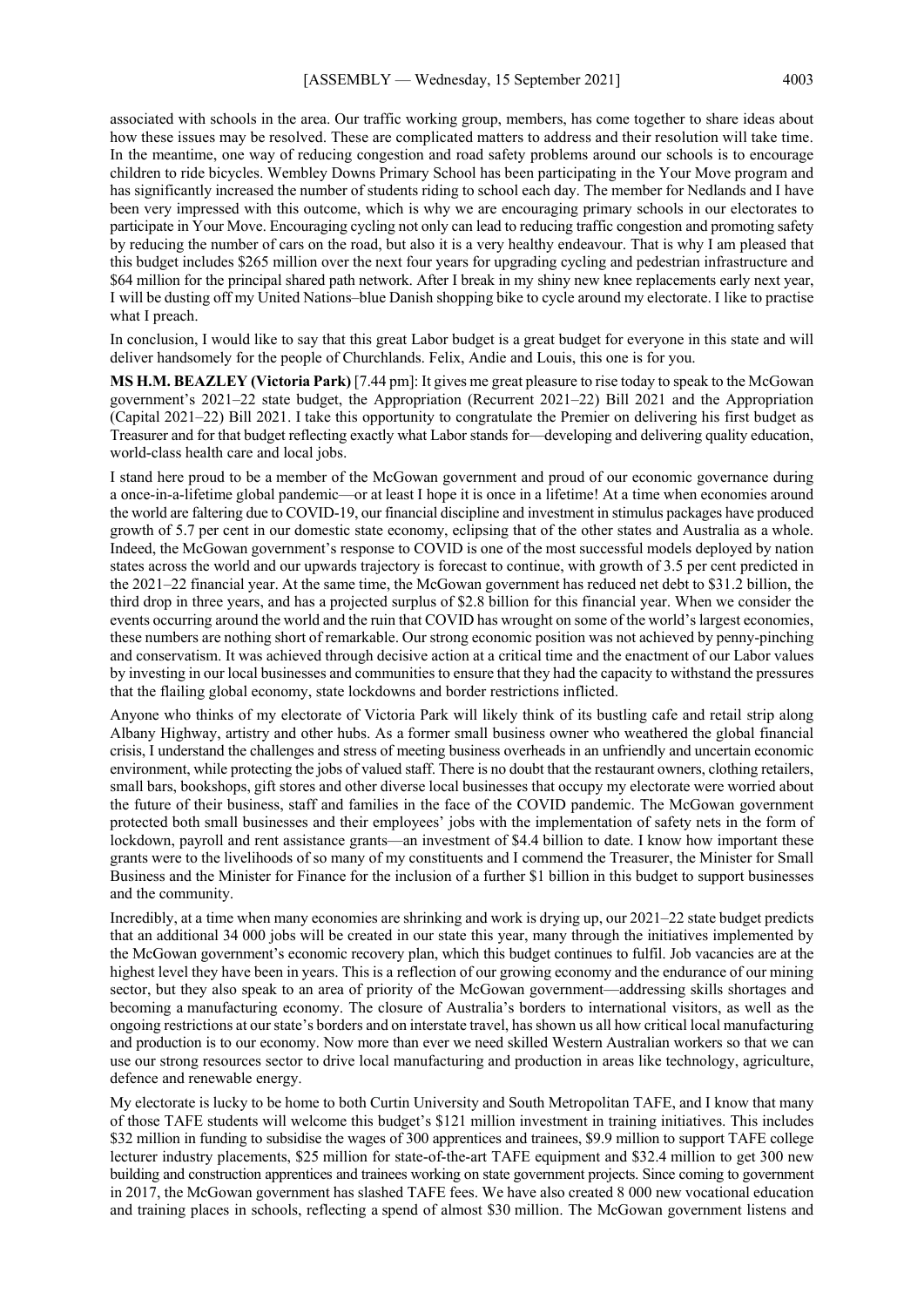associated with schools in the area. Our traffic working group, members, has come together to share ideas about how these issues may be resolved. These are complicated matters to address and their resolution will take time. In the meantime, one way of reducing congestion and road safety problems around our schools is to encourage children to ride bicycles. Wembley Downs Primary School has been participating in the Your Move program and has significantly increased the number of students riding to school each day. The member for Nedlands and I have been very impressed with this outcome, which is why we are encouraging primary schools in our electorates to participate in Your Move. Encouraging cycling not only can lead to reducing traffic congestion and promoting safety by reducing the number of cars on the road, but also it is a very healthy endeavour. That is why I am pleased that this budget includes $265 million over the next four years for upgrading cycling and pedestrian infrastructure and $64 million for the principal shared path network. After I break in my shiny new knee replacements early next year, I will be dusting off my United Nations–blue Danish shopping bike to cycle around my electorate. I like to practise what I preach.

In conclusion, I would like to say that this great Labor budget is a great budget for everyone in this state and will deliver handsomely for the people of Churchlands. Felix, Andie and Louis, this one is for you.

**MS H.M. BEAZLEY (Victoria Park)** [7.44 pm]: It gives me great pleasure to rise today to speak to the McGowan government's 2021–22 state budget, the Appropriation (Recurrent 2021–22) Bill 2021 and the Appropriation (Capital 2021–22) Bill 2021. I take this opportunity to congratulate the Premier on delivering his first budget as Treasurer and for that budget reflecting exactly what Labor stands for—developing and delivering quality education, world-class health care and local jobs.

I stand here proud to be a member of the McGowan government and proud of our economic governance during a once-in-a-lifetime global pandemic—or at least I hope it is once in a lifetime! At a time when economies around the world are faltering due to COVID-19, our financial discipline and investment in stimulus packages have produced growth of 5.7 per cent in our domestic state economy, eclipsing that of the other states and Australia as a whole. Indeed, the McGowan government's response to COVID is one of the most successful models deployed by nation states across the world and our upwards trajectory is forecast to continue, with growth of 3.5 per cent predicted in the 2021–22 financial year. At the same time, the McGowan government has reduced net debt to $31.2 billion, the third drop in three years, and has a projected surplus of $2.8 billion for this financial year. When we consider the events occurring around the world and the ruin that COVID has wrought on some of the world's largest economies, these numbers are nothing short of remarkable. Our strong economic position was not achieved by penny-pinching and conservatism. It was achieved through decisive action at a critical time and the enactment of our Labor values by investing in our local businesses and communities to ensure that they had the capacity to withstand the pressures that the flailing global economy, state lockdowns and border restrictions inflicted.

Anyone who thinks of my electorate of Victoria Park will likely think of its bustling cafe and retail strip along Albany Highway, artistry and other hubs. As a former small business owner who weathered the global financial crisis, I understand the challenges and stress of meeting business overheads in an unfriendly and uncertain economic environment, while protecting the jobs of valued staff. There is no doubt that the restaurant owners, clothing retailers, small bars, bookshops, gift stores and other diverse local businesses that occupy my electorate were worried about the future of their business, staff and families in the face of the COVID pandemic. The McGowan government protected both small businesses and their employees' jobs with the implementation of safety nets in the form of lockdown, payroll and rent assistance grants—an investment of $4.4 billion to date. I know how important these grants were to the livelihoods of so many of my constituents and I commend the Treasurer, the Minister for Small Business and the Minister for Finance for the inclusion of a further $1 billion in this budget to support businesses and the community.

Incredibly, at a time when many economies are shrinking and work is drying up, our 2021–22 state budget predicts that an additional 34 000 jobs will be created in our state this year, many through the initiatives implemented by the McGowan government's economic recovery plan, which this budget continues to fulfil. Job vacancies are at the highest level they have been in years. This is a reflection of our growing economy and the endurance of our mining sector, but they also speak to an area of priority of the McGowan government—addressing skills shortages and becoming a manufacturing economy. The closure of Australia's borders to international visitors, as well as the ongoing restrictions at our state's borders and on interstate travel, has shown us all how critical local manufacturing and production is to our economy. Now more than ever we need skilled Western Australian workers so that we can use our strong resources sector to drive local manufacturing and production in areas like technology, agriculture, defence and renewable energy.

My electorate is lucky to be home to both Curtin University and South Metropolitan TAFE, and I know that many of those TAFE students will welcome this budget's $121 million investment in training initiatives. This includes $32 million in funding to subsidise the wages of 300 apprentices and trainees, $9.9 million to support TAFE college lecturer industry placements, $25 million for state-of-the-art TAFE equipment and $32.4 million to get 300 new building and construction apprentices and trainees working on state government projects. Since coming to government in 2017, the McGowan government has slashed TAFE fees. We have also created 8 000 new vocational education and training places in schools, reflecting a spend of almost $30 million. The McGowan government listens and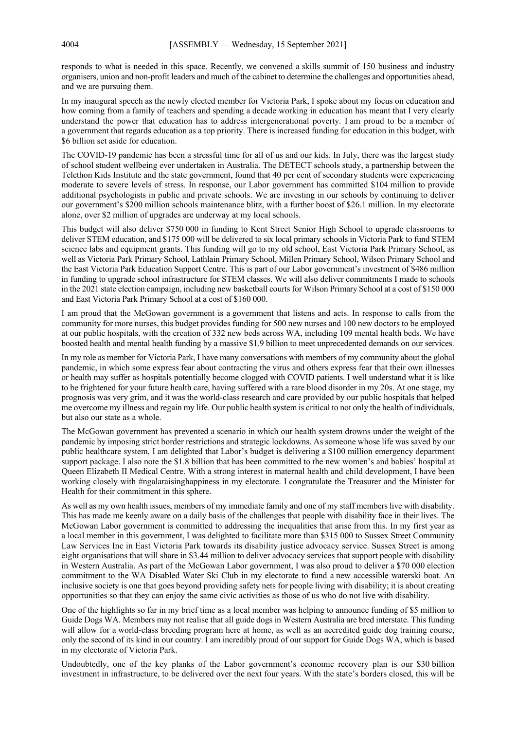responds to what is needed in this space. Recently, we convened a skills summit of 150 business and industry organisers, union and non-profit leaders and much of the cabinet to determine the challenges and opportunities ahead, and we are pursuing them.

In my inaugural speech as the newly elected member for Victoria Park, I spoke about my focus on education and how coming from a family of teachers and spending a decade working in education has meant that I very clearly understand the power that education has to address intergenerational poverty. I am proud to be a member of a government that regards education as a top priority. There is increased funding for education in this budget, with $6 billion set aside for education.

The COVID-19 pandemic has been a stressful time for all of us and our kids. In July, there was the largest study of school student wellbeing ever undertaken in Australia. The DETECT schools study, a partnership between the Telethon Kids Institute and the state government, found that 40 per cent of secondary students were experiencing moderate to severe levels of stress. In response, our Labor government has committed $104 million to provide additional psychologists in public and private schools. We are investing in our schools by continuing to deliver our government's $200 million schools maintenance blitz, with a further boost of $26.1 million. In my electorate alone, over $2 million of upgrades are underway at my local schools.

This budget will also deliver $750 000 in funding to Kent Street Senior High School to upgrade classrooms to deliver STEM education, and $175 000 will be delivered to six local primary schools in Victoria Park to fund STEM science labs and equipment grants. This funding will go to my old school, East Victoria Park Primary School, as well as Victoria Park Primary School, Lathlain Primary School, Millen Primary School, Wilson Primary School and the East Victoria Park Education Support Centre. This is part of our Labor government's investment of $486 million in funding to upgrade school infrastructure for STEM classes. We will also deliver commitments I made to schools in the 2021 state election campaign, including new basketball courts for Wilson Primary School at a cost of $150 000 and East Victoria Park Primary School at a cost of $160 000.

I am proud that the McGowan government is a government that listens and acts. In response to calls from the community for more nurses, this budget provides funding for 500 new nurses and 100 new doctors to be employed at our public hospitals, with the creation of 332 new beds across WA, including 109 mental health beds. We have boosted health and mental health funding by a massive $1.9 billion to meet unprecedented demands on our services.

In my role as member for Victoria Park, I have many conversations with members of my community about the global pandemic, in which some express fear about contracting the virus and others express fear that their own illnesses or health may suffer as hospitals potentially become clogged with COVID patients. I well understand what it is like to be frightened for your future health care, having suffered with a rare blood disorder in my 20s. At one stage, my prognosis was very grim, and it was the world-class research and care provided by our public hospitals that helped me overcome my illness and regain my life. Our public health system is critical to not only the health of individuals, but also our state as a whole.

The McGowan government has prevented a scenario in which our health system drowns under the weight of the pandemic by imposing strict border restrictions and strategic lockdowns. As someone whose life was saved by our public healthcare system, I am delighted that Labor's budget is delivering a $100 million emergency department support package. I also note the $1.8 billion that has been committed to the new women's and babies' hospital at Queen Elizabeth II Medical Centre. With a strong interest in maternal health and child development, I have been working closely with #ngalaraisinghappiness in my electorate. I congratulate the Treasurer and the Minister for Health for their commitment in this sphere.

As well as my own health issues, members of my immediate family and one of my staff members live with disability. This has made me keenly aware on a daily basis of the challenges that people with disability face in their lives. The McGowan Labor government is committed to addressing the inequalities that arise from this. In my first year as a local member in this government, I was delighted to facilitate more than $315 000 to Sussex Street Community Law Services Inc in East Victoria Park towards its disability justice advocacy service. Sussex Street is among eight organisations that will share in $3.44 million to deliver advocacy services that support people with disability in Western Australia. As part of the McGowan Labor government, I was also proud to deliver a $70 000 election commitment to the WA Disabled Water Ski Club in my electorate to fund a new accessible waterski boat. An inclusive society is one that goes beyond providing safety nets for people living with disability; it is about creating opportunities so that they can enjoy the same civic activities as those of us who do not live with disability.

One of the highlights so far in my brief time as a local member was helping to announce funding of $5 million to Guide Dogs WA. Members may not realise that all guide dogs in Western Australia are bred interstate. This funding will allow for a world-class breeding program here at home, as well as an accredited guide dog training course, only the second of its kind in our country. I am incredibly proud of our support for Guide Dogs WA, which is based in my electorate of Victoria Park.

Undoubtedly, one of the key planks of the Labor government's economic recovery plan is our $30 billion investment in infrastructure, to be delivered over the next four years. With the state's borders closed, this will be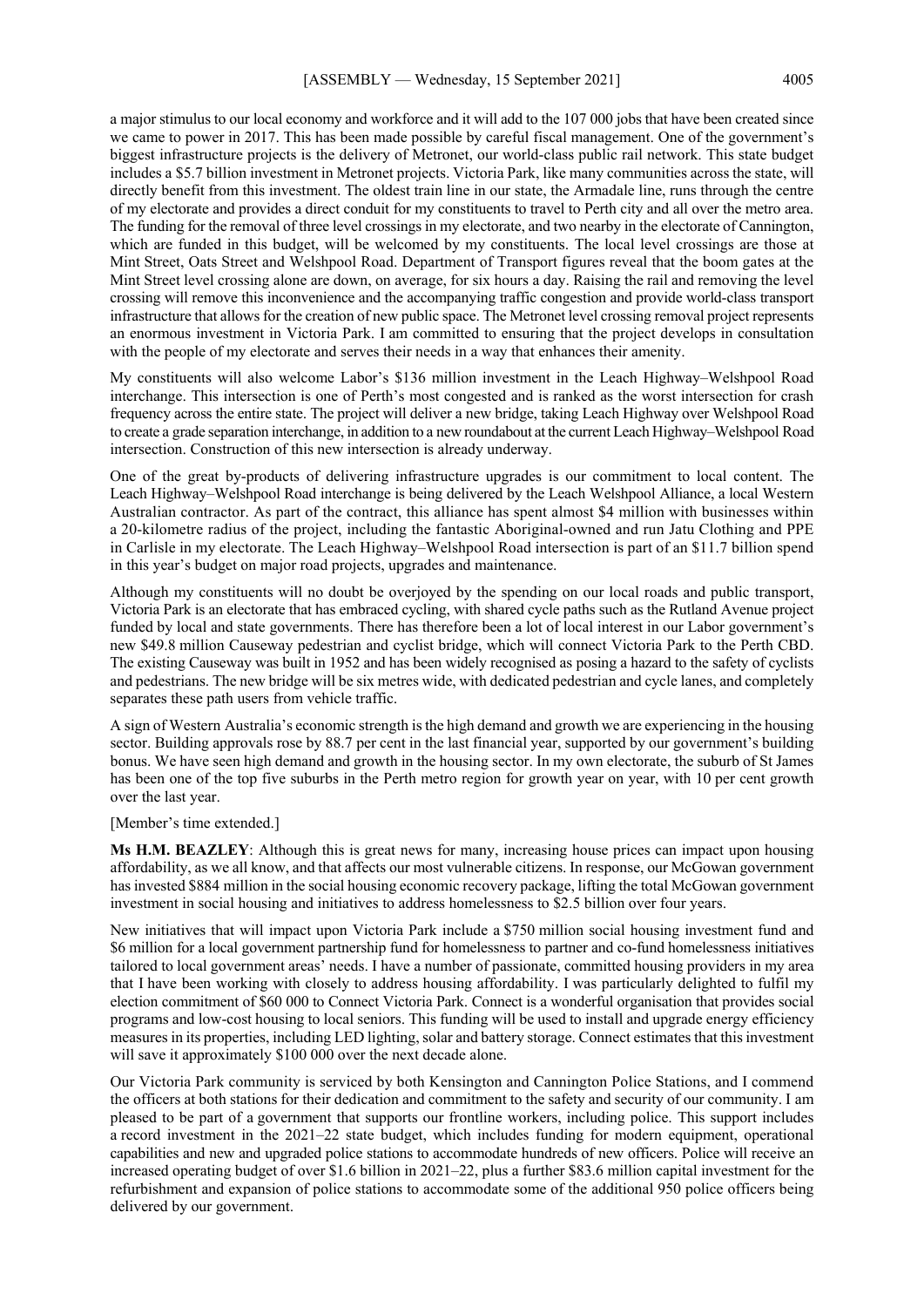a major stimulus to our local economy and workforce and it will add to the 107 000 jobs that have been created since we came to power in 2017. This has been made possible by careful fiscal management. One of the government's biggest infrastructure projects is the delivery of Metronet, our world-class public rail network. This state budget includes a $5.7 billion investment in Metronet projects. Victoria Park, like many communities across the state, will directly benefit from this investment. The oldest train line in our state, the Armadale line, runs through the centre of my electorate and provides a direct conduit for my constituents to travel to Perth city and all over the metro area. The funding for the removal of three level crossings in my electorate, and two nearby in the electorate of Cannington, which are funded in this budget, will be welcomed by my constituents. The local level crossings are those at Mint Street, Oats Street and Welshpool Road. Department of Transport figures reveal that the boom gates at the Mint Street level crossing alone are down, on average, for six hours a day. Raising the rail and removing the level crossing will remove this inconvenience and the accompanying traffic congestion and provide world-class transport infrastructure that allows for the creation of new public space. The Metronet level crossing removal project represents an enormous investment in Victoria Park. I am committed to ensuring that the project develops in consultation with the people of my electorate and serves their needs in a way that enhances their amenity.

My constituents will also welcome Labor's $136 million investment in the Leach Highway–Welshpool Road interchange. This intersection is one of Perth's most congested and is ranked as the worst intersection for crash frequency across the entire state. The project will deliver a new bridge, taking Leach Highway over Welshpool Road to create a grade separation interchange, in addition to a new roundabout at the current Leach Highway–Welshpool Road intersection. Construction of this new intersection is already underway.

One of the great by-products of delivering infrastructure upgrades is our commitment to local content. The Leach Highway–Welshpool Road interchange is being delivered by the Leach Welshpool Alliance, a local Western Australian contractor. As part of the contract, this alliance has spent almost $4 million with businesses within a 20-kilometre radius of the project, including the fantastic Aboriginal-owned and run Jatu Clothing and PPE in Carlisle in my electorate. The Leach Highway–Welshpool Road intersection is part of an $11.7 billion spend in this year's budget on major road projects, upgrades and maintenance.

Although my constituents will no doubt be overjoyed by the spending on our local roads and public transport, Victoria Park is an electorate that has embraced cycling, with shared cycle paths such as the Rutland Avenue project funded by local and state governments. There has therefore been a lot of local interest in our Labor government's new $49.8 million Causeway pedestrian and cyclist bridge, which will connect Victoria Park to the Perth CBD. The existing Causeway was built in 1952 and has been widely recognised as posing a hazard to the safety of cyclists and pedestrians. The new bridge will be six metres wide, with dedicated pedestrian and cycle lanes, and completely separates these path users from vehicle traffic.

A sign of Western Australia's economic strength is the high demand and growth we are experiencing in the housing sector. Building approvals rose by 88.7 per cent in the last financial year, supported by our government's building bonus. We have seen high demand and growth in the housing sector. In my own electorate, the suburb of St James has been one of the top five suburbs in the Perth metro region for growth year on year, with 10 per cent growth over the last year.

[Member's time extended.]

**Ms H.M. BEAZLEY**: Although this is great news for many, increasing house prices can impact upon housing affordability, as we all know, and that affects our most vulnerable citizens. In response, our McGowan government has invested $884 million in the social housing economic recovery package, lifting the total McGowan government investment in social housing and initiatives to address homelessness to $2.5 billion over four years.

New initiatives that will impact upon Victoria Park include a $750 million social housing investment fund and $6 million for a local government partnership fund for homelessness to partner and co-fund homelessness initiatives tailored to local government areas' needs. I have a number of passionate, committed housing providers in my area that I have been working with closely to address housing affordability. I was particularly delighted to fulfil my election commitment of $60 000 to Connect Victoria Park. Connect is a wonderful organisation that provides social programs and low-cost housing to local seniors. This funding will be used to install and upgrade energy efficiency measures in its properties, including LED lighting, solar and battery storage. Connect estimates that this investment will save it approximately $100 000 over the next decade alone.

Our Victoria Park community is serviced by both Kensington and Cannington Police Stations, and I commend the officers at both stations for their dedication and commitment to the safety and security of our community. I am pleased to be part of a government that supports our frontline workers, including police. This support includes a record investment in the 2021–22 state budget, which includes funding for modern equipment, operational capabilities and new and upgraded police stations to accommodate hundreds of new officers. Police will receive an increased operating budget of over $1.6 billion in 2021–22, plus a further $83.6 million capital investment for the refurbishment and expansion of police stations to accommodate some of the additional 950 police officers being delivered by our government.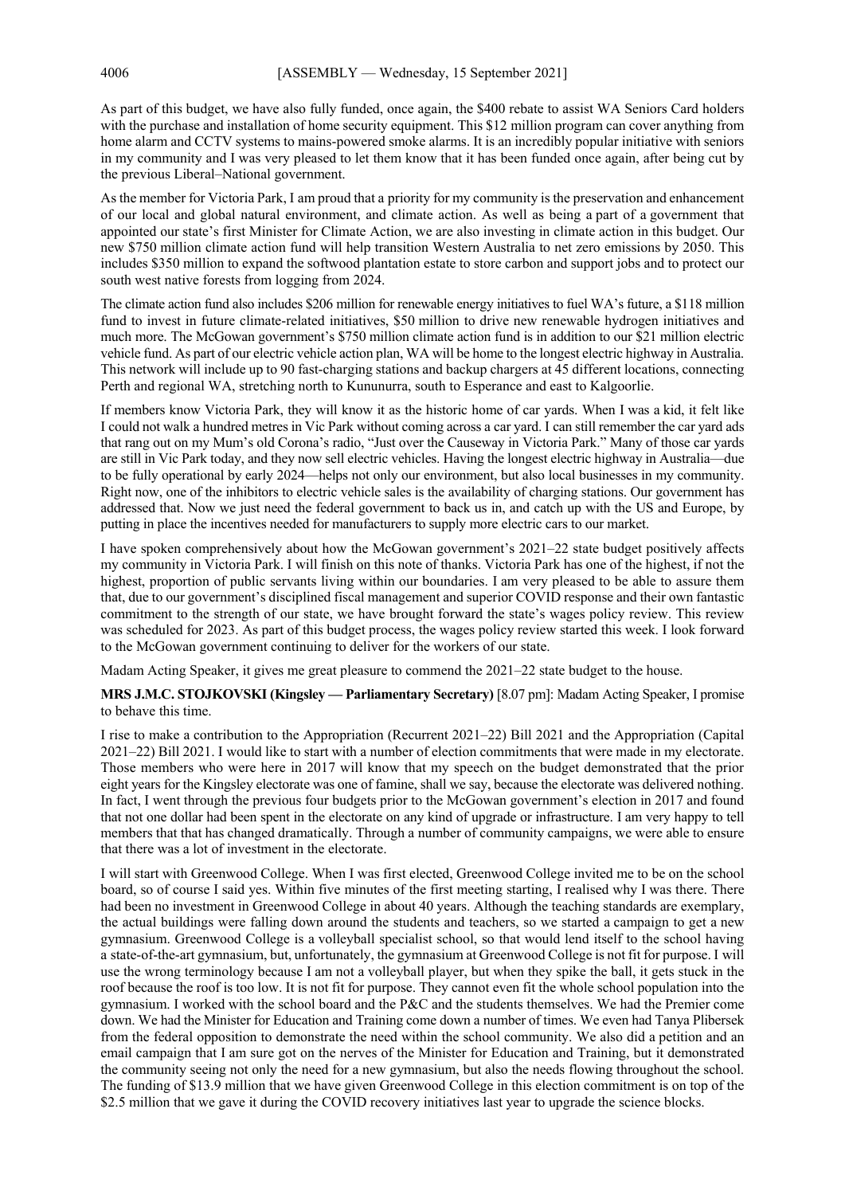As part of this budget, we have also fully funded, once again, the $400 rebate to assist WA Seniors Card holders with the purchase and installation of home security equipment. This $12 million program can cover anything from home alarm and CCTV systems to mains-powered smoke alarms. It is an incredibly popular initiative with seniors in my community and I was very pleased to let them know that it has been funded once again, after being cut by the previous Liberal–National government.

As the member for Victoria Park, I am proud that a priority for my community is the preservation and enhancement of our local and global natural environment, and climate action. As well as being a part of a government that appointed our state's first Minister for Climate Action, we are also investing in climate action in this budget. Our new $750 million climate action fund will help transition Western Australia to net zero emissions by 2050. This includes $350 million to expand the softwood plantation estate to store carbon and support jobs and to protect our south west native forests from logging from 2024.

The climate action fund also includes $206 million for renewable energy initiatives to fuel WA's future, a $118 million fund to invest in future climate-related initiatives, $50 million to drive new renewable hydrogen initiatives and much more. The McGowan government's $750 million climate action fund is in addition to our $21 million electric vehicle fund. As part of our electric vehicle action plan, WA will be home to the longest electric highway in Australia. This network will include up to 90 fast-charging stations and backup chargers at 45 different locations, connecting Perth and regional WA, stretching north to Kununurra, south to Esperance and east to Kalgoorlie.

If members know Victoria Park, they will know it as the historic home of car yards. When I was a kid, it felt like I could not walk a hundred metres in Vic Park without coming across a car yard. I can still remember the car yard ads that rang out on my Mum's old Corona's radio, "Just over the Causeway in Victoria Park." Many of those car yards are still in Vic Park today, and they now sell electric vehicles. Having the longest electric highway in Australia—due to be fully operational by early 2024—helps not only our environment, but also local businesses in my community. Right now, one of the inhibitors to electric vehicle sales is the availability of charging stations. Our government has addressed that. Now we just need the federal government to back us in, and catch up with the US and Europe, by putting in place the incentives needed for manufacturers to supply more electric cars to our market.

I have spoken comprehensively about how the McGowan government's 2021–22 state budget positively affects my community in Victoria Park. I will finish on this note of thanks. Victoria Park has one of the highest, if not the highest, proportion of public servants living within our boundaries. I am very pleased to be able to assure them that, due to our government's disciplined fiscal management and superior COVID response and their own fantastic commitment to the strength of our state, we have brought forward the state's wages policy review. This review was scheduled for 2023. As part of this budget process, the wages policy review started this week. I look forward to the McGowan government continuing to deliver for the workers of our state.

Madam Acting Speaker, it gives me great pleasure to commend the 2021–22 state budget to the house.

**MRS J.M.C. STOJKOVSKI (Kingsley — Parliamentary Secretary)** [8.07 pm]: Madam Acting Speaker, I promise to behave this time.

I rise to make a contribution to the Appropriation (Recurrent 2021–22) Bill 2021 and the Appropriation (Capital 2021–22) Bill 2021. I would like to start with a number of election commitments that were made in my electorate. Those members who were here in 2017 will know that my speech on the budget demonstrated that the prior eight years for the Kingsley electorate was one of famine, shall we say, because the electorate was delivered nothing. In fact, I went through the previous four budgets prior to the McGowan government's election in 2017 and found that not one dollar had been spent in the electorate on any kind of upgrade or infrastructure. I am very happy to tell members that that has changed dramatically. Through a number of community campaigns, we were able to ensure that there was a lot of investment in the electorate.

I will start with Greenwood College. When I was first elected, Greenwood College invited me to be on the school board, so of course I said yes. Within five minutes of the first meeting starting, I realised why I was there. There had been no investment in Greenwood College in about 40 years. Although the teaching standards are exemplary, the actual buildings were falling down around the students and teachers, so we started a campaign to get a new gymnasium. Greenwood College is a volleyball specialist school, so that would lend itself to the school having a state-of-the-art gymnasium, but, unfortunately, the gymnasium at Greenwood College is not fit for purpose. I will use the wrong terminology because I am not a volleyball player, but when they spike the ball, it gets stuck in the roof because the roof is too low. It is not fit for purpose. They cannot even fit the whole school population into the gymnasium. I worked with the school board and the P&C and the students themselves. We had the Premier come down. We had the Minister for Education and Training come down a number of times. We even had Tanya Plibersek from the federal opposition to demonstrate the need within the school community. We also did a petition and an email campaign that I am sure got on the nerves of the Minister for Education and Training, but it demonstrated the community seeing not only the need for a new gymnasium, but also the needs flowing throughout the school. The funding of $13.9 million that we have given Greenwood College in this election commitment is on top of the $2.5 million that we gave it during the COVID recovery initiatives last year to upgrade the science blocks.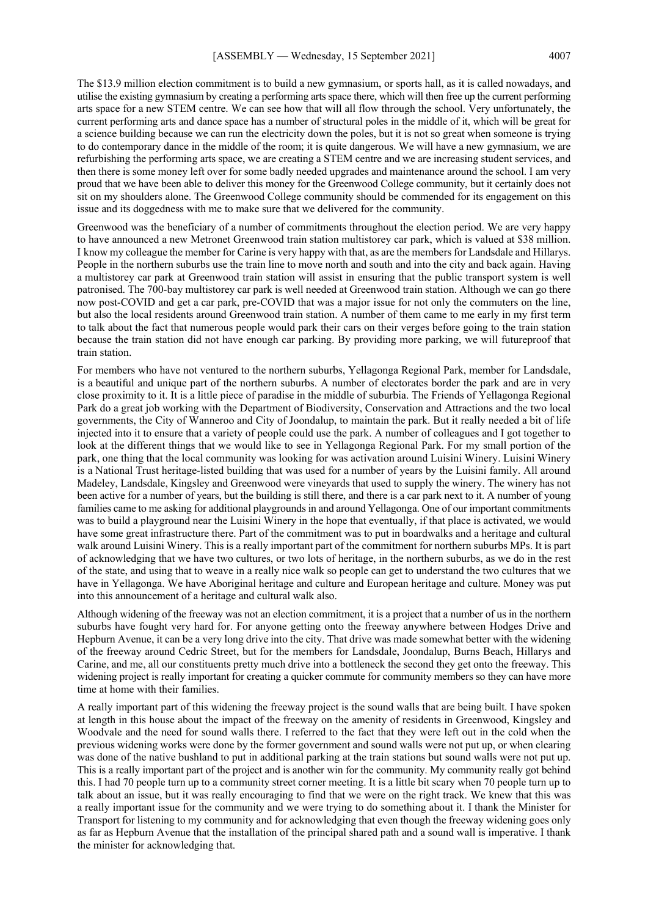The $13.9 million election commitment is to build a new gymnasium, or sports hall, as it is called nowadays, and utilise the existing gymnasium by creating a performing arts space there, which will then free up the current performing arts space for a new STEM centre. We can see how that will all flow through the school. Very unfortunately, the current performing arts and dance space has a number of structural poles in the middle of it, which will be great for a science building because we can run the electricity down the poles, but it is not so great when someone is trying to do contemporary dance in the middle of the room; it is quite dangerous. We will have a new gymnasium, we are refurbishing the performing arts space, we are creating a STEM centre and we are increasing student services, and then there is some money left over for some badly needed upgrades and maintenance around the school. I am very proud that we have been able to deliver this money for the Greenwood College community, but it certainly does not sit on my shoulders alone. The Greenwood College community should be commended for its engagement on this issue and its doggedness with me to make sure that we delivered for the community.

Greenwood was the beneficiary of a number of commitments throughout the election period. We are very happy to have announced a new Metronet Greenwood train station multistorey car park, which is valued at $38 million. I know my colleague the member for Carine is very happy with that, as are the members for Landsdale and Hillarys. People in the northern suburbs use the train line to move north and south and into the city and back again. Having a multistorey car park at Greenwood train station will assist in ensuring that the public transport system is well patronised. The 700-bay multistorey car park is well needed at Greenwood train station. Although we can go there now post-COVID and get a car park, pre-COVID that was a major issue for not only the commuters on the line, but also the local residents around Greenwood train station. A number of them came to me early in my first term to talk about the fact that numerous people would park their cars on their verges before going to the train station because the train station did not have enough car parking. By providing more parking, we will futureproof that train station.

For members who have not ventured to the northern suburbs, Yellagonga Regional Park, member for Landsdale, is a beautiful and unique part of the northern suburbs. A number of electorates border the park and are in very close proximity to it. It is a little piece of paradise in the middle of suburbia. The Friends of Yellagonga Regional Park do a great job working with the Department of Biodiversity, Conservation and Attractions and the two local governments, the City of Wanneroo and City of Joondalup, to maintain the park. But it really needed a bit of life injected into it to ensure that a variety of people could use the park. A number of colleagues and I got together to look at the different things that we would like to see in Yellagonga Regional Park. For my small portion of the park, one thing that the local community was looking for was activation around Luisini Winery. Luisini Winery is a National Trust heritage-listed building that was used for a number of years by the Luisini family. All around Madeley, Landsdale, Kingsley and Greenwood were vineyards that used to supply the winery. The winery has not been active for a number of years, but the building is still there, and there is a car park next to it. A number of young families came to me asking for additional playgrounds in and around Yellagonga. One of our important commitments was to build a playground near the Luisini Winery in the hope that eventually, if that place is activated, we would have some great infrastructure there. Part of the commitment was to put in boardwalks and a heritage and cultural walk around Luisini Winery. This is a really important part of the commitment for northern suburbs MPs. It is part of acknowledging that we have two cultures, or two lots of heritage, in the northern suburbs, as we do in the rest of the state, and using that to weave in a really nice walk so people can get to understand the two cultures that we have in Yellagonga. We have Aboriginal heritage and culture and European heritage and culture. Money was put into this announcement of a heritage and cultural walk also.

Although widening of the freeway was not an election commitment, it is a project that a number of us in the northern suburbs have fought very hard for. For anyone getting onto the freeway anywhere between Hodges Drive and Hepburn Avenue, it can be a very long drive into the city. That drive was made somewhat better with the widening of the freeway around Cedric Street, but for the members for Landsdale, Joondalup, Burns Beach, Hillarys and Carine, and me, all our constituents pretty much drive into a bottleneck the second they get onto the freeway. This widening project is really important for creating a quicker commute for community members so they can have more time at home with their families.

A really important part of this widening the freeway project is the sound walls that are being built. I have spoken at length in this house about the impact of the freeway on the amenity of residents in Greenwood, Kingsley and Woodvale and the need for sound walls there. I referred to the fact that they were left out in the cold when the previous widening works were done by the former government and sound walls were not put up, or when clearing was done of the native bushland to put in additional parking at the train stations but sound walls were not put up. This is a really important part of the project and is another win for the community. My community really got behind this. I had 70 people turn up to a community street corner meeting. It is a little bit scary when 70 people turn up to talk about an issue, but it was really encouraging to find that we were on the right track. We knew that this was a really important issue for the community and we were trying to do something about it. I thank the Minister for Transport for listening to my community and for acknowledging that even though the freeway widening goes only as far as Hepburn Avenue that the installation of the principal shared path and a sound wall is imperative. I thank the minister for acknowledging that.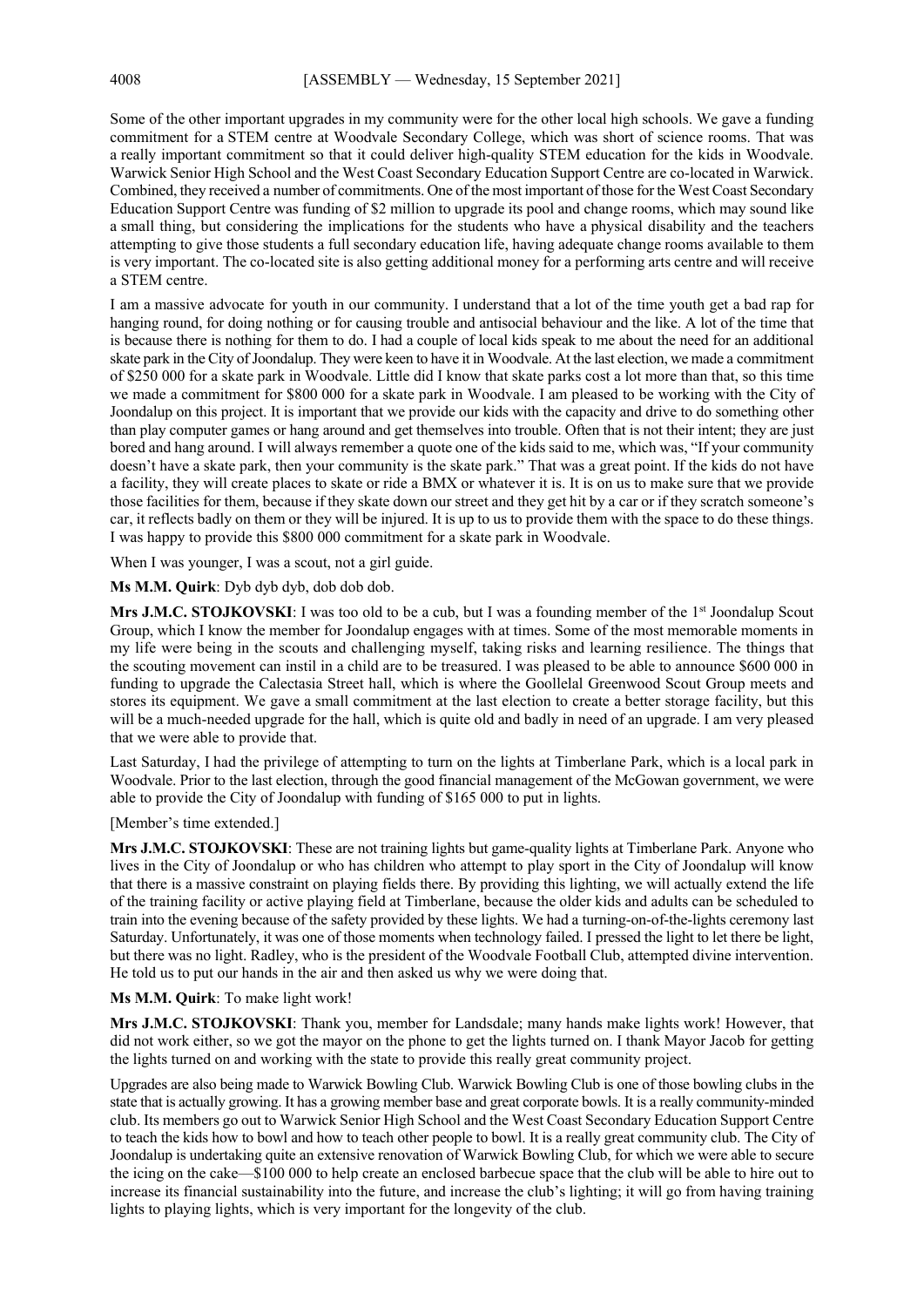Some of the other important upgrades in my community were for the other local high schools. We gave a funding commitment for a STEM centre at Woodvale Secondary College, which was short of science rooms. That was a really important commitment so that it could deliver high-quality STEM education for the kids in Woodvale. Warwick Senior High School and the West Coast Secondary Education Support Centre are co-located in Warwick. Combined, they received a number of commitments. One of the most important of those for the West Coast Secondary Education Support Centre was funding of $2 million to upgrade its pool and change rooms, which may sound like a small thing, but considering the implications for the students who have a physical disability and the teachers attempting to give those students a full secondary education life, having adequate change rooms available to them is very important. The co-located site is also getting additional money for a performing arts centre and will receive a STEM centre.

I am a massive advocate for youth in our community. I understand that a lot of the time youth get a bad rap for hanging round, for doing nothing or for causing trouble and antisocial behaviour and the like. A lot of the time that is because there is nothing for them to do. I had a couple of local kids speak to me about the need for an additional skate park in the City of Joondalup. They were keen to have it in Woodvale. At the last election, we made a commitment of $250 000 for a skate park in Woodvale. Little did I know that skate parks cost a lot more than that, so this time we made a commitment for $800 000 for a skate park in Woodvale. I am pleased to be working with the City of Joondalup on this project. It is important that we provide our kids with the capacity and drive to do something other than play computer games or hang around and get themselves into trouble. Often that is not their intent; they are just bored and hang around. I will always remember a quote one of the kids said to me, which was, "If your community doesn't have a skate park, then your community is the skate park." That was a great point. If the kids do not have a facility, they will create places to skate or ride a BMX or whatever it is. It is on us to make sure that we provide those facilities for them, because if they skate down our street and they get hit by a car or if they scratch someone's car, it reflects badly on them or they will be injured. It is up to us to provide them with the space to do these things. I was happy to provide this $800 000 commitment for a skate park in Woodvale.

When I was younger, I was a scout, not a girl guide.

**Ms M.M. Quirk**: Dyb dyb dyb, dob dob dob.

**Mrs J.M.C. STOJKOVSKI**: I was too old to be a cub, but I was a founding member of the 1st Joondalup Scout Group, which I know the member for Joondalup engages with at times. Some of the most memorable moments in my life were being in the scouts and challenging myself, taking risks and learning resilience. The things that the scouting movement can instil in a child are to be treasured. I was pleased to be able to announce $600 000 in funding to upgrade the Calectasia Street hall, which is where the Goollelal Greenwood Scout Group meets and stores its equipment. We gave a small commitment at the last election to create a better storage facility, but this will be a much-needed upgrade for the hall, which is quite old and badly in need of an upgrade. I am very pleased that we were able to provide that.

Last Saturday, I had the privilege of attempting to turn on the lights at Timberlane Park, which is a local park in Woodvale. Prior to the last election, through the good financial management of the McGowan government, we were able to provide the City of Joondalup with funding of $165 000 to put in lights.

[Member's time extended.]

**Mrs J.M.C. STOJKOVSKI**: These are not training lights but game-quality lights at Timberlane Park. Anyone who lives in the City of Joondalup or who has children who attempt to play sport in the City of Joondalup will know that there is a massive constraint on playing fields there. By providing this lighting, we will actually extend the life of the training facility or active playing field at Timberlane, because the older kids and adults can be scheduled to train into the evening because of the safety provided by these lights. We had a turning-on-of-the-lights ceremony last Saturday. Unfortunately, it was one of those moments when technology failed. I pressed the light to let there be light, but there was no light. Radley, who is the president of the Woodvale Football Club, attempted divine intervention. He told us to put our hands in the air and then asked us why we were doing that.

**Ms M.M. Quirk**: To make light work!

**Mrs J.M.C. STOJKOVSKI**: Thank you, member for Landsdale; many hands make lights work! However, that did not work either, so we got the mayor on the phone to get the lights turned on. I thank Mayor Jacob for getting the lights turned on and working with the state to provide this really great community project.

Upgrades are also being made to Warwick Bowling Club. Warwick Bowling Club is one of those bowling clubs in the state that is actually growing. It has a growing member base and great corporate bowls. It is a really community-minded club. Its members go out to Warwick Senior High School and the West Coast Secondary Education Support Centre to teach the kids how to bowl and how to teach other people to bowl. It is a really great community club. The City of Joondalup is undertaking quite an extensive renovation of Warwick Bowling Club, for which we were able to secure the icing on the cake—$100 000 to help create an enclosed barbecue space that the club will be able to hire out to increase its financial sustainability into the future, and increase the club's lighting; it will go from having training lights to playing lights, which is very important for the longevity of the club.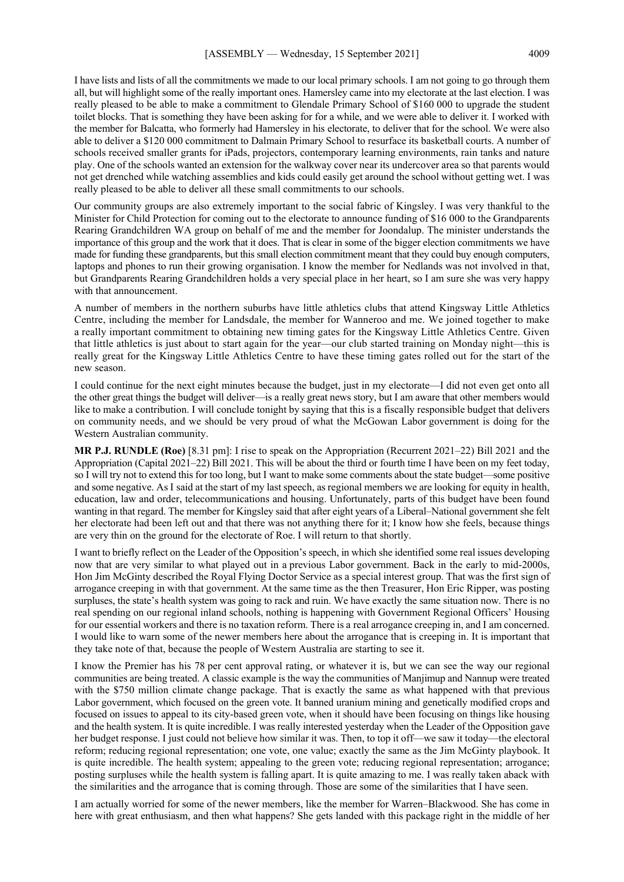I have lists and lists of all the commitments we made to our local primary schools. I am not going to go through them all, but will highlight some of the really important ones. Hamersley came into my electorate at the last election. I was really pleased to be able to make a commitment to Glendale Primary School of $160 000 to upgrade the student toilet blocks. That is something they have been asking for for a while, and we were able to deliver it. I worked with the member for Balcatta, who formerly had Hamersley in his electorate, to deliver that for the school. We were also able to deliver a $120 000 commitment to Dalmain Primary School to resurface its basketball courts. A number of schools received smaller grants for iPads, projectors, contemporary learning environments, rain tanks and nature play. One of the schools wanted an extension for the walkway cover near its undercover area so that parents would not get drenched while watching assemblies and kids could easily get around the school without getting wet. I was really pleased to be able to deliver all these small commitments to our schools.

Our community groups are also extremely important to the social fabric of Kingsley. I was very thankful to the Minister for Child Protection for coming out to the electorate to announce funding of $16 000 to the Grandparents Rearing Grandchildren WA group on behalf of me and the member for Joondalup. The minister understands the importance of this group and the work that it does. That is clear in some of the bigger election commitments we have made for funding these grandparents, but this small election commitment meant that they could buy enough computers, laptops and phones to run their growing organisation. I know the member for Nedlands was not involved in that, but Grandparents Rearing Grandchildren holds a very special place in her heart, so I am sure she was very happy with that announcement.

A number of members in the northern suburbs have little athletics clubs that attend Kingsway Little Athletics Centre, including the member for Landsdale, the member for Wanneroo and me. We joined together to make a really important commitment to obtaining new timing gates for the Kingsway Little Athletics Centre. Given that little athletics is just about to start again for the year—our club started training on Monday night—this is really great for the Kingsway Little Athletics Centre to have these timing gates rolled out for the start of the new season.

I could continue for the next eight minutes because the budget, just in my electorate—I did not even get onto all the other great things the budget will deliver—is a really great news story, but I am aware that other members would like to make a contribution. I will conclude tonight by saying that this is a fiscally responsible budget that delivers on community needs, and we should be very proud of what the McGowan Labor government is doing for the Western Australian community.

**MR P.J. RUNDLE (Roe)** [8.31 pm]: I rise to speak on the Appropriation (Recurrent 2021–22) Bill 2021 and the Appropriation (Capital 2021–22) Bill 2021. This will be about the third or fourth time I have been on my feet today, so I will try not to extend this for too long, but I want to make some comments about the state budget—some positive and some negative. As I said at the start of my last speech, as regional members we are looking for equity in health, education, law and order, telecommunications and housing. Unfortunately, parts of this budget have been found wanting in that regard. The member for Kingsley said that after eight years of a Liberal–National government she felt her electorate had been left out and that there was not anything there for it; I know how she feels, because things are very thin on the ground for the electorate of Roe. I will return to that shortly.

I want to briefly reflect on the Leader of the Opposition's speech, in which she identified some real issues developing now that are very similar to what played out in a previous Labor government. Back in the early to mid-2000s, Hon Jim McGinty described the Royal Flying Doctor Service as a special interest group. That was the first sign of arrogance creeping in with that government. At the same time as the then Treasurer, Hon Eric Ripper, was posting surpluses, the state's health system was going to rack and ruin. We have exactly the same situation now. There is no real spending on our regional inland schools, nothing is happening with Government Regional Officers' Housing for our essential workers and there is no taxation reform. There is a real arrogance creeping in, and I am concerned. I would like to warn some of the newer members here about the arrogance that is creeping in. It is important that they take note of that, because the people of Western Australia are starting to see it.

I know the Premier has his 78 per cent approval rating, or whatever it is, but we can see the way our regional communities are being treated. A classic example is the way the communities of Manjimup and Nannup were treated with the $750 million climate change package. That is exactly the same as what happened with that previous Labor government, which focused on the green vote. It banned uranium mining and genetically modified crops and focused on issues to appeal to its city-based green vote, when it should have been focusing on things like housing and the health system. It is quite incredible. I was really interested yesterday when the Leader of the Opposition gave her budget response. I just could not believe how similar it was. Then, to top it off—we saw it today—the electoral reform; reducing regional representation; one vote, one value; exactly the same as the Jim McGinty playbook. It is quite incredible. The health system; appealing to the green vote; reducing regional representation; arrogance; posting surpluses while the health system is falling apart. It is quite amazing to me. I was really taken aback with the similarities and the arrogance that is coming through. Those are some of the similarities that I have seen.

I am actually worried for some of the newer members, like the member for Warren–Blackwood. She has come in here with great enthusiasm, and then what happens? She gets landed with this package right in the middle of her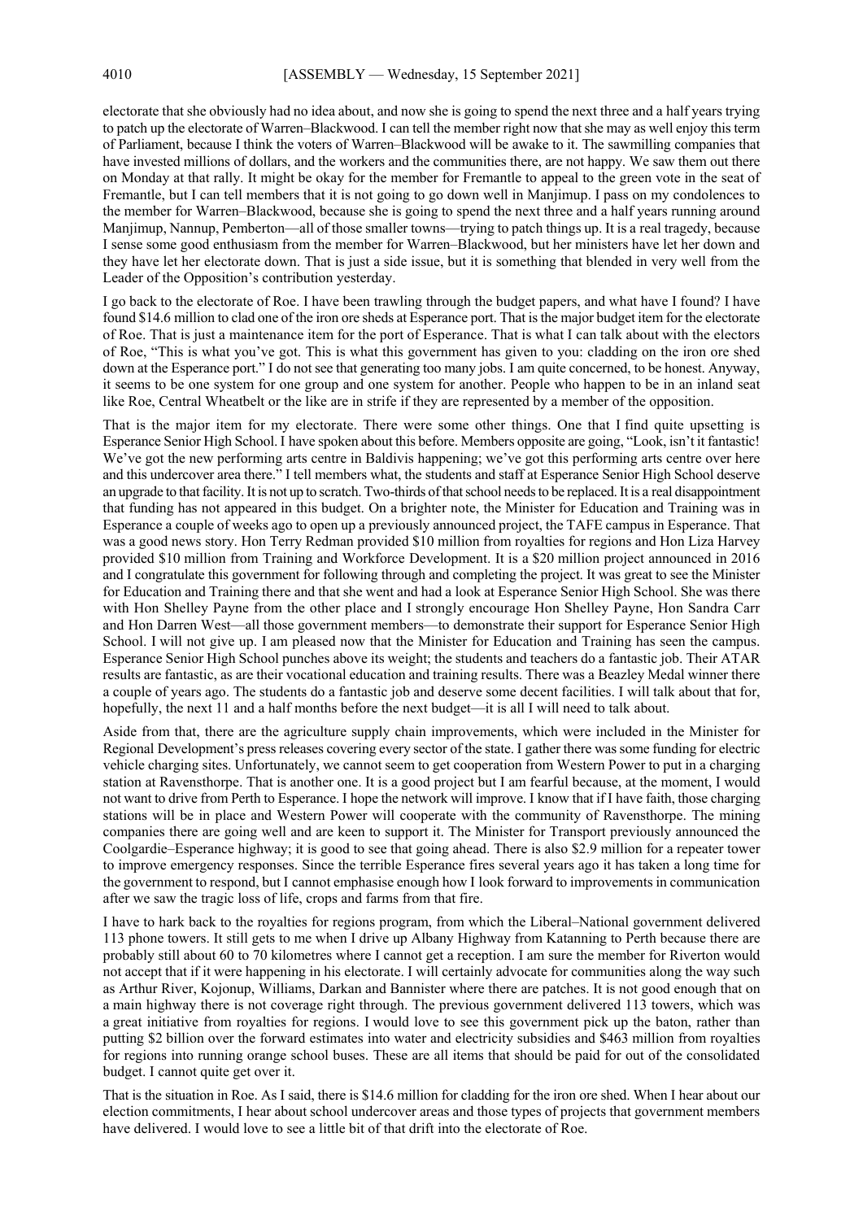electorate that she obviously had no idea about, and now she is going to spend the next three and a half years trying to patch up the electorate of Warren–Blackwood. I can tell the member right now that she may as well enjoy this term of Parliament, because I think the voters of Warren–Blackwood will be awake to it. The sawmilling companies that have invested millions of dollars, and the workers and the communities there, are not happy. We saw them out there on Monday at that rally. It might be okay for the member for Fremantle to appeal to the green vote in the seat of Fremantle, but I can tell members that it is not going to go down well in Manjimup. I pass on my condolences to the member for Warren–Blackwood, because she is going to spend the next three and a half years running around Manjimup, Nannup, Pemberton—all of those smaller towns—trying to patch things up. It is a real tragedy, because I sense some good enthusiasm from the member for Warren–Blackwood, but her ministers have let her down and they have let her electorate down. That is just a side issue, but it is something that blended in very well from the Leader of the Opposition's contribution yesterday.

I go back to the electorate of Roe. I have been trawling through the budget papers, and what have I found? I have found $14.6 million to clad one of the iron ore sheds at Esperance port. That is the major budget item for the electorate of Roe. That is just a maintenance item for the port of Esperance. That is what I can talk about with the electors of Roe, "This is what you've got. This is what this government has given to you: cladding on the iron ore shed down at the Esperance port." I do not see that generating too many jobs. I am quite concerned, to be honest. Anyway, it seems to be one system for one group and one system for another. People who happen to be in an inland seat like Roe, Central Wheatbelt or the like are in strife if they are represented by a member of the opposition.

That is the major item for my electorate. There were some other things. One that I find quite upsetting is Esperance Senior High School. I have spoken about this before. Members opposite are going, "Look, isn't it fantastic! We've got the new performing arts centre in Baldivis happening; we've got this performing arts centre over here and this undercover area there." I tell members what, the students and staff at Esperance Senior High School deserve an upgrade to that facility. It is not up to scratch. Two-thirds of that school needs to be replaced. It is a real disappointment that funding has not appeared in this budget. On a brighter note, the Minister for Education and Training was in Esperance a couple of weeks ago to open up a previously announced project, the TAFE campus in Esperance. That was a good news story. Hon Terry Redman provided $10 million from royalties for regions and Hon Liza Harvey provided $10 million from Training and Workforce Development. It is a $20 million project announced in 2016 and I congratulate this government for following through and completing the project. It was great to see the Minister for Education and Training there and that she went and had a look at Esperance Senior High School. She was there with Hon Shelley Payne from the other place and I strongly encourage Hon Shelley Payne, Hon Sandra Carr and Hon Darren West—all those government members—to demonstrate their support for Esperance Senior High School. I will not give up. I am pleased now that the Minister for Education and Training has seen the campus. Esperance Senior High School punches above its weight; the students and teachers do a fantastic job. Their ATAR results are fantastic, as are their vocational education and training results. There was a Beazley Medal winner there a couple of years ago. The students do a fantastic job and deserve some decent facilities. I will talk about that for, hopefully, the next 11 and a half months before the next budget—it is all I will need to talk about.

Aside from that, there are the agriculture supply chain improvements, which were included in the Minister for Regional Development's press releases covering every sector of the state. I gather there was some funding for electric vehicle charging sites. Unfortunately, we cannot seem to get cooperation from Western Power to put in a charging station at Ravensthorpe. That is another one. It is a good project but I am fearful because, at the moment, I would not want to drive from Perth to Esperance. I hope the network will improve. I know that if I have faith, those charging stations will be in place and Western Power will cooperate with the community of Ravensthorpe. The mining companies there are going well and are keen to support it. The Minister for Transport previously announced the Coolgardie–Esperance highway; it is good to see that going ahead. There is also $2.9 million for a repeater tower to improve emergency responses. Since the terrible Esperance fires several years ago it has taken a long time for the government to respond, but I cannot emphasise enough how I look forward to improvements in communication after we saw the tragic loss of life, crops and farms from that fire.

I have to hark back to the royalties for regions program, from which the Liberal–National government delivered 113 phone towers. It still gets to me when I drive up Albany Highway from Katanning to Perth because there are probably still about 60 to 70 kilometres where I cannot get a reception. I am sure the member for Riverton would not accept that if it were happening in his electorate. I will certainly advocate for communities along the way such as Arthur River, Kojonup, Williams, Darkan and Bannister where there are patches. It is not good enough that on a main highway there is not coverage right through. The previous government delivered 113 towers, which was a great initiative from royalties for regions. I would love to see this government pick up the baton, rather than putting $2 billion over the forward estimates into water and electricity subsidies and $463 million from royalties for regions into running orange school buses. These are all items that should be paid for out of the consolidated budget. I cannot quite get over it.

That is the situation in Roe. As I said, there is $14.6 million for cladding for the iron ore shed. When I hear about our election commitments, I hear about school undercover areas and those types of projects that government members have delivered. I would love to see a little bit of that drift into the electorate of Roe.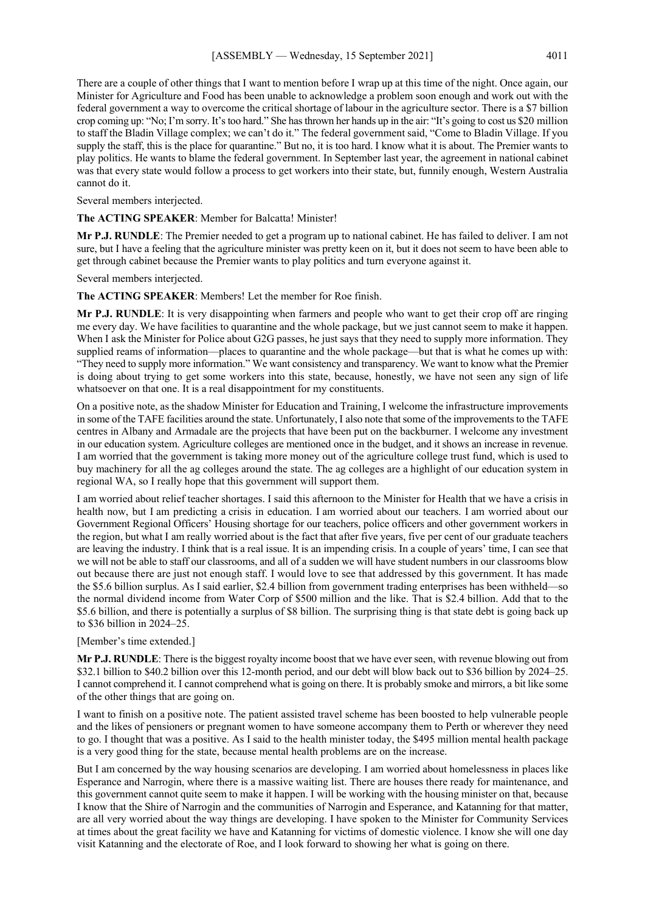There are a couple of other things that I want to mention before I wrap up at this time of the night. Once again, our Minister for Agriculture and Food has been unable to acknowledge a problem soon enough and work out with the federal government a way to overcome the critical shortage of labour in the agriculture sector. There is a $7 billion crop coming up: "No; I'm sorry. It's too hard." She has thrown her hands up in the air: "It's going to cost us $20 million to staff the Bladin Village complex; we can't do it." The federal government said, "Come to Bladin Village. If you supply the staff, this is the place for quarantine." But no, it is too hard. I know what it is about. The Premier wants to play politics. He wants to blame the federal government. In September last year, the agreement in national cabinet was that every state would follow a process to get workers into their state, but, funnily enough, Western Australia cannot do it.

Several members interjected.

**The ACTING SPEAKER**: Member for Balcatta! Minister!

**Mr P.J. RUNDLE**: The Premier needed to get a program up to national cabinet. He has failed to deliver. I am not sure, but I have a feeling that the agriculture minister was pretty keen on it, but it does not seem to have been able to get through cabinet because the Premier wants to play politics and turn everyone against it.

Several members interjected.

**The ACTING SPEAKER**: Members! Let the member for Roe finish.

**Mr P.J. RUNDLE**: It is very disappointing when farmers and people who want to get their crop off are ringing me every day. We have facilities to quarantine and the whole package, but we just cannot seem to make it happen. When I ask the Minister for Police about G2G passes, he just says that they need to supply more information. They supplied reams of information—places to quarantine and the whole package—but that is what he comes up with: "They need to supply more information." We want consistency and transparency. We want to know what the Premier is doing about trying to get some workers into this state, because, honestly, we have not seen any sign of life whatsoever on that one. It is a real disappointment for my constituents.

On a positive note, as the shadow Minister for Education and Training, I welcome the infrastructure improvements in some of the TAFE facilities around the state. Unfortunately, I also note that some of the improvements to the TAFE centres in Albany and Armadale are the projects that have been put on the backburner. I welcome any investment in our education system. Agriculture colleges are mentioned once in the budget, and it shows an increase in revenue. I am worried that the government is taking more money out of the agriculture college trust fund, which is used to buy machinery for all the ag colleges around the state. The ag colleges are a highlight of our education system in regional WA, so I really hope that this government will support them.

I am worried about relief teacher shortages. I said this afternoon to the Minister for Health that we have a crisis in health now, but I am predicting a crisis in education. I am worried about our teachers. I am worried about our Government Regional Officers' Housing shortage for our teachers, police officers and other government workers in the region, but what I am really worried about is the fact that after five years, five per cent of our graduate teachers are leaving the industry. I think that is a real issue. It is an impending crisis. In a couple of years' time, I can see that we will not be able to staff our classrooms, and all of a sudden we will have student numbers in our classrooms blow out because there are just not enough staff. I would love to see that addressed by this government. It has made the $5.6 billion surplus. As I said earlier, $2.4 billion from government trading enterprises has been withheld—so the normal dividend income from Water Corp of $500 million and the like. That is $2.4 billion. Add that to the $5.6 billion, and there is potentially a surplus of $8 billion. The surprising thing is that state debt is going back up to $36 billion in 2024–25.

[Member's time extended.]

**Mr P.J. RUNDLE**: There is the biggest royalty income boost that we have ever seen, with revenue blowing out from $32.1 billion to $40.2 billion over this 12-month period, and our debt will blow back out to $36 billion by 2024–25. I cannot comprehend it. I cannot comprehend what is going on there. It is probably smoke and mirrors, a bit like some of the other things that are going on.

I want to finish on a positive note. The patient assisted travel scheme has been boosted to help vulnerable people and the likes of pensioners or pregnant women to have someone accompany them to Perth or wherever they need to go. I thought that was a positive. As I said to the health minister today, the $495 million mental health package is a very good thing for the state, because mental health problems are on the increase.

But I am concerned by the way housing scenarios are developing. I am worried about homelessness in places like Esperance and Narrogin, where there is a massive waiting list. There are houses there ready for maintenance, and this government cannot quite seem to make it happen. I will be working with the housing minister on that, because I know that the Shire of Narrogin and the communities of Narrogin and Esperance, and Katanning for that matter, are all very worried about the way things are developing. I have spoken to the Minister for Community Services at times about the great facility we have and Katanning for victims of domestic violence. I know she will one day visit Katanning and the electorate of Roe, and I look forward to showing her what is going on there.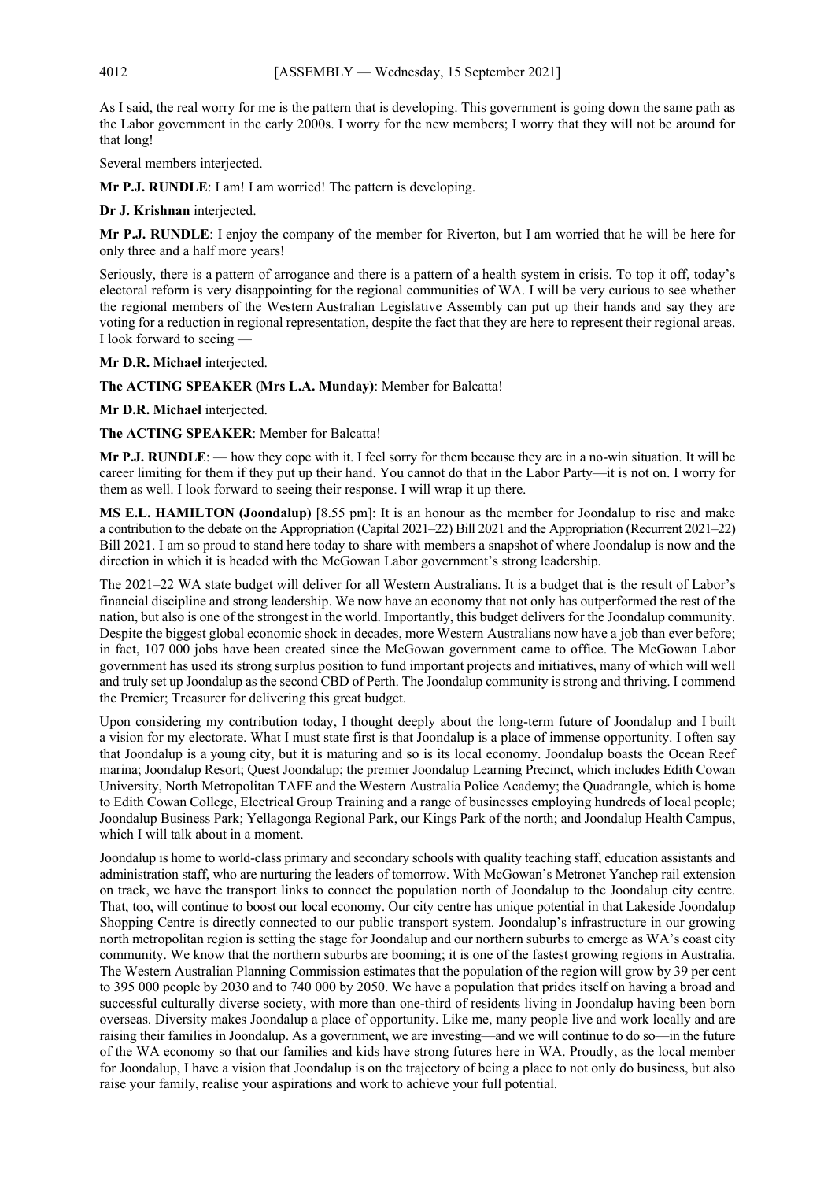As I said, the real worry for me is the pattern that is developing. This government is going down the same path as the Labor government in the early 2000s. I worry for the new members; I worry that they will not be around for that long!

Several members interjected.

**Mr P.J. RUNDLE**: I am! I am worried! The pattern is developing.

**Dr J. Krishnan** interjected.

**Mr P.J. RUNDLE**: I enjoy the company of the member for Riverton, but I am worried that he will be here for only three and a half more years!

Seriously, there is a pattern of arrogance and there is a pattern of a health system in crisis. To top it off, today's electoral reform is very disappointing for the regional communities of WA. I will be very curious to see whether the regional members of the Western Australian Legislative Assembly can put up their hands and say they are voting for a reduction in regional representation, despite the fact that they are here to represent their regional areas. I look forward to seeing —

**Mr D.R. Michael** interjected.

**The ACTING SPEAKER (Mrs L.A. Munday)**: Member for Balcatta!

**Mr D.R. Michael** interjected.

**The ACTING SPEAKER**: Member for Balcatta!

**Mr P.J. RUNDLE**: — how they cope with it. I feel sorry for them because they are in a no-win situation. It will be career limiting for them if they put up their hand. You cannot do that in the Labor Party—it is not on. I worry for them as well. I look forward to seeing their response. I will wrap it up there.

**MS E.L. HAMILTON (Joondalup)** [8.55 pm]: It is an honour as the member for Joondalup to rise and make a contribution to the debate on the Appropriation (Capital 2021–22) Bill 2021 and the Appropriation (Recurrent 2021–22) Bill 2021. I am so proud to stand here today to share with members a snapshot of where Joondalup is now and the direction in which it is headed with the McGowan Labor government's strong leadership.

The 2021–22 WA state budget will deliver for all Western Australians. It is a budget that is the result of Labor's financial discipline and strong leadership. We now have an economy that not only has outperformed the rest of the nation, but also is one of the strongest in the world. Importantly, this budget delivers for the Joondalup community. Despite the biggest global economic shock in decades, more Western Australians now have a job than ever before; in fact, 107 000 jobs have been created since the McGowan government came to office. The McGowan Labor government has used its strong surplus position to fund important projects and initiatives, many of which will well and truly set up Joondalup as the second CBD of Perth. The Joondalup community is strong and thriving. I commend the Premier; Treasurer for delivering this great budget.

Upon considering my contribution today, I thought deeply about the long-term future of Joondalup and I built a vision for my electorate. What I must state first is that Joondalup is a place of immense opportunity. I often say that Joondalup is a young city, but it is maturing and so is its local economy. Joondalup boasts the Ocean Reef marina; Joondalup Resort; Quest Joondalup; the premier Joondalup Learning Precinct, which includes Edith Cowan University, North Metropolitan TAFE and the Western Australia Police Academy; the Quadrangle, which is home to Edith Cowan College, Electrical Group Training and a range of businesses employing hundreds of local people; Joondalup Business Park; Yellagonga Regional Park, our Kings Park of the north; and Joondalup Health Campus, which I will talk about in a moment.

Joondalup is home to world-class primary and secondary schools with quality teaching staff, education assistants and administration staff, who are nurturing the leaders of tomorrow. With McGowan's Metronet Yanchep rail extension on track, we have the transport links to connect the population north of Joondalup to the Joondalup city centre. That, too, will continue to boost our local economy. Our city centre has unique potential in that Lakeside Joondalup Shopping Centre is directly connected to our public transport system. Joondalup's infrastructure in our growing north metropolitan region is setting the stage for Joondalup and our northern suburbs to emerge as WA's coast city community. We know that the northern suburbs are booming; it is one of the fastest growing regions in Australia. The Western Australian Planning Commission estimates that the population of the region will grow by 39 per cent to 395 000 people by 2030 and to 740 000 by 2050. We have a population that prides itself on having a broad and successful culturally diverse society, with more than one-third of residents living in Joondalup having been born overseas. Diversity makes Joondalup a place of opportunity. Like me, many people live and work locally and are raising their families in Joondalup. As a government, we are investing—and we will continue to do so—in the future of the WA economy so that our families and kids have strong futures here in WA. Proudly, as the local member for Joondalup, I have a vision that Joondalup is on the trajectory of being a place to not only do business, but also raise your family, realise your aspirations and work to achieve your full potential.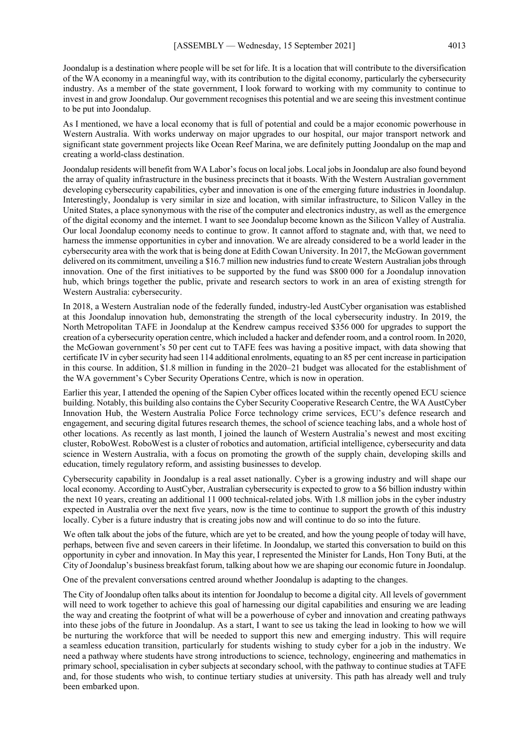Joondalup is a destination where people will be set for life. It is a location that will contribute to the diversification of the WA economy in a meaningful way, with its contribution to the digital economy, particularly the cybersecurity industry. As a member of the state government, I look forward to working with my community to continue to invest in and grow Joondalup. Our government recognises this potential and we are seeing this investment continue to be put into Joondalup.

As I mentioned, we have a local economy that is full of potential and could be a major economic powerhouse in Western Australia. With works underway on major upgrades to our hospital, our major transport network and significant state government projects like Ocean Reef Marina, we are definitely putting Joondalup on the map and creating a world-class destination.

Joondalup residents will benefit from WA Labor's focus on local jobs. Local jobs in Joondalup are also found beyond the array of quality infrastructure in the business precincts that it boasts. With the Western Australian government developing cybersecurity capabilities, cyber and innovation is one of the emerging future industries in Joondalup. Interestingly, Joondalup is very similar in size and location, with similar infrastructure, to Silicon Valley in the United States, a place synonymous with the rise of the computer and electronics industry, as well as the emergence of the digital economy and the internet. I want to see Joondalup become known as the Silicon Valley of Australia. Our local Joondalup economy needs to continue to grow. It cannot afford to stagnate and, with that, we need to harness the immense opportunities in cyber and innovation. We are already considered to be a world leader in the cybersecurity area with the work that is being done at Edith Cowan University. In 2017, the McGowan government delivered on its commitment, unveiling a $16.7 million new industries fund to create Western Australian jobs through innovation. One of the first initiatives to be supported by the fund was $800 000 for a Joondalup innovation hub, which brings together the public, private and research sectors to work in an area of existing strength for Western Australia: cybersecurity.

In 2018, a Western Australian node of the federally funded, industry-led AustCyber organisation was established at this Joondalup innovation hub, demonstrating the strength of the local cybersecurity industry. In 2019, the North Metropolitan TAFE in Joondalup at the Kendrew campus received $356 000 for upgrades to support the creation of a cybersecurity operation centre, which included a hacker and defender room, and a control room. In 2020, the McGowan government's 50 per cent cut to TAFE fees was having a positive impact, with data showing that certificate IV in cyber security had seen 114 additional enrolments, equating to an 85 per cent increase in participation in this course. In addition, $1.8 million in funding in the 2020–21 budget was allocated for the establishment of the WA government's Cyber Security Operations Centre, which is now in operation.

Earlier this year, I attended the opening of the Sapien Cyber offices located within the recently opened ECU science building. Notably, this building also contains the Cyber Security Cooperative Research Centre, the WA AustCyber Innovation Hub, the Western Australia Police Force technology crime services, ECU's defence research and engagement, and securing digital futures research themes, the school of science teaching labs, and a whole host of other locations. As recently as last month, I joined the launch of Western Australia's newest and most exciting cluster, RoboWest. RoboWest is a cluster of robotics and automation, artificial intelligence, cybersecurity and data science in Western Australia, with a focus on promoting the growth of the supply chain, developing skills and education, timely regulatory reform, and assisting businesses to develop.

Cybersecurity capability in Joondalup is a real asset nationally. Cyber is a growing industry and will shape our local economy. According to AustCyber, Australian cybersecurity is expected to grow to a $6 billion industry within the next 10 years, creating an additional 11 000 technical-related jobs. With 1.8 million jobs in the cyber industry expected in Australia over the next five years, now is the time to continue to support the growth of this industry locally. Cyber is a future industry that is creating jobs now and will continue to do so into the future.

We often talk about the jobs of the future, which are yet to be created, and how the young people of today will have, perhaps, between five and seven careers in their lifetime. In Joondalup, we started this conversation to build on this opportunity in cyber and innovation. In May this year, I represented the Minister for Lands, Hon Tony Buti, at the City of Joondalup's business breakfast forum, talking about how we are shaping our economic future in Joondalup.

One of the prevalent conversations centred around whether Joondalup is adapting to the changes.

The City of Joondalup often talks about its intention for Joondalup to become a digital city. All levels of government will need to work together to achieve this goal of harnessing our digital capabilities and ensuring we are leading the way and creating the footprint of what will be a powerhouse of cyber and innovation and creating pathways into these jobs of the future in Joondalup. As a start, I want to see us taking the lead in looking to how we will be nurturing the workforce that will be needed to support this new and emerging industry. This will require a seamless education transition, particularly for students wishing to study cyber for a job in the industry. We need a pathway where students have strong introductions to science, technology, engineering and mathematics in primary school, specialisation in cyber subjects at secondary school, with the pathway to continue studies at TAFE and, for those students who wish, to continue tertiary studies at university. This path has already well and truly been embarked upon.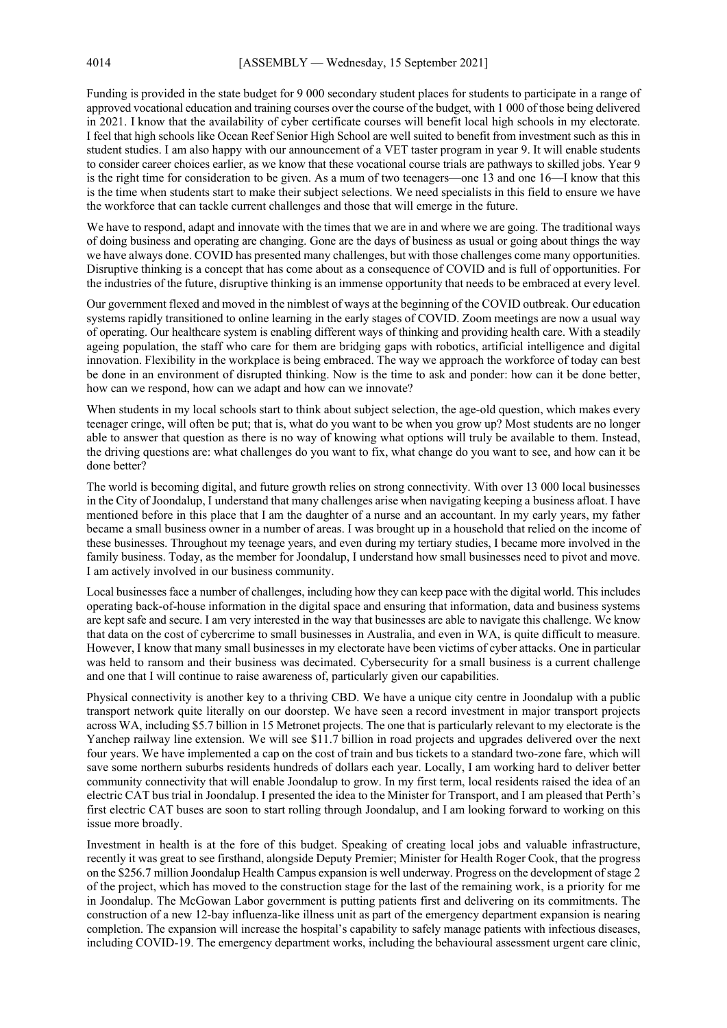Funding is provided in the state budget for 9 000 secondary student places for students to participate in a range of approved vocational education and training courses over the course of the budget, with 1 000 of those being delivered in 2021. I know that the availability of cyber certificate courses will benefit local high schools in my electorate. I feel that high schools like Ocean Reef Senior High School are well suited to benefit from investment such as this in student studies. I am also happy with our announcement of a VET taster program in year 9. It will enable students to consider career choices earlier, as we know that these vocational course trials are pathways to skilled jobs. Year 9 is the right time for consideration to be given. As a mum of two teenagers—one 13 and one 16—I know that this is the time when students start to make their subject selections. We need specialists in this field to ensure we have the workforce that can tackle current challenges and those that will emerge in the future.

We have to respond, adapt and innovate with the times that we are in and where we are going. The traditional ways of doing business and operating are changing. Gone are the days of business as usual or going about things the way we have always done. COVID has presented many challenges, but with those challenges come many opportunities. Disruptive thinking is a concept that has come about as a consequence of COVID and is full of opportunities. For the industries of the future, disruptive thinking is an immense opportunity that needs to be embraced at every level.

Our government flexed and moved in the nimblest of ways at the beginning of the COVID outbreak. Our education systems rapidly transitioned to online learning in the early stages of COVID. Zoom meetings are now a usual way of operating. Our healthcare system is enabling different ways of thinking and providing health care. With a steadily ageing population, the staff who care for them are bridging gaps with robotics, artificial intelligence and digital innovation. Flexibility in the workplace is being embraced. The way we approach the workforce of today can best be done in an environment of disrupted thinking. Now is the time to ask and ponder: how can it be done better, how can we respond, how can we adapt and how can we innovate?

When students in my local schools start to think about subject selection, the age-old question, which makes every teenager cringe, will often be put; that is, what do you want to be when you grow up? Most students are no longer able to answer that question as there is no way of knowing what options will truly be available to them. Instead, the driving questions are: what challenges do you want to fix, what change do you want to see, and how can it be done better?

The world is becoming digital, and future growth relies on strong connectivity. With over 13 000 local businesses in the City of Joondalup, I understand that many challenges arise when navigating keeping a business afloat. I have mentioned before in this place that I am the daughter of a nurse and an accountant. In my early years, my father became a small business owner in a number of areas. I was brought up in a household that relied on the income of these businesses. Throughout my teenage years, and even during my tertiary studies, I became more involved in the family business. Today, as the member for Joondalup, I understand how small businesses need to pivot and move. I am actively involved in our business community.

Local businesses face a number of challenges, including how they can keep pace with the digital world. This includes operating back-of-house information in the digital space and ensuring that information, data and business systems are kept safe and secure. I am very interested in the way that businesses are able to navigate this challenge. We know that data on the cost of cybercrime to small businesses in Australia, and even in WA, is quite difficult to measure. However, I know that many small businesses in my electorate have been victims of cyber attacks. One in particular was held to ransom and their business was decimated. Cybersecurity for a small business is a current challenge and one that I will continue to raise awareness of, particularly given our capabilities.

Physical connectivity is another key to a thriving CBD. We have a unique city centre in Joondalup with a public transport network quite literally on our doorstep. We have seen a record investment in major transport projects across WA, including $5.7 billion in 15 Metronet projects. The one that is particularly relevant to my electorate is the Yanchep railway line extension. We will see $11.7 billion in road projects and upgrades delivered over the next four years. We have implemented a cap on the cost of train and bus tickets to a standard two-zone fare, which will save some northern suburbs residents hundreds of dollars each year. Locally, I am working hard to deliver better community connectivity that will enable Joondalup to grow. In my first term, local residents raised the idea of an electric CAT bus trial in Joondalup. I presented the idea to the Minister for Transport, and I am pleased that Perth's first electric CAT buses are soon to start rolling through Joondalup, and I am looking forward to working on this issue more broadly.

Investment in health is at the fore of this budget. Speaking of creating local jobs and valuable infrastructure, recently it was great to see firsthand, alongside Deputy Premier; Minister for Health Roger Cook, that the progress on the $256.7 million Joondalup Health Campus expansion is well underway. Progress on the development of stage 2 of the project, which has moved to the construction stage for the last of the remaining work, is a priority for me in Joondalup. The McGowan Labor government is putting patients first and delivering on its commitments. The construction of a new 12-bay influenza-like illness unit as part of the emergency department expansion is nearing completion. The expansion will increase the hospital's capability to safely manage patients with infectious diseases, including COVID-19. The emergency department works, including the behavioural assessment urgent care clinic,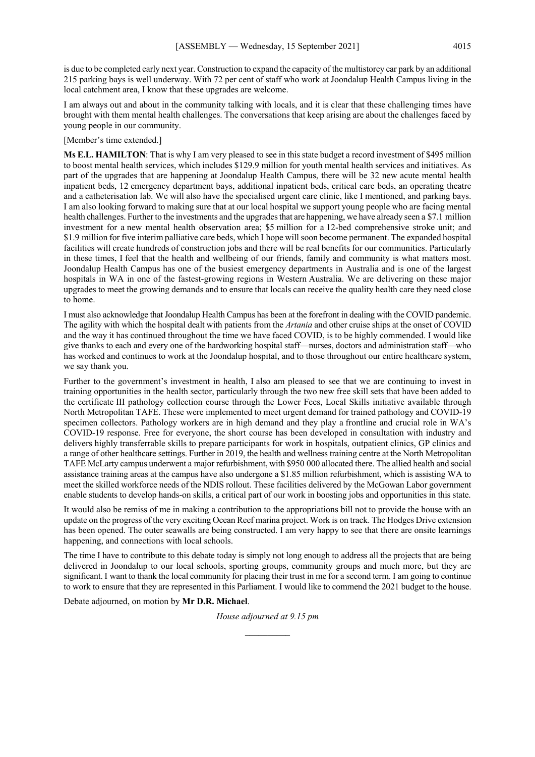is due to be completed early next year. Construction to expand the capacity of the multistorey car park by an additional 215 parking bays is well underway. With 72 per cent of staff who work at Joondalup Health Campus living in the local catchment area, I know that these upgrades are welcome.

I am always out and about in the community talking with locals, and it is clear that these challenging times have brought with them mental health challenges. The conversations that keep arising are about the challenges faced by young people in our community.

[Member's time extended.]

**Ms E.L. HAMILTON**: That is why I am very pleased to see in this state budget a record investment of $495 million to boost mental health services, which includes $129.9 million for youth mental health services and initiatives. As part of the upgrades that are happening at Joondalup Health Campus, there will be 32 new acute mental health inpatient beds, 12 emergency department bays, additional inpatient beds, critical care beds, an operating theatre and a catheterisation lab. We will also have the specialised urgent care clinic, like I mentioned, and parking bays. I am also looking forward to making sure that at our local hospital we support young people who are facing mental health challenges. Further to the investments and the upgrades that are happening, we have already seen a $7.1 million investment for a new mental health observation area; $5 million for a 12-bed comprehensive stroke unit; and $1.9 million for five interim palliative care beds, which I hope will soon become permanent. The expanded hospital facilities will create hundreds of construction jobs and there will be real benefits for our communities. Particularly in these times, I feel that the health and wellbeing of our friends, family and community is what matters most. Joondalup Health Campus has one of the busiest emergency departments in Australia and is one of the largest hospitals in WA in one of the fastest-growing regions in Western Australia. We are delivering on these major upgrades to meet the growing demands and to ensure that locals can receive the quality health care they need close to home.

I must also acknowledge that Joondalup Health Campus has been at the forefront in dealing with the COVID pandemic. The agility with which the hospital dealt with patients from the *Artania* and other cruise ships at the onset of COVID and the way it has continued throughout the time we have faced COVID, is to be highly commended. I would like give thanks to each and every one of the hardworking hospital staff—nurses, doctors and administration staff—who has worked and continues to work at the Joondalup hospital, and to those throughout our entire healthcare system, we say thank you.

Further to the government's investment in health, I also am pleased to see that we are continuing to invest in training opportunities in the health sector, particularly through the two new free skill sets that have been added to the certificate III pathology collection course through the Lower Fees, Local Skills initiative available through North Metropolitan TAFE. These were implemented to meet urgent demand for trained pathology and COVID-19 specimen collectors. Pathology workers are in high demand and they play a frontline and crucial role in WA's COVID-19 response. Free for everyone, the short course has been developed in consultation with industry and delivers highly transferrable skills to prepare participants for work in hospitals, outpatient clinics, GP clinics and a range of other healthcare settings. Further in 2019, the health and wellness training centre at the North Metropolitan TAFE McLarty campus underwent a major refurbishment, with $950 000 allocated there. The allied health and social assistance training areas at the campus have also undergone a $1.85 million refurbishment, which is assisting WA to meet the skilled workforce needs of the NDIS rollout. These facilities delivered by the McGowan Labor government enable students to develop hands-on skills, a critical part of our work in boosting jobs and opportunities in this state.

It would also be remiss of me in making a contribution to the appropriations bill not to provide the house with an update on the progress of the very exciting Ocean Reef marina project. Work is on track. The Hodges Drive extension has been opened. The outer seawalls are being constructed. I am very happy to see that there are onsite learnings happening, and connections with local schools.

The time I have to contribute to this debate today is simply not long enough to address all the projects that are being delivered in Joondalup to our local schools, sporting groups, community groups and much more, but they are significant. I want to thank the local community for placing their trust in me for a second term. I am going to continue to work to ensure that they are represented in this Parliament. I would like to commend the 2021 budget to the house.

Debate adjourned, on motion by **Mr D.R. Michael**.

*House adjourned at 9.15 pm*

---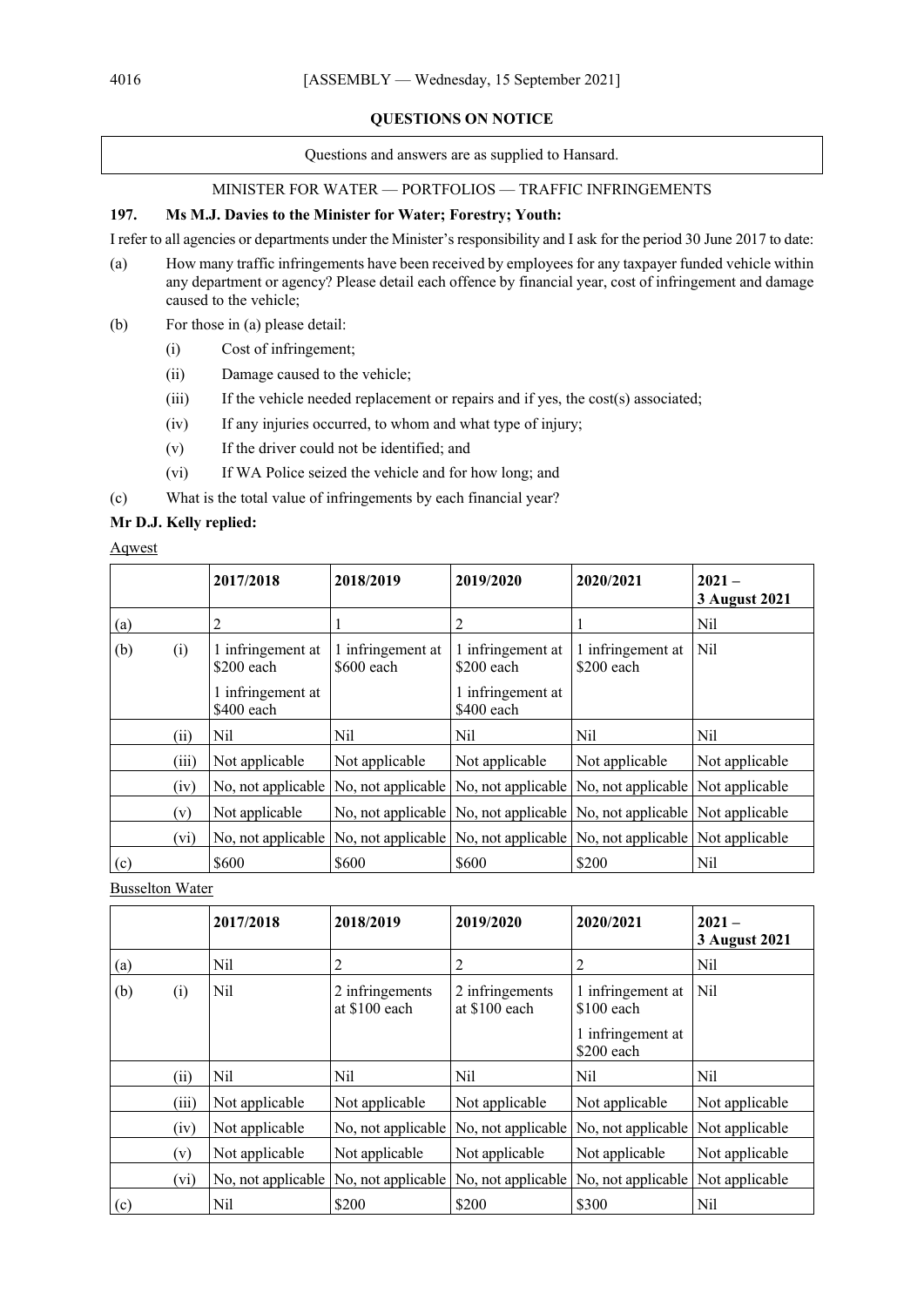**QUESTIONS ON NOTICE**

Questions and answers are as supplied to Hansard.

MINISTER FOR WATER — PORTFOLIOS — TRAFFIC INFRINGEMENTS

**197. Ms M.J. Davies to the Minister for Water; Forestry; Youth:**

I refer to all agencies or departments under the Minister's responsibility and I ask for the period 30 June 2017 to date:

(a) How many traffic infringements have been received by employees for any taxpayer funded vehicle within any department or agency? Please detail each offence by financial year, cost of infringement and damage caused to the vehicle;

(b) For those in (a) please detail:

- (i) Cost of infringement;
- (ii) Damage caused to the vehicle;
- (iii) If the vehicle needed replacement or repairs and if yes, the cost(s) associated;
- (iv) If any injuries occurred, to whom and what type of injury;
- (v) If the driver could not be identified; and
- (vi) If WA Police seized the vehicle and for how long; and

(c) What is the total value of infringements by each financial year?

**Mr D.J. Kelly replied:**

Aqwest

| | | **2017/2018** | **2018/2019** | **2019/2020** | **2020/2021** | **2021 – 3 August 2021** |
|---|---|---|---|---|---|---|
| (a) | | 2 | 1 | 2 | 1 | Nil |
| (b) | (i) | 1 infringement at $200 each<br>1 infringement at $400 each | 1 infringement at $600 each | 1 infringement at $200 each<br>1 infringement at $400 each | 1 infringement at $200 each | Nil |
| | (ii) | Nil | Nil | Nil | Nil | Nil |
| | (iii) | Not applicable | Not applicable | Not applicable | Not applicable | Not applicable |
| | (iv) | No, not applicable | No, not applicable | No, not applicable | No, not applicable | Not applicable |
| | (v) | Not applicable | No, not applicable | No, not applicable | No, not applicable | Not applicable |
| | (vi) | No, not applicable | No, not applicable | No, not applicable | No, not applicable | Not applicable |
| (c) | | $600 | $600 | $600 | $200 | Nil |

Busselton Water

| | | **2017/2018** | **2018/2019** | **2019/2020** | **2020/2021** | **2021 – 3 August 2021** |
|---|---|---|---|---|---|---|
| (a) | | Nil | 2 | 2 | 2 | Nil |
| (b) | (i) | Nil | 2 infringements at $100 each | 2 infringements at $100 each | 1 infringement at $100 each<br>1 infringement at $200 each | Nil |
| | (ii) | Nil | Nil | Nil | Nil | Nil |
| | (iii) | Not applicable | Not applicable | Not applicable | Not applicable | Not applicable |
| | (iv) | Not applicable | No, not applicable | No, not applicable | No, not applicable | Not applicable |
| | (v) | Not applicable | Not applicable | Not applicable | Not applicable | Not applicable |
| | (vi) | No, not applicable | No, not applicable | No, not applicable | No, not applicable | Not applicable |
| (c) | | Nil | $200 | $200 | $300 | Nil |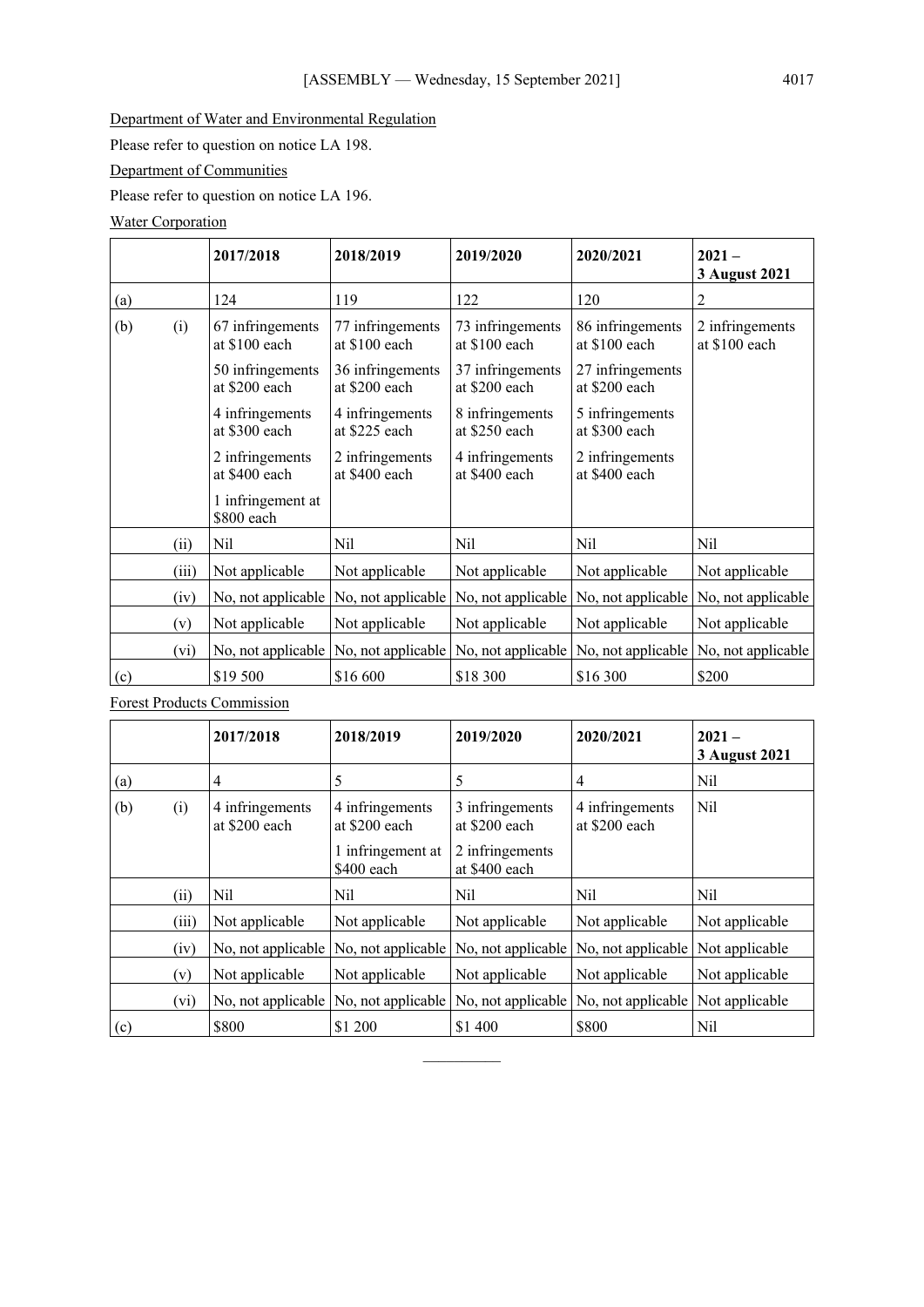Department of Water and Environmental Regulation

Please refer to question on notice LA 198.

Department of Communities

Please refer to question on notice LA 196.

Water Corporation

| | | 2017/2018 | 2018/2019 | 2019/2020 | 2020/2021 | 2021 – 3 August 2021 |
|---|---|---|---|---|---|---|
| (a) | | 124 | 119 | 122 | 120 | 2 |
| (b) | (i) | 67 infringements at $100 each | 77 infringements at $100 each | 73 infringements at $100 each | 86 infringements at $100 each | 2 infringements at $100 each |
| | | 50 infringements at $200 each | 36 infringements at $200 each | 37 infringements at $200 each | 27 infringements at $200 each | |
| | | 4 infringements at $300 each | 4 infringements at $225 each | 8 infringements at $250 each | 5 infringements at $300 each | |
| | | 2 infringements at $400 each | 2 infringements at $400 each | 4 infringements at $400 each | 2 infringements at $400 each | |
| | | 1 infringement at $800 each | | | | |
| | (ii) | Nil | Nil | Nil | Nil | Nil |
| | (iii) | Not applicable | Not applicable | Not applicable | Not applicable | Not applicable |
| | (iv) | No, not applicable | No, not applicable | No, not applicable | No, not applicable | No, not applicable |
| | (v) | Not applicable | Not applicable | Not applicable | Not applicable | Not applicable |
| | (vi) | No, not applicable | No, not applicable | No, not applicable | No, not applicable | No, not applicable |
| (c) | | $19 500 | $16 600 | $18 300 | $16 300 | $200 |

Forest Products Commission

| | | 2017/2018 | 2018/2019 | 2019/2020 | 2020/2021 | 2021 – 3 August 2021 |
|---|---|---|---|---|---|---|
| (a) | | 4 | 5 | 5 | 4 | Nil |
| (b) | (i) | 4 infringements at $200 each | 4 infringements at $200 each | 3 infringements at $200 each | 4 infringements at $200 each | Nil |
| | | | 1 infringement at $400 each | 2 infringements at $400 each | | |
| | (ii) | Nil | Nil | Nil | Nil | Nil |
| | (iii) | Not applicable | Not applicable | Not applicable | Not applicable | Not applicable |
| | (iv) | No, not applicable | No, not applicable | No, not applicable | No, not applicable | Not applicable |
| | (v) | Not applicable | Not applicable | Not applicable | Not applicable | Not applicable |
| | (vi) | No, not applicable | No, not applicable | No, not applicable | No, not applicable | Not applicable |
| (c) | | $800 | $1 200 | $1 400 | $800 | Nil |